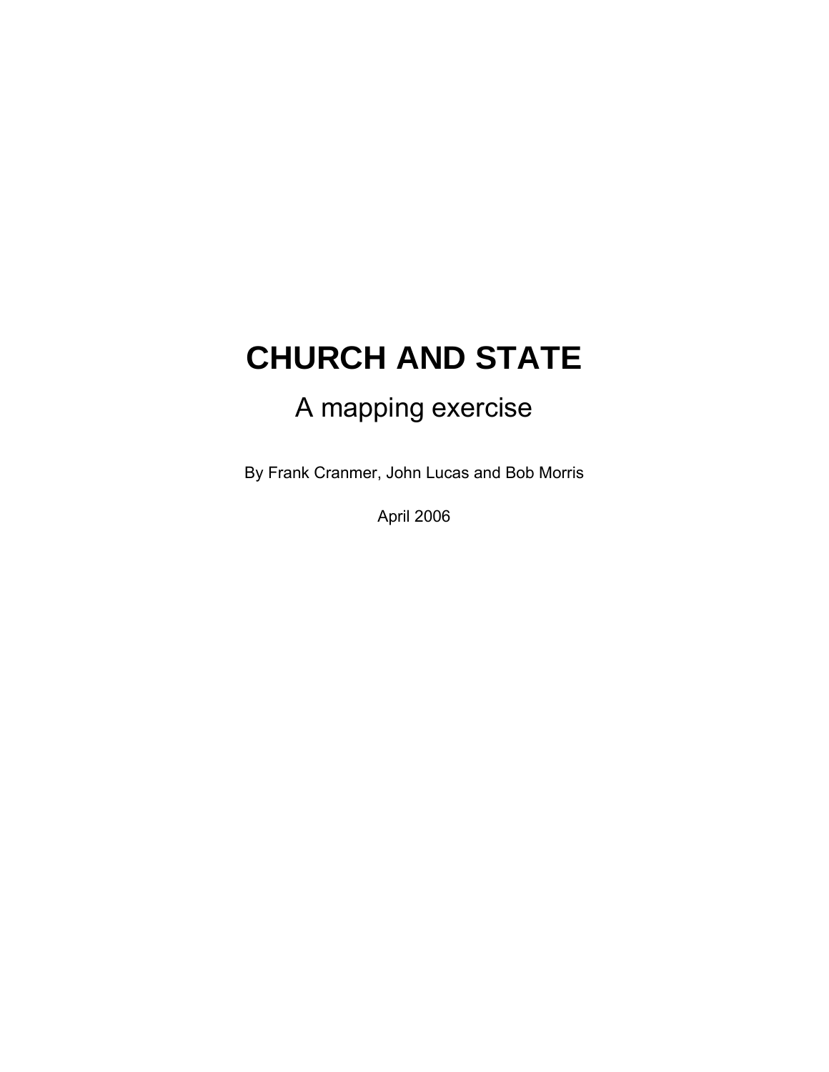# CHURCH AND STATE

## A mapping exercise

By Frank Cranmer, John Lucas and Bob Morris

April 2006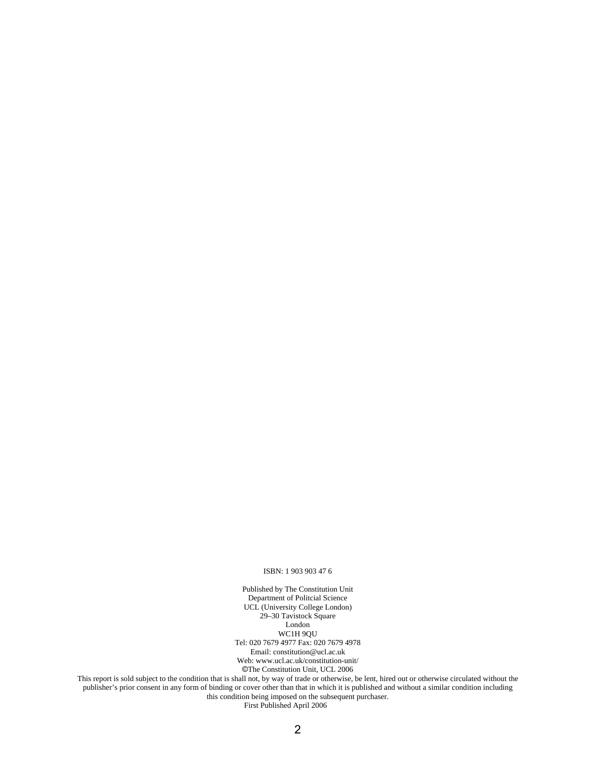ISBN: 1 903 903 47 6

Published by The Constitution Unit
Department of Politcial Science
UCL (University College London)
29–30 Tavistock Square
London
WC1H 9QU
Tel: 020 7679 4977 Fax: 020 7679 4978
Email: constitution@ucl.ac.uk
Web: www.ucl.ac.uk/constitution-unit/
©The Constitution Unit, UCL 2006

This report is sold subject to the condition that is shall not, by way of trade or otherwise, be lent, hired out or otherwise circulated without the publisher's prior consent in any form of binding or cover other than that in which it is published and without a similar condition including this condition being imposed on the subsequent purchaser.

First Published April 2006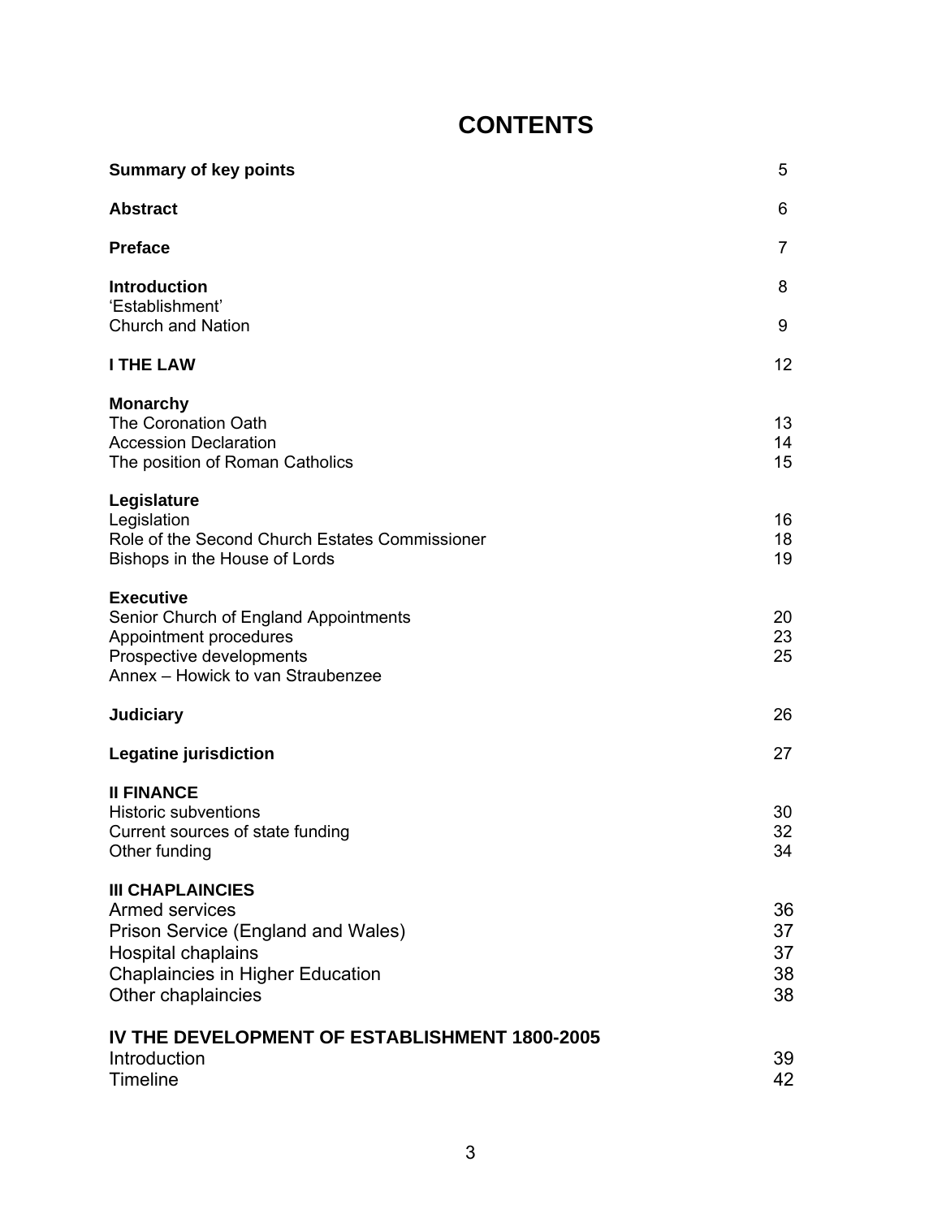# CONTENTS

| | |
|---|---|
| **Summary of key points** | 5 |
| **Abstract** | 6 |
| **Preface** | 7 |
| **Introduction** | 8 |
| 'Establishment' | |
| Church and Nation | 9 |
| **I THE LAW** | 12 |
| **Monarchy** | |
| The Coronation Oath | 13 |
| Accession Declaration | 14 |
| The position of Roman Catholics | 15 |
| **Legislature** | |
| Legislation | 16 |
| Role of the Second Church Estates Commissioner | 18 |
| Bishops in the House of Lords | 19 |
| **Executive** | |
| Senior Church of England Appointments | 20 |
| Appointment procedures | 23 |
| Prospective developments | 25 |
| Annex – Howick to van Straubenzee | |
| **Judiciary** | 26 |
| **Legatine jurisdiction** | 27 |
| **II FINANCE** | |
| Historic subventions | 30 |
| Current sources of state funding | 32 |
| Other funding | 34 |
| **III CHAPLAINCIES** | |
| Armed services | 36 |
| Prison Service (England and Wales) | 37 |
| Hospital chaplains | 37 |
| Chaplaincies in Higher Education | 38 |
| Other chaplaincies | 38 |
| **IV THE DEVELOPMENT OF ESTABLISHMENT 1800-2005** | |
| Introduction | 39 |
| Timeline | 42 |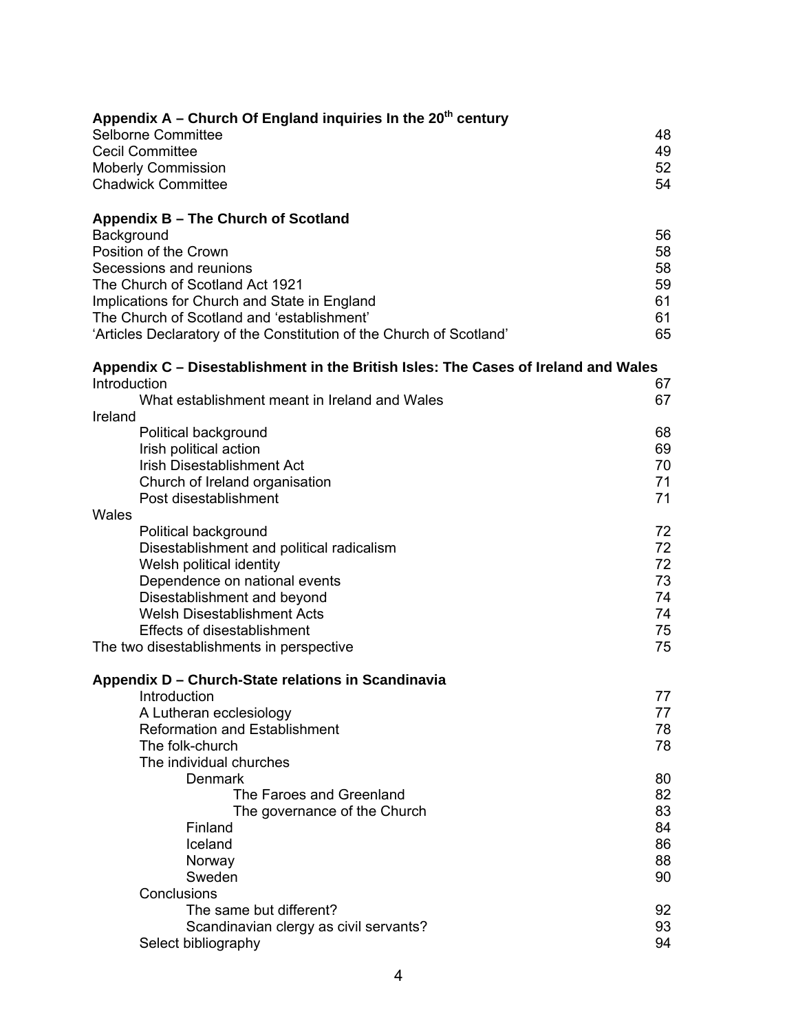**Appendix A – Church Of England inquiries In the 20th century**

| | |
|---|---|
| Selborne Committee | 48 |
| Cecil Committee | 49 |
| Moberly Commission | 52 |
| Chadwick Committee | 54 |

**Appendix B – The Church of Scotland**

| | |
|---|---|
| Background | 56 |
| Position of the Crown | 58 |
| Secessions and reunions | 58 |
| The Church of Scotland Act 1921 | 59 |
| Implications for Church and State in England | 61 |
| The Church of Scotland and 'establishment' | 61 |
| 'Articles Declaratory of the Constitution of the Church of Scotland' | 65 |

**Appendix C – Disestablishment in the British Isles: The Cases of Ireland and Wales**

| | |
|---|---|
| Introduction | 67 |
| What establishment meant in Ireland and Wales | 67 |
| Ireland | |
| Political background | 68 |
| Irish political action | 69 |
| Irish Disestablishment Act | 70 |
| Church of Ireland organisation | 71 |
| Post disestablishment | 71 |
| Wales | |
| Political background | 72 |
| Disestablishment and political radicalism | 72 |
| Welsh political identity | 72 |
| Dependence on national events | 73 |
| Disestablishment and beyond | 74 |
| Welsh Disestablishment Acts | 74 |
| Effects of disestablishment | 75 |
| The two disestablishments in perspective | 75 |

**Appendix D – Church-State relations in Scandinavia**

| | |
|---|---|
| Introduction | 77 |
| A Lutheran ecclesiology | 77 |
| Reformation and Establishment | 78 |
| The folk-church | 78 |
| The individual churches | |
| Denmark | 80 |
| The Faroes and Greenland | 82 |
| The governance of the Church | 83 |
| Finland | 84 |
| Iceland | 86 |
| Norway | 88 |
| Sweden | 90 |
| Conclusions | |
| The same but different? | 92 |
| Scandinavian clergy as civil servants? | 93 |
| Select bibliography | 94 |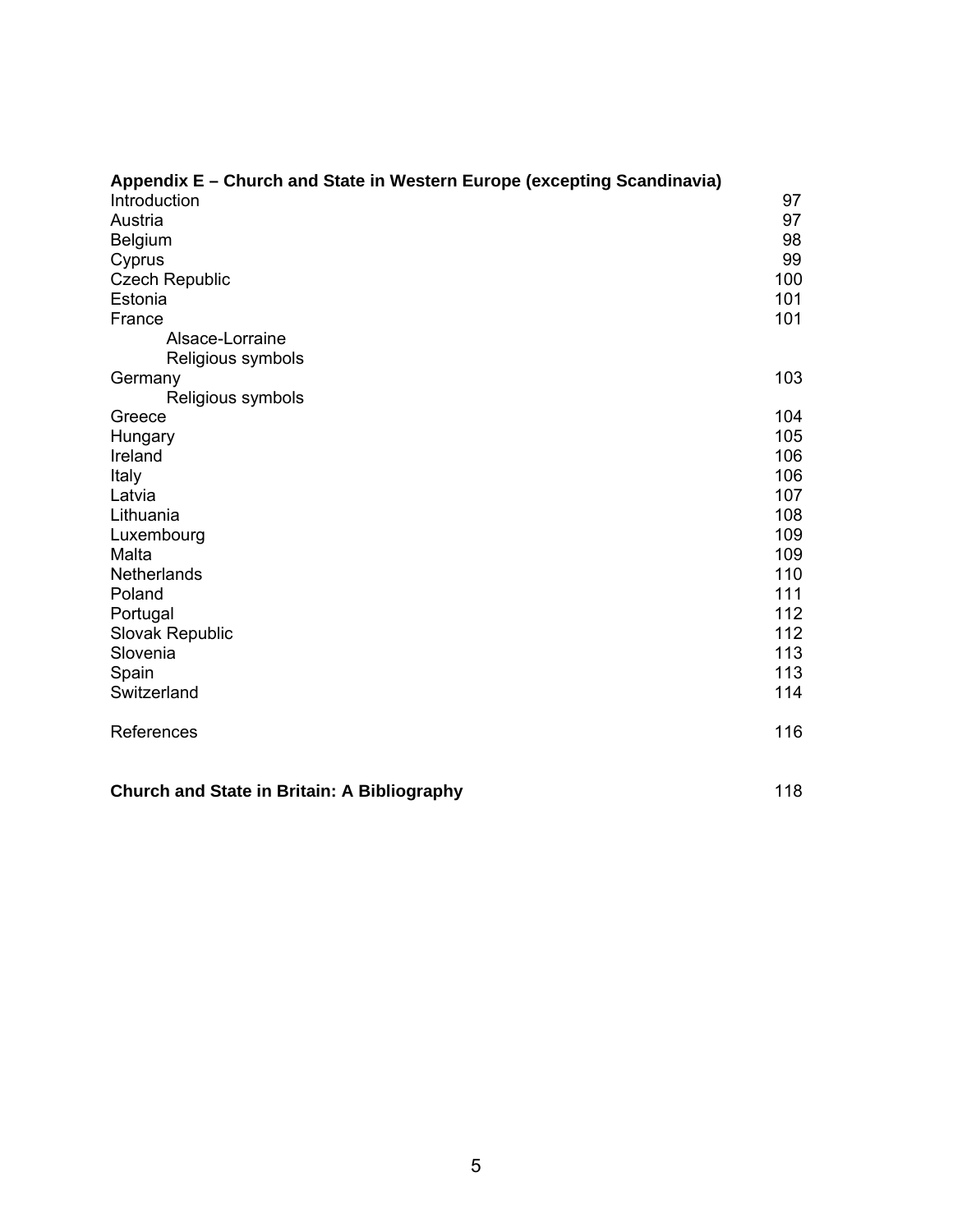**Appendix E – Church and State in Western Europe (excepting Scandinavia)**

| | |
|---|---|
| Introduction | 97 |
| Austria | 97 |
| Belgium | 98 |
| Cyprus | 99 |
| Czech Republic | 100 |
| Estonia | 101 |
| France | 101 |
| &nbsp;&nbsp;&nbsp;&nbsp;Alsace-Lorraine | |
| &nbsp;&nbsp;&nbsp;&nbsp;Religious symbols | |
| Germany | 103 |
| &nbsp;&nbsp;&nbsp;&nbsp;Religious symbols | |
| Greece | 104 |
| Hungary | 105 |
| Ireland | 106 |
| Italy | 106 |
| Latvia | 107 |
| Lithuania | 108 |
| Luxembourg | 109 |
| Malta | 109 |
| Netherlands | 110 |
| Poland | 111 |
| Portugal | 112 |
| Slovak Republic | 112 |
| Slovenia | 113 |
| Spain | 113 |
| Switzerland | 114 |
| | |
| References | 116 |

**Church and State in Britain: A Bibliography** 118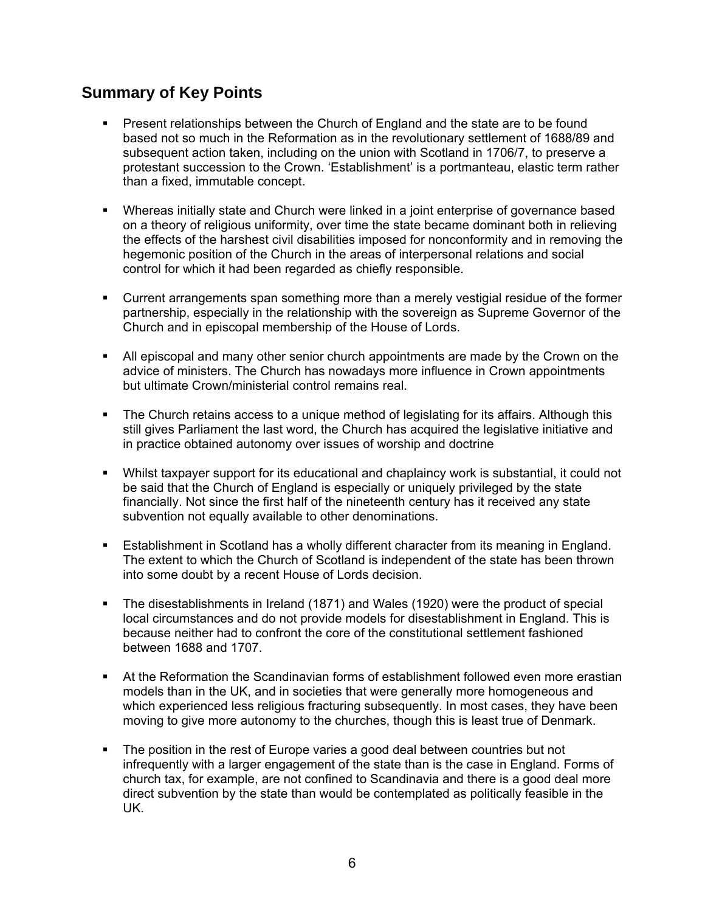## Summary of Key Points

- Present relationships between the Church of England and the state are to be found based not so much in the Reformation as in the revolutionary settlement of 1688/89 and subsequent action taken, including on the union with Scotland in 1706/7, to preserve a protestant succession to the Crown. 'Establishment' is a portmanteau, elastic term rather than a fixed, immutable concept.

- Whereas initially state and Church were linked in a joint enterprise of governance based on a theory of religious uniformity, over time the state became dominant both in relieving the effects of the harshest civil disabilities imposed for nonconformity and in removing the hegemonic position of the Church in the areas of interpersonal relations and social control for which it had been regarded as chiefly responsible.

- Current arrangements span something more than a merely vestigial residue of the former partnership, especially in the relationship with the sovereign as Supreme Governor of the Church and in episcopal membership of the House of Lords.

- All episcopal and many other senior church appointments are made by the Crown on the advice of ministers. The Church has nowadays more influence in Crown appointments but ultimate Crown/ministerial control remains real.

- The Church retains access to a unique method of legislating for its affairs. Although this still gives Parliament the last word, the Church has acquired the legislative initiative and in practice obtained autonomy over issues of worship and doctrine

- Whilst taxpayer support for its educational and chaplaincy work is substantial, it could not be said that the Church of England is especially or uniquely privileged by the state financially. Not since the first half of the nineteenth century has it received any state subvention not equally available to other denominations.

- Establishment in Scotland has a wholly different character from its meaning in England. The extent to which the Church of Scotland is independent of the state has been thrown into some doubt by a recent House of Lords decision.

- The disestablishments in Ireland (1871) and Wales (1920) were the product of special local circumstances and do not provide models for disestablishment in England. This is because neither had to confront the core of the constitutional settlement fashioned between 1688 and 1707.

- At the Reformation the Scandinavian forms of establishment followed even more erastian models than in the UK, and in societies that were generally more homogeneous and which experienced less religious fracturing subsequently. In most cases, they have been moving to give more autonomy to the churches, though this is least true of Denmark.

- The position in the rest of Europe varies a good deal between countries but not infrequently with a larger engagement of the state than is the case in England. Forms of church tax, for example, are not confined to Scandinavia and there is a good deal more direct subvention by the state than would be contemplated as politically feasible in the UK.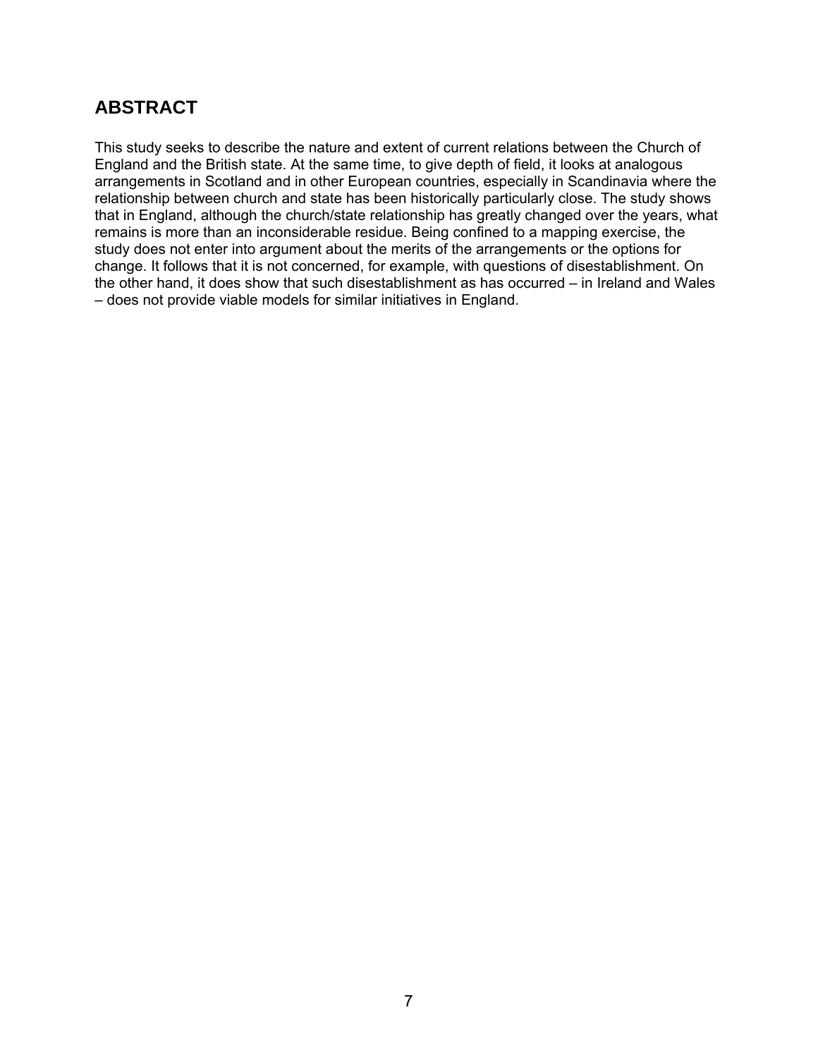## ABSTRACT

This study seeks to describe the nature and extent of current relations between the Church of England and the British state. At the same time, to give depth of field, it looks at analogous arrangements in Scotland and in other European countries, especially in Scandinavia where the relationship between church and state has been historically particularly close. The study shows that in England, although the church/state relationship has greatly changed over the years, what remains is more than an inconsiderable residue. Being confined to a mapping exercise, the study does not enter into argument about the merits of the arrangements or the options for change. It follows that it is not concerned, for example, with questions of disestablishment. On the other hand, it does show that such disestablishment as has occurred – in Ireland and Wales – does not provide viable models for similar initiatives in England.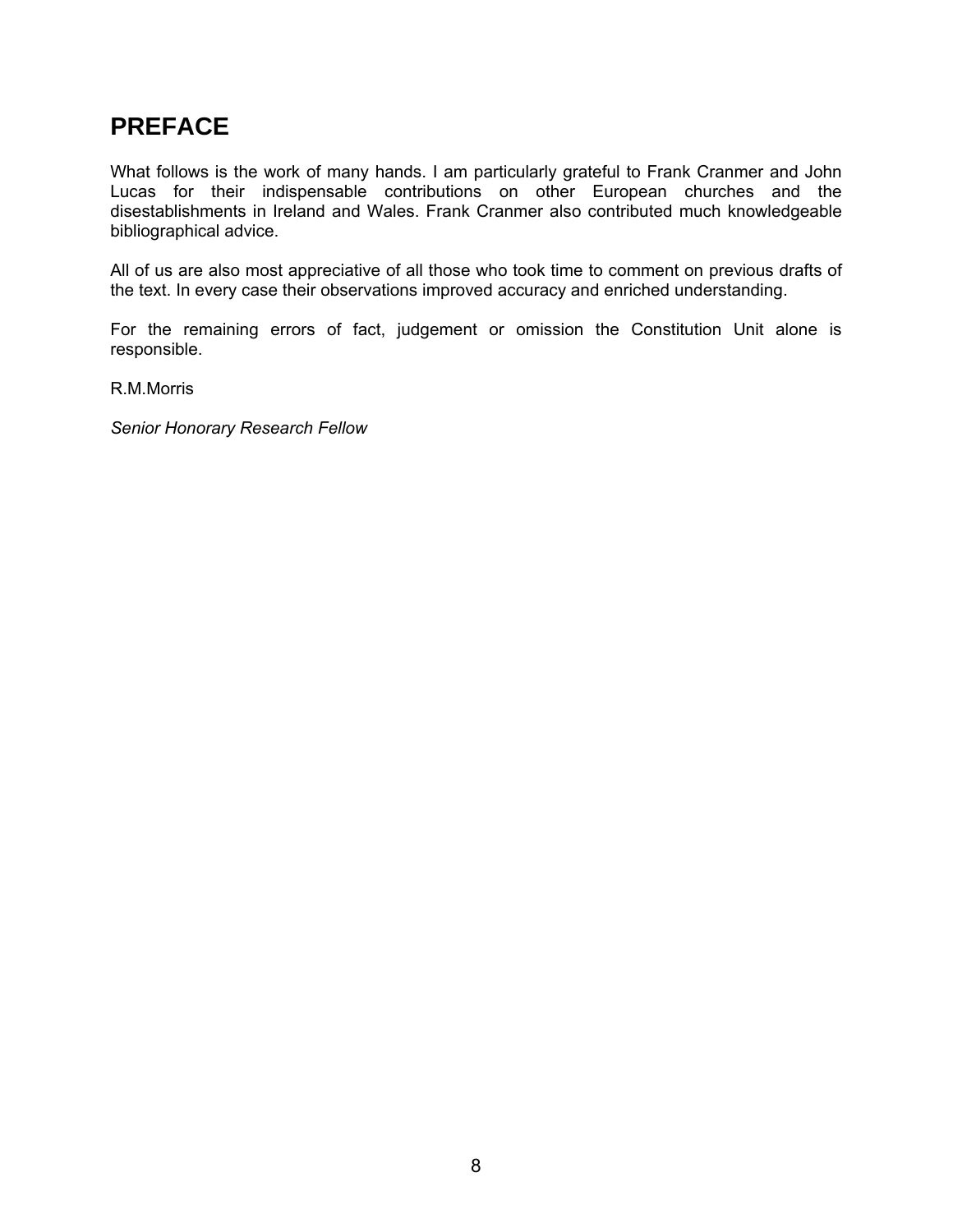# PREFACE

What follows is the work of many hands. I am particularly grateful to Frank Cranmer and John Lucas for their indispensable contributions on other European churches and the disestablishments in Ireland and Wales. Frank Cranmer also contributed much knowledgeable bibliographical advice.

All of us are also most appreciative of all those who took time to comment on previous drafts of the text. In every case their observations improved accuracy and enriched understanding.

For the remaining errors of fact, judgement or omission the Constitution Unit alone is responsible.

R.M.Morris

*Senior Honorary Research Fellow*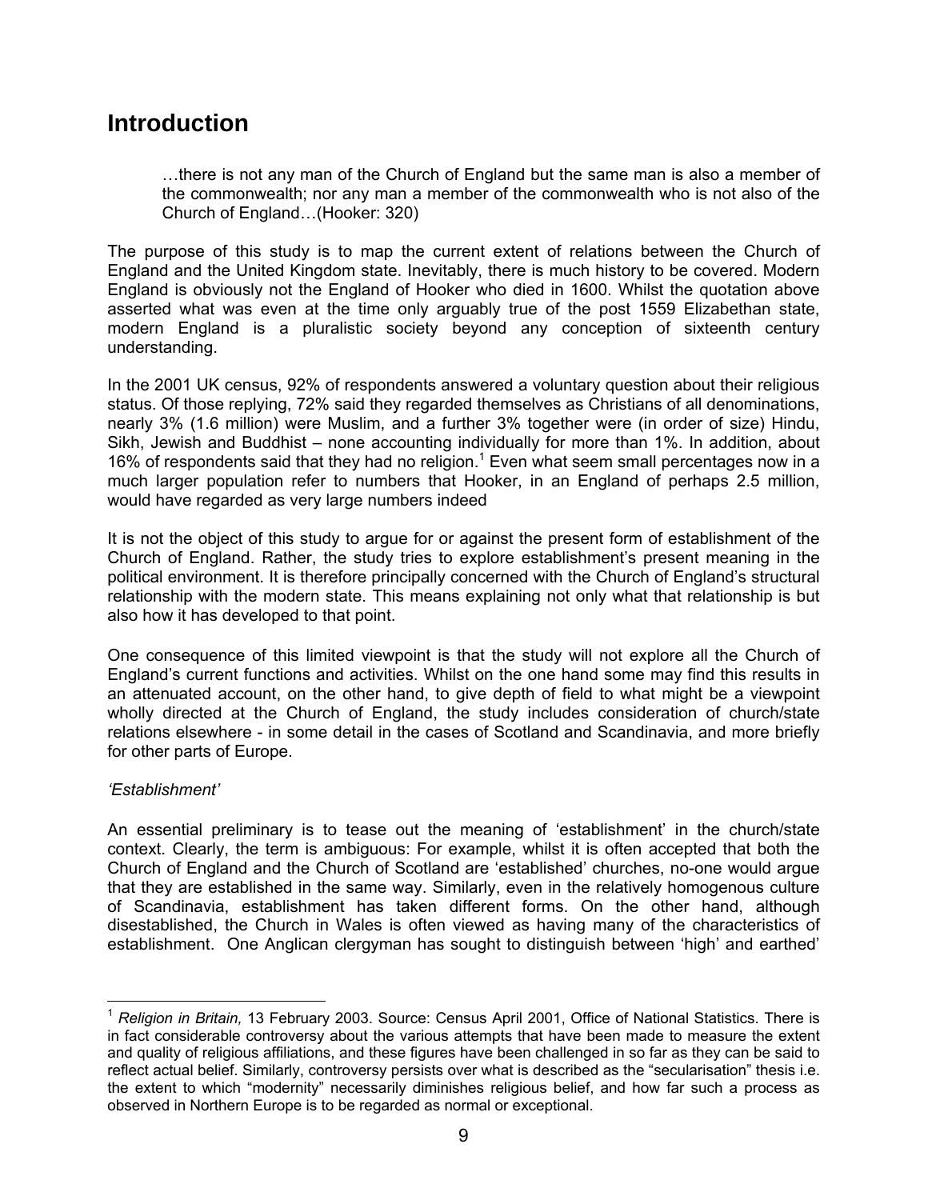# Introduction

> …there is not any man of the Church of England but the same man is also a member of the commonwealth; nor any man a member of the commonwealth who is not also of the Church of England…(Hooker: 320)

The purpose of this study is to map the current extent of relations between the Church of England and the United Kingdom state. Inevitably, there is much history to be covered. Modern England is obviously not the England of Hooker who died in 1600. Whilst the quotation above asserted what was even at the time only arguably true of the post 1559 Elizabethan state, modern England is a pluralistic society beyond any conception of sixteenth century understanding.

In the 2001 UK census, 92% of respondents answered a voluntary question about their religious status. Of those replying, 72% said they regarded themselves as Christians of all denominations, nearly 3% (1.6 million) were Muslim, and a further 3% together were (in order of size) Hindu, Sikh, Jewish and Buddhist – none accounting individually for more than 1%. In addition, about 16% of respondents said that they had no religion.[1] Even what seem small percentages now in a much larger population refer to numbers that Hooker, in an England of perhaps 2.5 million, would have regarded as very large numbers indeed

It is not the object of this study to argue for or against the present form of establishment of the Church of England. Rather, the study tries to explore establishment's present meaning in the political environment. It is therefore principally concerned with the Church of England's structural relationship with the modern state. This means explaining not only what that relationship is but also how it has developed to that point.

One consequence of this limited viewpoint is that the study will not explore all the Church of England's current functions and activities. Whilst on the one hand some may find this results in an attenuated account, on the other hand, to give depth of field to what might be a viewpoint wholly directed at the Church of England, the study includes consideration of church/state relations elsewhere - in some detail in the cases of Scotland and Scandinavia, and more briefly for other parts of Europe.

*'Establishment'*

An essential preliminary is to tease out the meaning of 'establishment' in the church/state context. Clearly, the term is ambiguous: For example, whilst it is often accepted that both the Church of England and the Church of Scotland are 'established' churches, no-one would argue that they are established in the same way. Similarly, even in the relatively homogenous culture of Scandinavia, establishment has taken different forms. On the other hand, although disestablished, the Church in Wales is often viewed as having many of the characteristics of establishment. One Anglican clergyman has sought to distinguish between 'high' and earthed'

---

[1] *Religion in Britain,* 13 February 2003. Source: Census April 2001, Office of National Statistics. There is in fact considerable controversy about the various attempts that have been made to measure the extent and quality of religious affiliations, and these figures have been challenged in so far as they can be said to reflect actual belief. Similarly, controversy persists over what is described as the "secularisation" thesis i.e. the extent to which "modernity" necessarily diminishes religious belief, and how far such a process as observed in Northern Europe is to be regarded as normal or exceptional.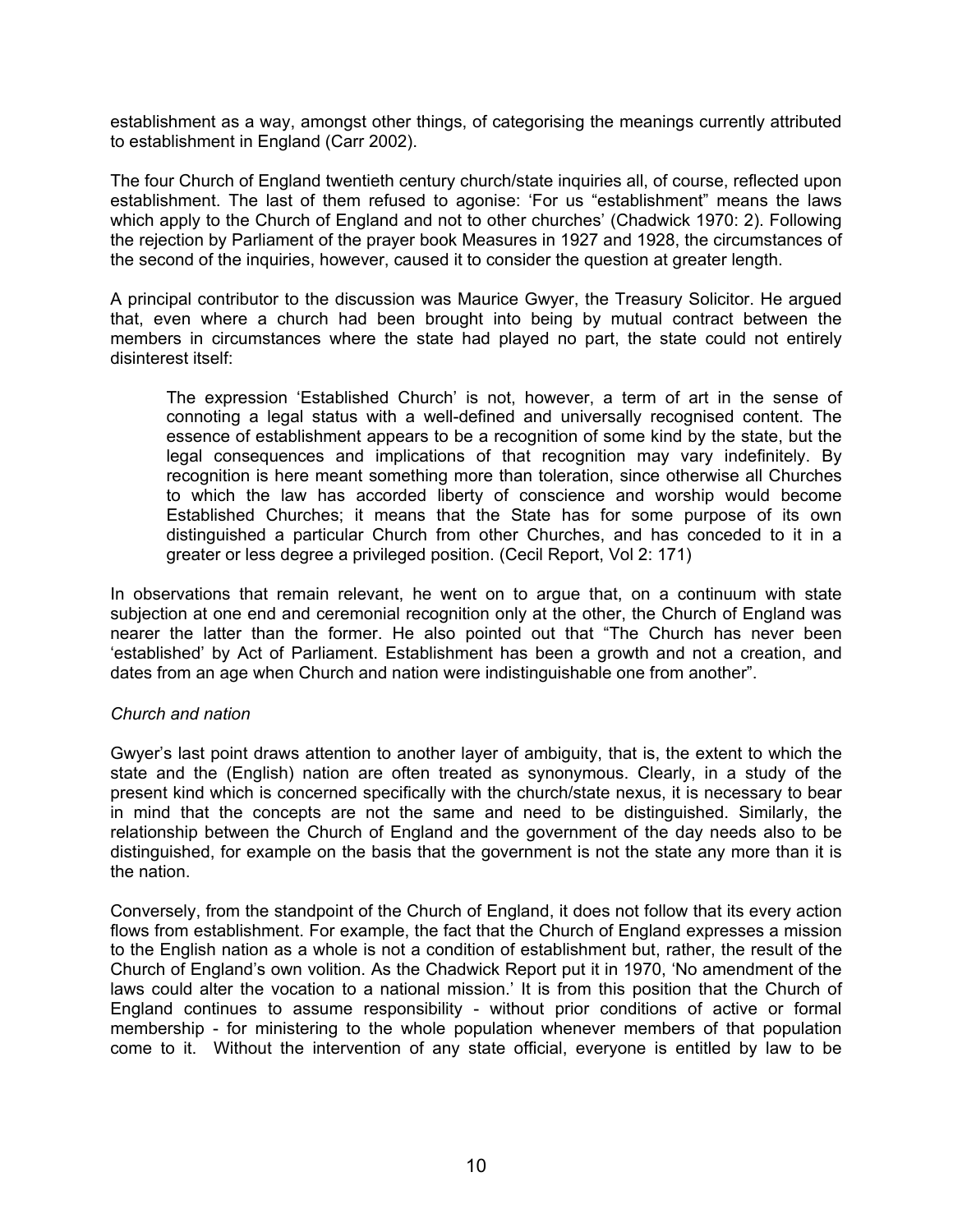establishment as a way, amongst other things, of categorising the meanings currently attributed to establishment in England (Carr 2002).

The four Church of England twentieth century church/state inquiries all, of course, reflected upon establishment. The last of them refused to agonise: 'For us "establishment" means the laws which apply to the Church of England and not to other churches' (Chadwick 1970: 2). Following the rejection by Parliament of the prayer book Measures in 1927 and 1928, the circumstances of the second of the inquiries, however, caused it to consider the question at greater length.

A principal contributor to the discussion was Maurice Gwyer, the Treasury Solicitor. He argued that, even where a church had been brought into being by mutual contract between the members in circumstances where the state had played no part, the state could not entirely disinterest itself:

> The expression 'Established Church' is not, however, a term of art in the sense of connoting a legal status with a well-defined and universally recognised content. The essence of establishment appears to be a recognition of some kind by the state, but the legal consequences and implications of that recognition may vary indefinitely. By recognition is here meant something more than toleration, since otherwise all Churches to which the law has accorded liberty of conscience and worship would become Established Churches; it means that the State has for some purpose of its own distinguished a particular Church from other Churches, and has conceded to it in a greater or less degree a privileged position. (Cecil Report, Vol 2: 171)

In observations that remain relevant, he went on to argue that, on a continuum with state subjection at one end and ceremonial recognition only at the other, the Church of England was nearer the latter than the former. He also pointed out that "The Church has never been 'established' by Act of Parliament. Establishment has been a growth and not a creation, and dates from an age when Church and nation were indistinguishable one from another".

*Church and nation*

Gwyer's last point draws attention to another layer of ambiguity, that is, the extent to which the state and the (English) nation are often treated as synonymous. Clearly, in a study of the present kind which is concerned specifically with the church/state nexus, it is necessary to bear in mind that the concepts are not the same and need to be distinguished. Similarly, the relationship between the Church of England and the government of the day needs also to be distinguished, for example on the basis that the government is not the state any more than it is the nation.

Conversely, from the standpoint of the Church of England, it does not follow that its every action flows from establishment. For example, the fact that the Church of England expresses a mission to the English nation as a whole is not a condition of establishment but, rather, the result of the Church of England's own volition. As the Chadwick Report put it in 1970, 'No amendment of the laws could alter the vocation to a national mission.' It is from this position that the Church of England continues to assume responsibility - without prior conditions of active or formal membership - for ministering to the whole population whenever members of that population come to it. Without the intervention of any state official, everyone is entitled by law to be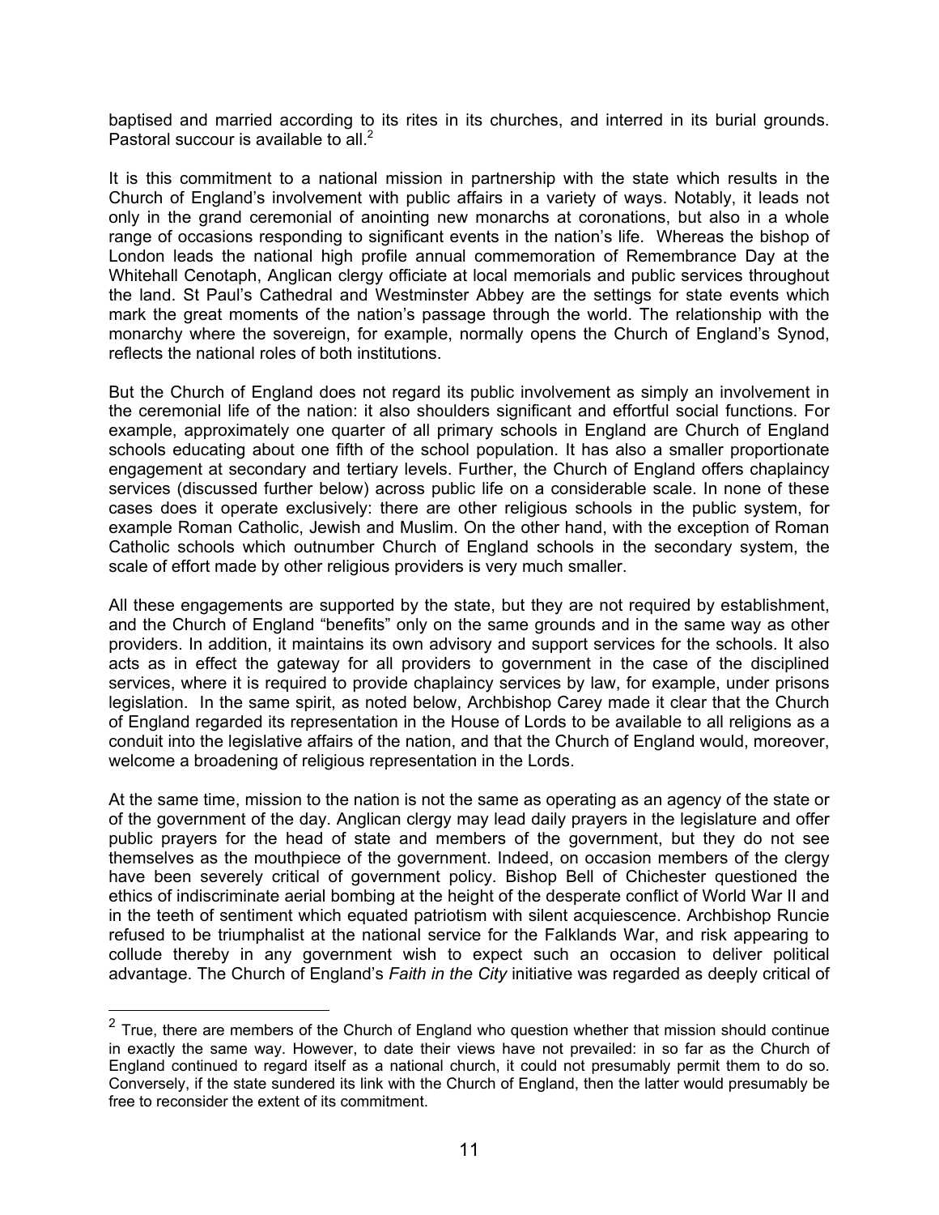baptised and married according to its rites in its churches, and interred in its burial grounds. Pastoral succour is available to all.[2]

It is this commitment to a national mission in partnership with the state which results in the Church of England's involvement with public affairs in a variety of ways. Notably, it leads not only in the grand ceremonial of anointing new monarchs at coronations, but also in a whole range of occasions responding to significant events in the nation's life. Whereas the bishop of London leads the national high profile annual commemoration of Remembrance Day at the Whitehall Cenotaph, Anglican clergy officiate at local memorials and public services throughout the land. St Paul's Cathedral and Westminster Abbey are the settings for state events which mark the great moments of the nation's passage through the world. The relationship with the monarchy where the sovereign, for example, normally opens the Church of England's Synod, reflects the national roles of both institutions.

But the Church of England does not regard its public involvement as simply an involvement in the ceremonial life of the nation: it also shoulders significant and effortful social functions. For example, approximately one quarter of all primary schools in England are Church of England schools educating about one fifth of the school population. It has also a smaller proportionate engagement at secondary and tertiary levels. Further, the Church of England offers chaplaincy services (discussed further below) across public life on a considerable scale. In none of these cases does it operate exclusively: there are other religious schools in the public system, for example Roman Catholic, Jewish and Muslim. On the other hand, with the exception of Roman Catholic schools which outnumber Church of England schools in the secondary system, the scale of effort made by other religious providers is very much smaller.

All these engagements are supported by the state, but they are not required by establishment, and the Church of England "benefits" only on the same grounds and in the same way as other providers. In addition, it maintains its own advisory and support services for the schools. It also acts as in effect the gateway for all providers to government in the case of the disciplined services, where it is required to provide chaplaincy services by law, for example, under prisons legislation. In the same spirit, as noted below, Archbishop Carey made it clear that the Church of England regarded its representation in the House of Lords to be available to all religions as a conduit into the legislative affairs of the nation, and that the Church of England would, moreover, welcome a broadening of religious representation in the Lords.

At the same time, mission to the nation is not the same as operating as an agency of the state or of the government of the day. Anglican clergy may lead daily prayers in the legislature and offer public prayers for the head of state and members of the government, but they do not see themselves as the mouthpiece of the government. Indeed, on occasion members of the clergy have been severely critical of government policy. Bishop Bell of Chichester questioned the ethics of indiscriminate aerial bombing at the height of the desperate conflict of World War II and in the teeth of sentiment which equated patriotism with silent acquiescence. Archbishop Runcie refused to be triumphalist at the national service for the Falklands War, and risk appearing to collude thereby in any government wish to expect such an occasion to deliver political advantage. The Church of England's *Faith in the City* initiative was regarded as deeply critical of

[2] True, there are members of the Church of England who question whether that mission should continue in exactly the same way. However, to date their views have not prevailed: in so far as the Church of England continued to regard itself as a national church, it could not presumably permit them to do so. Conversely, if the state sundered its link with the Church of England, then the latter would presumably be free to reconsider the extent of its commitment.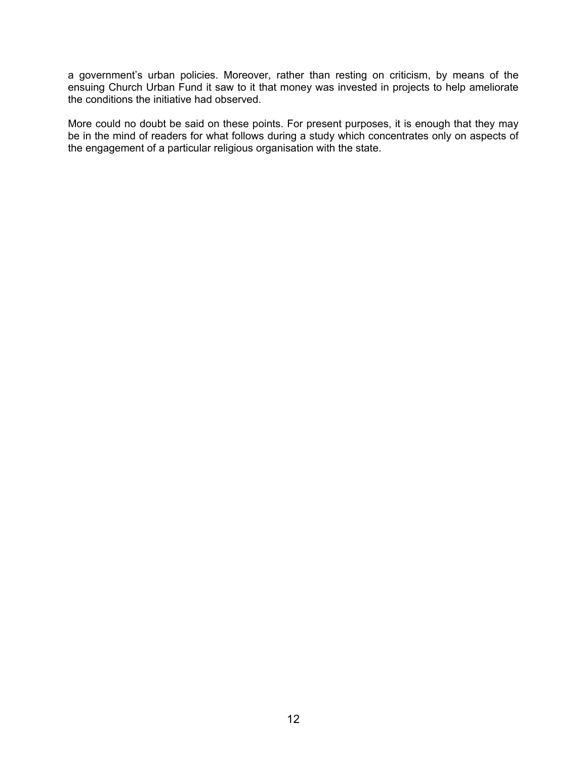a government's urban policies. Moreover, rather than resting on criticism, by means of the ensuing Church Urban Fund it saw to it that money was invested in projects to help ameliorate the conditions the initiative had observed.

More could no doubt be said on these points. For present purposes, it is enough that they may be in the mind of readers for what follows during a study which concentrates only on aspects of the engagement of a particular religious organisation with the state.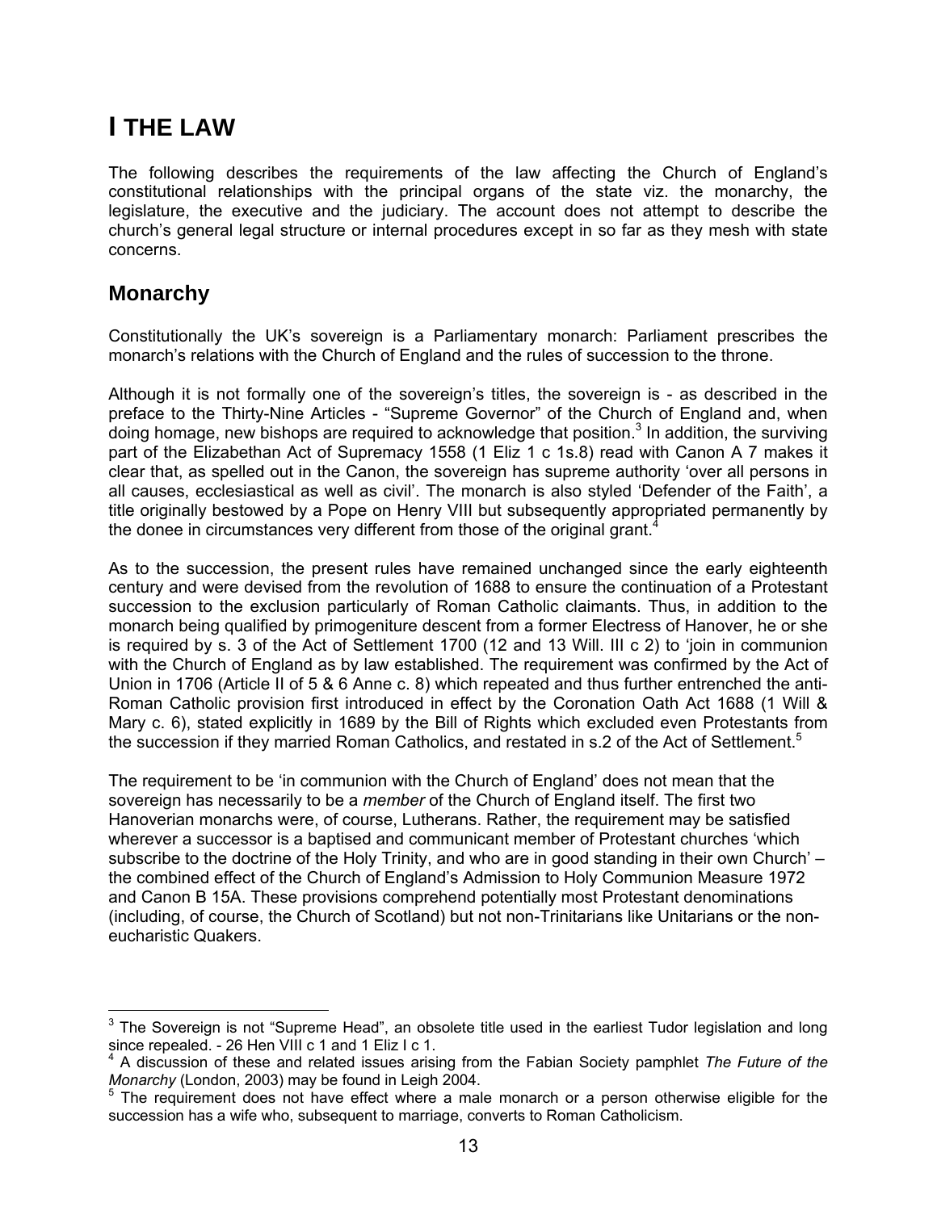# I THE LAW

The following describes the requirements of the law affecting the Church of England's constitutional relationships with the principal organs of the state viz. the monarchy, the legislature, the executive and the judiciary. The account does not attempt to describe the church's general legal structure or internal procedures except in so far as they mesh with state concerns.

## Monarchy

Constitutionally the UK's sovereign is a Parliamentary monarch: Parliament prescribes the monarch's relations with the Church of England and the rules of succession to the throne.

Although it is not formally one of the sovereign's titles, the sovereign is - as described in the preface to the Thirty-Nine Articles - "Supreme Governor" of the Church of England and, when doing homage, new bishops are required to acknowledge that position.[3] In addition, the surviving part of the Elizabethan Act of Supremacy 1558 (1 Eliz 1 c 1s.8) read with Canon A 7 makes it clear that, as spelled out in the Canon, the sovereign has supreme authority 'over all persons in all causes, ecclesiastical as well as civil'. The monarch is also styled 'Defender of the Faith', a title originally bestowed by a Pope on Henry VIII but subsequently appropriated permanently by the donee in circumstances very different from those of the original grant.[4]

As to the succession, the present rules have remained unchanged since the early eighteenth century and were devised from the revolution of 1688 to ensure the continuation of a Protestant succession to the exclusion particularly of Roman Catholic claimants. Thus, in addition to the monarch being qualified by primogeniture descent from a former Electress of Hanover, he or she is required by s. 3 of the Act of Settlement 1700 (12 and 13 Will. III c 2) to 'join in communion with the Church of England as by law established. The requirement was confirmed by the Act of Union in 1706 (Article II of 5 & 6 Anne c. 8) which repeated and thus further entrenched the anti-Roman Catholic provision first introduced in effect by the Coronation Oath Act 1688 (1 Will & Mary c. 6), stated explicitly in 1689 by the Bill of Rights which excluded even Protestants from the succession if they married Roman Catholics, and restated in s.2 of the Act of Settlement.[5]

The requirement to be 'in communion with the Church of England' does not mean that the sovereign has necessarily to be a *member* of the Church of England itself. The first two Hanoverian monarchs were, of course, Lutherans. Rather, the requirement may be satisfied wherever a successor is a baptised and communicant member of Protestant churches 'which subscribe to the doctrine of the Holy Trinity, and who are in good standing in their own Church' – the combined effect of the Church of England's Admission to Holy Communion Measure 1972 and Canon B 15A. These provisions comprehend potentially most Protestant denominations (including, of course, the Church of Scotland) but not non-Trinitarians like Unitarians or the non-eucharistic Quakers.

---

[3] The Sovereign is not "Supreme Head", an obsolete title used in the earliest Tudor legislation and long since repealed. - 26 Hen VIII c 1 and 1 Eliz I c 1.

[4] A discussion of these and related issues arising from the Fabian Society pamphlet *The Future of the Monarchy* (London, 2003) may be found in Leigh 2004.

[5] The requirement does not have effect where a male monarch or a person otherwise eligible for the succession has a wife who, subsequent to marriage, converts to Roman Catholicism.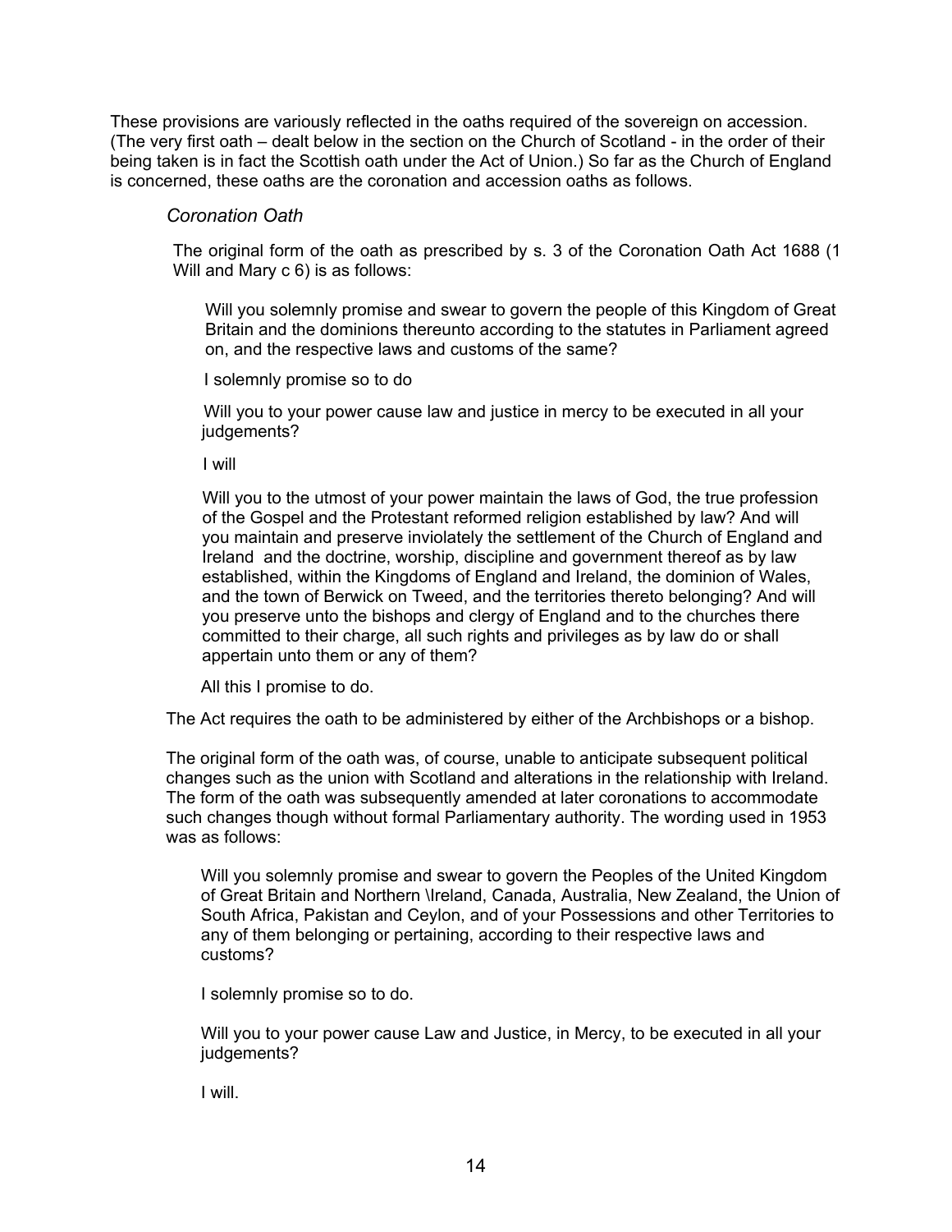These provisions are variously reflected in the oaths required of the sovereign on accession. (The very first oath – dealt below in the section on the Church of Scotland - in the order of their being taken is in fact the Scottish oath under the Act of Union.) So far as the Church of England is concerned, these oaths are the coronation and accession oaths as follows.

*Coronation Oath*

The original form of the oath as prescribed by s. 3 of the Coronation Oath Act 1688 (1 Will and Mary c 6) is as follows:

> Will you solemnly promise and swear to govern the people of this Kingdom of Great Britain and the dominions thereunto according to the statutes in Parliament agreed on, and the respective laws and customs of the same?
>
> I solemnly promise so to do
>
> Will you to your power cause law and justice in mercy to be executed in all your judgements?
>
> I will
>
> Will you to the utmost of your power maintain the laws of God, the true profession of the Gospel and the Protestant reformed religion established by law? And will you maintain and preserve inviolately the settlement of the Church of England and Ireland and the doctrine, worship, discipline and government thereof as by law established, within the Kingdoms of England and Ireland, the dominion of Wales, and the town of Berwick on Tweed, and the territories thereto belonging? And will you preserve unto the bishops and clergy of England and to the churches there committed to their charge, all such rights and privileges as by law do or shall appertain unto them or any of them?
>
> All this I promise to do.

The Act requires the oath to be administered by either of the Archbishops or a bishop.

The original form of the oath was, of course, unable to anticipate subsequent political changes such as the union with Scotland and alterations in the relationship with Ireland. The form of the oath was subsequently amended at later coronations to accommodate such changes though without formal Parliamentary authority. The wording used in 1953 was as follows:

> Will you solemnly promise and swear to govern the Peoples of the United Kingdom of Great Britain and Northern \Ireland, Canada, Australia, New Zealand, the Union of South Africa, Pakistan and Ceylon, and of your Possessions and other Territories to any of them belonging or pertaining, according to their respective laws and customs?
>
> I solemnly promise so to do.
>
> Will you to your power cause Law and Justice, in Mercy, to be executed in all your judgements?
>
> I will.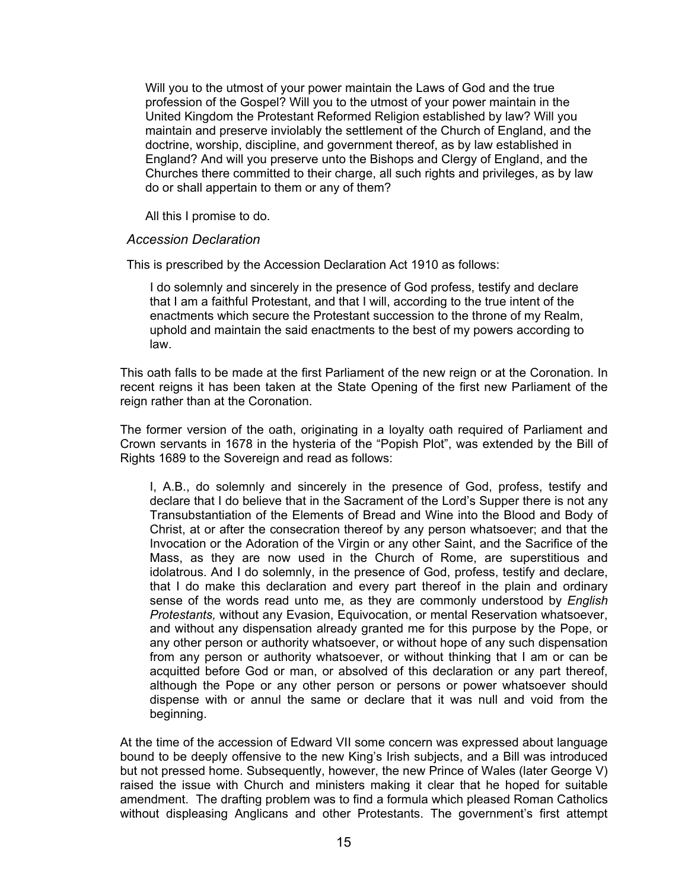> Will you to the utmost of your power maintain the Laws of God and the true profession of the Gospel? Will you to the utmost of your power maintain in the United Kingdom the Protestant Reformed Religion established by law? Will you maintain and preserve inviolably the settlement of the Church of England, and the doctrine, worship, discipline, and government thereof, as by law established in England? And will you preserve unto the Bishops and Clergy of England, and the Churches there committed to their charge, all such rights and privileges, as by law do or shall appertain to them or any of them?
>
> All this I promise to do.

*Accession Declaration*

This is prescribed by the Accession Declaration Act 1910 as follows:

> I do solemnly and sincerely in the presence of God profess, testify and declare that I am a faithful Protestant, and that I will, according to the true intent of the enactments which secure the Protestant succession to the throne of my Realm, uphold and maintain the said enactments to the best of my powers according to law.

This oath falls to be made at the first Parliament of the new reign or at the Coronation. In recent reigns it has been taken at the State Opening of the first new Parliament of the reign rather than at the Coronation.

The former version of the oath, originating in a loyalty oath required of Parliament and Crown servants in 1678 in the hysteria of the "Popish Plot", was extended by the Bill of Rights 1689 to the Sovereign and read as follows:

> I, A.B., do solemnly and sincerely in the presence of God, profess, testify and declare that I do believe that in the Sacrament of the Lord's Supper there is not any Transubstantiation of the Elements of Bread and Wine into the Blood and Body of Christ, at or after the consecration thereof by any person whatsoever; and that the Invocation or the Adoration of the Virgin or any other Saint, and the Sacrifice of the Mass, as they are now used in the Church of Rome, are superstitious and idolatrous. And I do solemnly, in the presence of God, profess, testify and declare, that I do make this declaration and every part thereof in the plain and ordinary sense of the words read unto me, as they are commonly understood by *English Protestants,* without any Evasion, Equivocation, or mental Reservation whatsoever, and without any dispensation already granted me for this purpose by the Pope, or any other person or authority whatsoever, or without hope of any such dispensation from any person or authority whatsoever, or without thinking that I am or can be acquitted before God or man, or absolved of this declaration or any part thereof, although the Pope or any other person or persons or power whatsoever should dispense with or annul the same or declare that it was null and void from the beginning.

At the time of the accession of Edward VII some concern was expressed about language bound to be deeply offensive to the new King's Irish subjects, and a Bill was introduced but not pressed home. Subsequently, however, the new Prince of Wales (later George V) raised the issue with Church and ministers making it clear that he hoped for suitable amendment. The drafting problem was to find a formula which pleased Roman Catholics without displeasing Anglicans and other Protestants. The government's first attempt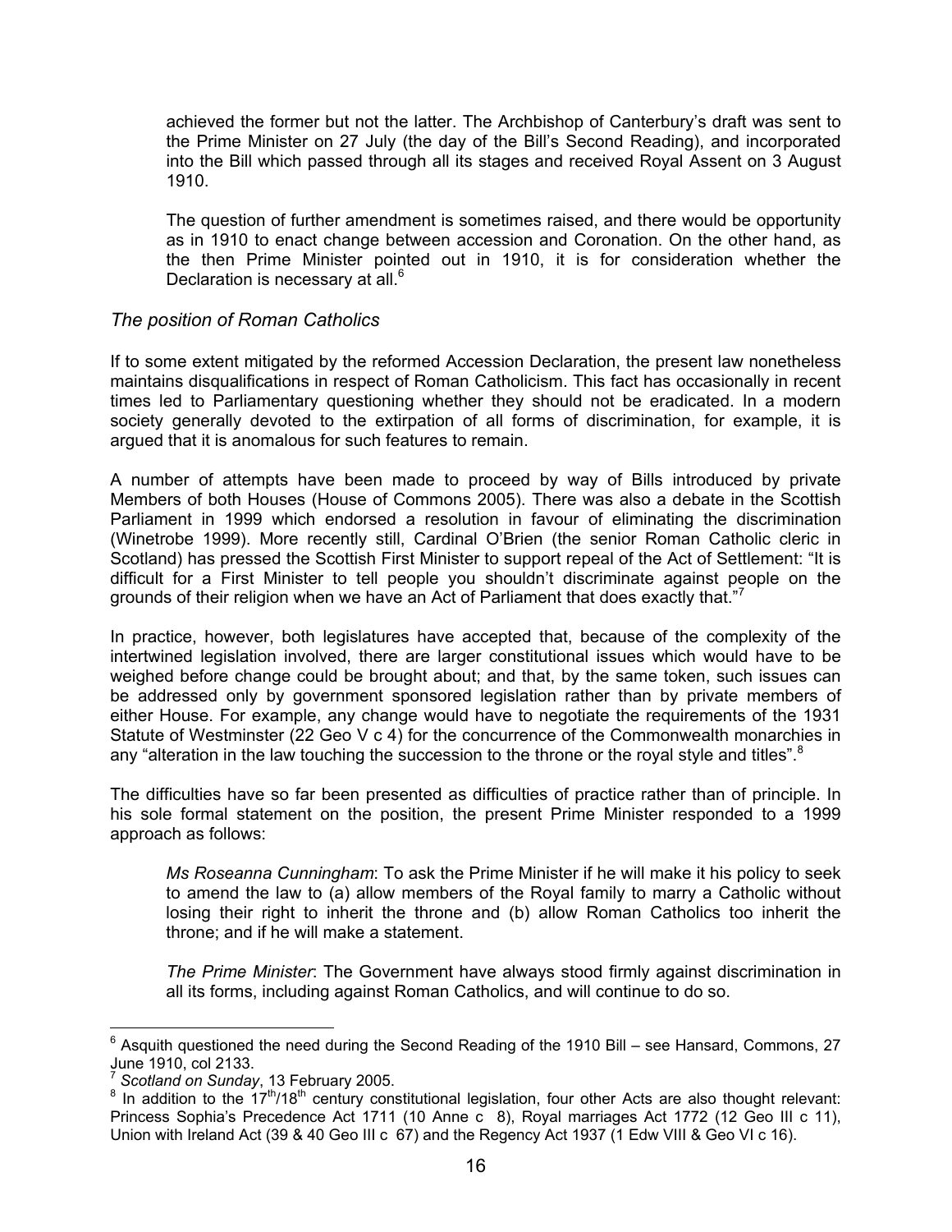achieved the former but not the latter. The Archbishop of Canterbury's draft was sent to the Prime Minister on 27 July (the day of the Bill's Second Reading), and incorporated into the Bill which passed through all its stages and received Royal Assent on 3 August 1910.

The question of further amendment is sometimes raised, and there would be opportunity as in 1910 to enact change between accession and Coronation. On the other hand, as the then Prime Minister pointed out in 1910, it is for consideration whether the Declaration is necessary at all.[6]

*The position of Roman Catholics*

If to some extent mitigated by the reformed Accession Declaration, the present law nonetheless maintains disqualifications in respect of Roman Catholicism. This fact has occasionally in recent times led to Parliamentary questioning whether they should not be eradicated. In a modern society generally devoted to the extirpation of all forms of discrimination, for example, it is argued that it is anomalous for such features to remain.

A number of attempts have been made to proceed by way of Bills introduced by private Members of both Houses (House of Commons 2005). There was also a debate in the Scottish Parliament in 1999 which endorsed a resolution in favour of eliminating the discrimination (Winetrobe 1999). More recently still, Cardinal O'Brien (the senior Roman Catholic cleric in Scotland) has pressed the Scottish First Minister to support repeal of the Act of Settlement: "It is difficult for a First Minister to tell people you shouldn't discriminate against people on the grounds of their religion when we have an Act of Parliament that does exactly that."[7]

In practice, however, both legislatures have accepted that, because of the complexity of the intertwined legislation involved, there are larger constitutional issues which would have to be weighed before change could be brought about; and that, by the same token, such issues can be addressed only by government sponsored legislation rather than by private members of either House. For example, any change would have to negotiate the requirements of the 1931 Statute of Westminster (22 Geo V c 4) for the concurrence of the Commonwealth monarchies in any "alteration in the law touching the succession to the throne or the royal style and titles".[8]

The difficulties have so far been presented as difficulties of practice rather than of principle. In his sole formal statement on the position, the present Prime Minister responded to a 1999 approach as follows:

> *Ms Roseanna Cunningham*: To ask the Prime Minister if he will make it his policy to seek to amend the law to (a) allow members of the Royal family to marry a Catholic without losing their right to inherit the throne and (b) allow Roman Catholics too inherit the throne; and if he will make a statement.
>
> *The Prime Minister*: The Government have always stood firmly against discrimination in all its forms, including against Roman Catholics, and will continue to do so.

---

[6] Asquith questioned the need during the Second Reading of the 1910 Bill – see Hansard, Commons, 27 June 1910, col 2133.

[7] *Scotland on Sunday*, 13 February 2005.

[8] In addition to the $17^{th}/18^{th}$ century constitutional legislation, four other Acts are also thought relevant: Princess Sophia's Precedence Act 1711 (10 Anne c 8), Royal marriages Act 1772 (12 Geo III c 11), Union with Ireland Act (39 & 40 Geo III c 67) and the Regency Act 1937 (1 Edw VIII & Geo VI c 16).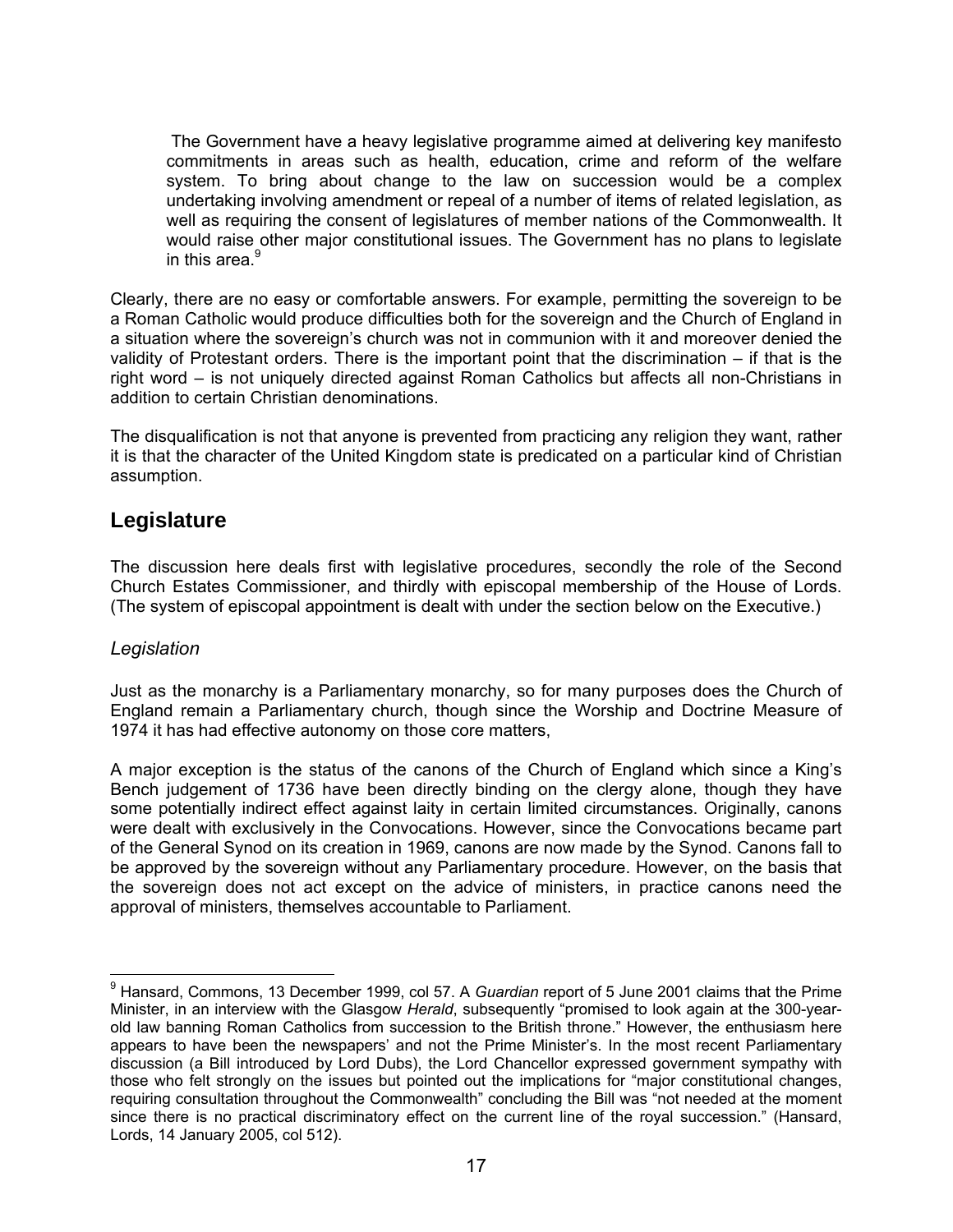> The Government have a heavy legislative programme aimed at delivering key manifesto commitments in areas such as health, education, crime and reform of the welfare system. To bring about change to the law on succession would be a complex undertaking involving amendment or repeal of a number of items of related legislation, as well as requiring the consent of legislatures of member nations of the Commonwealth. It would raise other major constitutional issues. The Government has no plans to legislate in this area.[9]

Clearly, there are no easy or comfortable answers. For example, permitting the sovereign to be a Roman Catholic would produce difficulties both for the sovereign and the Church of England in a situation where the sovereign's church was not in communion with it and moreover denied the validity of Protestant orders. There is the important point that the discrimination – if that is the right word – is not uniquely directed against Roman Catholics but affects all non-Christians in addition to certain Christian denominations.

The disqualification is not that anyone is prevented from practicing any religion they want, rather it is that the character of the United Kingdom state is predicated on a particular kind of Christian assumption.

## Legislature

The discussion here deals first with legislative procedures, secondly the role of the Second Church Estates Commissioner, and thirdly with episcopal membership of the House of Lords. (The system of episcopal appointment is dealt with under the section below on the Executive.)

### *Legislation*

Just as the monarchy is a Parliamentary monarchy, so for many purposes does the Church of England remain a Parliamentary church, though since the Worship and Doctrine Measure of 1974 it has had effective autonomy on those core matters,

A major exception is the status of the canons of the Church of England which since a King's Bench judgement of 1736 have been directly binding on the clergy alone, though they have some potentially indirect effect against laity in certain limited circumstances. Originally, canons were dealt with exclusively in the Convocations. However, since the Convocations became part of the General Synod on its creation in 1969, canons are now made by the Synod. Canons fall to be approved by the sovereign without any Parliamentary procedure. However, on the basis that the sovereign does not act except on the advice of ministers, in practice canons need the approval of ministers, themselves accountable to Parliament.

---

[9] Hansard, Commons, 13 December 1999, col 57. A *Guardian* report of 5 June 2001 claims that the Prime Minister, in an interview with the Glasgow *Herald*, subsequently "promised to look again at the 300-year-old law banning Roman Catholics from succession to the British throne." However, the enthusiasm here appears to have been the newspapers' and not the Prime Minister's. In the most recent Parliamentary discussion (a Bill introduced by Lord Dubs), the Lord Chancellor expressed government sympathy with those who felt strongly on the issues but pointed out the implications for "major constitutional changes, requiring consultation throughout the Commonwealth" concluding the Bill was "not needed at the moment since there is no practical discriminatory effect on the current line of the royal succession." (Hansard, Lords, 14 January 2005, col 512).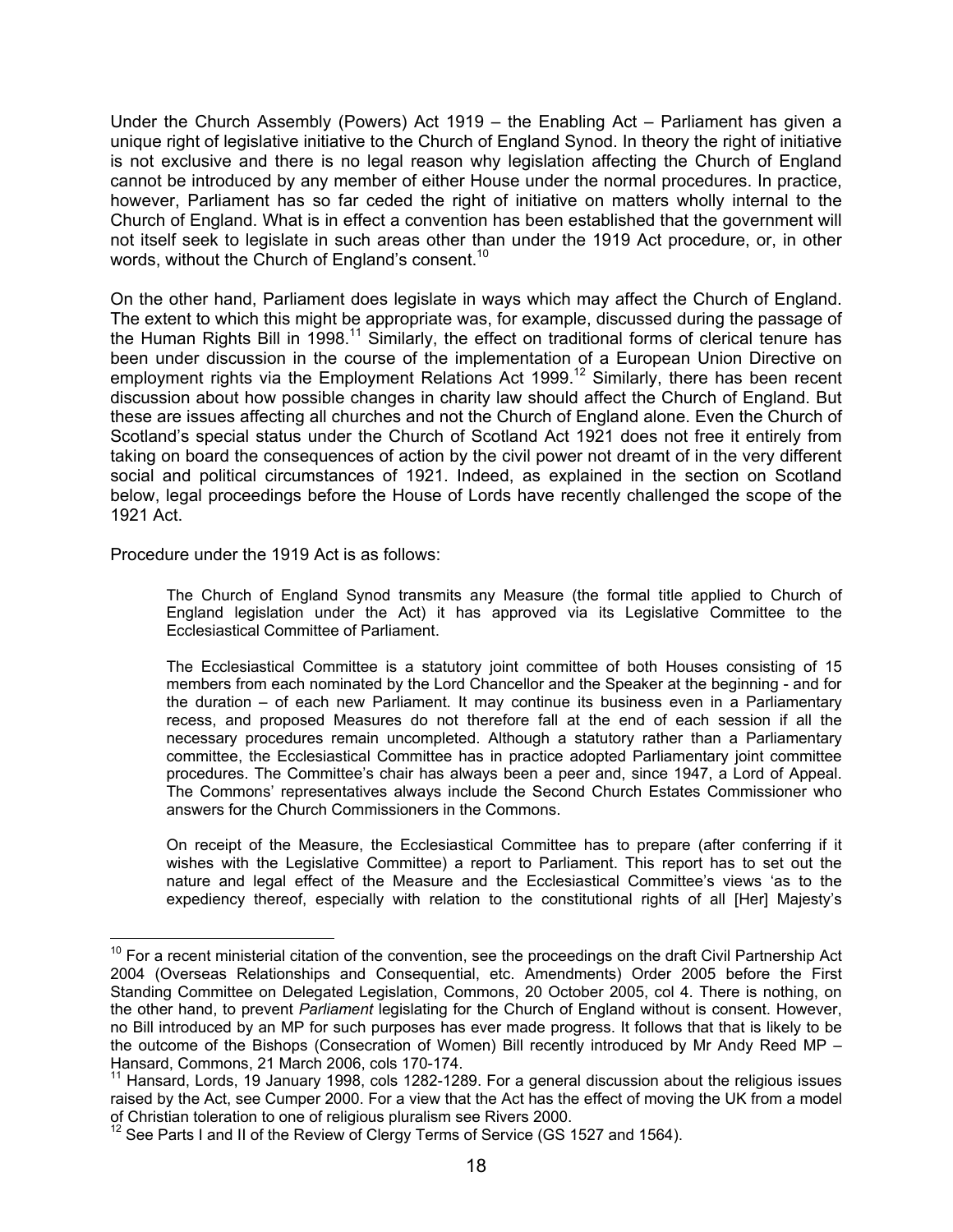Under the Church Assembly (Powers) Act 1919 – the Enabling Act – Parliament has given a unique right of legislative initiative to the Church of England Synod. In theory the right of initiative is not exclusive and there is no legal reason why legislation affecting the Church of England cannot be introduced by any member of either House under the normal procedures. In practice, however, Parliament has so far ceded the right of initiative on matters wholly internal to the Church of England. What is in effect a convention has been established that the government will not itself seek to legislate in such areas other than under the 1919 Act procedure, or, in other words, without the Church of England's consent.[10]

On the other hand, Parliament does legislate in ways which may affect the Church of England. The extent to which this might be appropriate was, for example, discussed during the passage of the Human Rights Bill in 1998.[11] Similarly, the effect on traditional forms of clerical tenure has been under discussion in the course of the implementation of a European Union Directive on employment rights via the Employment Relations Act 1999.[12] Similarly, there has been recent discussion about how possible changes in charity law should affect the Church of England. But these are issues affecting all churches and not the Church of England alone. Even the Church of Scotland's special status under the Church of Scotland Act 1921 does not free it entirely from taking on board the consequences of action by the civil power not dreamt of in the very different social and political circumstances of 1921. Indeed, as explained in the section on Scotland below, legal proceedings before the House of Lords have recently challenged the scope of the 1921 Act.

Procedure under the 1919 Act is as follows:

> The Church of England Synod transmits any Measure (the formal title applied to Church of England legislation under the Act) it has approved via its Legislative Committee to the Ecclesiastical Committee of Parliament.
>
> The Ecclesiastical Committee is a statutory joint committee of both Houses consisting of 15 members from each nominated by the Lord Chancellor and the Speaker at the beginning - and for the duration – of each new Parliament. It may continue its business even in a Parliamentary recess, and proposed Measures do not therefore fall at the end of each session if all the necessary procedures remain uncompleted. Although a statutory rather than a Parliamentary committee, the Ecclesiastical Committee has in practice adopted Parliamentary joint committee procedures. The Committee's chair has always been a peer and, since 1947, a Lord of Appeal. The Commons' representatives always include the Second Church Estates Commissioner who answers for the Church Commissioners in the Commons.
>
> On receipt of the Measure, the Ecclesiastical Committee has to prepare (after conferring if it wishes with the Legislative Committee) a report to Parliament. This report has to set out the nature and legal effect of the Measure and the Ecclesiastical Committee's views 'as to the expediency thereof, especially with relation to the constitutional rights of all [Her] Majesty's

---

[10] For a recent ministerial citation of the convention, see the proceedings on the draft Civil Partnership Act 2004 (Overseas Relationships and Consequential, etc. Amendments) Order 2005 before the First Standing Committee on Delegated Legislation, Commons, 20 October 2005, col 4. There is nothing, on the other hand, to prevent *Parliament* legislating for the Church of England without is consent. However, no Bill introduced by an MP for such purposes has ever made progress. It follows that that is likely to be the outcome of the Bishops (Consecration of Women) Bill recently introduced by Mr Andy Reed MP – Hansard, Commons, 21 March 2006, cols 170-174.

[11] Hansard, Lords, 19 January 1998, cols 1282-1289. For a general discussion about the religious issues raised by the Act, see Cumper 2000. For a view that the Act has the effect of moving the UK from a model of Christian toleration to one of religious pluralism see Rivers 2000.

[12] See Parts I and II of the Review of Clergy Terms of Service (GS 1527 and 1564).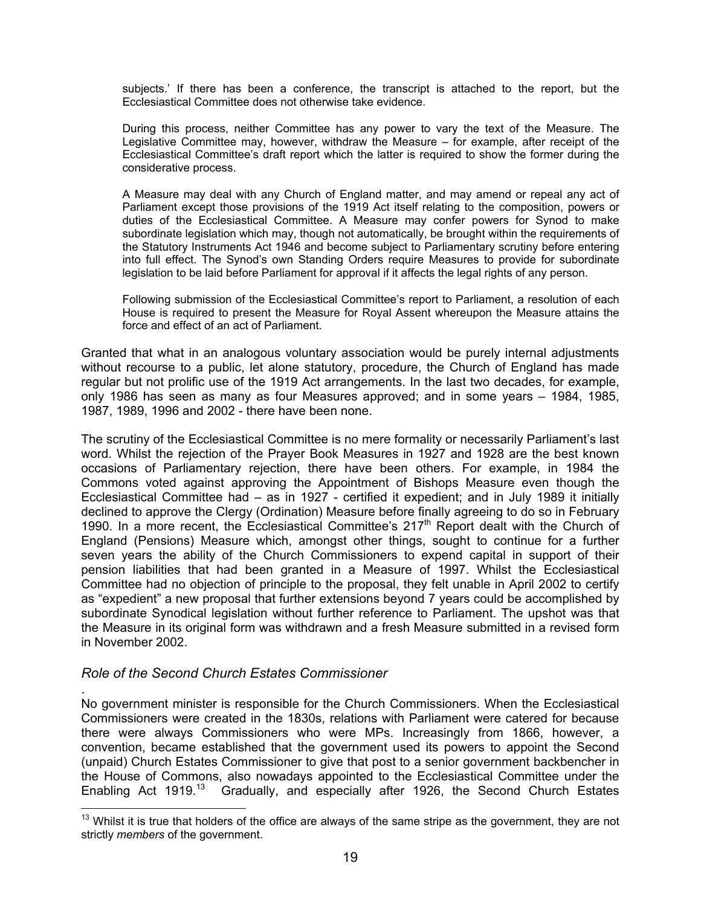> subjects.' If there has been a conference, the transcript is attached to the report, but the Ecclesiastical Committee does not otherwise take evidence.
>
> During this process, neither Committee has any power to vary the text of the Measure. The Legislative Committee may, however, withdraw the Measure – for example, after receipt of the Ecclesiastical Committee's draft report which the latter is required to show the former during the considerative process.
>
> A Measure may deal with any Church of England matter, and may amend or repeal any act of Parliament except those provisions of the 1919 Act itself relating to the composition, powers or duties of the Ecclesiastical Committee. A Measure may confer powers for Synod to make subordinate legislation which may, though not automatically, be brought within the requirements of the Statutory Instruments Act 1946 and become subject to Parliamentary scrutiny before entering into full effect. The Synod's own Standing Orders require Measures to provide for subordinate legislation to be laid before Parliament for approval if it affects the legal rights of any person.
>
> Following submission of the Ecclesiastical Committee's report to Parliament, a resolution of each House is required to present the Measure for Royal Assent whereupon the Measure attains the force and effect of an act of Parliament.

Granted that what in an analogous voluntary association would be purely internal adjustments without recourse to a public, let alone statutory, procedure, the Church of England has made regular but not prolific use of the 1919 Act arrangements. In the last two decades, for example, only 1986 has seen as many as four Measures approved; and in some years – 1984, 1985, 1987, 1989, 1996 and 2002 - there have been none.

The scrutiny of the Ecclesiastical Committee is no mere formality or necessarily Parliament's last word. Whilst the rejection of the Prayer Book Measures in 1927 and 1928 are the best known occasions of Parliamentary rejection, there have been others. For example, in 1984 the Commons voted against approving the Appointment of Bishops Measure even though the Ecclesiastical Committee had – as in 1927 - certified it expedient; and in July 1989 it initially declined to approve the Clergy (Ordination) Measure before finally agreeing to do so in February 1990. In a more recent, the Ecclesiastical Committee's 217th Report dealt with the Church of England (Pensions) Measure which, amongst other things, sought to continue for a further seven years the ability of the Church Commissioners to expend capital in support of their pension liabilities that had been granted in a Measure of 1997. Whilst the Ecclesiastical Committee had no objection of principle to the proposal, they felt unable in April 2002 to certify as "expedient" a new proposal that further extensions beyond 7 years could be accomplished by subordinate Synodical legislation without further reference to Parliament. The upshot was that the Measure in its original form was withdrawn and a fresh Measure submitted in a revised form in November 2002.

### *Role of the Second Church Estates Commissioner*

.
No government minister is responsible for the Church Commissioners. When the Ecclesiastical Commissioners were created in the 1830s, relations with Parliament were catered for because there were always Commissioners who were MPs. Increasingly from 1866, however, a convention, became established that the government used its powers to appoint the Second (unpaid) Church Estates Commissioner to give that post to a senior government backbencher in the House of Commons, also nowadays appointed to the Ecclesiastical Committee under the Enabling Act 1919.[13] Gradually, and especially after 1926, the Second Church Estates

[13] Whilst it is true that holders of the office are always of the same stripe as the government, they are not strictly *members* of the government.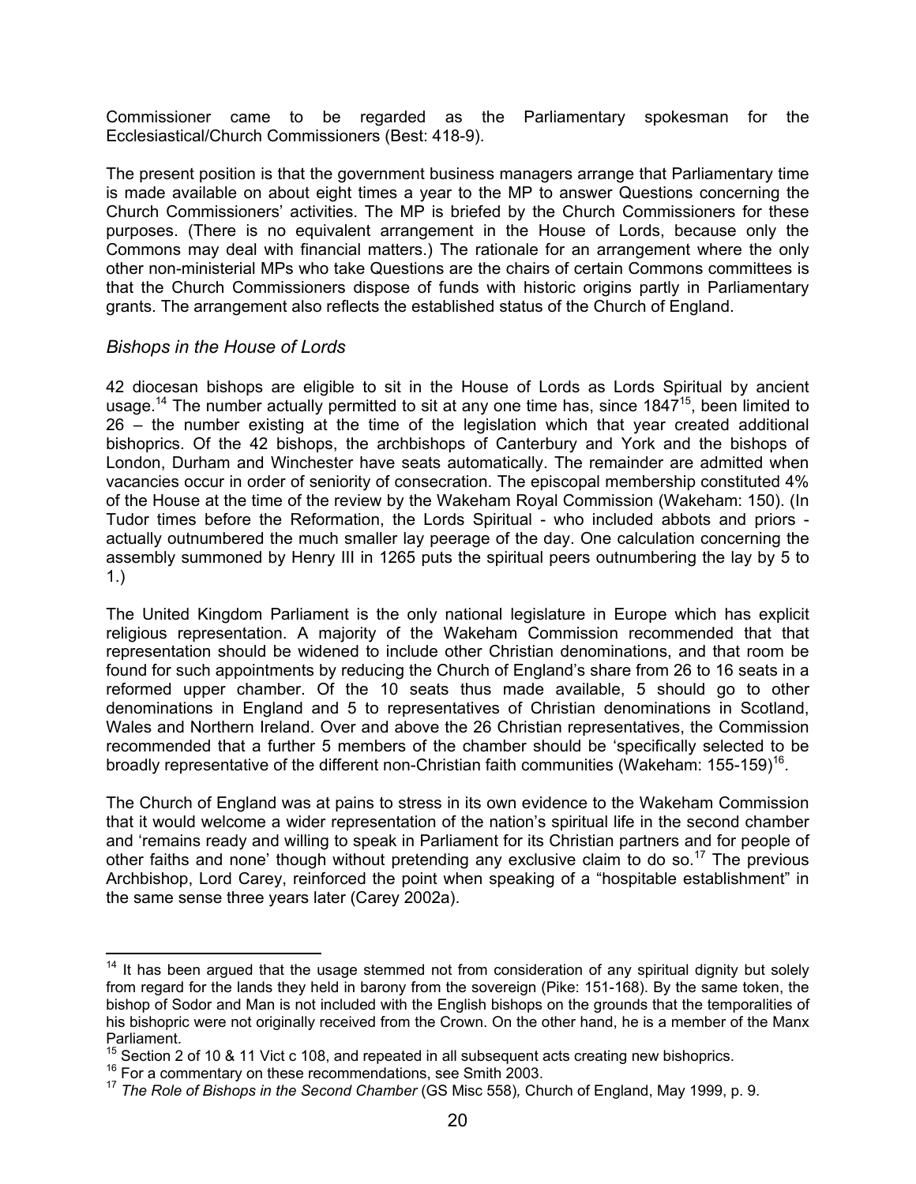Commissioner came to be regarded as the Parliamentary spokesman for the Ecclesiastical/Church Commissioners (Best: 418-9).

The present position is that the government business managers arrange that Parliamentary time is made available on about eight times a year to the MP to answer Questions concerning the Church Commissioners' activities. The MP is briefed by the Church Commissioners for these purposes. (There is no equivalent arrangement in the House of Lords, because only the Commons may deal with financial matters.) The rationale for an arrangement where the only other non-ministerial MPs who take Questions are the chairs of certain Commons committees is that the Church Commissioners dispose of funds with historic origins partly in Parliamentary grants. The arrangement also reflects the established status of the Church of England.

### *Bishops in the House of Lords*

42 diocesan bishops are eligible to sit in the House of Lords as Lords Spiritual by ancient usage.[14] The number actually permitted to sit at any one time has, since 1847[15], been limited to 26 – the number existing at the time of the legislation which that year created additional bishoprics. Of the 42 bishops, the archbishops of Canterbury and York and the bishops of London, Durham and Winchester have seats automatically. The remainder are admitted when vacancies occur in order of seniority of consecration. The episcopal membership constituted 4% of the House at the time of the review by the Wakeham Royal Commission (Wakeham: 150). (In Tudor times before the Reformation, the Lords Spiritual - who included abbots and priors - actually outnumbered the much smaller lay peerage of the day. One calculation concerning the assembly summoned by Henry III in 1265 puts the spiritual peers outnumbering the lay by 5 to 1.)

The United Kingdom Parliament is the only national legislature in Europe which has explicit religious representation. A majority of the Wakeham Commission recommended that that representation should be widened to include other Christian denominations, and that room be found for such appointments by reducing the Church of England's share from 26 to 16 seats in a reformed upper chamber. Of the 10 seats thus made available, 5 should go to other denominations in England and 5 to representatives of Christian denominations in Scotland, Wales and Northern Ireland. Over and above the 26 Christian representatives, the Commission recommended that a further 5 members of the chamber should be 'specifically selected to be broadly representative of the different non-Christian faith communities (Wakeham: 155-159)[16].

The Church of England was at pains to stress in its own evidence to the Wakeham Commission that it would welcome a wider representation of the nation's spiritual life in the second chamber and 'remains ready and willing to speak in Parliament for its Christian partners and for people of other faiths and none' though without pretending any exclusive claim to do so.[17] The previous Archbishop, Lord Carey, reinforced the point when speaking of a "hospitable establishment" in the same sense three years later (Carey 2002a).

---

[14] It has been argued that the usage stemmed not from consideration of any spiritual dignity but solely from regard for the lands they held in barony from the sovereign (Pike: 151-168). By the same token, the bishop of Sodor and Man is not included with the English bishops on the grounds that the temporalities of his bishopric were not originally received from the Crown. On the other hand, he is a member of the Manx Parliament.

[15] Section 2 of 10 & 11 Vict c 108, and repeated in all subsequent acts creating new bishoprics.

[16] For a commentary on these recommendations, see Smith 2003.

[17] *The Role of Bishops in the Second Chamber* (GS Misc 558), Church of England, May 1999, p. 9.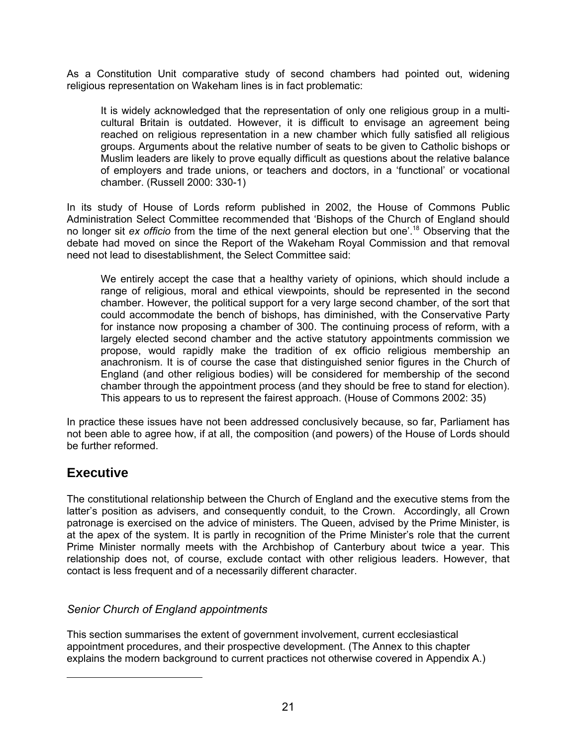As a Constitution Unit comparative study of second chambers had pointed out, widening religious representation on Wakeham lines is in fact problematic:

> It is widely acknowledged that the representation of only one religious group in a multi-cultural Britain is outdated. However, it is difficult to envisage an agreement being reached on religious representation in a new chamber which fully satisfied all religious groups. Arguments about the relative number of seats to be given to Catholic bishops or Muslim leaders are likely to prove equally difficult as questions about the relative balance of employers and trade unions, or teachers and doctors, in a 'functional' or vocational chamber. (Russell 2000: 330-1)

In its study of House of Lords reform published in 2002, the House of Commons Public Administration Select Committee recommended that 'Bishops of the Church of England should no longer sit *ex officio* from the time of the next general election but one'.[18] Observing that the debate had moved on since the Report of the Wakeham Royal Commission and that removal need not lead to disestablishment, the Select Committee said:

> We entirely accept the case that a healthy variety of opinions, which should include a range of religious, moral and ethical viewpoints, should be represented in the second chamber. However, the political support for a very large second chamber, of the sort that could accommodate the bench of bishops, has diminished, with the Conservative Party for instance now proposing a chamber of 300. The continuing process of reform, with a largely elected second chamber and the active statutory appointments commission we propose, would rapidly make the tradition of ex officio religious membership an anachronism. It is of course the case that distinguished senior figures in the Church of England (and other religious bodies) will be considered for membership of the second chamber through the appointment process (and they should be free to stand for election). This appears to us to represent the fairest approach. (House of Commons 2002: 35)

In practice these issues have not been addressed conclusively because, so far, Parliament has not been able to agree how, if at all, the composition (and powers) of the House of Lords should be further reformed.

## Executive

The constitutional relationship between the Church of England and the executive stems from the latter's position as advisers, and consequently conduit, to the Crown. Accordingly, all Crown patronage is exercised on the advice of ministers. The Queen, advised by the Prime Minister, is at the apex of the system. It is partly in recognition of the Prime Minister's role that the current Prime Minister normally meets with the Archbishop of Canterbury about twice a year. This relationship does not, of course, exclude contact with other religious leaders. However, that contact is less frequent and of a necessarily different character.

### *Senior Church of England appointments*

This section summarises the extent of government involvement, current ecclesiastical appointment procedures, and their prospective development. (The Annex to this chapter explains the modern background to current practices not otherwise covered in Appendix A.)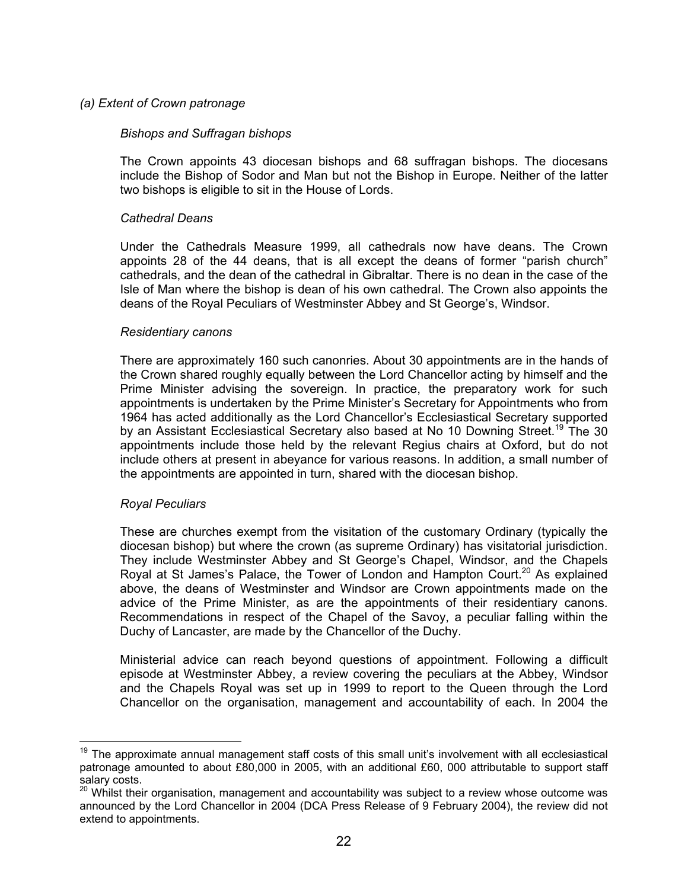*(a) Extent of Crown patronage*

*Bishops and Suffragan bishops*

The Crown appoints 43 diocesan bishops and 68 suffragan bishops. The diocesans include the Bishop of Sodor and Man but not the Bishop in Europe. Neither of the latter two bishops is eligible to sit in the House of Lords.

*Cathedral Deans*

Under the Cathedrals Measure 1999, all cathedrals now have deans. The Crown appoints 28 of the 44 deans, that is all except the deans of former "parish church" cathedrals, and the dean of the cathedral in Gibraltar. There is no dean in the case of the Isle of Man where the bishop is dean of his own cathedral. The Crown also appoints the deans of the Royal Peculiars of Westminster Abbey and St George's, Windsor.

*Residentiary canons*

There are approximately 160 such canonries. About 30 appointments are in the hands of the Crown shared roughly equally between the Lord Chancellor acting by himself and the Prime Minister advising the sovereign. In practice, the preparatory work for such appointments is undertaken by the Prime Minister's Secretary for Appointments who from 1964 has acted additionally as the Lord Chancellor's Ecclesiastical Secretary supported by an Assistant Ecclesiastical Secretary also based at No 10 Downing Street.[19] The 30 appointments include those held by the relevant Regius chairs at Oxford, but do not include others at present in abeyance for various reasons. In addition, a small number of the appointments are appointed in turn, shared with the diocesan bishop.

*Royal Peculiars*

These are churches exempt from the visitation of the customary Ordinary (typically the diocesan bishop) but where the crown (as supreme Ordinary) has visitatorial jurisdiction. They include Westminster Abbey and St George's Chapel, Windsor, and the Chapels Royal at St James's Palace, the Tower of London and Hampton Court.[20] As explained above, the deans of Westminster and Windsor are Crown appointments made on the advice of the Prime Minister, as are the appointments of their residentiary canons. Recommendations in respect of the Chapel of the Savoy, a peculiar falling within the Duchy of Lancaster, are made by the Chancellor of the Duchy.

Ministerial advice can reach beyond questions of appointment. Following a difficult episode at Westminster Abbey, a review covering the peculiars at the Abbey, Windsor and the Chapels Royal was set up in 1999 to report to the Queen through the Lord Chancellor on the organisation, management and accountability of each. In 2004 the

---

[19] The approximate annual management staff costs of this small unit's involvement with all ecclesiastical patronage amounted to about £80,000 in 2005, with an additional £60, 000 attributable to support staff salary costs.

[20] Whilst their organisation, management and accountability was subject to a review whose outcome was announced by the Lord Chancellor in 2004 (DCA Press Release of 9 February 2004), the review did not extend to appointments.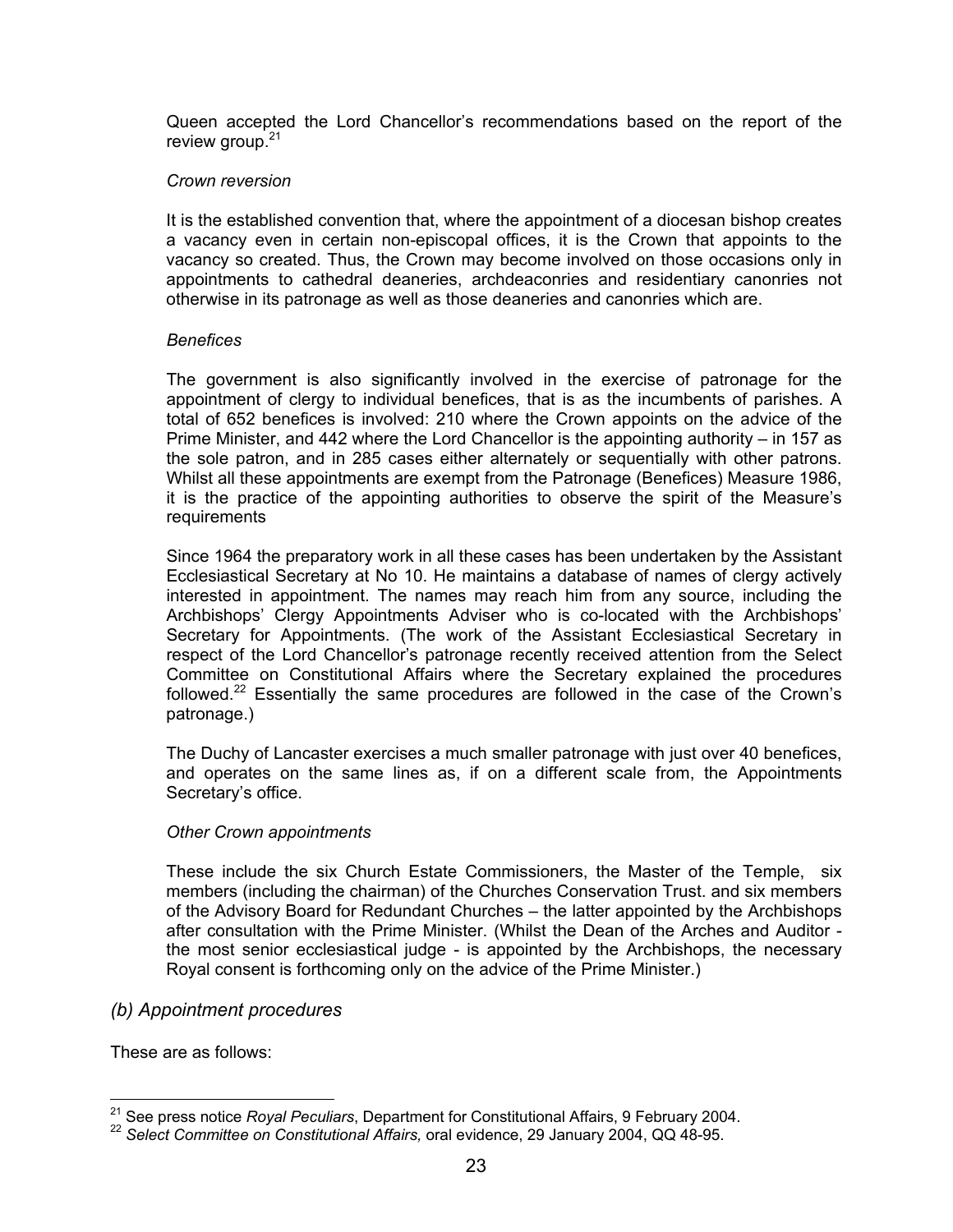Queen accepted the Lord Chancellor's recommendations based on the report of the review group.[21]

*Crown reversion*

It is the established convention that, where the appointment of a diocesan bishop creates a vacancy even in certain non-episcopal offices, it is the Crown that appoints to the vacancy so created. Thus, the Crown may become involved on those occasions only in appointments to cathedral deaneries, archdeaconries and residentiary canonries not otherwise in its patronage as well as those deaneries and canonries which are.

*Benefices*

The government is also significantly involved in the exercise of patronage for the appointment of clergy to individual benefices, that is as the incumbents of parishes. A total of 652 benefices is involved: 210 where the Crown appoints on the advice of the Prime Minister, and 442 where the Lord Chancellor is the appointing authority – in 157 as the sole patron, and in 285 cases either alternately or sequentially with other patrons. Whilst all these appointments are exempt from the Patronage (Benefices) Measure 1986, it is the practice of the appointing authorities to observe the spirit of the Measure's requirements

Since 1964 the preparatory work in all these cases has been undertaken by the Assistant Ecclesiastical Secretary at No 10. He maintains a database of names of clergy actively interested in appointment. The names may reach him from any source, including the Archbishops' Clergy Appointments Adviser who is co-located with the Archbishops' Secretary for Appointments. (The work of the Assistant Ecclesiastical Secretary in respect of the Lord Chancellor's patronage recently received attention from the Select Committee on Constitutional Affairs where the Secretary explained the procedures followed.[22] Essentially the same procedures are followed in the case of the Crown's patronage.)

The Duchy of Lancaster exercises a much smaller patronage with just over 40 benefices, and operates on the same lines as, if on a different scale from, the Appointments Secretary's office.

*Other Crown appointments*

These include the six Church Estate Commissioners, the Master of the Temple, six members (including the chairman) of the Churches Conservation Trust. and six members of the Advisory Board for Redundant Churches – the latter appointed by the Archbishops after consultation with the Prime Minister. (Whilst the Dean of the Arches and Auditor - the most senior ecclesiastical judge - is appointed by the Archbishops, the necessary Royal consent is forthcoming only on the advice of the Prime Minister.)

## *(b) Appointment procedures*

These are as follows:

---

[21] See press notice *Royal Peculiars*, Department for Constitutional Affairs, 9 February 2004.

[22] *Select Committee on Constitutional Affairs,* oral evidence, 29 January 2004, QQ 48-95.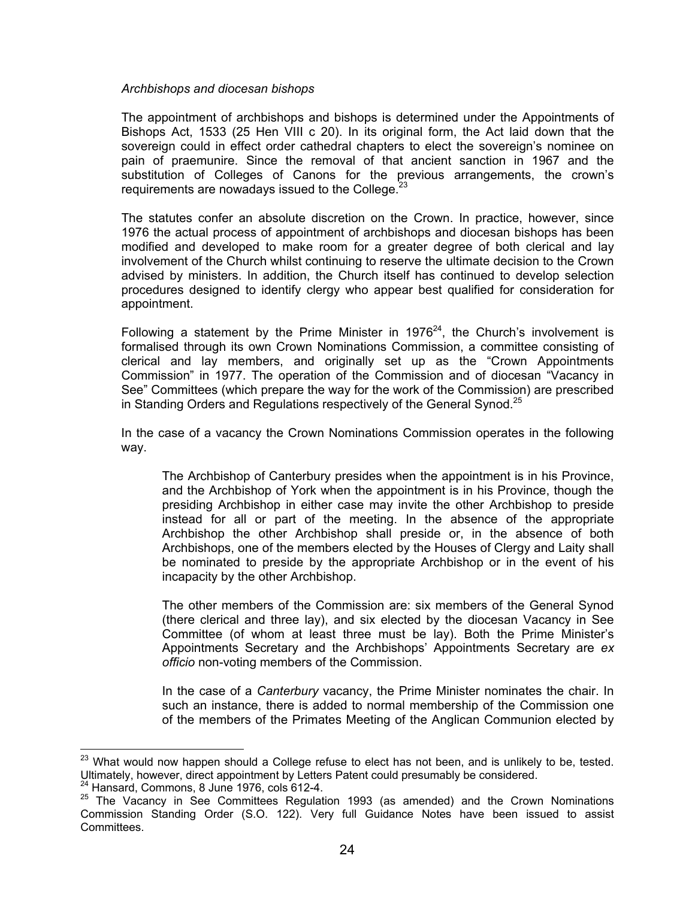*Archbishops and diocesan bishops*

The appointment of archbishops and bishops is determined under the Appointments of Bishops Act, 1533 (25 Hen VIII c 20). In its original form, the Act laid down that the sovereign could in effect order cathedral chapters to elect the sovereign's nominee on pain of praemunire. Since the removal of that ancient sanction in 1967 and the substitution of Colleges of Canons for the previous arrangements, the crown's requirements are nowadays issued to the College.[23]

The statutes confer an absolute discretion on the Crown. In practice, however, since 1976 the actual process of appointment of archbishops and diocesan bishops has been modified and developed to make room for a greater degree of both clerical and lay involvement of the Church whilst continuing to reserve the ultimate decision to the Crown advised by ministers. In addition, the Church itself has continued to develop selection procedures designed to identify clergy who appear best qualified for consideration for appointment.

Following a statement by the Prime Minister in 1976[24], the Church's involvement is formalised through its own Crown Nominations Commission, a committee consisting of clerical and lay members, and originally set up as the "Crown Appointments Commission" in 1977. The operation of the Commission and of diocesan "Vacancy in See" Committees (which prepare the way for the work of the Commission) are prescribed in Standing Orders and Regulations respectively of the General Synod.[25]

In the case of a vacancy the Crown Nominations Commission operates in the following way.

> The Archbishop of Canterbury presides when the appointment is in his Province, and the Archbishop of York when the appointment is in his Province, though the presiding Archbishop in either case may invite the other Archbishop to preside instead for all or part of the meeting. In the absence of the appropriate Archbishop the other Archbishop shall preside or, in the absence of both Archbishops, one of the members elected by the Houses of Clergy and Laity shall be nominated to preside by the appropriate Archbishop or in the event of his incapacity by the other Archbishop.
>
> The other members of the Commission are: six members of the General Synod (there clerical and three lay), and six elected by the diocesan Vacancy in See Committee (of whom at least three must be lay). Both the Prime Minister's Appointments Secretary and the Archbishops' Appointments Secretary are *ex officio* non-voting members of the Commission.
>
> In the case of a *Canterbury* vacancy, the Prime Minister nominates the chair. In such an instance, there is added to normal membership of the Commission one of the members of the Primates Meeting of the Anglican Communion elected by

---

[23] What would now happen should a College refuse to elect has not been, and is unlikely to be, tested. Ultimately, however, direct appointment by Letters Patent could presumably be considered.

[24] Hansard, Commons, 8 June 1976, cols 612-4.

[25] The Vacancy in See Committees Regulation 1993 (as amended) and the Crown Nominations Commission Standing Order (S.O. 122). Very full Guidance Notes have been issued to assist Committees.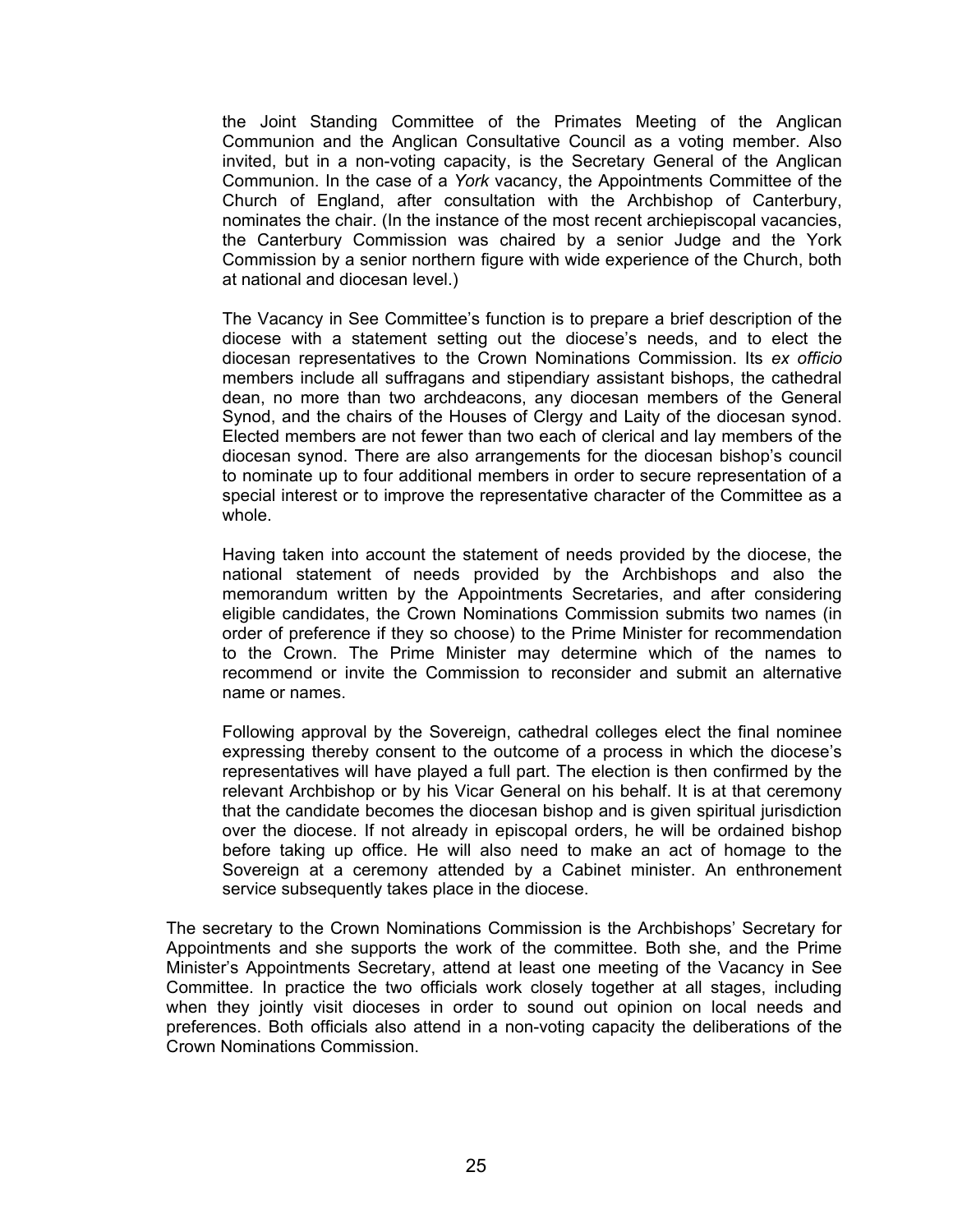the Joint Standing Committee of the Primates Meeting of the Anglican Communion and the Anglican Consultative Council as a voting member. Also invited, but in a non-voting capacity, is the Secretary General of the Anglican Communion. In the case of a *York* vacancy, the Appointments Committee of the Church of England, after consultation with the Archbishop of Canterbury, nominates the chair. (In the instance of the most recent archiepiscopal vacancies, the Canterbury Commission was chaired by a senior Judge and the York Commission by a senior northern figure with wide experience of the Church, both at national and diocesan level.)

The Vacancy in See Committee's function is to prepare a brief description of the diocese with a statement setting out the diocese's needs, and to elect the diocesan representatives to the Crown Nominations Commission. Its *ex officio* members include all suffragans and stipendiary assistant bishops, the cathedral dean, no more than two archdeacons, any diocesan members of the General Synod, and the chairs of the Houses of Clergy and Laity of the diocesan synod. Elected members are not fewer than two each of clerical and lay members of the diocesan synod. There are also arrangements for the diocesan bishop's council to nominate up to four additional members in order to secure representation of a special interest or to improve the representative character of the Committee as a whole.

Having taken into account the statement of needs provided by the diocese, the national statement of needs provided by the Archbishops and also the memorandum written by the Appointments Secretaries, and after considering eligible candidates, the Crown Nominations Commission submits two names (in order of preference if they so choose) to the Prime Minister for recommendation to the Crown. The Prime Minister may determine which of the names to recommend or invite the Commission to reconsider and submit an alternative name or names.

Following approval by the Sovereign, cathedral colleges elect the final nominee expressing thereby consent to the outcome of a process in which the diocese's representatives will have played a full part. The election is then confirmed by the relevant Archbishop or by his Vicar General on his behalf. It is at that ceremony that the candidate becomes the diocesan bishop and is given spiritual jurisdiction over the diocese. If not already in episcopal orders, he will be ordained bishop before taking up office. He will also need to make an act of homage to the Sovereign at a ceremony attended by a Cabinet minister. An enthronement service subsequently takes place in the diocese.

The secretary to the Crown Nominations Commission is the Archbishops' Secretary for Appointments and she supports the work of the committee. Both she, and the Prime Minister's Appointments Secretary, attend at least one meeting of the Vacancy in See Committee. In practice the two officials work closely together at all stages, including when they jointly visit dioceses in order to sound out opinion on local needs and preferences. Both officials also attend in a non-voting capacity the deliberations of the Crown Nominations Commission.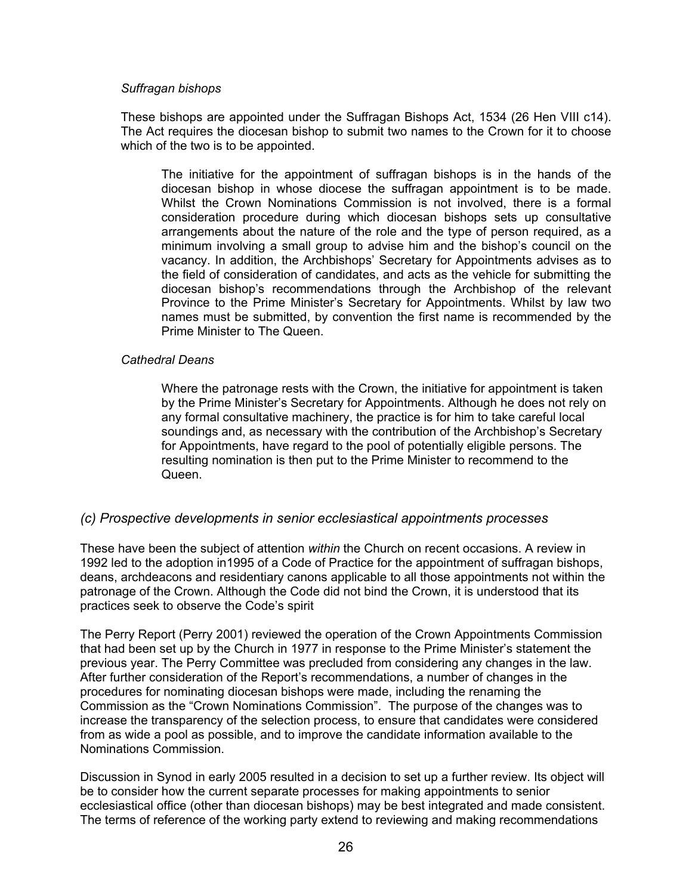*Suffragan bishops*

These bishops are appointed under the Suffragan Bishops Act, 1534 (26 Hen VIII c14). The Act requires the diocesan bishop to submit two names to the Crown for it to choose which of the two is to be appointed.

> The initiative for the appointment of suffragan bishops is in the hands of the diocesan bishop in whose diocese the suffragan appointment is to be made. Whilst the Crown Nominations Commission is not involved, there is a formal consideration procedure during which diocesan bishops sets up consultative arrangements about the nature of the role and the type of person required, as a minimum involving a small group to advise him and the bishop's council on the vacancy. In addition, the Archbishops' Secretary for Appointments advises as to the field of consideration of candidates, and acts as the vehicle for submitting the diocesan bishop's recommendations through the Archbishop of the relevant Province to the Prime Minister's Secretary for Appointments. Whilst by law two names must be submitted, by convention the first name is recommended by the Prime Minister to The Queen.

*Cathedral Deans*

> Where the patronage rests with the Crown, the initiative for appointment is taken by the Prime Minister's Secretary for Appointments. Although he does not rely on any formal consultative machinery, the practice is for him to take careful local soundings and, as necessary with the contribution of the Archbishop's Secretary for Appointments, have regard to the pool of potentially eligible persons. The resulting nomination is then put to the Prime Minister to recommend to the Queen.

### *(c) Prospective developments in senior ecclesiastical appointments processes*

These have been the subject of attention *within* the Church on recent occasions. A review in 1992 led to the adoption in1995 of a Code of Practice for the appointment of suffragan bishops, deans, archdeacons and residentiary canons applicable to all those appointments not within the patronage of the Crown. Although the Code did not bind the Crown, it is understood that its practices seek to observe the Code's spirit

The Perry Report (Perry 2001) reviewed the operation of the Crown Appointments Commission that had been set up by the Church in 1977 in response to the Prime Minister's statement the previous year. The Perry Committee was precluded from considering any changes in the law. After further consideration of the Report's recommendations, a number of changes in the procedures for nominating diocesan bishops were made, including the renaming the Commission as the "Crown Nominations Commission". The purpose of the changes was to increase the transparency of the selection process, to ensure that candidates were considered from as wide a pool as possible, and to improve the candidate information available to the Nominations Commission.

Discussion in Synod in early 2005 resulted in a decision to set up a further review. Its object will be to consider how the current separate processes for making appointments to senior ecclesiastical office (other than diocesan bishops) may be best integrated and made consistent. The terms of reference of the working party extend to reviewing and making recommendations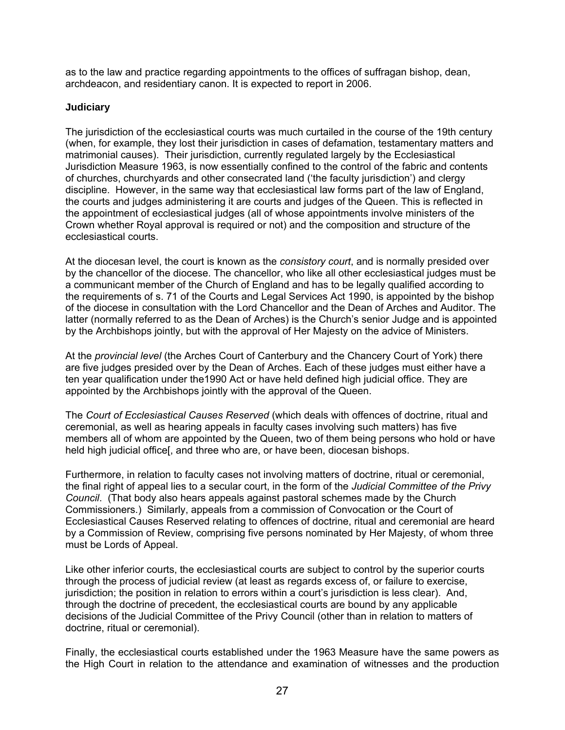as to the law and practice regarding appointments to the offices of suffragan bishop, dean, archdeacon, and residentiary canon. It is expected to report in 2006.

**Judiciary**

The jurisdiction of the ecclesiastical courts was much curtailed in the course of the 19th century (when, for example, they lost their jurisdiction in cases of defamation, testamentary matters and matrimonial causes). Their jurisdiction, currently regulated largely by the Ecclesiastical Jurisdiction Measure 1963, is now essentially confined to the control of the fabric and contents of churches, churchyards and other consecrated land ('the faculty jurisdiction') and clergy discipline. However, in the same way that ecclesiastical law forms part of the law of England, the courts and judges administering it are courts and judges of the Queen. This is reflected in the appointment of ecclesiastical judges (all of whose appointments involve ministers of the Crown whether Royal approval is required or not) and the composition and structure of the ecclesiastical courts.

At the diocesan level, the court is known as the *consistory court*, and is normally presided over by the chancellor of the diocese. The chancellor, who like all other ecclesiastical judges must be a communicant member of the Church of England and has to be legally qualified according to the requirements of s. 71 of the Courts and Legal Services Act 1990, is appointed by the bishop of the diocese in consultation with the Lord Chancellor and the Dean of Arches and Auditor. The latter (normally referred to as the Dean of Arches) is the Church's senior Judge and is appointed by the Archbishops jointly, but with the approval of Her Majesty on the advice of Ministers.

At the *provincial level* (the Arches Court of Canterbury and the Chancery Court of York) there are five judges presided over by the Dean of Arches. Each of these judges must either have a ten year qualification under the1990 Act or have held defined high judicial office. They are appointed by the Archbishops jointly with the approval of the Queen.

The *Court of Ecclesiastical Causes Reserved* (which deals with offences of doctrine, ritual and ceremonial, as well as hearing appeals in faculty cases involving such matters) has five members all of whom are appointed by the Queen, two of them being persons who hold or have held high judicial office[, and three who are, or have been, diocesan bishops.

Furthermore, in relation to faculty cases not involving matters of doctrine, ritual or ceremonial, the final right of appeal lies to a secular court, in the form of the *Judicial Committee of the Privy Council*. (That body also hears appeals against pastoral schemes made by the Church Commissioners.) Similarly, appeals from a commission of Convocation or the Court of Ecclesiastical Causes Reserved relating to offences of doctrine, ritual and ceremonial are heard by a Commission of Review, comprising five persons nominated by Her Majesty, of whom three must be Lords of Appeal.

Like other inferior courts, the ecclesiastical courts are subject to control by the superior courts through the process of judicial review (at least as regards excess of, or failure to exercise, jurisdiction; the position in relation to errors within a court's jurisdiction is less clear). And, through the doctrine of precedent, the ecclesiastical courts are bound by any applicable decisions of the Judicial Committee of the Privy Council (other than in relation to matters of doctrine, ritual or ceremonial).

Finally, the ecclesiastical courts established under the 1963 Measure have the same powers as the High Court in relation to the attendance and examination of witnesses and the production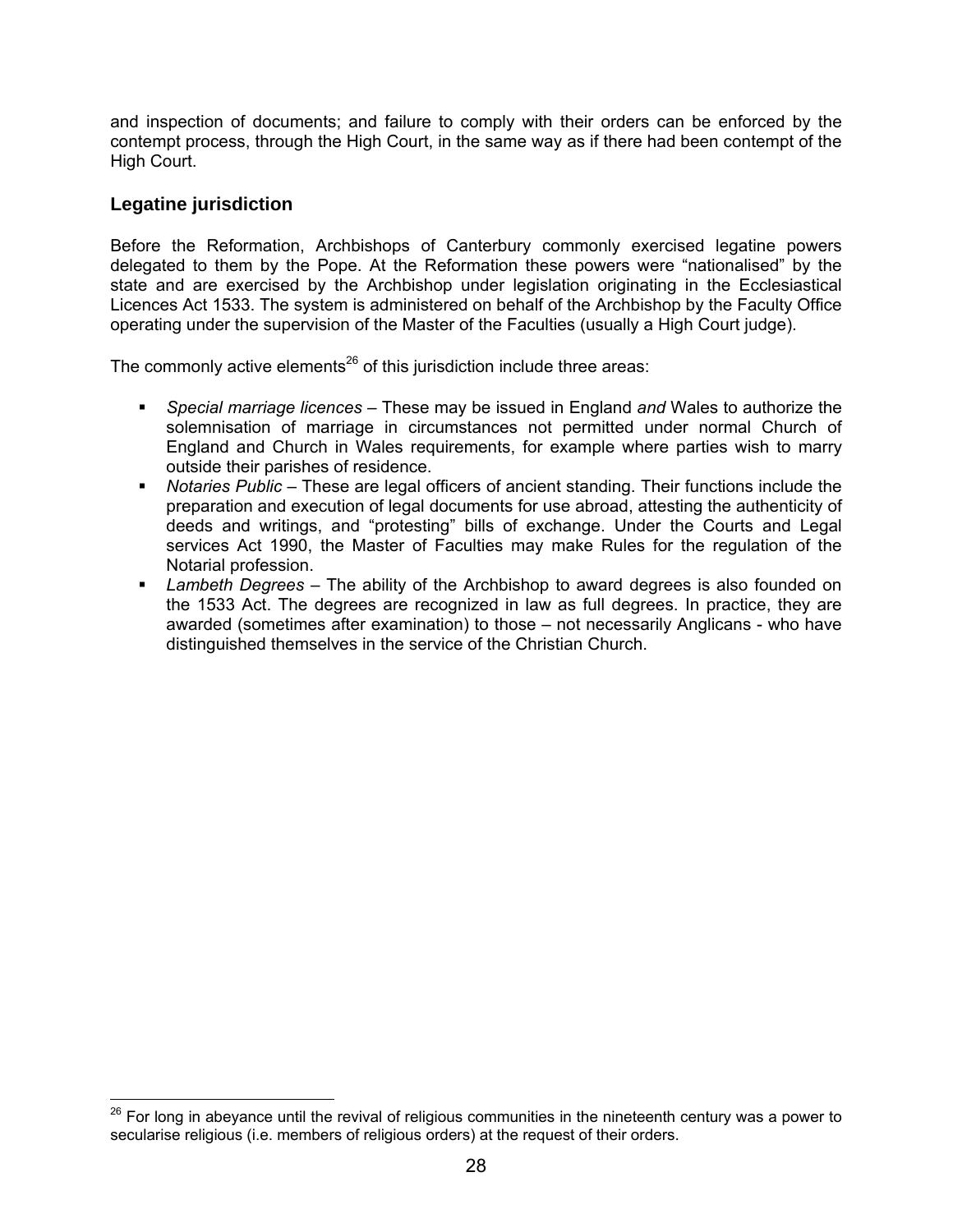and inspection of documents; and failure to comply with their orders can be enforced by the contempt process, through the High Court, in the same way as if there had been contempt of the High Court.

## Legatine jurisdiction

Before the Reformation, Archbishops of Canterbury commonly exercised legatine powers delegated to them by the Pope. At the Reformation these powers were "nationalised" by the state and are exercised by the Archbishop under legislation originating in the Ecclesiastical Licences Act 1533. The system is administered on behalf of the Archbishop by the Faculty Office operating under the supervision of the Master of the Faculties (usually a High Court judge).

The commonly active elements[26] of this jurisdiction include three areas:

- *Special marriage licences* – These may be issued in England *and* Wales to authorize the solemnisation of marriage in circumstances not permitted under normal Church of England and Church in Wales requirements, for example where parties wish to marry outside their parishes of residence.
- *Notaries Public* – These are legal officers of ancient standing. Their functions include the preparation and execution of legal documents for use abroad, attesting the authenticity of deeds and writings, and "protesting" bills of exchange. Under the Courts and Legal services Act 1990, the Master of Faculties may make Rules for the regulation of the Notarial profession.
- *Lambeth Degrees* – The ability of the Archbishop to award degrees is also founded on the 1533 Act. The degrees are recognized in law as full degrees. In practice, they are awarded (sometimes after examination) to those – not necessarily Anglicans - who have distinguished themselves in the service of the Christian Church.

[26] For long in abeyance until the revival of religious communities in the nineteenth century was a power to secularise religious (i.e. members of religious orders) at the request of their orders.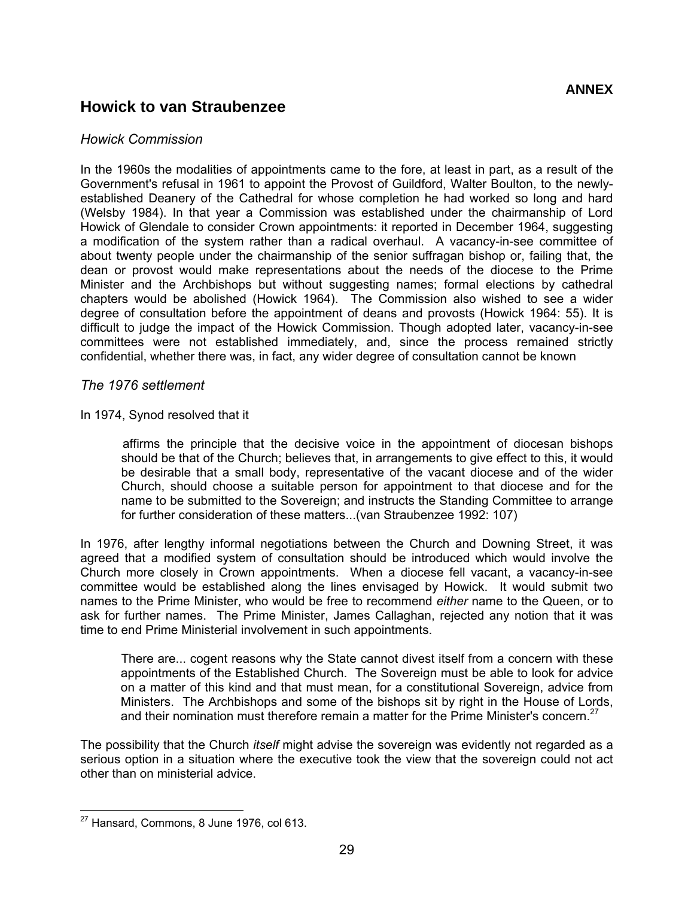**ANNEX**

## Howick to van Straubenzee

### *Howick Commission*

In the 1960s the modalities of appointments came to the fore, at least in part, as a result of the Government's refusal in 1961 to appoint the Provost of Guildford, Walter Boulton, to the newly-established Deanery of the Cathedral for whose completion he had worked so long and hard (Welsby 1984). In that year a Commission was established under the chairmanship of Lord Howick of Glendale to consider Crown appointments: it reported in December 1964, suggesting a modification of the system rather than a radical overhaul. A vacancy-in-see committee of about twenty people under the chairmanship of the senior suffragan bishop or, failing that, the dean or provost would make representations about the needs of the diocese to the Prime Minister and the Archbishops but without suggesting names; formal elections by cathedral chapters would be abolished (Howick 1964). The Commission also wished to see a wider degree of consultation before the appointment of deans and provosts (Howick 1964: 55). It is difficult to judge the impact of the Howick Commission. Though adopted later, vacancy-in-see committees were not established immediately, and, since the process remained strictly confidential, whether there was, in fact, any wider degree of consultation cannot be known

### *The 1976 settlement*

In 1974, Synod resolved that it

> affirms the principle that the decisive voice in the appointment of diocesan bishops should be that of the Church; believes that, in arrangements to give effect to this, it would be desirable that a small body, representative of the vacant diocese and of the wider Church, should choose a suitable person for appointment to that diocese and for the name to be submitted to the Sovereign; and instructs the Standing Committee to arrange for further consideration of these matters...(van Straubenzee 1992: 107)

In 1976, after lengthy informal negotiations between the Church and Downing Street, it was agreed that a modified system of consultation should be introduced which would involve the Church more closely in Crown appointments. When a diocese fell vacant, a vacancy-in-see committee would be established along the lines envisaged by Howick. It would submit two names to the Prime Minister, who would be free to recommend *either* name to the Queen, or to ask for further names. The Prime Minister, James Callaghan, rejected any notion that it was time to end Prime Ministerial involvement in such appointments.

> There are... cogent reasons why the State cannot divest itself from a concern with these appointments of the Established Church. The Sovereign must be able to look for advice on a matter of this kind and that must mean, for a constitutional Sovereign, advice from Ministers. The Archbishops and some of the bishops sit by right in the House of Lords, and their nomination must therefore remain a matter for the Prime Minister's concern.[27]

The possibility that the Church *itself* might advise the sovereign was evidently not regarded as a serious option in a situation where the executive took the view that the sovereign could not act other than on ministerial advice.

---

[27] Hansard, Commons, 8 June 1976, col 613.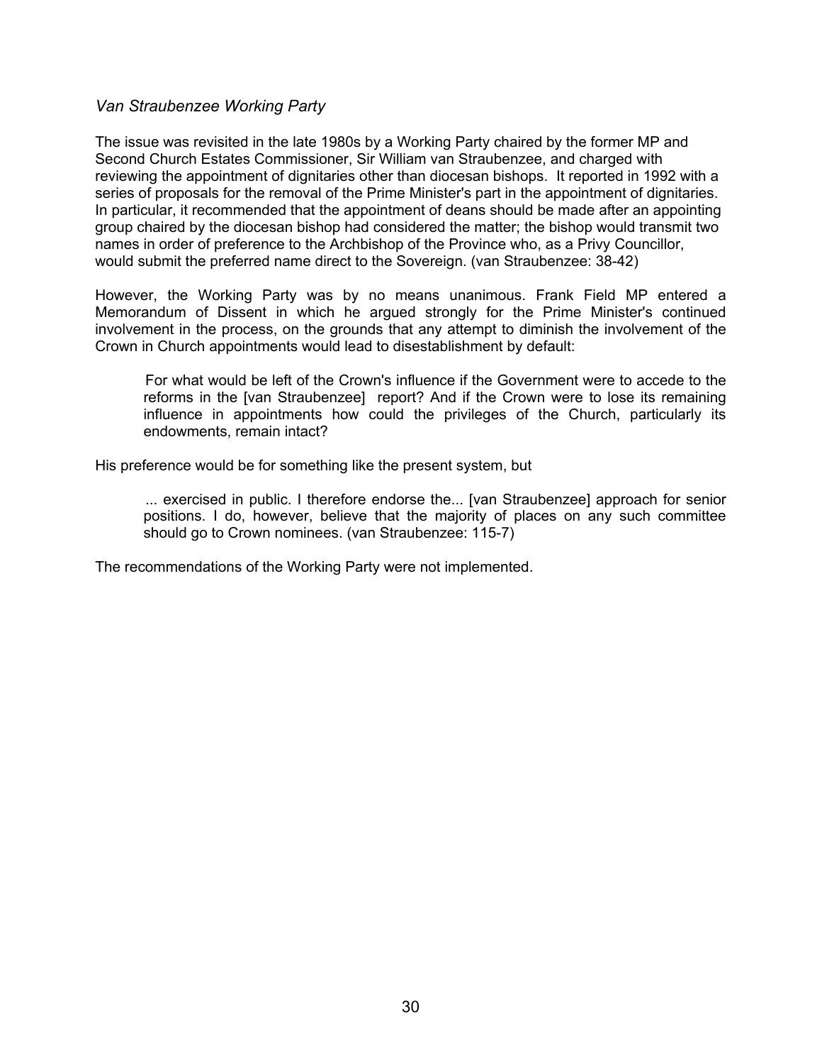*Van Straubenzee Working Party*

The issue was revisited in the late 1980s by a Working Party chaired by the former MP and Second Church Estates Commissioner, Sir William van Straubenzee, and charged with reviewing the appointment of dignitaries other than diocesan bishops. It reported in 1992 with a series of proposals for the removal of the Prime Minister's part in the appointment of dignitaries. In particular, it recommended that the appointment of deans should be made after an appointing group chaired by the diocesan bishop had considered the matter; the bishop would transmit two names in order of preference to the Archbishop of the Province who, as a Privy Councillor, would submit the preferred name direct to the Sovereign. (van Straubenzee: 38-42)

However, the Working Party was by no means unanimous. Frank Field MP entered a Memorandum of Dissent in which he argued strongly for the Prime Minister's continued involvement in the process, on the grounds that any attempt to diminish the involvement of the Crown in Church appointments would lead to disestablishment by default:

> For what would be left of the Crown's influence if the Government were to accede to the reforms in the [van Straubenzee] report? And if the Crown were to lose its remaining influence in appointments how could the privileges of the Church, particularly its endowments, remain intact?

His preference would be for something like the present system, but

> ... exercised in public. I therefore endorse the... [van Straubenzee] approach for senior positions. I do, however, believe that the majority of places on any such committee should go to Crown nominees. (van Straubenzee: 115-7)

The recommendations of the Working Party were not implemented.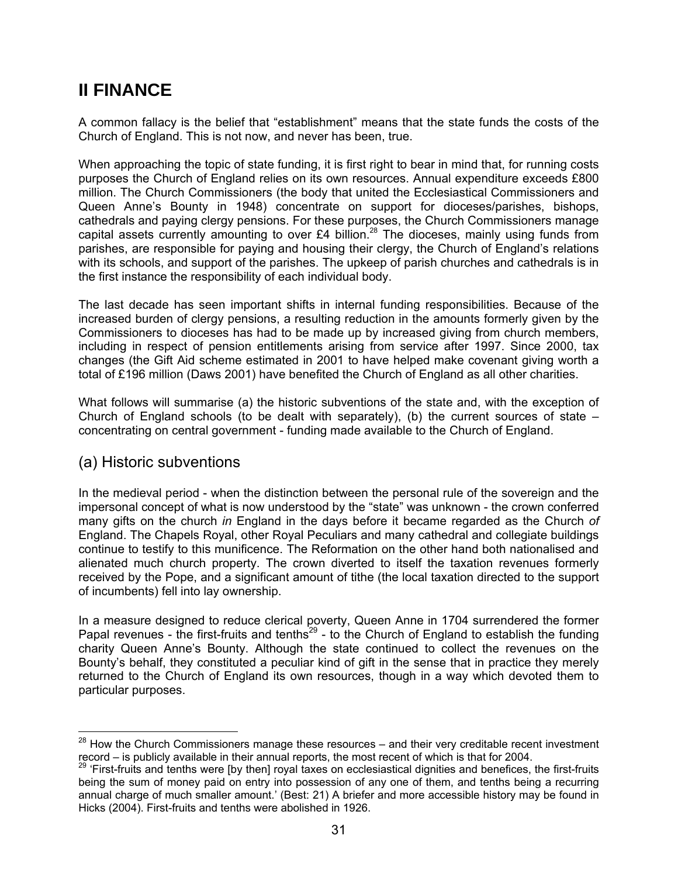# II FINANCE

A common fallacy is the belief that "establishment" means that the state funds the costs of the Church of England. This is not now, and never has been, true.

When approaching the topic of state funding, it is first right to bear in mind that, for running costs purposes the Church of England relies on its own resources. Annual expenditure exceeds £800 million. The Church Commissioners (the body that united the Ecclesiastical Commissioners and Queen Anne's Bounty in 1948) concentrate on support for dioceses/parishes, bishops, cathedrals and paying clergy pensions. For these purposes, the Church Commissioners manage capital assets currently amounting to over £4 billion.[28] The dioceses, mainly using funds from parishes, are responsible for paying and housing their clergy, the Church of England's relations with its schools, and support of the parishes. The upkeep of parish churches and cathedrals is in the first instance the responsibility of each individual body.

The last decade has seen important shifts in internal funding responsibilities. Because of the increased burden of clergy pensions, a resulting reduction in the amounts formerly given by the Commissioners to dioceses has had to be made up by increased giving from church members, including in respect of pension entitlements arising from service after 1997. Since 2000, tax changes (the Gift Aid scheme estimated in 2001 to have helped make covenant giving worth a total of £196 million (Daws 2001) have benefited the Church of England as all other charities.

What follows will summarise (a) the historic subventions of the state and, with the exception of Church of England schools (to be dealt with separately), (b) the current sources of state – concentrating on central government - funding made available to the Church of England.

## (a) Historic subventions

In the medieval period - when the distinction between the personal rule of the sovereign and the impersonal concept of what is now understood by the "state" was unknown - the crown conferred many gifts on the church *in* England in the days before it became regarded as the Church *of* England. The Chapels Royal, other Royal Peculiars and many cathedral and collegiate buildings continue to testify to this munificence. The Reformation on the other hand both nationalised and alienated much church property. The crown diverted to itself the taxation revenues formerly received by the Pope, and a significant amount of tithe (the local taxation directed to the support of incumbents) fell into lay ownership.

In a measure designed to reduce clerical poverty, Queen Anne in 1704 surrendered the former Papal revenues - the first-fruits and tenths[29] - to the Church of England to establish the funding charity Queen Anne's Bounty. Although the state continued to collect the revenues on the Bounty's behalf, they constituted a peculiar kind of gift in the sense that in practice they merely returned to the Church of England its own resources, though in a way which devoted them to particular purposes.

---

[28] How the Church Commissioners manage these resources – and their very creditable recent investment record – is publicly available in their annual reports, the most recent of which is that for 2004.

[29] 'First-fruits and tenths were [by then] royal taxes on ecclesiastical dignities and benefices, the first-fruits being the sum of money paid on entry into possession of any one of them, and tenths being a recurring annual charge of much smaller amount.' (Best: 21) A briefer and more accessible history may be found in Hicks (2004). First-fruits and tenths were abolished in 1926.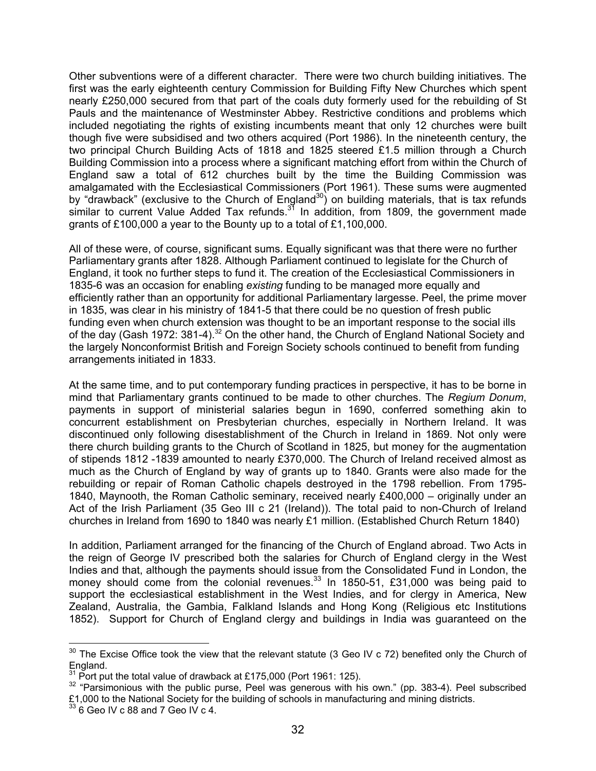Other subventions were of a different character. There were two church building initiatives. The first was the early eighteenth century Commission for Building Fifty New Churches which spent nearly £250,000 secured from that part of the coals duty formerly used for the rebuilding of St Pauls and the maintenance of Westminster Abbey. Restrictive conditions and problems which included negotiating the rights of existing incumbents meant that only 12 churches were built though five were subsidised and two others acquired (Port 1986). In the nineteenth century, the two principal Church Building Acts of 1818 and 1825 steered £1.5 million through a Church Building Commission into a process where a significant matching effort from within the Church of England saw a total of 612 churches built by the time the Building Commission was amalgamated with the Ecclesiastical Commissioners (Port 1961). These sums were augmented by "drawback" (exclusive to the Church of England[30]) on building materials, that is tax refunds similar to current Value Added Tax refunds.[31] In addition, from 1809, the government made grants of £100,000 a year to the Bounty up to a total of £1,100,000.

All of these were, of course, significant sums. Equally significant was that there were no further Parliamentary grants after 1828. Although Parliament continued to legislate for the Church of England, it took no further steps to fund it. The creation of the Ecclesiastical Commissioners in 1835-6 was an occasion for enabling *existing* funding to be managed more equally and efficiently rather than an opportunity for additional Parliamentary largesse. Peel, the prime mover in 1835, was clear in his ministry of 1841-5 that there could be no question of fresh public funding even when church extension was thought to be an important response to the social ills of the day (Gash 1972: 381-4).[32] On the other hand, the Church of England National Society and the largely Nonconformist British and Foreign Society schools continued to benefit from funding arrangements initiated in 1833.

At the same time, and to put contemporary funding practices in perspective, it has to be borne in mind that Parliamentary grants continued to be made to other churches. The *Regium Donum*, payments in support of ministerial salaries begun in 1690, conferred something akin to concurrent establishment on Presbyterian churches, especially in Northern Ireland. It was discontinued only following disestablishment of the Church in Ireland in 1869. Not only were there church building grants to the Church of Scotland in 1825, but money for the augmentation of stipends 1812 -1839 amounted to nearly £370,000. The Church of Ireland received almost as much as the Church of England by way of grants up to 1840. Grants were also made for the rebuilding or repair of Roman Catholic chapels destroyed in the 1798 rebellion. From 1795-1840, Maynooth, the Roman Catholic seminary, received nearly £400,000 – originally under an Act of the Irish Parliament (35 Geo III c 21 (Ireland)). The total paid to non-Church of Ireland churches in Ireland from 1690 to 1840 was nearly £1 million. (Established Church Return 1840)

In addition, Parliament arranged for the financing of the Church of England abroad. Two Acts in the reign of George IV prescribed both the salaries for Church of England clergy in the West Indies and that, although the payments should issue from the Consolidated Fund in London, the money should come from the colonial revenues.[33] In 1850-51, £31,000 was being paid to support the ecclesiastical establishment in the West Indies, and for clergy in America, New Zealand, Australia, the Gambia, Falkland Islands and Hong Kong (Religious etc Institutions 1852). Support for Church of England clergy and buildings in India was guaranteed on the

---

[30] The Excise Office took the view that the relevant statute (3 Geo IV c 72) benefited only the Church of England.

[31] Port put the total value of drawback at £175,000 (Port 1961: 125).

[32] "Parsimonious with the public purse, Peel was generous with his own." (pp. 383-4). Peel subscribed £1,000 to the National Society for the building of schools in manufacturing and mining districts.

[33] 6 Geo IV c 88 and 7 Geo IV c 4.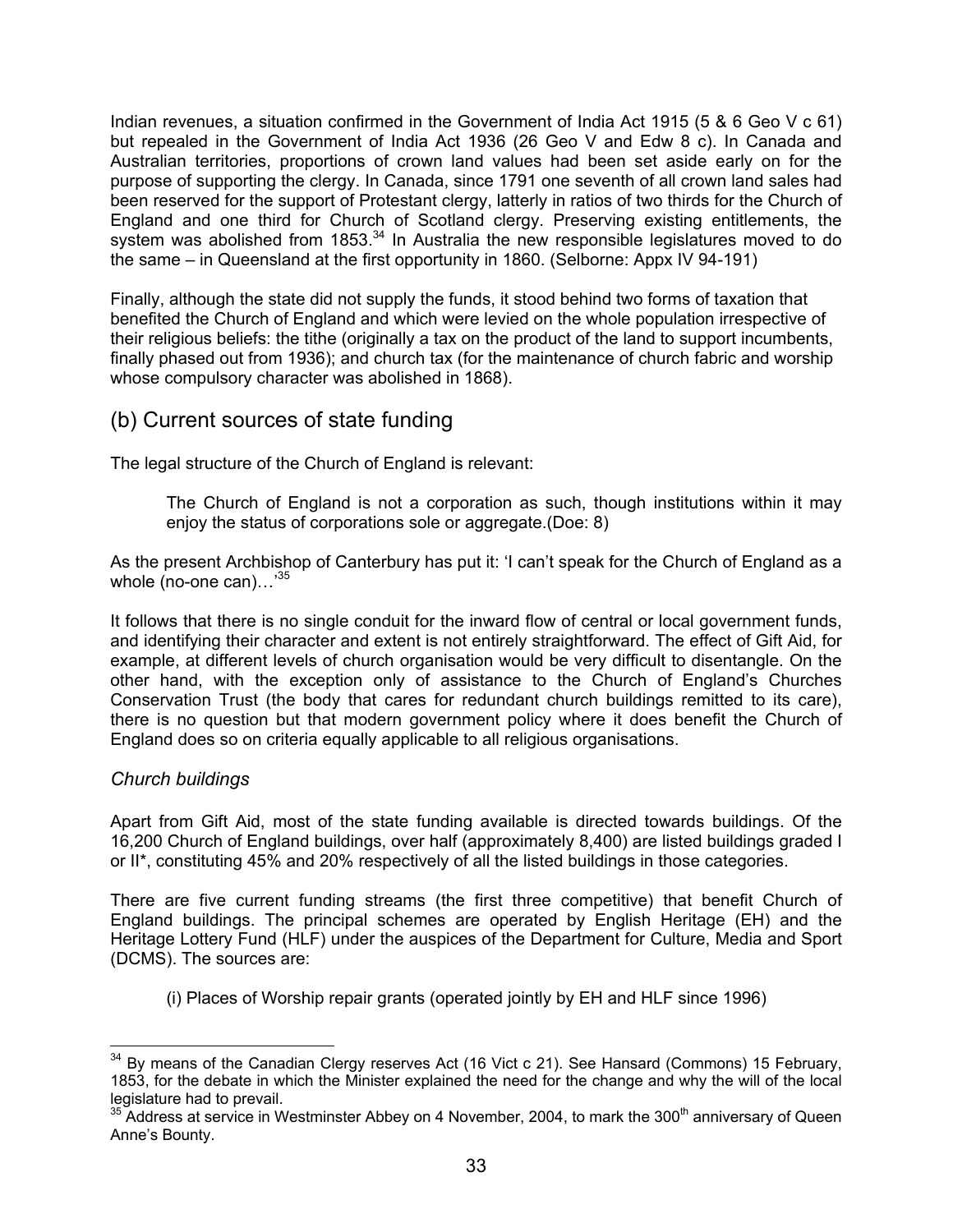Indian revenues, a situation confirmed in the Government of India Act 1915 (5 & 6 Geo V c 61) but repealed in the Government of India Act 1936 (26 Geo V and Edw 8 c). In Canada and Australian territories, proportions of crown land values had been set aside early on for the purpose of supporting the clergy. In Canada, since 1791 one seventh of all crown land sales had been reserved for the support of Protestant clergy, latterly in ratios of two thirds for the Church of England and one third for Church of Scotland clergy. Preserving existing entitlements, the system was abolished from 1853.[34] In Australia the new responsible legislatures moved to do the same – in Queensland at the first opportunity in 1860. (Selborne: Appx IV 94-191)

Finally, although the state did not supply the funds, it stood behind two forms of taxation that benefited the Church of England and which were levied on the whole population irrespective of their religious beliefs: the tithe (originally a tax on the product of the land to support incumbents, finally phased out from 1936); and church tax (for the maintenance of church fabric and worship whose compulsory character was abolished in 1868).

## (b) Current sources of state funding

The legal structure of the Church of England is relevant:

> The Church of England is not a corporation as such, though institutions within it may enjoy the status of corporations sole or aggregate.(Doe: 8)

As the present Archbishop of Canterbury has put it: 'I can't speak for the Church of England as a whole (no-one can)…'[35]

It follows that there is no single conduit for the inward flow of central or local government funds, and identifying their character and extent is not entirely straightforward. The effect of Gift Aid, for example, at different levels of church organisation would be very difficult to disentangle. On the other hand, with the exception only of assistance to the Church of England's Churches Conservation Trust (the body that cares for redundant church buildings remitted to its care), there is no question but that modern government policy where it does benefit the Church of England does so on criteria equally applicable to all religious organisations.

### *Church buildings*

Apart from Gift Aid, most of the state funding available is directed towards buildings. Of the 16,200 Church of England buildings, over half (approximately 8,400) are listed buildings graded I or II*, constituting 45% and 20% respectively of all the listed buildings in those categories.

There are five current funding streams (the first three competitive) that benefit Church of England buildings. The principal schemes are operated by English Heritage (EH) and the Heritage Lottery Fund (HLF) under the auspices of the Department for Culture, Media and Sport (DCMS). The sources are:

(i) Places of Worship repair grants (operated jointly by EH and HLF since 1996)

---

[34] By means of the Canadian Clergy reserves Act (16 Vict c 21). See Hansard (Commons) 15 February, 1853, for the debate in which the Minister explained the need for the change and why the will of the local legislature had to prevail.

[35] Address at service in Westminster Abbey on 4 November, 2004, to mark the 300th anniversary of Queen Anne's Bounty.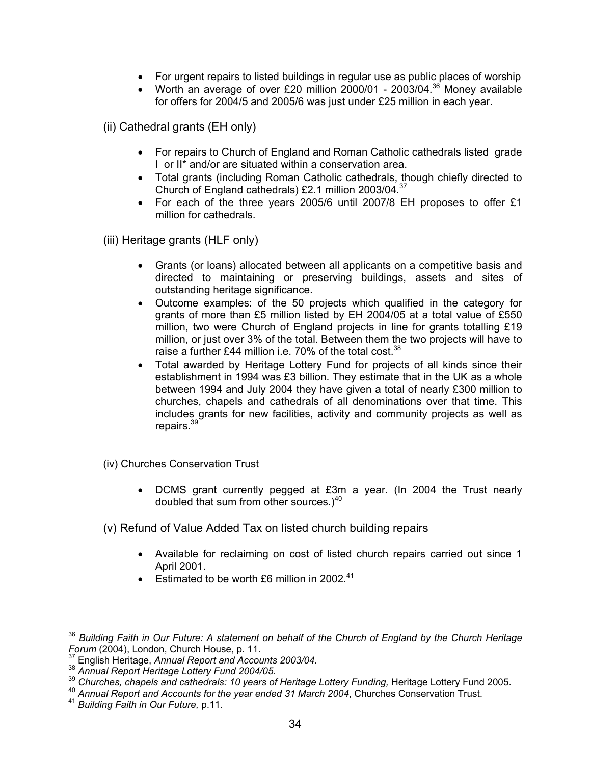- For urgent repairs to listed buildings in regular use as public places of worship
- Worth an average of over £20 million 2000/01 - 2003/04.[36] Money available for offers for 2004/5 and 2005/6 was just under £25 million in each year.

(ii) Cathedral grants (EH only)

- For repairs to Church of England and Roman Catholic cathedrals listed grade I or II* and/or are situated within a conservation area.
- Total grants (including Roman Catholic cathedrals, though chiefly directed to Church of England cathedrals) £2.1 million 2003/04.[37]
- For each of the three years 2005/6 until 2007/8 EH proposes to offer £1 million for cathedrals.

(iii) Heritage grants (HLF only)

- Grants (or loans) allocated between all applicants on a competitive basis and directed to maintaining or preserving buildings, assets and sites of outstanding heritage significance.
- Outcome examples: of the 50 projects which qualified in the category for grants of more than £5 million listed by EH 2004/05 at a total value of £550 million, two were Church of England projects in line for grants totalling £19 million, or just over 3% of the total. Between them the two projects will have to raise a further £44 million i.e. 70% of the total cost.[38]
- Total awarded by Heritage Lottery Fund for projects of all kinds since their establishment in 1994 was £3 billion. They estimate that in the UK as a whole between 1994 and July 2004 they have given a total of nearly £300 million to churches, chapels and cathedrals of all denominations over that time. This includes grants for new facilities, activity and community projects as well as repairs.[39]

(iv) Churches Conservation Trust

- DCMS grant currently pegged at £3m a year. (In 2004 the Trust nearly doubled that sum from other sources.)[40]

(v) Refund of Value Added Tax on listed church building repairs

- Available for reclaiming on cost of listed church repairs carried out since 1 April 2001.
- Estimated to be worth £6 million in 2002.[41]

---

[36] *Building Faith in Our Future: A statement on behalf of the Church of England by the Church Heritage Forum* (2004), London, Church House, p. 11.

[37] English Heritage, *Annual Report and Accounts 2003/04.*

[38] *Annual Report Heritage Lottery Fund 2004/05.*

[39] *Churches, chapels and cathedrals: 10 years of Heritage Lottery Funding,* Heritage Lottery Fund 2005.

[40] *Annual Report and Accounts for the year ended 31 March 2004*, Churches Conservation Trust.

[41] *Building Faith in Our Future,* p.11.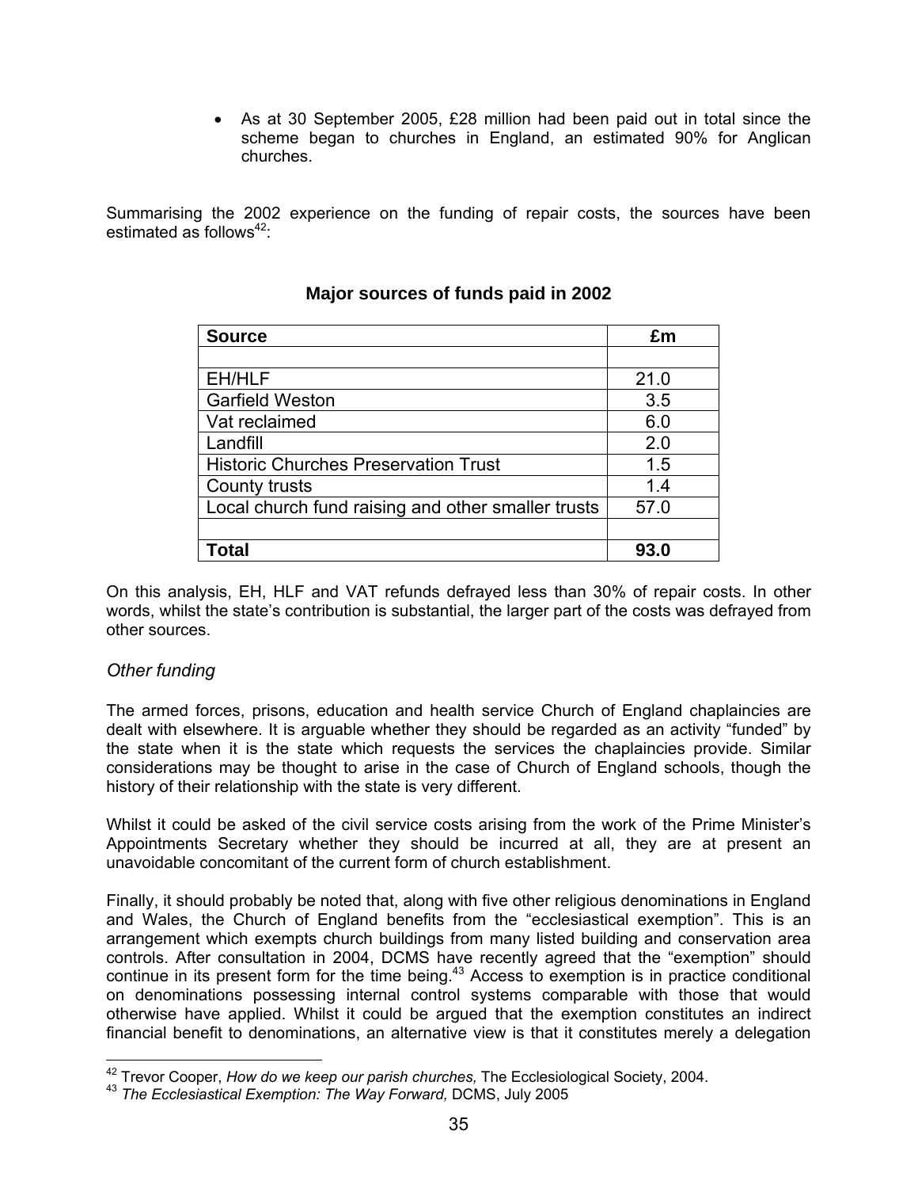- As at 30 September 2005, £28 million had been paid out in total since the scheme began to churches in England, an estimated 90% for Anglican churches.

Summarising the 2002 experience on the funding of repair costs, the sources have been estimated as follows[42]:

**Major sources of funds paid in 2002**

| Source | £m |
|---|---|
| | |
| EH/HLF | 21.0 |
| Garfield Weston | 3.5 |
| Vat reclaimed | 6.0 |
| Landfill | 2.0 |
| Historic Churches Preservation Trust | 1.5 |
| County trusts | 1.4 |
| Local church fund raising and other smaller trusts | 57.0 |
| | |
| **Total** | **93.0** |

On this analysis, EH, HLF and VAT refunds defrayed less than 30% of repair costs. In other words, whilst the state's contribution is substantial, the larger part of the costs was defrayed from other sources.

### *Other funding*

The armed forces, prisons, education and health service Church of England chaplaincies are dealt with elsewhere. It is arguable whether they should be regarded as an activity "funded" by the state when it is the state which requests the services the chaplaincies provide. Similar considerations may be thought to arise in the case of Church of England schools, though the history of their relationship with the state is very different.

Whilst it could be asked of the civil service costs arising from the work of the Prime Minister's Appointments Secretary whether they should be incurred at all, they are at present an unavoidable concomitant of the current form of church establishment.

Finally, it should probably be noted that, along with five other religious denominations in England and Wales, the Church of England benefits from the "ecclesiastical exemption". This is an arrangement which exempts church buildings from many listed building and conservation area controls. After consultation in 2004, DCMS have recently agreed that the "exemption" should continue in its present form for the time being.[43] Access to exemption is in practice conditional on denominations possessing internal control systems comparable with those that would otherwise have applied. Whilst it could be argued that the exemption constitutes an indirect financial benefit to denominations, an alternative view is that it constitutes merely a delegation

---

[42] Trevor Cooper, *How do we keep our parish churches,* The Ecclesiological Society, 2004.

[43] *The Ecclesiastical Exemption: The Way Forward,* DCMS, July 2005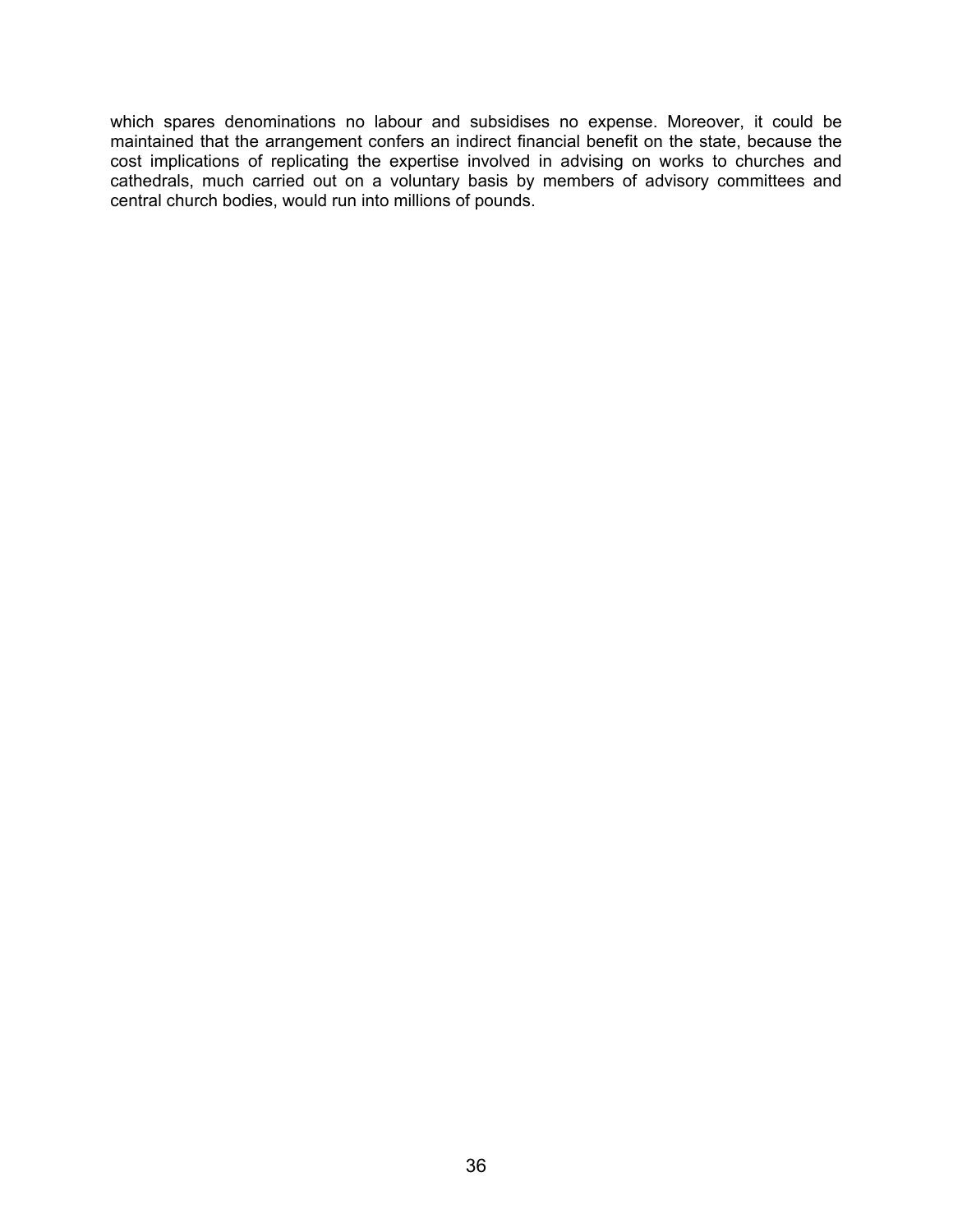which spares denominations no labour and subsidises no expense. Moreover, it could be maintained that the arrangement confers an indirect financial benefit on the state, because the cost implications of replicating the expertise involved in advising on works to churches and cathedrals, much carried out on a voluntary basis by members of advisory committees and central church bodies, would run into millions of pounds.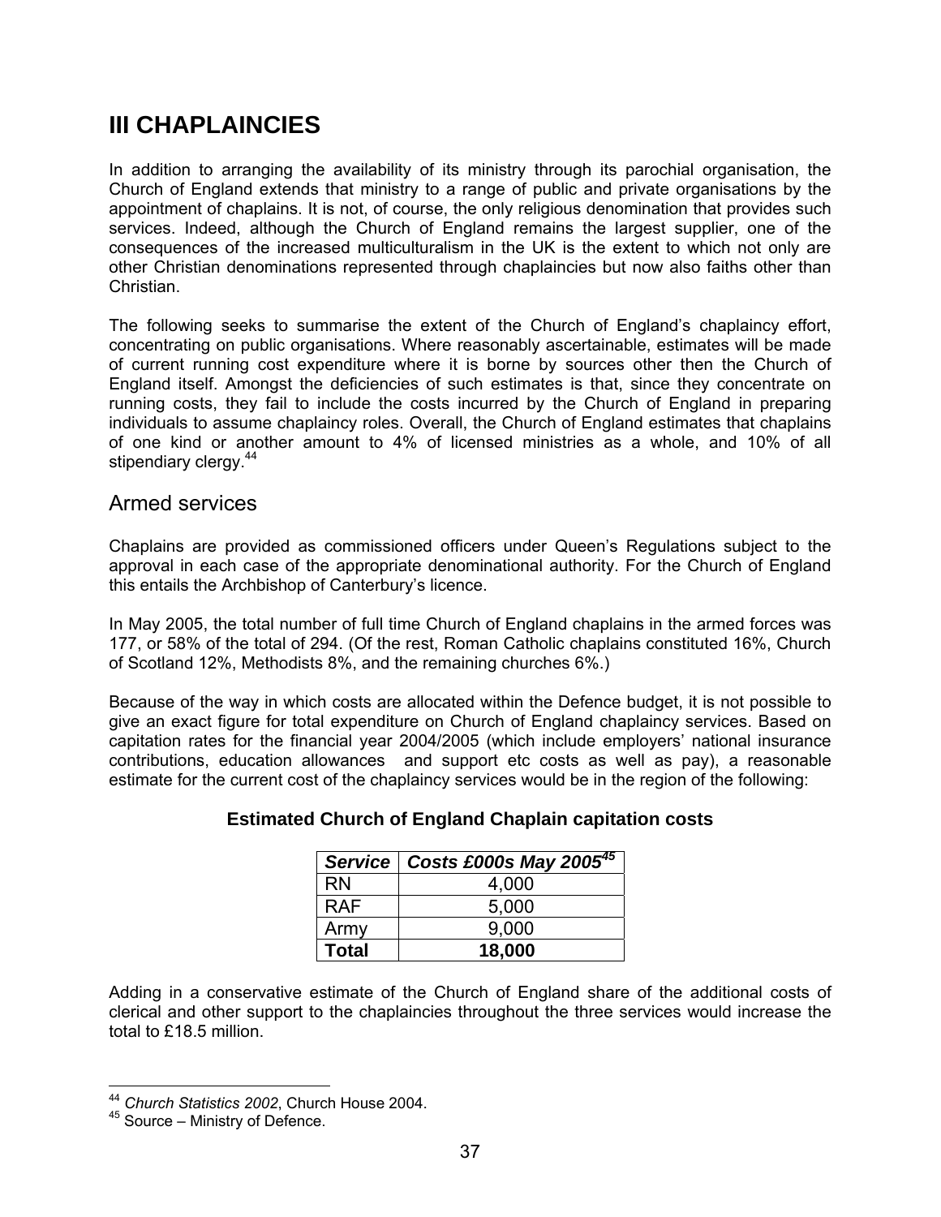# III CHAPLAINCIES

In addition to arranging the availability of its ministry through its parochial organisation, the Church of England extends that ministry to a range of public and private organisations by the appointment of chaplains. It is not, of course, the only religious denomination that provides such services. Indeed, although the Church of England remains the largest supplier, one of the consequences of the increased multiculturalism in the UK is the extent to which not only are other Christian denominations represented through chaplaincies but now also faiths other than Christian.

The following seeks to summarise the extent of the Church of England's chaplaincy effort, concentrating on public organisations. Where reasonably ascertainable, estimates will be made of current running cost expenditure where it is borne by sources other then the Church of England itself. Amongst the deficiencies of such estimates is that, since they concentrate on running costs, they fail to include the costs incurred by the Church of England in preparing individuals to assume chaplaincy roles. Overall, the Church of England estimates that chaplains of one kind or another amount to 4% of licensed ministries as a whole, and 10% of all stipendiary clergy.[44]

## Armed services

Chaplains are provided as commissioned officers under Queen's Regulations subject to the approval in each case of the appropriate denominational authority. For the Church of England this entails the Archbishop of Canterbury's licence.

In May 2005, the total number of full time Church of England chaplains in the armed forces was 177, or 58% of the total of 294. (Of the rest, Roman Catholic chaplains constituted 16%, Church of Scotland 12%, Methodists 8%, and the remaining churches 6%.)

Because of the way in which costs are allocated within the Defence budget, it is not possible to give an exact figure for total expenditure on Church of England chaplaincy services. Based on capitation rates for the financial year 2004/2005 (which include employers' national insurance contributions, education allowances and support etc costs as well as pay), a reasonable estimate for the current cost of the chaplaincy services would be in the region of the following:

**Estimated Church of England Chaplain capitation costs**

| *Service* | *Costs £000s May 2005*[45] |
|---|---|
| RN | 4,000 |
| RAF | 5,000 |
| Army | 9,000 |
| **Total** | **18,000** |

Adding in a conservative estimate of the Church of England share of the additional costs of clerical and other support to the chaplaincies throughout the three services would increase the total to £18.5 million.

[44] *Church Statistics 2002*, Church House 2004.

[45] Source – Ministry of Defence.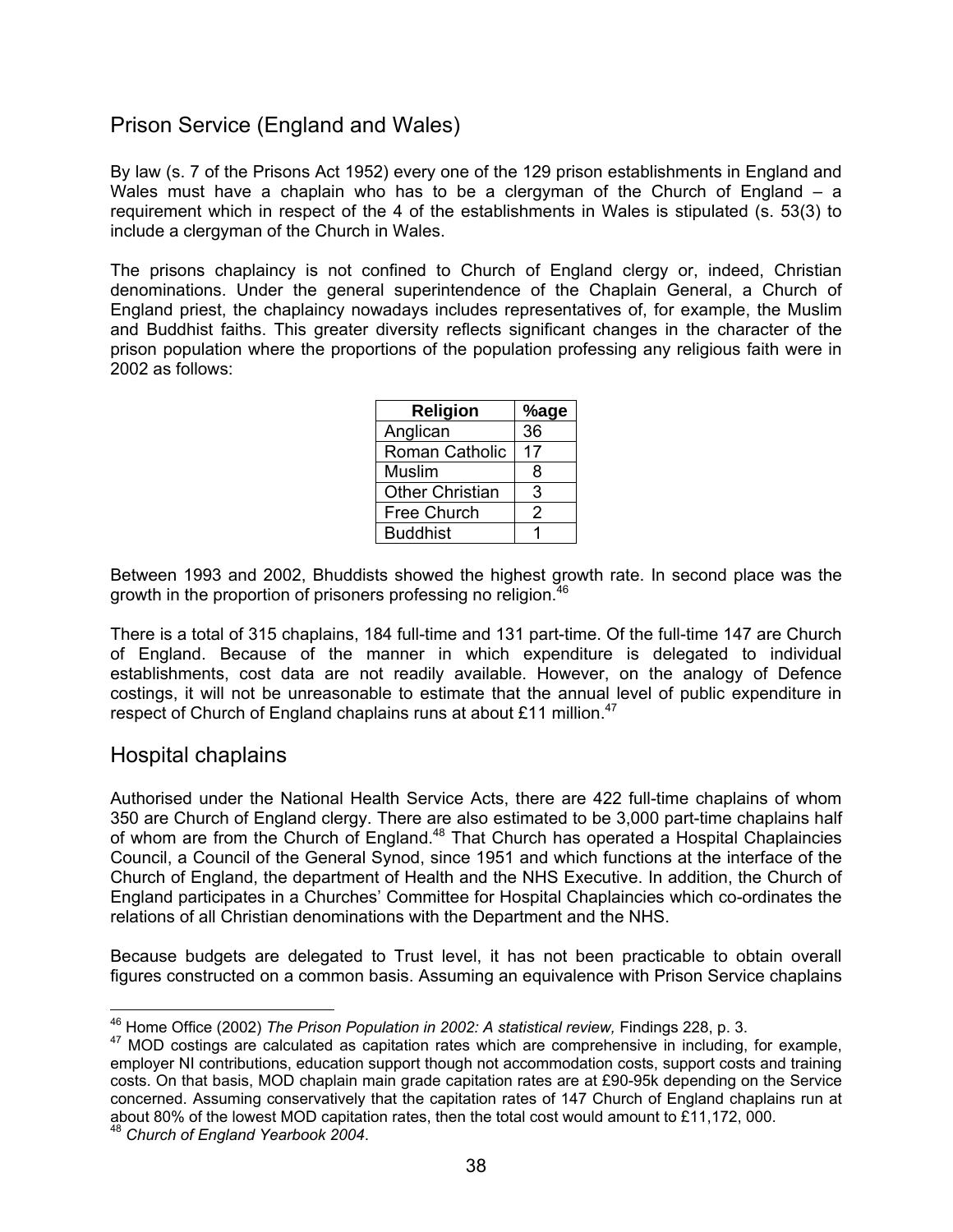## Prison Service (England and Wales)

By law (s. 7 of the Prisons Act 1952) every one of the 129 prison establishments in England and Wales must have a chaplain who has to be a clergyman of the Church of England – a requirement which in respect of the 4 of the establishments in Wales is stipulated (s. 53(3) to include a clergyman of the Church in Wales.

The prisons chaplaincy is not confined to Church of England clergy or, indeed, Christian denominations. Under the general superintendence of the Chaplain General, a Church of England priest, the chaplaincy nowadays includes representatives of, for example, the Muslim and Buddhist faiths. This greater diversity reflects significant changes in the character of the prison population where the proportions of the population professing any religious faith were in 2002 as follows:

| Religion | %age |
|---|---|
| Anglican | 36 |
| Roman Catholic | 17 |
| Muslim | 8 |
| Other Christian | 3 |
| Free Church | 2 |
| Buddhist | 1 |

Between 1993 and 2002, Bhuddists showed the highest growth rate. In second place was the growth in the proportion of prisoners professing no religion.[46]

There is a total of 315 chaplains, 184 full-time and 131 part-time. Of the full-time 147 are Church of England. Because of the manner in which expenditure is delegated to individual establishments, cost data are not readily available. However, on the analogy of Defence costings, it will not be unreasonable to estimate that the annual level of public expenditure in respect of Church of England chaplains runs at about £11 million.[47]

## Hospital chaplains

Authorised under the National Health Service Acts, there are 422 full-time chaplains of whom 350 are Church of England clergy. There are also estimated to be 3,000 part-time chaplains half of whom are from the Church of England.[48] That Church has operated a Hospital Chaplaincies Council, a Council of the General Synod, since 1951 and which functions at the interface of the Church of England, the department of Health and the NHS Executive. In addition, the Church of England participates in a Churches' Committee for Hospital Chaplaincies which co-ordinates the relations of all Christian denominations with the Department and the NHS.

Because budgets are delegated to Trust level, it has not been practicable to obtain overall figures constructed on a common basis. Assuming an equivalence with Prison Service chaplains

---

[46] Home Office (2002) *The Prison Population in 2002: A statistical review,* Findings 228, p. 3.

[47] MOD costings are calculated as capitation rates which are comprehensive in including, for example, employer NI contributions, education support though not accommodation costs, support costs and training costs. On that basis, MOD chaplain main grade capitation rates are at £90-95k depending on the Service concerned. Assuming conservatively that the capitation rates of 147 Church of England chaplains run at about 80% of the lowest MOD capitation rates, then the total cost would amount to £11,172, 000.

[48] *Church of England Yearbook 2004*.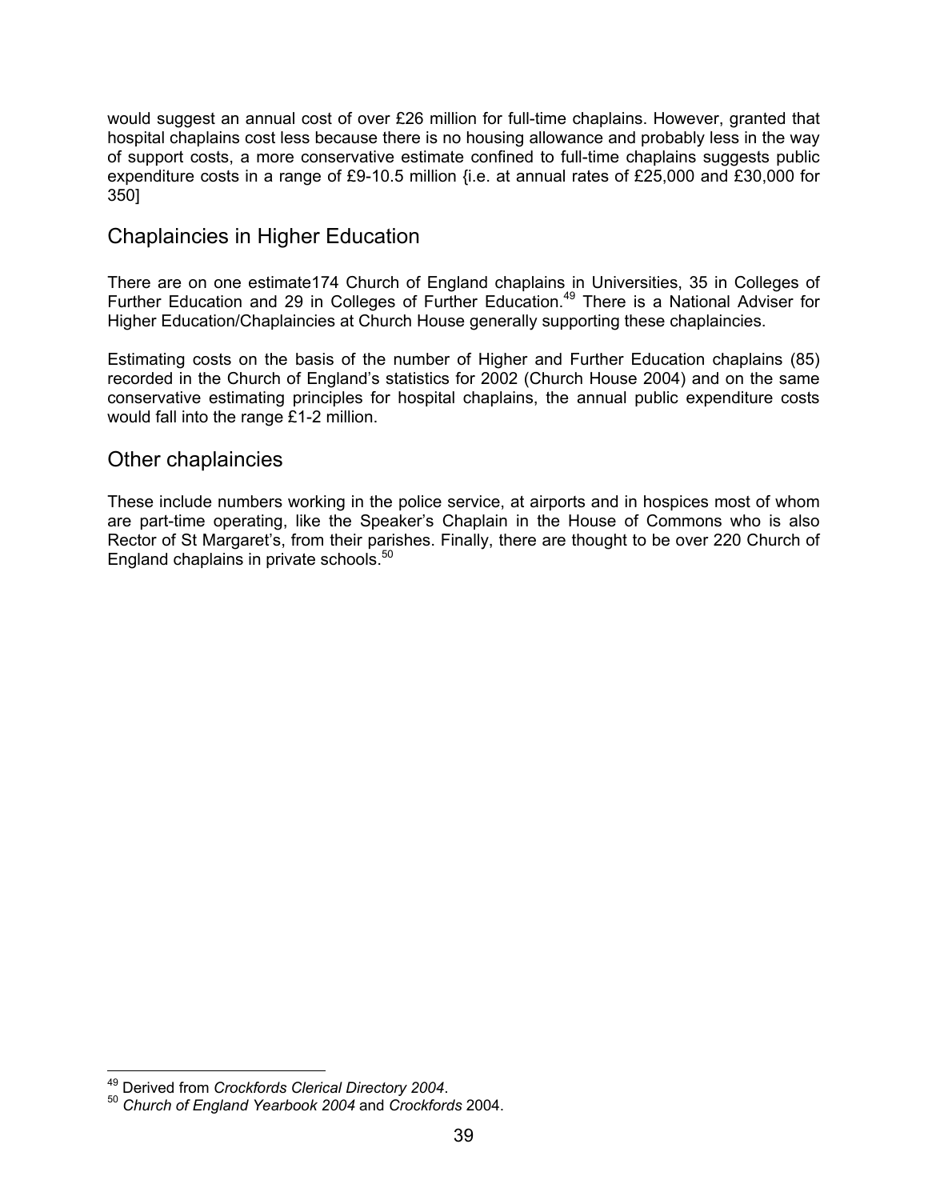would suggest an annual cost of over £26 million for full-time chaplains. However, granted that hospital chaplains cost less because there is no housing allowance and probably less in the way of support costs, a more conservative estimate confined to full-time chaplains suggests public expenditure costs in a range of £9-10.5 million {i.e. at annual rates of £25,000 and £30,000 for 350]

## Chaplaincies in Higher Education

There are on one estimate174 Church of England chaplains in Universities, 35 in Colleges of Further Education and 29 in Colleges of Further Education.[49] There is a National Adviser for Higher Education/Chaplaincies at Church House generally supporting these chaplaincies.

Estimating costs on the basis of the number of Higher and Further Education chaplains (85) recorded in the Church of England's statistics for 2002 (Church House 2004) and on the same conservative estimating principles for hospital chaplains, the annual public expenditure costs would fall into the range £1-2 million.

## Other chaplaincies

These include numbers working in the police service, at airports and in hospices most of whom are part-time operating, like the Speaker's Chaplain in the House of Commons who is also Rector of St Margaret's, from their parishes. Finally, there are thought to be over 220 Church of England chaplains in private schools.[50]

---

[49] Derived from *Crockfords Clerical Directory 2004*.

[50] *Church of England Yearbook 2004* and *Crockfords* 2004.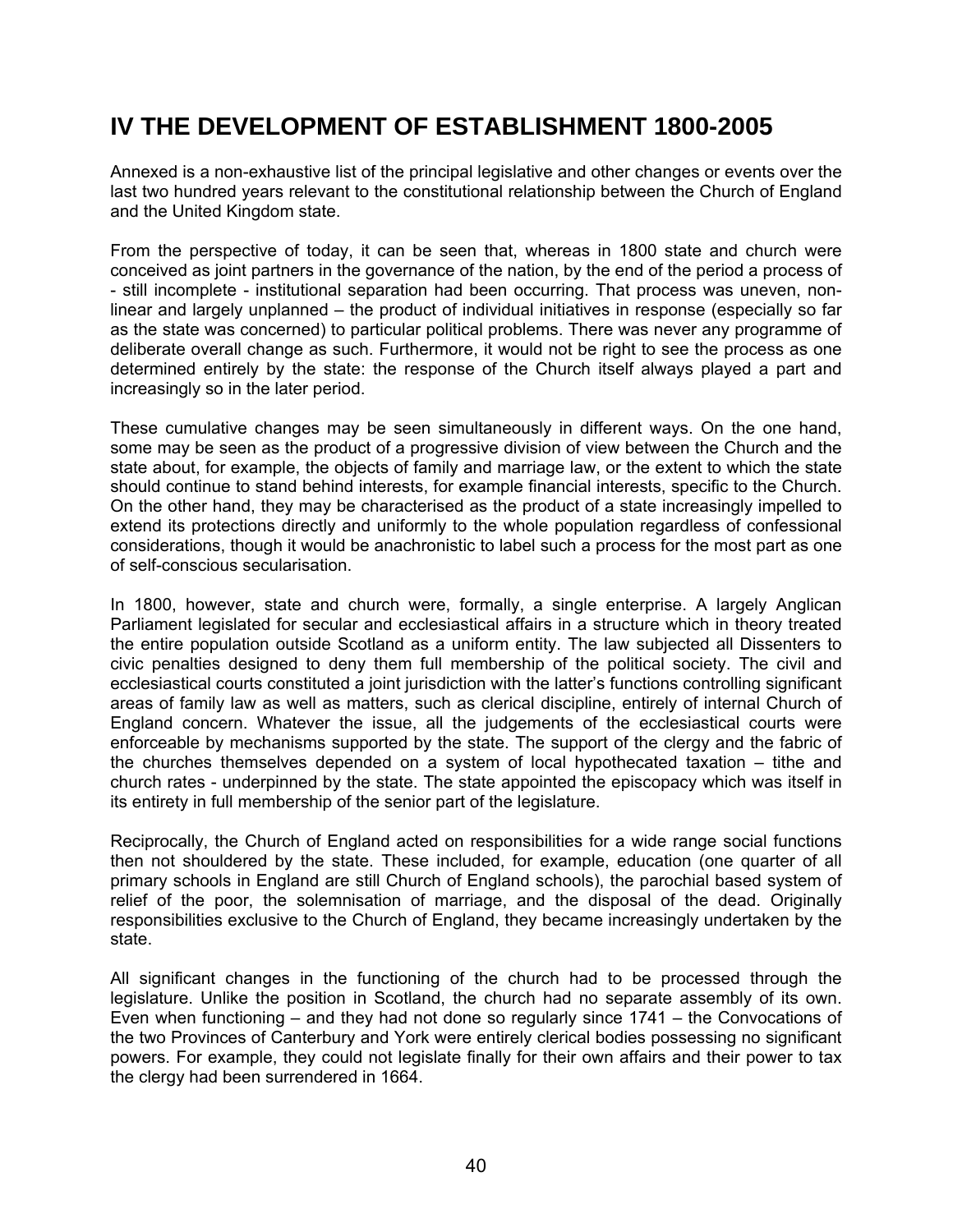## IV THE DEVELOPMENT OF ESTABLISHMENT 1800-2005

Annexed is a non-exhaustive list of the principal legislative and other changes or events over the last two hundred years relevant to the constitutional relationship between the Church of England and the United Kingdom state.

From the perspective of today, it can be seen that, whereas in 1800 state and church were conceived as joint partners in the governance of the nation, by the end of the period a process of - still incomplete - institutional separation had been occurring. That process was uneven, non-linear and largely unplanned – the product of individual initiatives in response (especially so far as the state was concerned) to particular political problems. There was never any programme of deliberate overall change as such. Furthermore, it would not be right to see the process as one determined entirely by the state: the response of the Church itself always played a part and increasingly so in the later period.

These cumulative changes may be seen simultaneously in different ways. On the one hand, some may be seen as the product of a progressive division of view between the Church and the state about, for example, the objects of family and marriage law, or the extent to which the state should continue to stand behind interests, for example financial interests, specific to the Church. On the other hand, they may be characterised as the product of a state increasingly impelled to extend its protections directly and uniformly to the whole population regardless of confessional considerations, though it would be anachronistic to label such a process for the most part as one of self-conscious secularisation.

In 1800, however, state and church were, formally, a single enterprise. A largely Anglican Parliament legislated for secular and ecclesiastical affairs in a structure which in theory treated the entire population outside Scotland as a uniform entity. The law subjected all Dissenters to civic penalties designed to deny them full membership of the political society. The civil and ecclesiastical courts constituted a joint jurisdiction with the latter's functions controlling significant areas of family law as well as matters, such as clerical discipline, entirely of internal Church of England concern. Whatever the issue, all the judgements of the ecclesiastical courts were enforceable by mechanisms supported by the state. The support of the clergy and the fabric of the churches themselves depended on a system of local hypothecated taxation – tithe and church rates - underpinned by the state. The state appointed the episcopacy which was itself in its entirety in full membership of the senior part of the legislature.

Reciprocally, the Church of England acted on responsibilities for a wide range social functions then not shouldered by the state. These included, for example, education (one quarter of all primary schools in England are still Church of England schools), the parochial based system of relief of the poor, the solemnisation of marriage, and the disposal of the dead. Originally responsibilities exclusive to the Church of England, they became increasingly undertaken by the state.

All significant changes in the functioning of the church had to be processed through the legislature. Unlike the position in Scotland, the church had no separate assembly of its own. Even when functioning – and they had not done so regularly since 1741 – the Convocations of the two Provinces of Canterbury and York were entirely clerical bodies possessing no significant powers. For example, they could not legislate finally for their own affairs and their power to tax the clergy had been surrendered in 1664.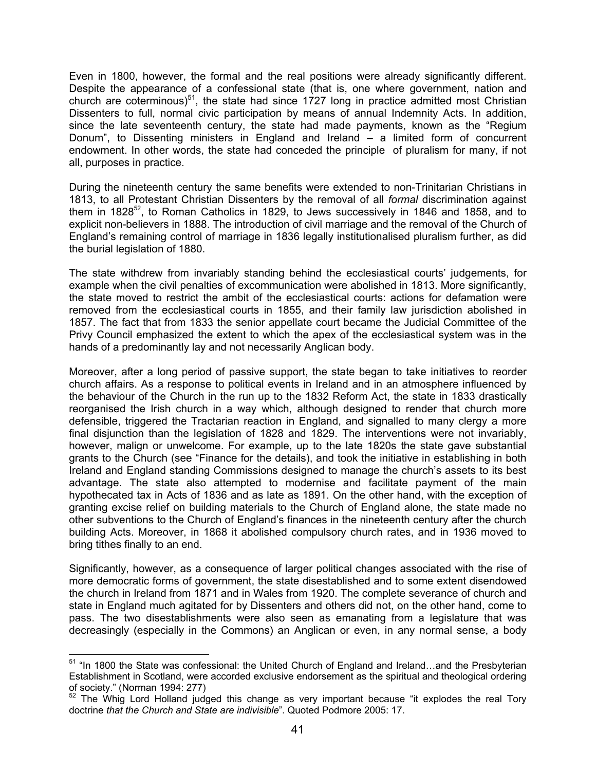Even in 1800, however, the formal and the real positions were already significantly different. Despite the appearance of a confessional state (that is, one where government, nation and church are coterminous)[51], the state had since 1727 long in practice admitted most Christian Dissenters to full, normal civic participation by means of annual Indemnity Acts. In addition, since the late seventeenth century, the state had made payments, known as the "Regium Donum", to Dissenting ministers in England and Ireland – a limited form of concurrent endowment. In other words, the state had conceded the principle of pluralism for many, if not all, purposes in practice.

During the nineteenth century the same benefits were extended to non-Trinitarian Christians in 1813, to all Protestant Christian Dissenters by the removal of all *formal* discrimination against them in 1828[52], to Roman Catholics in 1829, to Jews successively in 1846 and 1858, and to explicit non-believers in 1888. The introduction of civil marriage and the removal of the Church of England's remaining control of marriage in 1836 legally institutionalised pluralism further, as did the burial legislation of 1880.

The state withdrew from invariably standing behind the ecclesiastical courts' judgements, for example when the civil penalties of excommunication were abolished in 1813. More significantly, the state moved to restrict the ambit of the ecclesiastical courts: actions for defamation were removed from the ecclesiastical courts in 1855, and their family law jurisdiction abolished in 1857. The fact that from 1833 the senior appellate court became the Judicial Committee of the Privy Council emphasized the extent to which the apex of the ecclesiastical system was in the hands of a predominantly lay and not necessarily Anglican body.

Moreover, after a long period of passive support, the state began to take initiatives to reorder church affairs. As a response to political events in Ireland and in an atmosphere influenced by the behaviour of the Church in the run up to the 1832 Reform Act, the state in 1833 drastically reorganised the Irish church in a way which, although designed to render that church more defensible, triggered the Tractarian reaction in England, and signalled to many clergy a more final disjunction than the legislation of 1828 and 1829. The interventions were not invariably, however, malign or unwelcome. For example, up to the late 1820s the state gave substantial grants to the Church (see "Finance for the details), and took the initiative in establishing in both Ireland and England standing Commissions designed to manage the church's assets to its best advantage. The state also attempted to modernise and facilitate payment of the main hypothecated tax in Acts of 1836 and as late as 1891. On the other hand, with the exception of granting excise relief on building materials to the Church of England alone, the state made no other subventions to the Church of England's finances in the nineteenth century after the church building Acts. Moreover, in 1868 it abolished compulsory church rates, and in 1936 moved to bring tithes finally to an end.

Significantly, however, as a consequence of larger political changes associated with the rise of more democratic forms of government, the state disestablished and to some extent disendowed the church in Ireland from 1871 and in Wales from 1920. The complete severance of church and state in England much agitated for by Dissenters and others did not, on the other hand, come to pass. The two disestablishments were also seen as emanating from a legislature that was decreasingly (especially in the Commons) an Anglican or even, in any normal sense, a body

---

[51] "In 1800 the State was confessional: the United Church of England and Ireland…and the Presbyterian Establishment in Scotland, were accorded exclusive endorsement as the spiritual and theological ordering of society." (Norman 1994: 277)

[52] The Whig Lord Holland judged this change as very important because "it explodes the real Tory doctrine *that the Church and State are indivisible*". Quoted Podmore 2005: 17.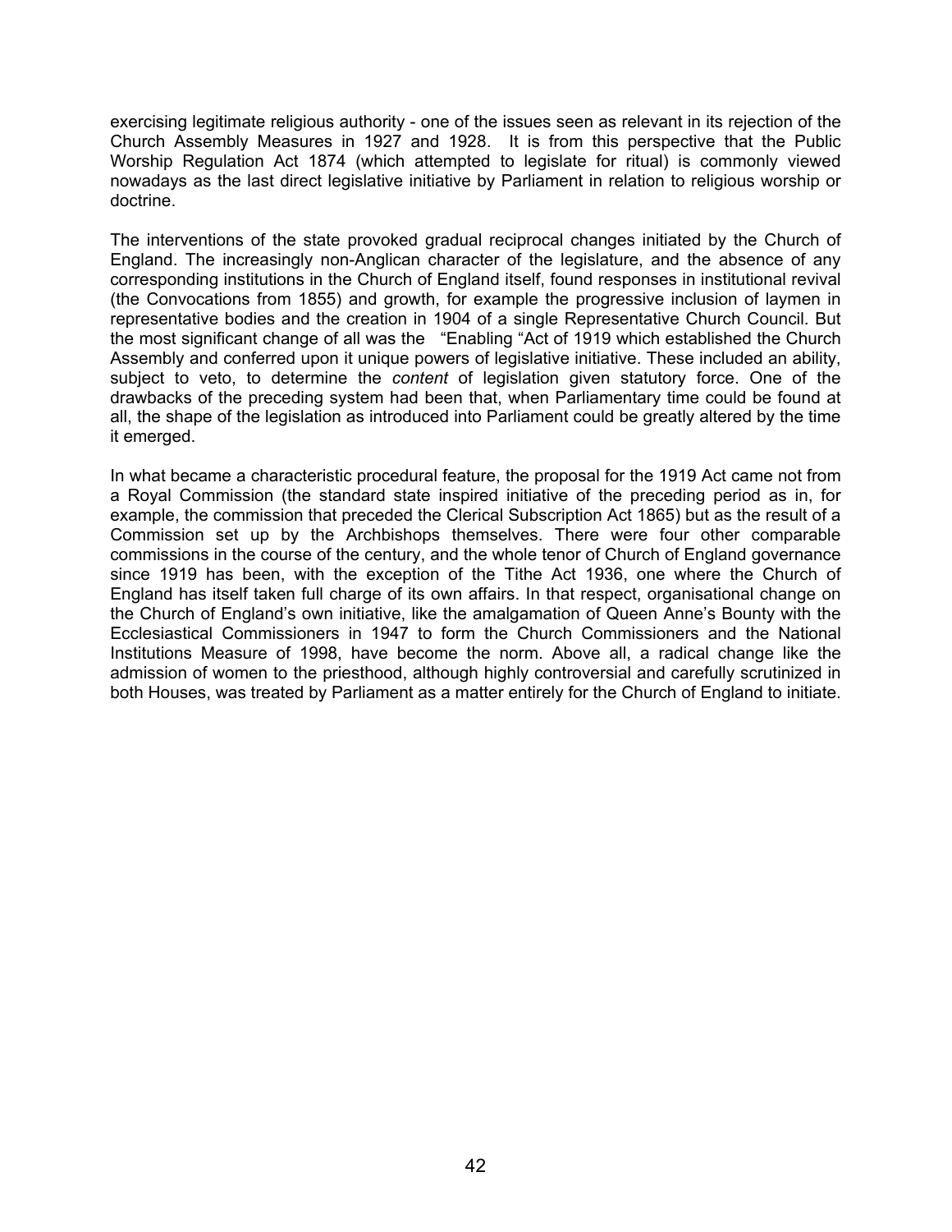exercising legitimate religious authority - one of the issues seen as relevant in its rejection of the Church Assembly Measures in 1927 and 1928. It is from this perspective that the Public Worship Regulation Act 1874 (which attempted to legislate for ritual) is commonly viewed nowadays as the last direct legislative initiative by Parliament in relation to religious worship or doctrine.

The interventions of the state provoked gradual reciprocal changes initiated by the Church of England. The increasingly non-Anglican character of the legislature, and the absence of any corresponding institutions in the Church of England itself, found responses in institutional revival (the Convocations from 1855) and growth, for example the progressive inclusion of laymen in representative bodies and the creation in 1904 of a single Representative Church Council. But the most significant change of all was the "Enabling "Act of 1919 which established the Church Assembly and conferred upon it unique powers of legislative initiative. These included an ability, subject to veto, to determine the *content* of legislation given statutory force. One of the drawbacks of the preceding system had been that, when Parliamentary time could be found at all, the shape of the legislation as introduced into Parliament could be greatly altered by the time it emerged.

In what became a characteristic procedural feature, the proposal for the 1919 Act came not from a Royal Commission (the standard state inspired initiative of the preceding period as in, for example, the commission that preceded the Clerical Subscription Act 1865) but as the result of a Commission set up by the Archbishops themselves. There were four other comparable commissions in the course of the century, and the whole tenor of Church of England governance since 1919 has been, with the exception of the Tithe Act 1936, one where the Church of England has itself taken full charge of its own affairs. In that respect, organisational change on the Church of England's own initiative, like the amalgamation of Queen Anne's Bounty with the Ecclesiastical Commissioners in 1947 to form the Church Commissioners and the National Institutions Measure of 1998, have become the norm. Above all, a radical change like the admission of women to the priesthood, although highly controversial and carefully scrutinized in both Houses, was treated by Parliament as a matter entirely for the Church of England to initiate.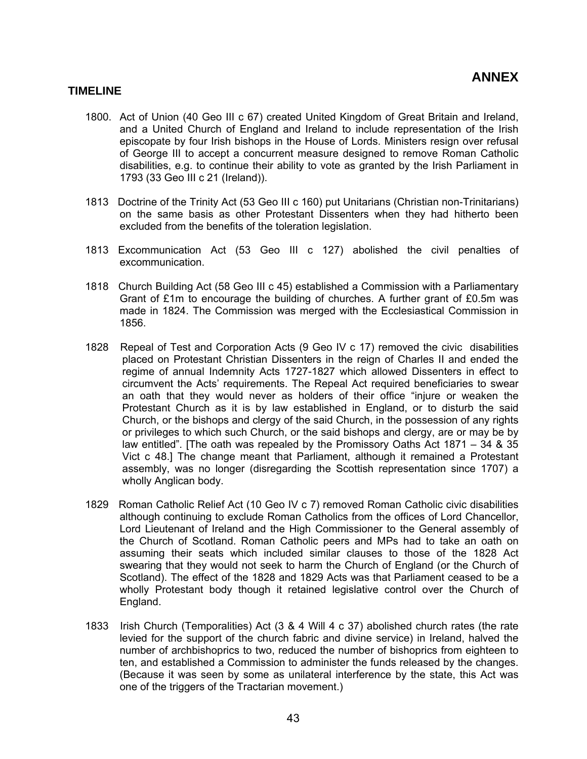# ANNEX

## TIMELINE

1800. Act of Union (40 Geo III c 67) created United Kingdom of Great Britain and Ireland, and a United Church of England and Ireland to include representation of the Irish episcopate by four Irish bishops in the House of Lords. Ministers resign over refusal of George III to accept a concurrent measure designed to remove Roman Catholic disabilities, e.g. to continue their ability to vote as granted by the Irish Parliament in 1793 (33 Geo III c 21 (Ireland)).

1813 Doctrine of the Trinity Act (53 Geo III c 160) put Unitarians (Christian non-Trinitarians) on the same basis as other Protestant Dissenters when they had hitherto been excluded from the benefits of the toleration legislation.

1813 Excommunication Act (53 Geo III c 127) abolished the civil penalties of excommunication.

1818 Church Building Act (58 Geo III c 45) established a Commission with a Parliamentary Grant of £1m to encourage the building of churches. A further grant of £0.5m was made in 1824. The Commission was merged with the Ecclesiastical Commission in 1856.

1828 Repeal of Test and Corporation Acts (9 Geo IV c 17) removed the civic disabilities placed on Protestant Christian Dissenters in the reign of Charles II and ended the regime of annual Indemnity Acts 1727-1827 which allowed Dissenters in effect to circumvent the Acts' requirements. The Repeal Act required beneficiaries to swear an oath that they would never as holders of their office "injure or weaken the Protestant Church as it is by law established in England, or to disturb the said Church, or the bishops and clergy of the said Church, in the possession of any rights or privileges to which such Church, or the said bishops and clergy, are or may be by law entitled". [The oath was repealed by the Promissory Oaths Act 1871 – 34 & 35 Vict c 48.] The change meant that Parliament, although it remained a Protestant assembly, was no longer (disregarding the Scottish representation since 1707) a wholly Anglican body.

1829 Roman Catholic Relief Act (10 Geo IV c 7) removed Roman Catholic civic disabilities although continuing to exclude Roman Catholics from the offices of Lord Chancellor, Lord Lieutenant of Ireland and the High Commissioner to the General assembly of the Church of Scotland. Roman Catholic peers and MPs had to take an oath on assuming their seats which included similar clauses to those of the 1828 Act swearing that they would not seek to harm the Church of England (or the Church of Scotland). The effect of the 1828 and 1829 Acts was that Parliament ceased to be a wholly Protestant body though it retained legislative control over the Church of England.

1833 Irish Church (Temporalities) Act (3 & 4 Will 4 c 37) abolished church rates (the rate levied for the support of the church fabric and divine service) in Ireland, halved the number of archbishoprics to two, reduced the number of bishoprics from eighteen to ten, and established a Commission to administer the funds released by the changes. (Because it was seen by some as unilateral interference by the state, this Act was one of the triggers of the Tractarian movement.)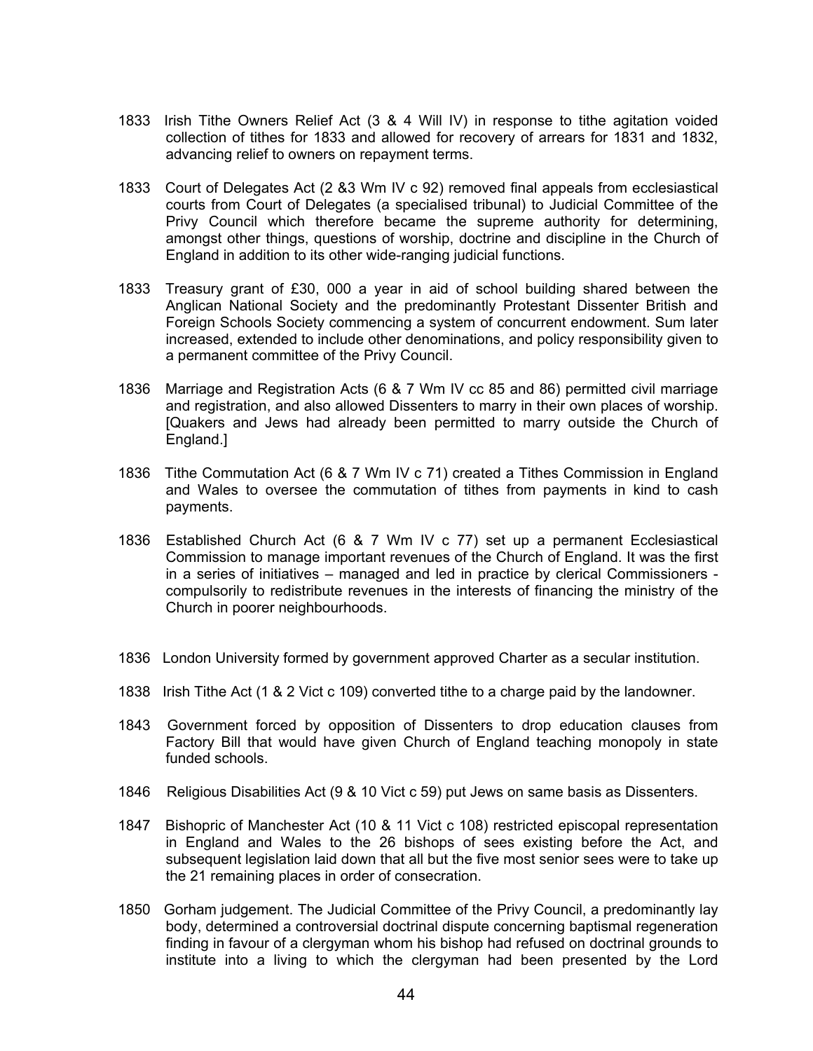1833 Irish Tithe Owners Relief Act (3 & 4 Will IV) in response to tithe agitation voided collection of tithes for 1833 and allowed for recovery of arrears for 1831 and 1832, advancing relief to owners on repayment terms.

1833 Court of Delegates Act (2 &3 Wm IV c 92) removed final appeals from ecclesiastical courts from Court of Delegates (a specialised tribunal) to Judicial Committee of the Privy Council which therefore became the supreme authority for determining, amongst other things, questions of worship, doctrine and discipline in the Church of England in addition to its other wide-ranging judicial functions.

1833 Treasury grant of £30, 000 a year in aid of school building shared between the Anglican National Society and the predominantly Protestant Dissenter British and Foreign Schools Society commencing a system of concurrent endowment. Sum later increased, extended to include other denominations, and policy responsibility given to a permanent committee of the Privy Council.

1836 Marriage and Registration Acts (6 & 7 Wm IV cc 85 and 86) permitted civil marriage and registration, and also allowed Dissenters to marry in their own places of worship. [Quakers and Jews had already been permitted to marry outside the Church of England.]

1836 Tithe Commutation Act (6 & 7 Wm IV c 71) created a Tithes Commission in England and Wales to oversee the commutation of tithes from payments in kind to cash payments.

1836 Established Church Act (6 & 7 Wm IV c 77) set up a permanent Ecclesiastical Commission to manage important revenues of the Church of England. It was the first in a series of initiatives – managed and led in practice by clerical Commissioners - compulsorily to redistribute revenues in the interests of financing the ministry of the Church in poorer neighbourhoods.

1836 London University formed by government approved Charter as a secular institution.

1838 Irish Tithe Act (1 & 2 Vict c 109) converted tithe to a charge paid by the landowner.

1843 Government forced by opposition of Dissenters to drop education clauses from Factory Bill that would have given Church of England teaching monopoly in state funded schools.

1846 Religious Disabilities Act (9 & 10 Vict c 59) put Jews on same basis as Dissenters.

1847 Bishopric of Manchester Act (10 & 11 Vict c 108) restricted episcopal representation in England and Wales to the 26 bishops of sees existing before the Act, and subsequent legislation laid down that all but the five most senior sees were to take up the 21 remaining places in order of consecration.

1850 Gorham judgement. The Judicial Committee of the Privy Council, a predominantly lay body, determined a controversial doctrinal dispute concerning baptismal regeneration finding in favour of a clergyman whom his bishop had refused on doctrinal grounds to institute into a living to which the clergyman had been presented by the Lord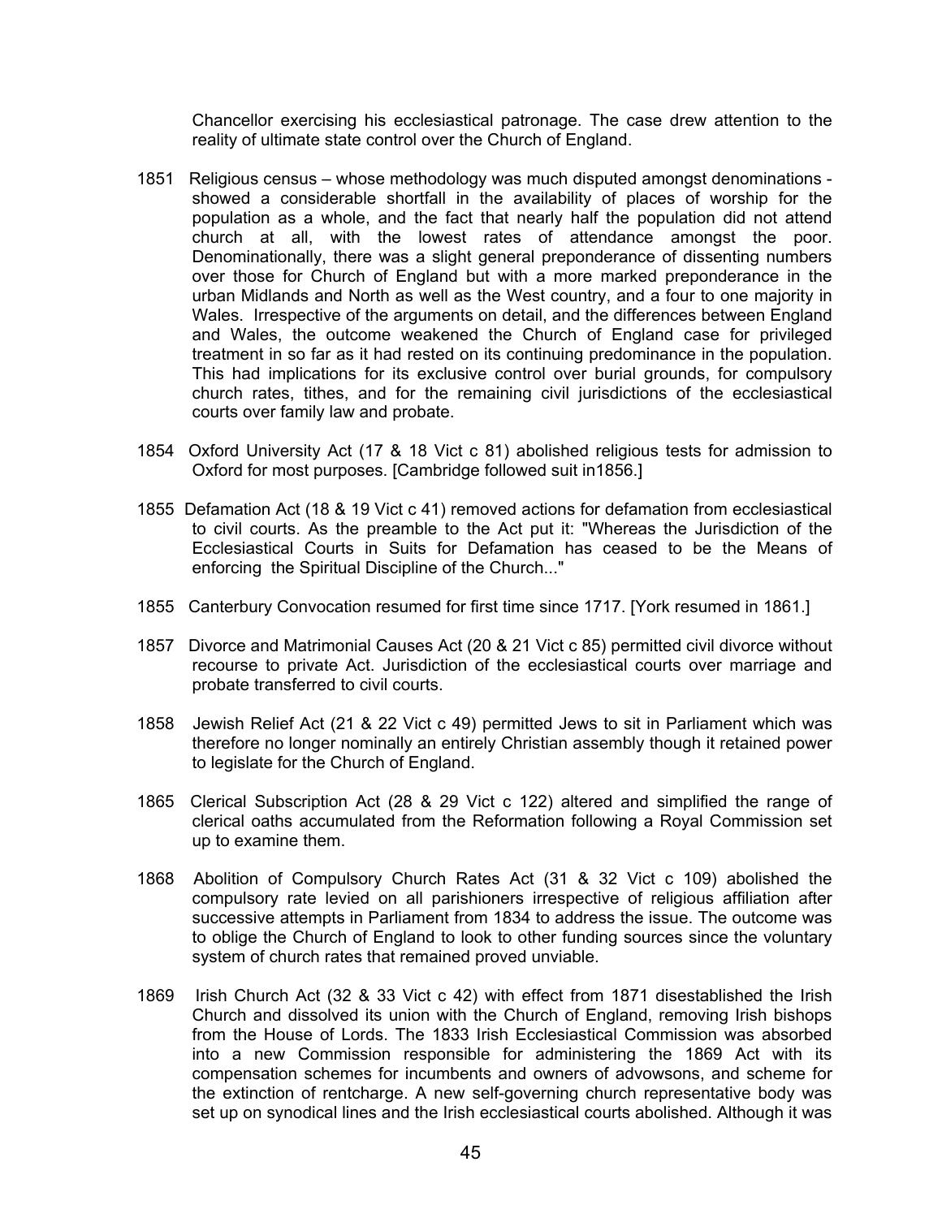Chancellor exercising his ecclesiastical patronage. The case drew attention to the reality of ultimate state control over the Church of England.

1851 Religious census – whose methodology was much disputed amongst denominations - showed a considerable shortfall in the availability of places of worship for the population as a whole, and the fact that nearly half the population did not attend church at all, with the lowest rates of attendance amongst the poor. Denominationally, there was a slight general preponderance of dissenting numbers over those for Church of England but with a more marked preponderance in the urban Midlands and North as well as the West country, and a four to one majority in Wales. Irrespective of the arguments on detail, and the differences between England and Wales, the outcome weakened the Church of England case for privileged treatment in so far as it had rested on its continuing predominance in the population. This had implications for its exclusive control over burial grounds, for compulsory church rates, tithes, and for the remaining civil jurisdictions of the ecclesiastical courts over family law and probate.

1854 Oxford University Act (17 & 18 Vict c 81) abolished religious tests for admission to Oxford for most purposes. [Cambridge followed suit in1856.]

1855 Defamation Act (18 & 19 Vict c 41) removed actions for defamation from ecclesiastical to civil courts. As the preamble to the Act put it: "Whereas the Jurisdiction of the Ecclesiastical Courts in Suits for Defamation has ceased to be the Means of enforcing the Spiritual Discipline of the Church..."

1855 Canterbury Convocation resumed for first time since 1717. [York resumed in 1861.]

1857 Divorce and Matrimonial Causes Act (20 & 21 Vict c 85) permitted civil divorce without recourse to private Act. Jurisdiction of the ecclesiastical courts over marriage and probate transferred to civil courts.

1858 Jewish Relief Act (21 & 22 Vict c 49) permitted Jews to sit in Parliament which was therefore no longer nominally an entirely Christian assembly though it retained power to legislate for the Church of England.

1865 Clerical Subscription Act (28 & 29 Vict c 122) altered and simplified the range of clerical oaths accumulated from the Reformation following a Royal Commission set up to examine them.

1868 Abolition of Compulsory Church Rates Act (31 & 32 Vict c 109) abolished the compulsory rate levied on all parishioners irrespective of religious affiliation after successive attempts in Parliament from 1834 to address the issue. The outcome was to oblige the Church of England to look to other funding sources since the voluntary system of church rates that remained proved unviable.

1869 Irish Church Act (32 & 33 Vict c 42) with effect from 1871 disestablished the Irish Church and dissolved its union with the Church of England, removing Irish bishops from the House of Lords. The 1833 Irish Ecclesiastical Commission was absorbed into a new Commission responsible for administering the 1869 Act with its compensation schemes for incumbents and owners of advowsons, and scheme for the extinction of rentcharge. A new self-governing church representative body was set up on synodical lines and the Irish ecclesiastical courts abolished. Although it was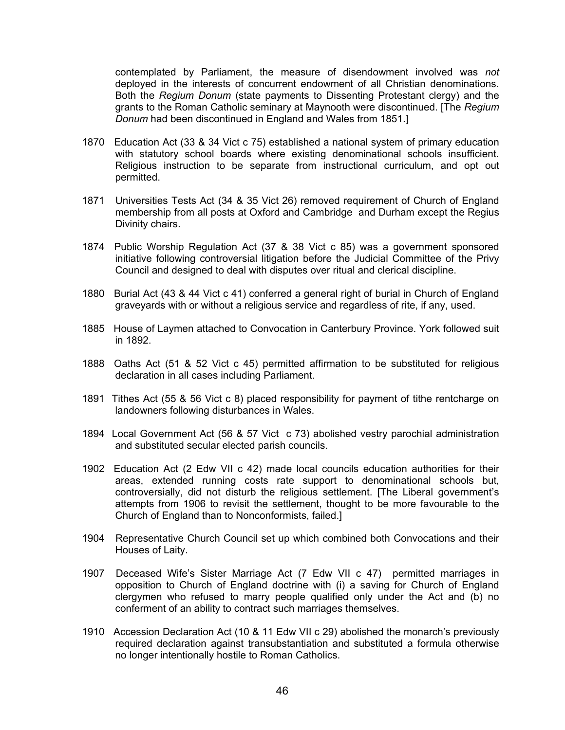contemplated by Parliament, the measure of disendowment involved was *not* deployed in the interests of concurrent endowment of all Christian denominations. Both the *Regium Donum* (state payments to Dissenting Protestant clergy) and the grants to the Roman Catholic seminary at Maynooth were discontinued. [The *Regium Donum* had been discontinued in England and Wales from 1851.]

1870 Education Act (33 & 34 Vict c 75) established a national system of primary education with statutory school boards where existing denominational schools insufficient. Religious instruction to be separate from instructional curriculum, and opt out permitted.

1871 Universities Tests Act (34 & 35 Vict 26) removed requirement of Church of England membership from all posts at Oxford and Cambridge and Durham except the Regius Divinity chairs.

1874 Public Worship Regulation Act (37 & 38 Vict c 85) was a government sponsored initiative following controversial litigation before the Judicial Committee of the Privy Council and designed to deal with disputes over ritual and clerical discipline.

1880 Burial Act (43 & 44 Vict c 41) conferred a general right of burial in Church of England graveyards with or without a religious service and regardless of rite, if any, used.

1885 House of Laymen attached to Convocation in Canterbury Province. York followed suit in 1892.

1888 Oaths Act (51 & 52 Vict c 45) permitted affirmation to be substituted for religious declaration in all cases including Parliament.

1891 Tithes Act (55 & 56 Vict c 8) placed responsibility for payment of tithe rentcharge on landowners following disturbances in Wales.

1894 Local Government Act (56 & 57 Vict c 73) abolished vestry parochial administration and substituted secular elected parish councils.

1902 Education Act (2 Edw VII c 42) made local councils education authorities for their areas, extended running costs rate support to denominational schools but, controversially, did not disturb the religious settlement. [The Liberal government's attempts from 1906 to revisit the settlement, thought to be more favourable to the Church of England than to Nonconformists, failed.]

1904 Representative Church Council set up which combined both Convocations and their Houses of Laity.

1907 Deceased Wife's Sister Marriage Act (7 Edw VII c 47) permitted marriages in opposition to Church of England doctrine with (i) a saving for Church of England clergymen who refused to marry people qualified only under the Act and (b) no conferment of an ability to contract such marriages themselves.

1910 Accession Declaration Act (10 & 11 Edw VII c 29) abolished the monarch's previously required declaration against transubstantiation and substituted a formula otherwise no longer intentionally hostile to Roman Catholics.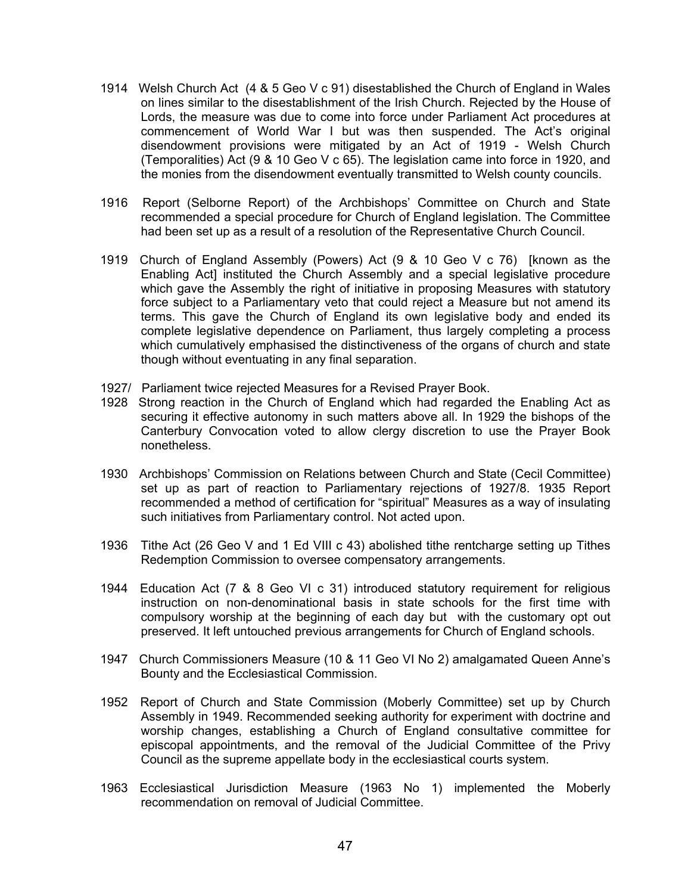1914 Welsh Church Act (4 & 5 Geo V c 91) disestablished the Church of England in Wales on lines similar to the disestablishment of the Irish Church. Rejected by the House of Lords, the measure was due to come into force under Parliament Act procedures at commencement of World War I but was then suspended. The Act's original disendowment provisions were mitigated by an Act of 1919 - Welsh Church (Temporalities) Act (9 & 10 Geo V c 65). The legislation came into force in 1920, and the monies from the disendowment eventually transmitted to Welsh county councils.

1916 Report (Selborne Report) of the Archbishops' Committee on Church and State recommended a special procedure for Church of England legislation. The Committee had been set up as a result of a resolution of the Representative Church Council.

1919 Church of England Assembly (Powers) Act (9 & 10 Geo V c 76) [known as the Enabling Act] instituted the Church Assembly and a special legislative procedure which gave the Assembly the right of initiative in proposing Measures with statutory force subject to a Parliamentary veto that could reject a Measure but not amend its terms. This gave the Church of England its own legislative body and ended its complete legislative dependence on Parliament, thus largely completing a process which cumulatively emphasised the distinctiveness of the organs of church and state though without eventuating in any final separation.

1927/ Parliament twice rejected Measures for a Revised Prayer Book.
1928 Strong reaction in the Church of England which had regarded the Enabling Act as securing it effective autonomy in such matters above all. In 1929 the bishops of the Canterbury Convocation voted to allow clergy discretion to use the Prayer Book nonetheless.

1930 Archbishops' Commission on Relations between Church and State (Cecil Committee) set up as part of reaction to Parliamentary rejections of 1927/8. 1935 Report recommended a method of certification for "spiritual" Measures as a way of insulating such initiatives from Parliamentary control. Not acted upon.

1936 Tithe Act (26 Geo V and 1 Ed VIII c 43) abolished tithe rentcharge setting up Tithes Redemption Commission to oversee compensatory arrangements.

1944 Education Act (7 & 8 Geo VI c 31) introduced statutory requirement for religious instruction on non-denominational basis in state schools for the first time with compulsory worship at the beginning of each day but with the customary opt out preserved. It left untouched previous arrangements for Church of England schools.

1947 Church Commissioners Measure (10 & 11 Geo VI No 2) amalgamated Queen Anne's Bounty and the Ecclesiastical Commission.

1952 Report of Church and State Commission (Moberly Committee) set up by Church Assembly in 1949. Recommended seeking authority for experiment with doctrine and worship changes, establishing a Church of England consultative committee for episcopal appointments, and the removal of the Judicial Committee of the Privy Council as the supreme appellate body in the ecclesiastical courts system.

1963 Ecclesiastical Jurisdiction Measure (1963 No 1) implemented the Moberly recommendation on removal of Judicial Committee.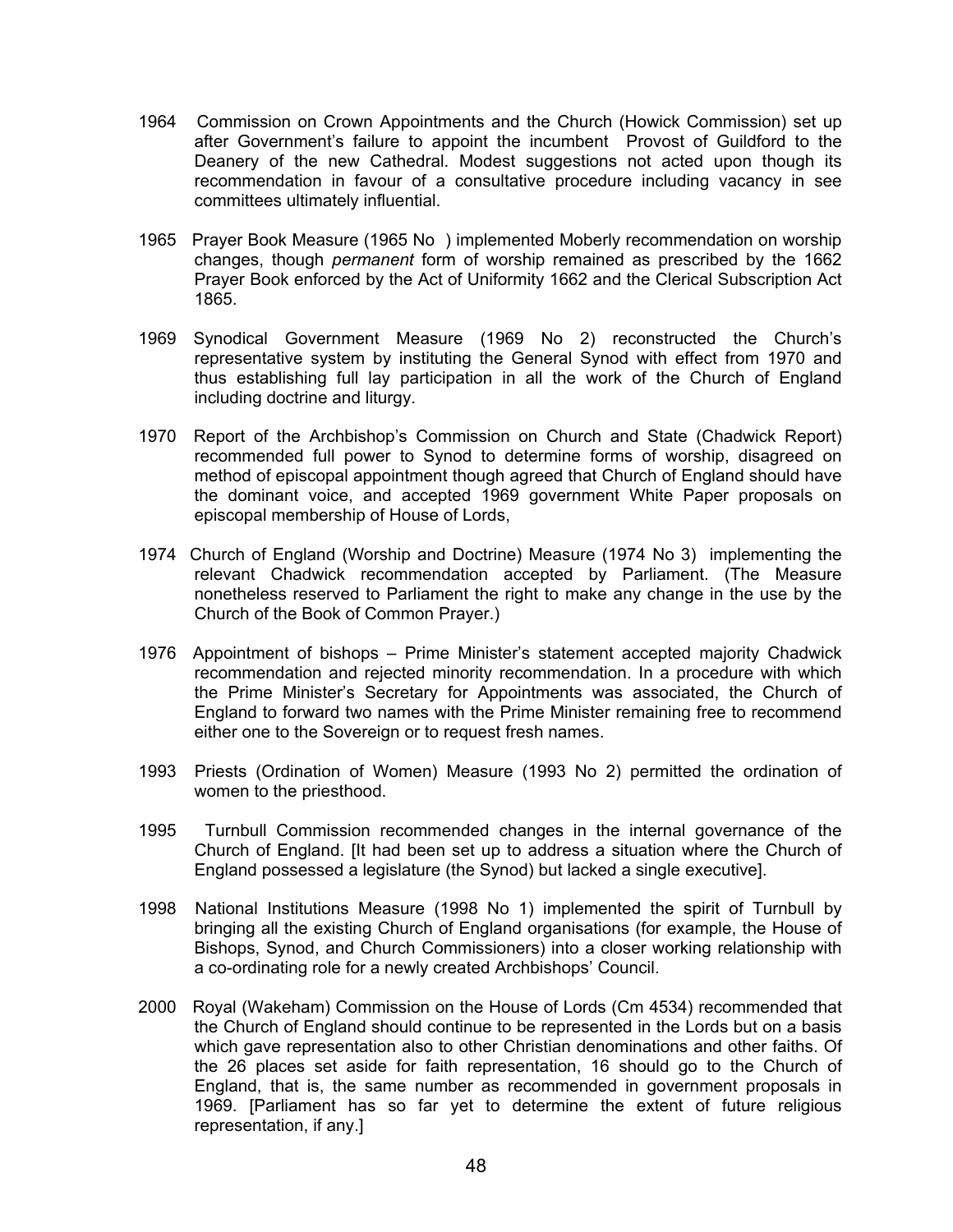1964 Commission on Crown Appointments and the Church (Howick Commission) set up after Government's failure to appoint the incumbent Provost of Guildford to the Deanery of the new Cathedral. Modest suggestions not acted upon though its recommendation in favour of a consultative procedure including vacancy in see committees ultimately influential.

1965 Prayer Book Measure (1965 No ) implemented Moberly recommendation on worship changes, though *permanent* form of worship remained as prescribed by the 1662 Prayer Book enforced by the Act of Uniformity 1662 and the Clerical Subscription Act 1865.

1969 Synodical Government Measure (1969 No 2) reconstructed the Church's representative system by instituting the General Synod with effect from 1970 and thus establishing full lay participation in all the work of the Church of England including doctrine and liturgy.

1970 Report of the Archbishop's Commission on Church and State (Chadwick Report) recommended full power to Synod to determine forms of worship, disagreed on method of episcopal appointment though agreed that Church of England should have the dominant voice, and accepted 1969 government White Paper proposals on episcopal membership of House of Lords,

1974 Church of England (Worship and Doctrine) Measure (1974 No 3) implementing the relevant Chadwick recommendation accepted by Parliament. (The Measure nonetheless reserved to Parliament the right to make any change in the use by the Church of the Book of Common Prayer.)

1976 Appointment of bishops – Prime Minister's statement accepted majority Chadwick recommendation and rejected minority recommendation. In a procedure with which the Prime Minister's Secretary for Appointments was associated, the Church of England to forward two names with the Prime Minister remaining free to recommend either one to the Sovereign or to request fresh names.

1993 Priests (Ordination of Women) Measure (1993 No 2) permitted the ordination of women to the priesthood.

1995 Turnbull Commission recommended changes in the internal governance of the Church of England. [It had been set up to address a situation where the Church of England possessed a legislature (the Synod) but lacked a single executive].

1998 National Institutions Measure (1998 No 1) implemented the spirit of Turnbull by bringing all the existing Church of England organisations (for example, the House of Bishops, Synod, and Church Commissioners) into a closer working relationship with a co-ordinating role for a newly created Archbishops' Council.

2000 Royal (Wakeham) Commission on the House of Lords (Cm 4534) recommended that the Church of England should continue to be represented in the Lords but on a basis which gave representation also to other Christian denominations and other faiths. Of the 26 places set aside for faith representation, 16 should go to the Church of England, that is, the same number as recommended in government proposals in 1969. [Parliament has so far yet to determine the extent of future religious representation, if any.]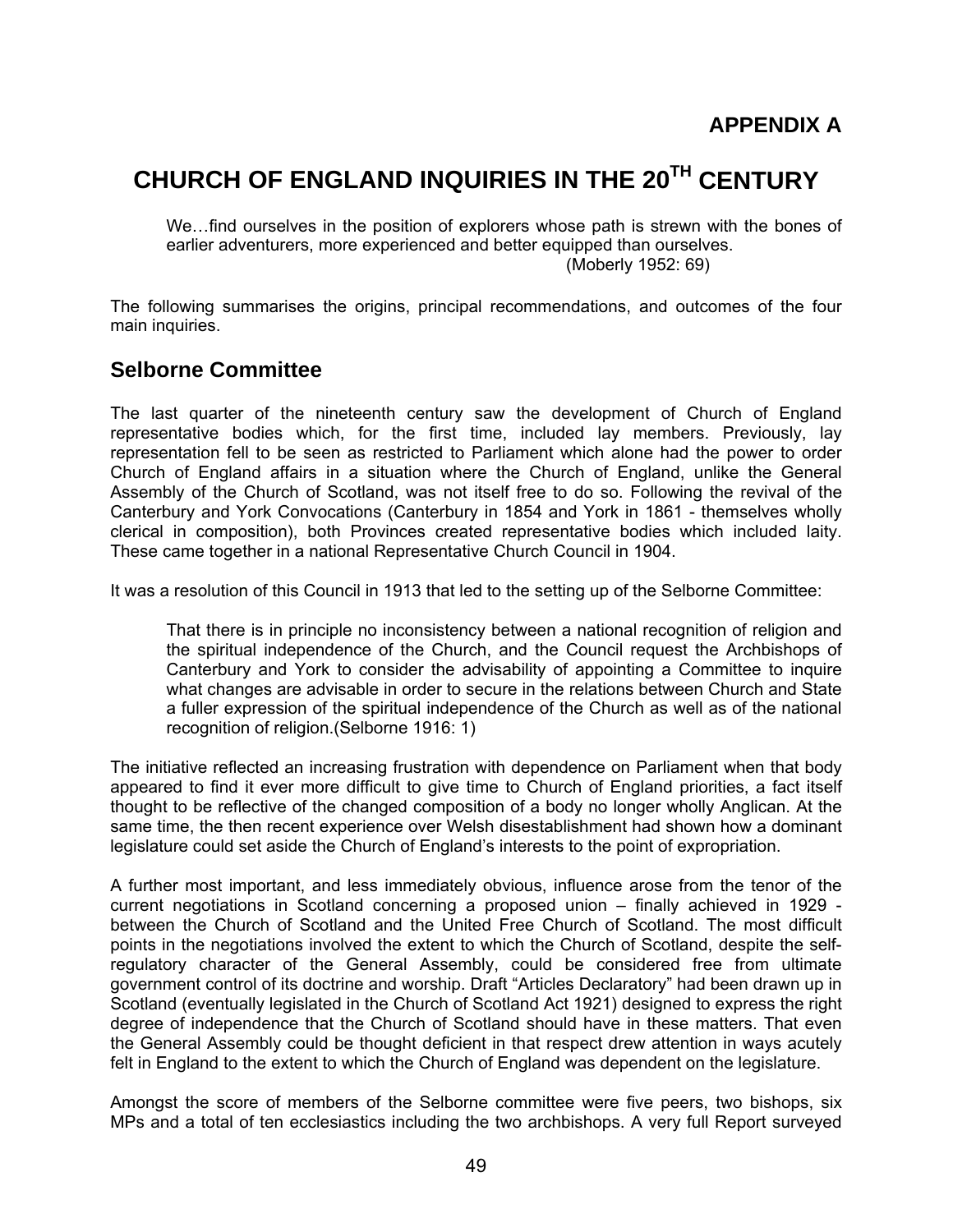# APPENDIX A

# CHURCH OF ENGLAND INQUIRIES IN THE 20TH CENTURY

> We…find ourselves in the position of explorers whose path is strewn with the bones of earlier adventurers, more experienced and better equipped than ourselves.
> (Moberly 1952: 69)

The following summarises the origins, principal recommendations, and outcomes of the four main inquiries.

## Selborne Committee

The last quarter of the nineteenth century saw the development of Church of England representative bodies which, for the first time, included lay members. Previously, lay representation fell to be seen as restricted to Parliament which alone had the power to order Church of England affairs in a situation where the Church of England, unlike the General Assembly of the Church of Scotland, was not itself free to do so. Following the revival of the Canterbury and York Convocations (Canterbury in 1854 and York in 1861 - themselves wholly clerical in composition), both Provinces created representative bodies which included laity. These came together in a national Representative Church Council in 1904.

It was a resolution of this Council in 1913 that led to the setting up of the Selborne Committee:

> That there is in principle no inconsistency between a national recognition of religion and the spiritual independence of the Church, and the Council request the Archbishops of Canterbury and York to consider the advisability of appointing a Committee to inquire what changes are advisable in order to secure in the relations between Church and State a fuller expression of the spiritual independence of the Church as well as of the national recognition of religion.(Selborne 1916: 1)

The initiative reflected an increasing frustration with dependence on Parliament when that body appeared to find it ever more difficult to give time to Church of England priorities, a fact itself thought to be reflective of the changed composition of a body no longer wholly Anglican. At the same time, the then recent experience over Welsh disestablishment had shown how a dominant legislature could set aside the Church of England's interests to the point of expropriation.

A further most important, and less immediately obvious, influence arose from the tenor of the current negotiations in Scotland concerning a proposed union – finally achieved in 1929 - between the Church of Scotland and the United Free Church of Scotland. The most difficult points in the negotiations involved the extent to which the Church of Scotland, despite the self-regulatory character of the General Assembly, could be considered free from ultimate government control of its doctrine and worship. Draft "Articles Declaratory" had been drawn up in Scotland (eventually legislated in the Church of Scotland Act 1921) designed to express the right degree of independence that the Church of Scotland should have in these matters. That even the General Assembly could be thought deficient in that respect drew attention in ways acutely felt in England to the extent to which the Church of England was dependent on the legislature.

Amongst the score of members of the Selborne committee were five peers, two bishops, six MPs and a total of ten ecclesiastics including the two archbishops. A very full Report surveyed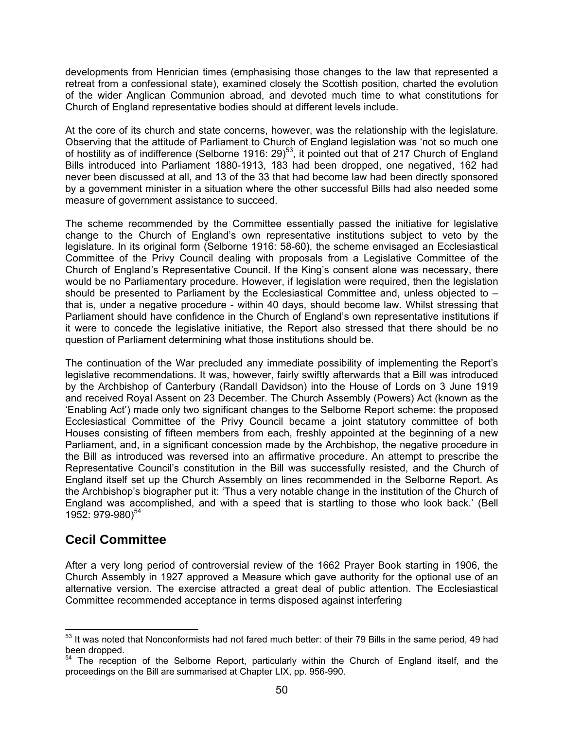developments from Henrician times (emphasising those changes to the law that represented a retreat from a confessional state), examined closely the Scottish position, charted the evolution of the wider Anglican Communion abroad, and devoted much time to what constitutions for Church of England representative bodies should at different levels include.

At the core of its church and state concerns, however, was the relationship with the legislature. Observing that the attitude of Parliament to Church of England legislation was 'not so much one of hostility as of indifference (Selborne 1916: 29)[53], it pointed out that of 217 Church of England Bills introduced into Parliament 1880-1913, 183 had been dropped, one negatived, 162 had never been discussed at all, and 13 of the 33 that had become law had been directly sponsored by a government minister in a situation where the other successful Bills had also needed some measure of government assistance to succeed.

The scheme recommended by the Committee essentially passed the initiative for legislative change to the Church of England's own representative institutions subject to veto by the legislature. In its original form (Selborne 1916: 58-60), the scheme envisaged an Ecclesiastical Committee of the Privy Council dealing with proposals from a Legislative Committee of the Church of England's Representative Council. If the King's consent alone was necessary, there would be no Parliamentary procedure. However, if legislation were required, then the legislation should be presented to Parliament by the Ecclesiastical Committee and, unless objected to – that is, under a negative procedure - within 40 days, should become law. Whilst stressing that Parliament should have confidence in the Church of England's own representative institutions if it were to concede the legislative initiative, the Report also stressed that there should be no question of Parliament determining what those institutions should be.

The continuation of the War precluded any immediate possibility of implementing the Report's legislative recommendations. It was, however, fairly swiftly afterwards that a Bill was introduced by the Archbishop of Canterbury (Randall Davidson) into the House of Lords on 3 June 1919 and received Royal Assent on 23 December. The Church Assembly (Powers) Act (known as the 'Enabling Act') made only two significant changes to the Selborne Report scheme: the proposed Ecclesiastical Committee of the Privy Council became a joint statutory committee of both Houses consisting of fifteen members from each, freshly appointed at the beginning of a new Parliament, and, in a significant concession made by the Archbishop, the negative procedure in the Bill as introduced was reversed into an affirmative procedure. An attempt to prescribe the Representative Council's constitution in the Bill was successfully resisted, and the Church of England itself set up the Church Assembly on lines recommended in the Selborne Report. As the Archbishop's biographer put it: 'Thus a very notable change in the institution of the Church of England was accomplished, and with a speed that is startling to those who look back.' (Bell 1952: 979-980)[54]

## Cecil Committee

After a very long period of controversial review of the 1662 Prayer Book starting in 1906, the Church Assembly in 1927 approved a Measure which gave authority for the optional use of an alternative version. The exercise attracted a great deal of public attention. The Ecclesiastical Committee recommended acceptance in terms disposed against interfering

---

[53] It was noted that Nonconformists had not fared much better: of their 79 Bills in the same period, 49 had been dropped.

[54] The reception of the Selborne Report, particularly within the Church of England itself, and the proceedings on the Bill are summarised at Chapter LIX, pp. 956-990.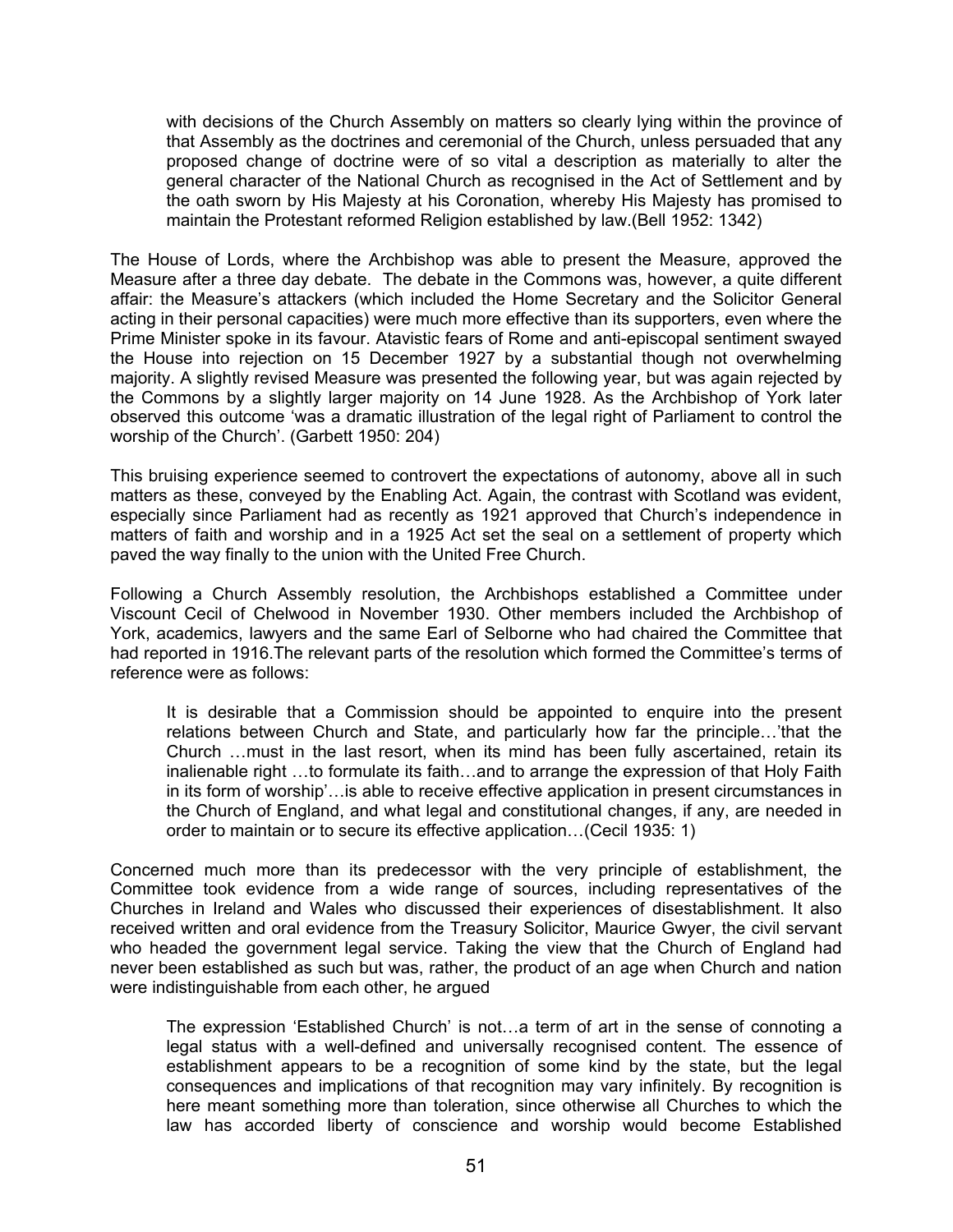> with decisions of the Church Assembly on matters so clearly lying within the province of that Assembly as the doctrines and ceremonial of the Church, unless persuaded that any proposed change of doctrine were of so vital a description as materially to alter the general character of the National Church as recognised in the Act of Settlement and by the oath sworn by His Majesty at his Coronation, whereby His Majesty has promised to maintain the Protestant reformed Religion established by law.(Bell 1952: 1342)

The House of Lords, where the Archbishop was able to present the Measure, approved the Measure after a three day debate. The debate in the Commons was, however, a quite different affair: the Measure's attackers (which included the Home Secretary and the Solicitor General acting in their personal capacities) were much more effective than its supporters, even where the Prime Minister spoke in its favour. Atavistic fears of Rome and anti-episcopal sentiment swayed the House into rejection on 15 December 1927 by a substantial though not overwhelming majority. A slightly revised Measure was presented the following year, but was again rejected by the Commons by a slightly larger majority on 14 June 1928. As the Archbishop of York later observed this outcome 'was a dramatic illustration of the legal right of Parliament to control the worship of the Church'. (Garbett 1950: 204)

This bruising experience seemed to controvert the expectations of autonomy, above all in such matters as these, conveyed by the Enabling Act. Again, the contrast with Scotland was evident, especially since Parliament had as recently as 1921 approved that Church's independence in matters of faith and worship and in a 1925 Act set the seal on a settlement of property which paved the way finally to the union with the United Free Church.

Following a Church Assembly resolution, the Archbishops established a Committee under Viscount Cecil of Chelwood in November 1930. Other members included the Archbishop of York, academics, lawyers and the same Earl of Selborne who had chaired the Committee that had reported in 1916.The relevant parts of the resolution which formed the Committee's terms of reference were as follows:

> It is desirable that a Commission should be appointed to enquire into the present relations between Church and State, and particularly how far the principle…'that the Church …must in the last resort, when its mind has been fully ascertained, retain its inalienable right …to formulate its faith…and to arrange the expression of that Holy Faith in its form of worship'…is able to receive effective application in present circumstances in the Church of England, and what legal and constitutional changes, if any, are needed in order to maintain or to secure its effective application…(Cecil 1935: 1)

Concerned much more than its predecessor with the very principle of establishment, the Committee took evidence from a wide range of sources, including representatives of the Churches in Ireland and Wales who discussed their experiences of disestablishment. It also received written and oral evidence from the Treasury Solicitor, Maurice Gwyer, the civil servant who headed the government legal service. Taking the view that the Church of England had never been established as such but was, rather, the product of an age when Church and nation were indistinguishable from each other, he argued

> The expression 'Established Church' is not…a term of art in the sense of connoting a legal status with a well-defined and universally recognised content. The essence of establishment appears to be a recognition of some kind by the state, but the legal consequences and implications of that recognition may vary infinitely. By recognition is here meant something more than toleration, since otherwise all Churches to which the law has accorded liberty of conscience and worship would become Established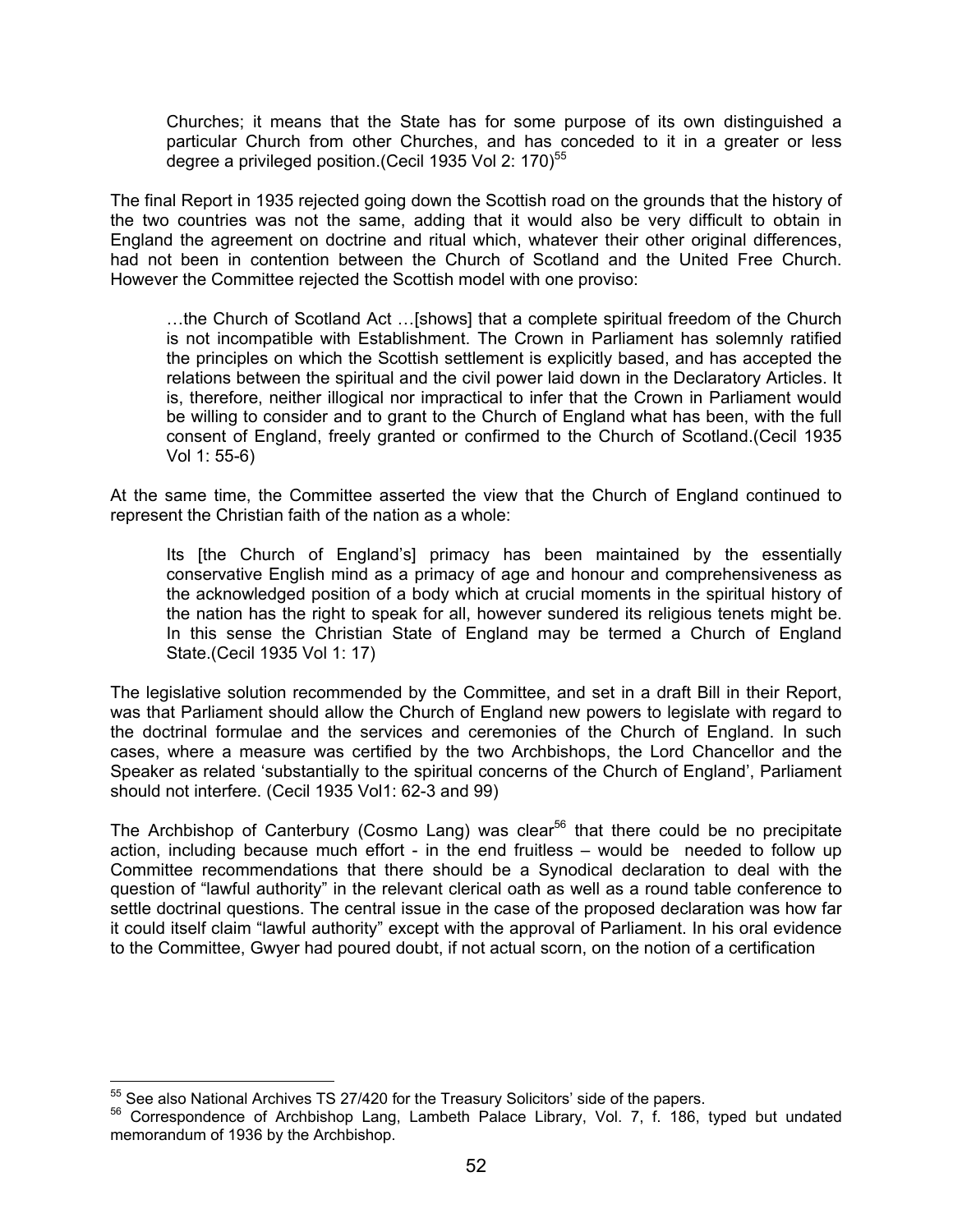> Churches; it means that the State has for some purpose of its own distinguished a particular Church from other Churches, and has conceded to it in a greater or less degree a privileged position.(Cecil 1935 Vol 2: 170)[55]

The final Report in 1935 rejected going down the Scottish road on the grounds that the history of the two countries was not the same, adding that it would also be very difficult to obtain in England the agreement on doctrine and ritual which, whatever their other original differences, had not been in contention between the Church of Scotland and the United Free Church. However the Committee rejected the Scottish model with one proviso:

> …the Church of Scotland Act …[shows] that a complete spiritual freedom of the Church is not incompatible with Establishment. The Crown in Parliament has solemnly ratified the principles on which the Scottish settlement is explicitly based, and has accepted the relations between the spiritual and the civil power laid down in the Declaratory Articles. It is, therefore, neither illogical nor impractical to infer that the Crown in Parliament would be willing to consider and to grant to the Church of England what has been, with the full consent of England, freely granted or confirmed to the Church of Scotland.(Cecil 1935 Vol 1: 55-6)

At the same time, the Committee asserted the view that the Church of England continued to represent the Christian faith of the nation as a whole:

> Its [the Church of England's] primacy has been maintained by the essentially conservative English mind as a primacy of age and honour and comprehensiveness as the acknowledged position of a body which at crucial moments in the spiritual history of the nation has the right to speak for all, however sundered its religious tenets might be. In this sense the Christian State of England may be termed a Church of England State.(Cecil 1935 Vol 1: 17)

The legislative solution recommended by the Committee, and set in a draft Bill in their Report, was that Parliament should allow the Church of England new powers to legislate with regard to the doctrinal formulae and the services and ceremonies of the Church of England. In such cases, where a measure was certified by the two Archbishops, the Lord Chancellor and the Speaker as related 'substantially to the spiritual concerns of the Church of England', Parliament should not interfere. (Cecil 1935 Vol1: 62-3 and 99)

The Archbishop of Canterbury (Cosmo Lang) was clear[56] that there could be no precipitate action, including because much effort - in the end fruitless – would be needed to follow up Committee recommendations that there should be a Synodical declaration to deal with the question of "lawful authority" in the relevant clerical oath as well as a round table conference to settle doctrinal questions. The central issue in the case of the proposed declaration was how far it could itself claim "lawful authority" except with the approval of Parliament. In his oral evidence to the Committee, Gwyer had poured doubt, if not actual scorn, on the notion of a certification

---

[55] See also National Archives TS 27/420 for the Treasury Solicitors' side of the papers.

[56] Correspondence of Archbishop Lang, Lambeth Palace Library, Vol. 7, f. 186, typed but undated memorandum of 1936 by the Archbishop.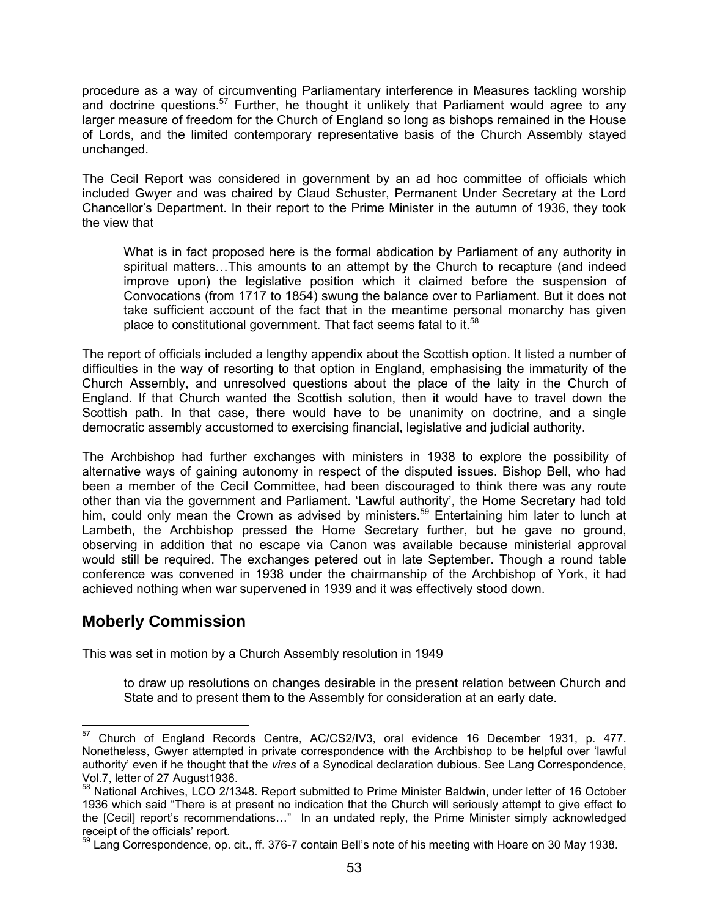procedure as a way of circumventing Parliamentary interference in Measures tackling worship and doctrine questions.[57] Further, he thought it unlikely that Parliament would agree to any larger measure of freedom for the Church of England so long as bishops remained in the House of Lords, and the limited contemporary representative basis of the Church Assembly stayed unchanged.

The Cecil Report was considered in government by an ad hoc committee of officials which included Gwyer and was chaired by Claud Schuster, Permanent Under Secretary at the Lord Chancellor's Department. In their report to the Prime Minister in the autumn of 1936, they took the view that

> What is in fact proposed here is the formal abdication by Parliament of any authority in spiritual matters…This amounts to an attempt by the Church to recapture (and indeed improve upon) the legislative position which it claimed before the suspension of Convocations (from 1717 to 1854) swung the balance over to Parliament. But it does not take sufficient account of the fact that in the meantime personal monarchy has given place to constitutional government. That fact seems fatal to it.[58]

The report of officials included a lengthy appendix about the Scottish option. It listed a number of difficulties in the way of resorting to that option in England, emphasising the immaturity of the Church Assembly, and unresolved questions about the place of the laity in the Church of England. If that Church wanted the Scottish solution, then it would have to travel down the Scottish path. In that case, there would have to be unanimity on doctrine, and a single democratic assembly accustomed to exercising financial, legislative and judicial authority.

The Archbishop had further exchanges with ministers in 1938 to explore the possibility of alternative ways of gaining autonomy in respect of the disputed issues. Bishop Bell, who had been a member of the Cecil Committee, had been discouraged to think there was any route other than via the government and Parliament. 'Lawful authority', the Home Secretary had told him, could only mean the Crown as advised by ministers.[59] Entertaining him later to lunch at Lambeth, the Archbishop pressed the Home Secretary further, but he gave no ground, observing in addition that no escape via Canon was available because ministerial approval would still be required. The exchanges petered out in late September. Though a round table conference was convened in 1938 under the chairmanship of the Archbishop of York, it had achieved nothing when war supervened in 1939 and it was effectively stood down.

## Moberly Commission

This was set in motion by a Church Assembly resolution in 1949

> to draw up resolutions on changes desirable in the present relation between Church and State and to present them to the Assembly for consideration at an early date.

---

[57] Church of England Records Centre, AC/CS2/IV3, oral evidence 16 December 1931, p. 477. Nonetheless, Gwyer attempted in private correspondence with the Archbishop to be helpful over 'lawful authority' even if he thought that the *vires* of a Synodical declaration dubious. See Lang Correspondence, Vol.7, letter of 27 August1936.

[58] National Archives, LCO 2/1348. Report submitted to Prime Minister Baldwin, under letter of 16 October 1936 which said "There is at present no indication that the Church will seriously attempt to give effect to the [Cecil] report's recommendations…" In an undated reply, the Prime Minister simply acknowledged receipt of the officials' report.

[59] Lang Correspondence, op. cit., ff. 376-7 contain Bell's note of his meeting with Hoare on 30 May 1938.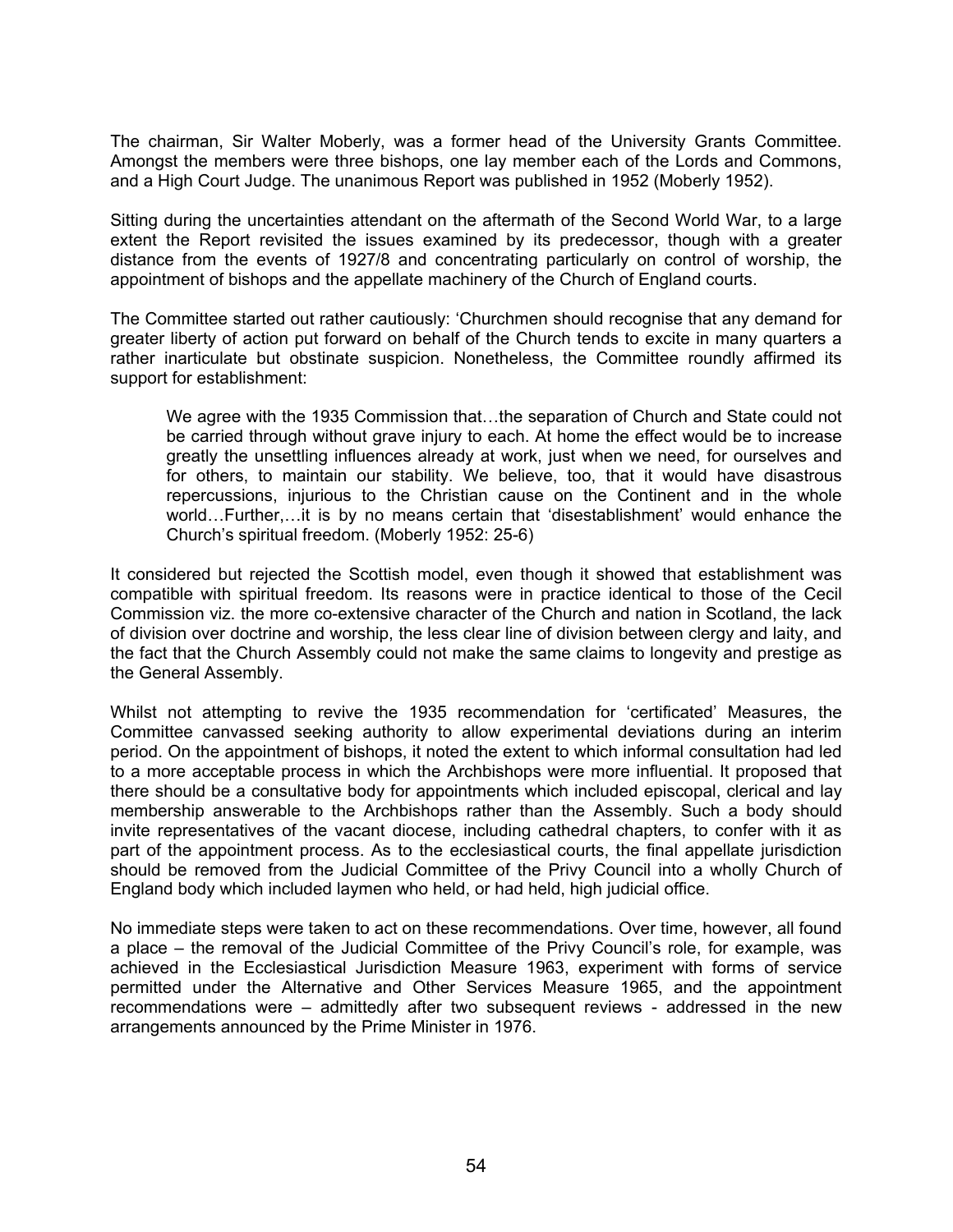The chairman, Sir Walter Moberly, was a former head of the University Grants Committee. Amongst the members were three bishops, one lay member each of the Lords and Commons, and a High Court Judge. The unanimous Report was published in 1952 (Moberly 1952).

Sitting during the uncertainties attendant on the aftermath of the Second World War, to a large extent the Report revisited the issues examined by its predecessor, though with a greater distance from the events of 1927/8 and concentrating particularly on control of worship, the appointment of bishops and the appellate machinery of the Church of England courts.

The Committee started out rather cautiously: 'Churchmen should recognise that any demand for greater liberty of action put forward on behalf of the Church tends to excite in many quarters a rather inarticulate but obstinate suspicion. Nonetheless, the Committee roundly affirmed its support for establishment:

> We agree with the 1935 Commission that…the separation of Church and State could not be carried through without grave injury to each. At home the effect would be to increase greatly the unsettling influences already at work, just when we need, for ourselves and for others, to maintain our stability. We believe, too, that it would have disastrous repercussions, injurious to the Christian cause on the Continent and in the whole world…Further,…it is by no means certain that 'disestablishment' would enhance the Church's spiritual freedom. (Moberly 1952: 25-6)

It considered but rejected the Scottish model, even though it showed that establishment was compatible with spiritual freedom. Its reasons were in practice identical to those of the Cecil Commission viz. the more co-extensive character of the Church and nation in Scotland, the lack of division over doctrine and worship, the less clear line of division between clergy and laity, and the fact that the Church Assembly could not make the same claims to longevity and prestige as the General Assembly.

Whilst not attempting to revive the 1935 recommendation for 'certificated' Measures, the Committee canvassed seeking authority to allow experimental deviations during an interim period. On the appointment of bishops, it noted the extent to which informal consultation had led to a more acceptable process in which the Archbishops were more influential. It proposed that there should be a consultative body for appointments which included episcopal, clerical and lay membership answerable to the Archbishops rather than the Assembly. Such a body should invite representatives of the vacant diocese, including cathedral chapters, to confer with it as part of the appointment process. As to the ecclesiastical courts, the final appellate jurisdiction should be removed from the Judicial Committee of the Privy Council into a wholly Church of England body which included laymen who held, or had held, high judicial office.

No immediate steps were taken to act on these recommendations. Over time, however, all found a place – the removal of the Judicial Committee of the Privy Council's role, for example, was achieved in the Ecclesiastical Jurisdiction Measure 1963, experiment with forms of service permitted under the Alternative and Other Services Measure 1965, and the appointment recommendations were – admittedly after two subsequent reviews - addressed in the new arrangements announced by the Prime Minister in 1976.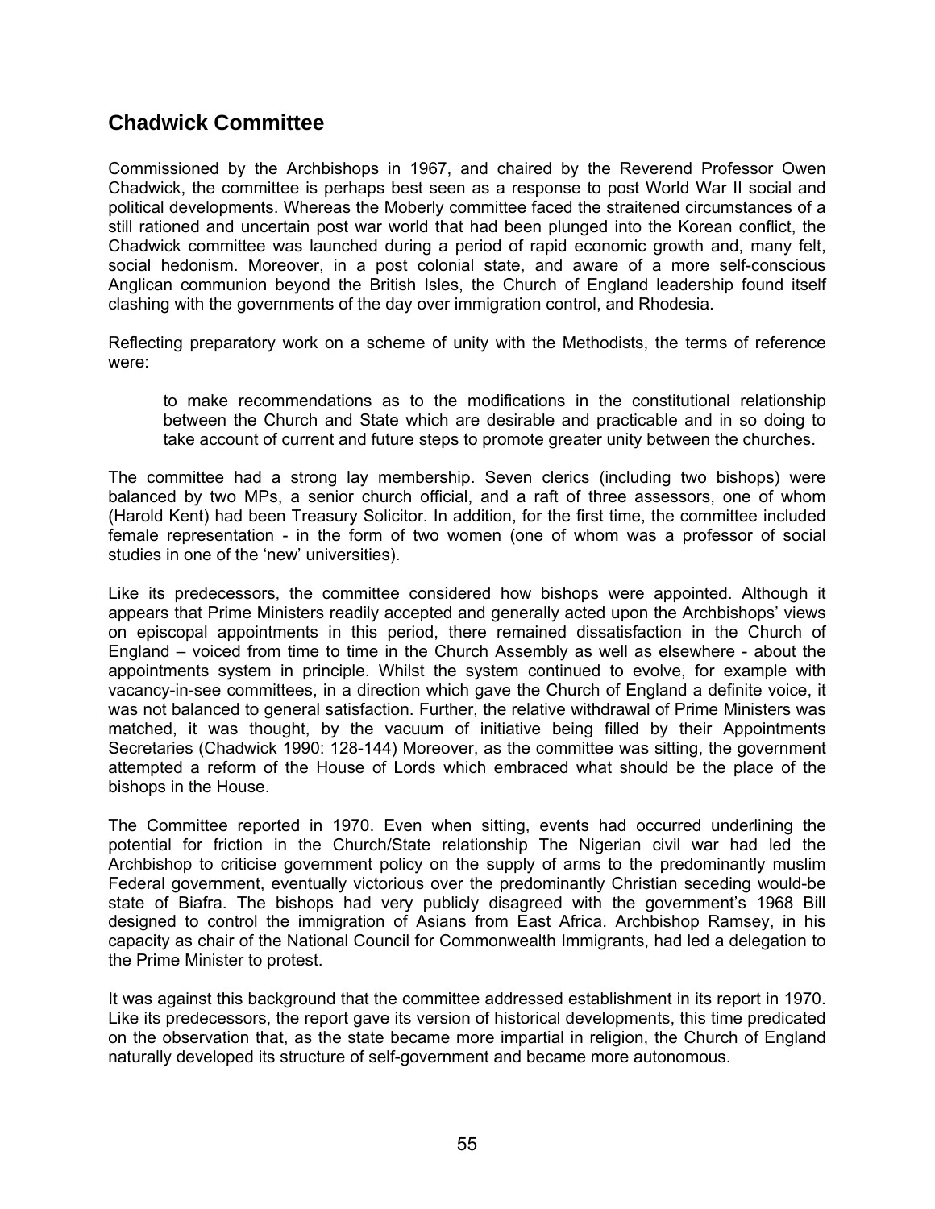## Chadwick Committee

Commissioned by the Archbishops in 1967, and chaired by the Reverend Professor Owen Chadwick, the committee is perhaps best seen as a response to post World War II social and political developments. Whereas the Moberly committee faced the straitened circumstances of a still rationed and uncertain post war world that had been plunged into the Korean conflict, the Chadwick committee was launched during a period of rapid economic growth and, many felt, social hedonism. Moreover, in a post colonial state, and aware of a more self-conscious Anglican communion beyond the British Isles, the Church of England leadership found itself clashing with the governments of the day over immigration control, and Rhodesia.

Reflecting preparatory work on a scheme of unity with the Methodists, the terms of reference were:

> to make recommendations as to the modifications in the constitutional relationship between the Church and State which are desirable and practicable and in so doing to take account of current and future steps to promote greater unity between the churches.

The committee had a strong lay membership. Seven clerics (including two bishops) were balanced by two MPs, a senior church official, and a raft of three assessors, one of whom (Harold Kent) had been Treasury Solicitor. In addition, for the first time, the committee included female representation - in the form of two women (one of whom was a professor of social studies in one of the 'new' universities).

Like its predecessors, the committee considered how bishops were appointed. Although it appears that Prime Ministers readily accepted and generally acted upon the Archbishops' views on episcopal appointments in this period, there remained dissatisfaction in the Church of England – voiced from time to time in the Church Assembly as well as elsewhere - about the appointments system in principle. Whilst the system continued to evolve, for example with vacancy-in-see committees, in a direction which gave the Church of England a definite voice, it was not balanced to general satisfaction. Further, the relative withdrawal of Prime Ministers was matched, it was thought, by the vacuum of initiative being filled by their Appointments Secretaries (Chadwick 1990: 128-144) Moreover, as the committee was sitting, the government attempted a reform of the House of Lords which embraced what should be the place of the bishops in the House.

The Committee reported in 1970. Even when sitting, events had occurred underlining the potential for friction in the Church/State relationship The Nigerian civil war had led the Archbishop to criticise government policy on the supply of arms to the predominantly muslim Federal government, eventually victorious over the predominantly Christian seceding would-be state of Biafra. The bishops had very publicly disagreed with the government's 1968 Bill designed to control the immigration of Asians from East Africa. Archbishop Ramsey, in his capacity as chair of the National Council for Commonwealth Immigrants, had led a delegation to the Prime Minister to protest.

It was against this background that the committee addressed establishment in its report in 1970. Like its predecessors, the report gave its version of historical developments, this time predicated on the observation that, as the state became more impartial in religion, the Church of England naturally developed its structure of self-government and became more autonomous.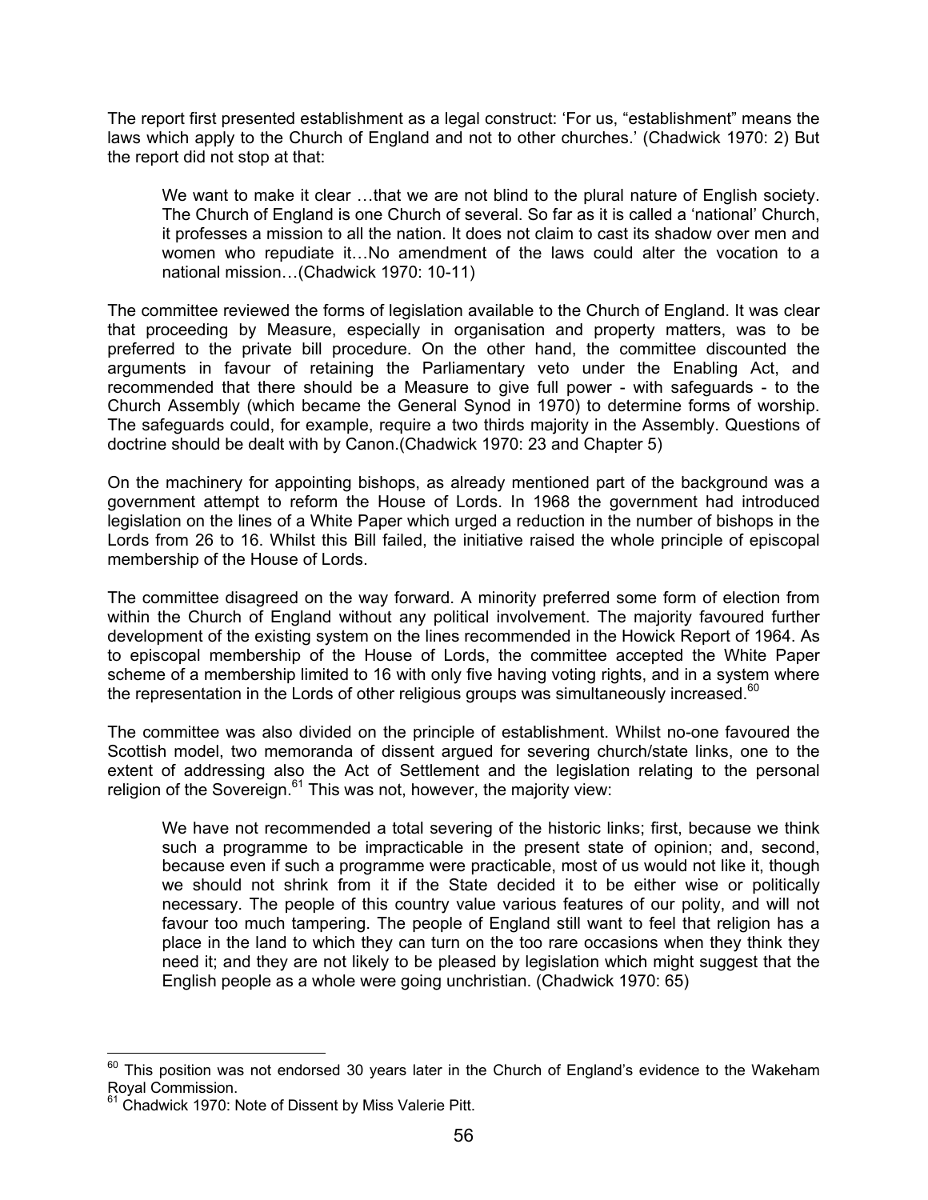The report first presented establishment as a legal construct: 'For us, "establishment" means the laws which apply to the Church of England and not to other churches.' (Chadwick 1970: 2) But the report did not stop at that:

> We want to make it clear …that we are not blind to the plural nature of English society. The Church of England is one Church of several. So far as it is called a 'national' Church, it professes a mission to all the nation. It does not claim to cast its shadow over men and women who repudiate it…No amendment of the laws could alter the vocation to a national mission…(Chadwick 1970: 10-11)

The committee reviewed the forms of legislation available to the Church of England. It was clear that proceeding by Measure, especially in organisation and property matters, was to be preferred to the private bill procedure. On the other hand, the committee discounted the arguments in favour of retaining the Parliamentary veto under the Enabling Act, and recommended that there should be a Measure to give full power - with safeguards - to the Church Assembly (which became the General Synod in 1970) to determine forms of worship. The safeguards could, for example, require a two thirds majority in the Assembly. Questions of doctrine should be dealt with by Canon.(Chadwick 1970: 23 and Chapter 5)

On the machinery for appointing bishops, as already mentioned part of the background was a government attempt to reform the House of Lords. In 1968 the government had introduced legislation on the lines of a White Paper which urged a reduction in the number of bishops in the Lords from 26 to 16. Whilst this Bill failed, the initiative raised the whole principle of episcopal membership of the House of Lords.

The committee disagreed on the way forward. A minority preferred some form of election from within the Church of England without any political involvement. The majority favoured further development of the existing system on the lines recommended in the Howick Report of 1964. As to episcopal membership of the House of Lords, the committee accepted the White Paper scheme of a membership limited to 16 with only five having voting rights, and in a system where the representation in the Lords of other religious groups was simultaneously increased.[60]

The committee was also divided on the principle of establishment. Whilst no-one favoured the Scottish model, two memoranda of dissent argued for severing church/state links, one to the extent of addressing also the Act of Settlement and the legislation relating to the personal religion of the Sovereign.[61] This was not, however, the majority view:

> We have not recommended a total severing of the historic links; first, because we think such a programme to be impracticable in the present state of opinion; and, second, because even if such a programme were practicable, most of us would not like it, though we should not shrink from it if the State decided it to be either wise or politically necessary. The people of this country value various features of our polity, and will not favour too much tampering. The people of England still want to feel that religion has a place in the land to which they can turn on the too rare occasions when they think they need it; and they are not likely to be pleased by legislation which might suggest that the English people as a whole were going unchristian. (Chadwick 1970: 65)

---

[60] This position was not endorsed 30 years later in the Church of England's evidence to the Wakeham Royal Commission.

[61] Chadwick 1970: Note of Dissent by Miss Valerie Pitt.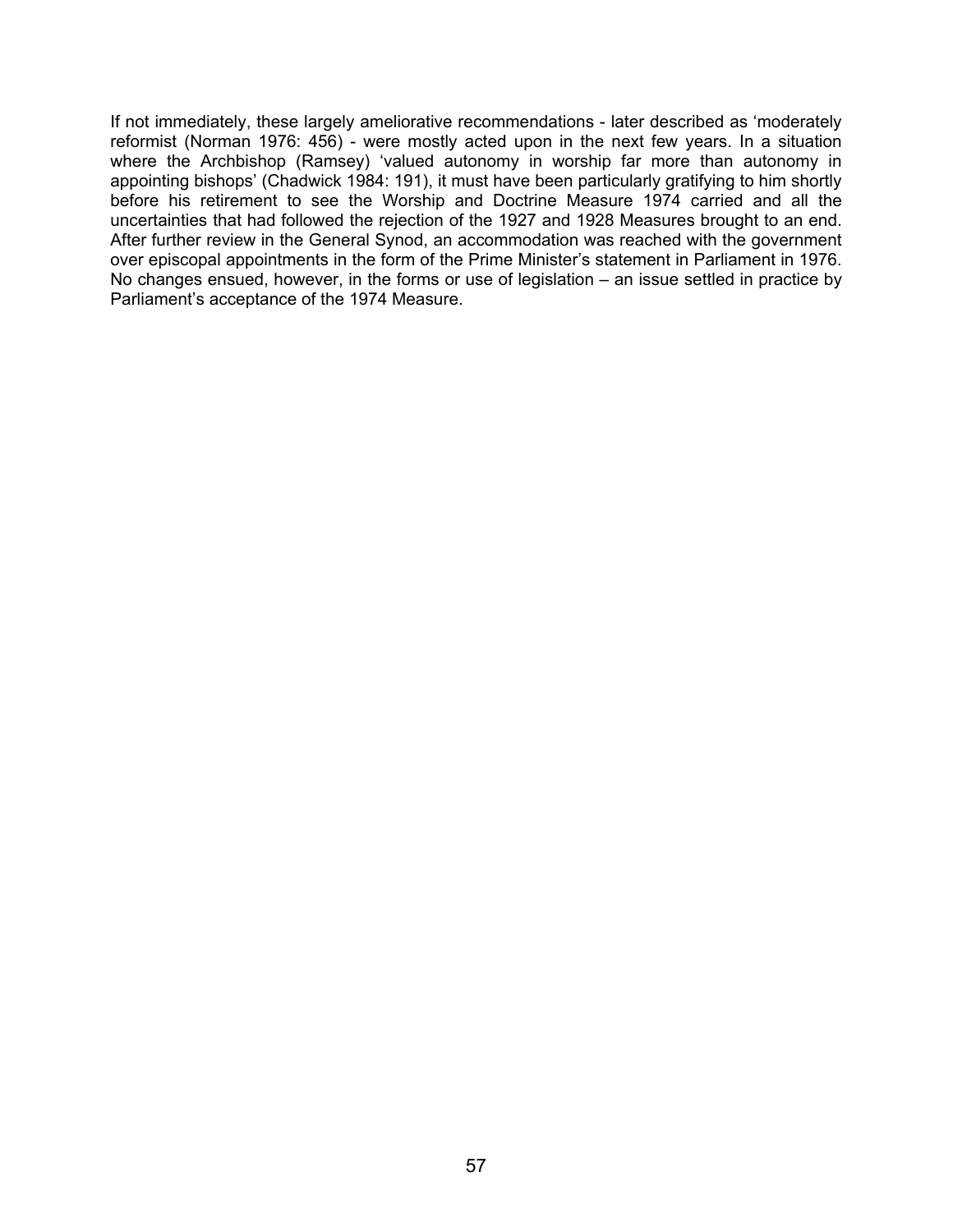If not immediately, these largely ameliorative recommendations - later described as 'moderately reformist (Norman 1976: 456) - were mostly acted upon in the next few years. In a situation where the Archbishop (Ramsey) 'valued autonomy in worship far more than autonomy in appointing bishops' (Chadwick 1984: 191), it must have been particularly gratifying to him shortly before his retirement to see the Worship and Doctrine Measure 1974 carried and all the uncertainties that had followed the rejection of the 1927 and 1928 Measures brought to an end. After further review in the General Synod, an accommodation was reached with the government over episcopal appointments in the form of the Prime Minister's statement in Parliament in 1976. No changes ensued, however, in the forms or use of legislation – an issue settled in practice by Parliament's acceptance of the 1974 Measure.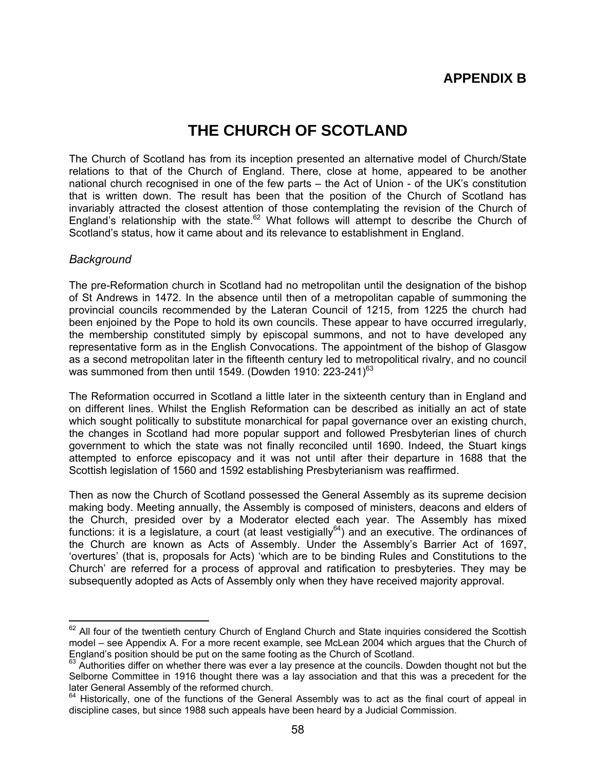## APPENDIX B

# THE CHURCH OF SCOTLAND

The Church of Scotland has from its inception presented an alternative model of Church/State relations to that of the Church of England. There, close at home, appeared to be another national church recognised in one of the few parts – the Act of Union - of the UK's constitution that is written down. The result has been that the position of the Church of Scotland has invariably attracted the closest attention of those contemplating the revision of the Church of England's relationship with the state.[62] What follows will attempt to describe the Church of Scotland's status, how it came about and its relevance to establishment in England.

*Background*

The pre-Reformation church in Scotland had no metropolitan until the designation of the bishop of St Andrews in 1472. In the absence until then of a metropolitan capable of summoning the provincial councils recommended by the Lateran Council of 1215, from 1225 the church had been enjoined by the Pope to hold its own councils. These appear to have occurred irregularly, the membership constituted simply by episcopal summons, and not to have developed any representative form as in the English Convocations. The appointment of the bishop of Glasgow as a second metropolitan later in the fifteenth century led to metropolitical rivalry, and no council was summoned from then until 1549. (Dowden 1910: 223-241)[63]

The Reformation occurred in Scotland a little later in the sixteenth century than in England and on different lines. Whilst the English Reformation can be described as initially an act of state which sought politically to substitute monarchical for papal governance over an existing church, the changes in Scotland had more popular support and followed Presbyterian lines of church government to which the state was not finally reconciled until 1690. Indeed, the Stuart kings attempted to enforce episcopacy and it was not until after their departure in 1688 that the Scottish legislation of 1560 and 1592 establishing Presbyterianism was reaffirmed.

Then as now the Church of Scotland possessed the General Assembly as its supreme decision making body. Meeting annually, the Assembly is composed of ministers, deacons and elders of the Church, presided over by a Moderator elected each year. The Assembly has mixed functions: it is a legislature, a court (at least vestigially[64]) and an executive. The ordinances of the Church are known as Acts of Assembly. Under the Assembly's Barrier Act of 1697, 'overtures' (that is, proposals for Acts) 'which are to be binding Rules and Constitutions to the Church' are referred for a process of approval and ratification to presbyteries. They may be subsequently adopted as Acts of Assembly only when they have received majority approval.

---

[62] All four of the twentieth century Church of England Church and State inquiries considered the Scottish model – see Appendix A. For a more recent example, see McLean 2004 which argues that the Church of England's position should be put on the same footing as the Church of Scotland.

[63] Authorities differ on whether there was ever a lay presence at the councils. Dowden thought not but the Selborne Committee in 1916 thought there was a lay association and that this was a precedent for the later General Assembly of the reformed church.

[64] Historically, one of the functions of the General Assembly was to act as the final court of appeal in discipline cases, but since 1988 such appeals have been heard by a Judicial Commission.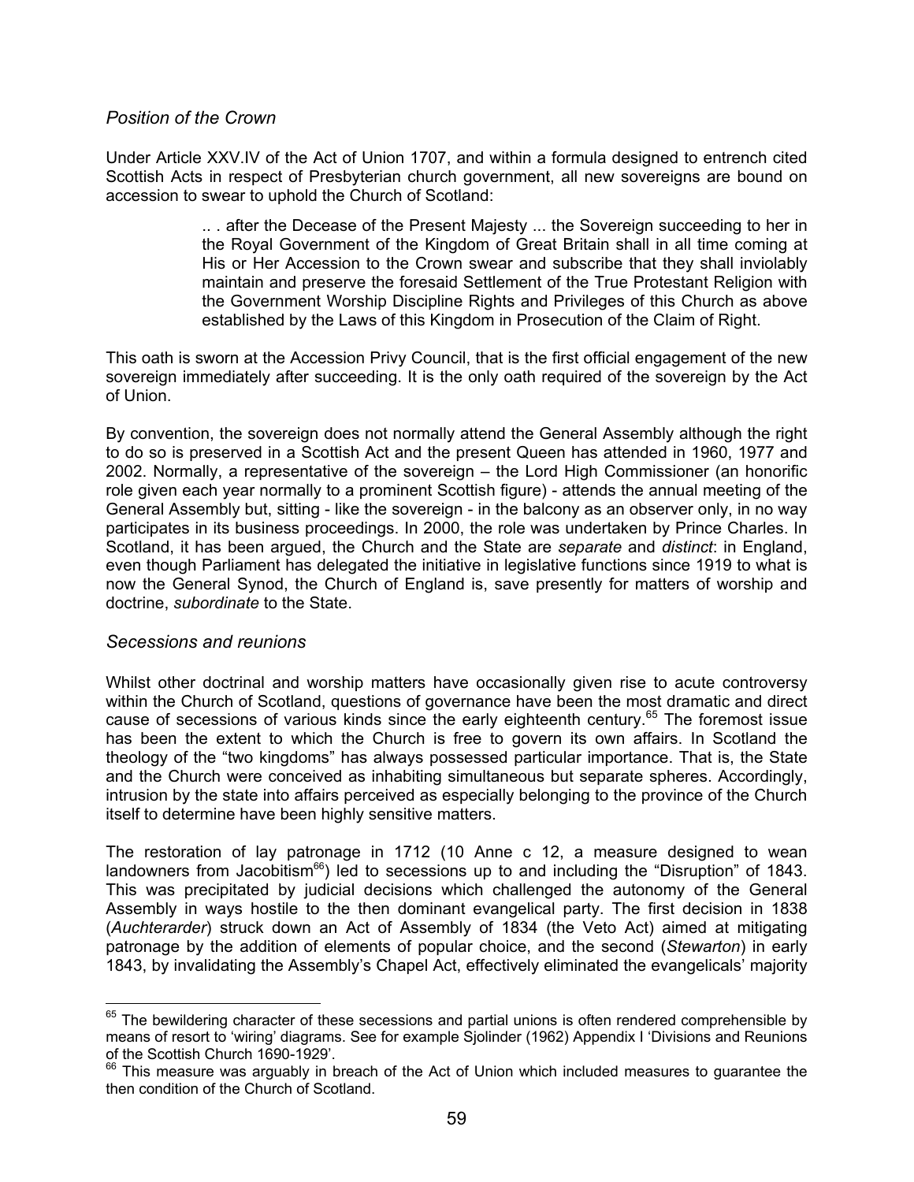### *Position of the Crown*

Under Article XXV.IV of the Act of Union 1707, and within a formula designed to entrench cited Scottish Acts in respect of Presbyterian church government, all new sovereigns are bound on accession to swear to uphold the Church of Scotland:

> .. . after the Decease of the Present Majesty ... the Sovereign succeeding to her in the Royal Government of the Kingdom of Great Britain shall in all time coming at His or Her Accession to the Crown swear and subscribe that they shall inviolably maintain and preserve the foresaid Settlement of the True Protestant Religion with the Government Worship Discipline Rights and Privileges of this Church as above established by the Laws of this Kingdom in Prosecution of the Claim of Right.

This oath is sworn at the Accession Privy Council, that is the first official engagement of the new sovereign immediately after succeeding. It is the only oath required of the sovereign by the Act of Union.

By convention, the sovereign does not normally attend the General Assembly although the right to do so is preserved in a Scottish Act and the present Queen has attended in 1960, 1977 and 2002. Normally, a representative of the sovereign – the Lord High Commissioner (an honorific role given each year normally to a prominent Scottish figure) - attends the annual meeting of the General Assembly but, sitting - like the sovereign - in the balcony as an observer only, in no way participates in its business proceedings. In 2000, the role was undertaken by Prince Charles. In Scotland, it has been argued, the Church and the State are *separate* and *distinct*: in England, even though Parliament has delegated the initiative in legislative functions since 1919 to what is now the General Synod, the Church of England is, save presently for matters of worship and doctrine, *subordinate* to the State.

### *Secessions and reunions*

Whilst other doctrinal and worship matters have occasionally given rise to acute controversy within the Church of Scotland, questions of governance have been the most dramatic and direct cause of secessions of various kinds since the early eighteenth century.[65] The foremost issue has been the extent to which the Church is free to govern its own affairs. In Scotland the theology of the "two kingdoms" has always possessed particular importance. That is, the State and the Church were conceived as inhabiting simultaneous but separate spheres. Accordingly, intrusion by the state into affairs perceived as especially belonging to the province of the Church itself to determine have been highly sensitive matters.

The restoration of lay patronage in 1712 (10 Anne c 12, a measure designed to wean landowners from Jacobitism[66]) led to secessions up to and including the "Disruption" of 1843. This was precipitated by judicial decisions which challenged the autonomy of the General Assembly in ways hostile to the then dominant evangelical party. The first decision in 1838 (*Auchterarder*) struck down an Act of Assembly of 1834 (the Veto Act) aimed at mitigating patronage by the addition of elements of popular choice, and the second (*Stewarton*) in early 1843, by invalidating the Assembly's Chapel Act, effectively eliminated the evangelicals' majority

[65] The bewildering character of these secessions and partial unions is often rendered comprehensible by means of resort to 'wiring' diagrams. See for example Sjolinder (1962) Appendix I 'Divisions and Reunions of the Scottish Church 1690-1929'.

[66] This measure was arguably in breach of the Act of Union which included measures to guarantee the then condition of the Church of Scotland.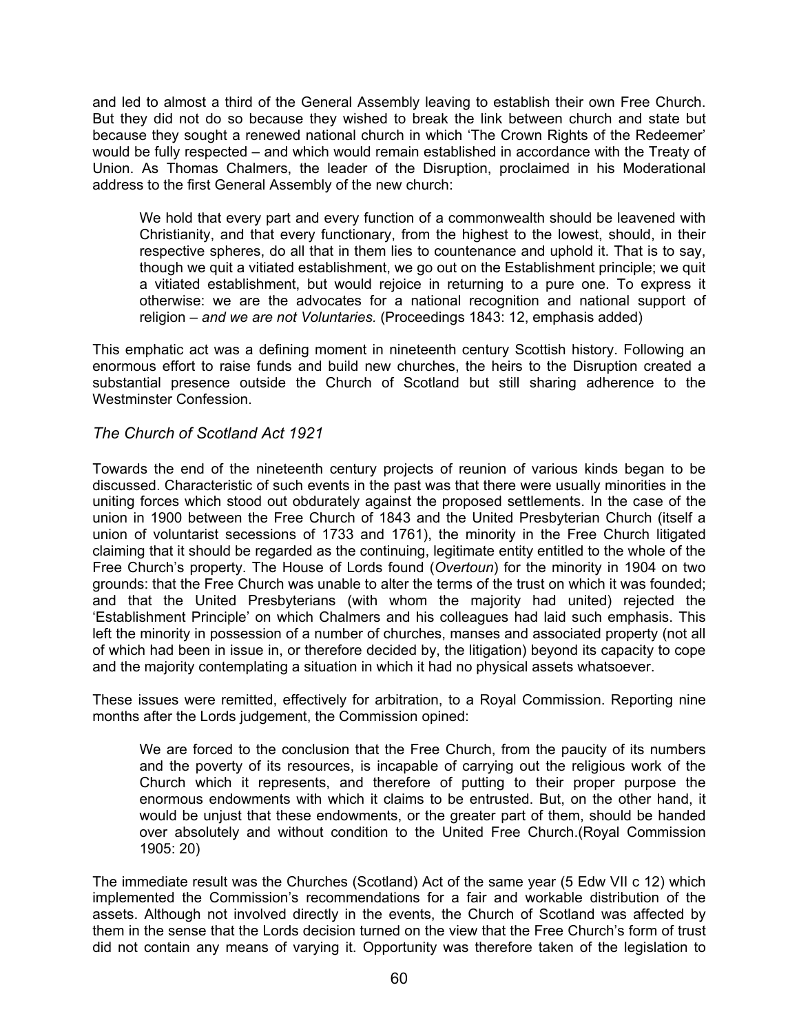and led to almost a third of the General Assembly leaving to establish their own Free Church. But they did not do so because they wished to break the link between church and state but because they sought a renewed national church in which 'The Crown Rights of the Redeemer' would be fully respected – and which would remain established in accordance with the Treaty of Union. As Thomas Chalmers, the leader of the Disruption, proclaimed in his Moderational address to the first General Assembly of the new church:

> We hold that every part and every function of a commonwealth should be leavened with Christianity, and that every functionary, from the highest to the lowest, should, in their respective spheres, do all that in them lies to countenance and uphold it. That is to say, though we quit a vitiated establishment, we go out on the Establishment principle; we quit a vitiated establishment, but would rejoice in returning to a pure one. To express it otherwise: we are the advocates for a national recognition and national support of religion – *and we are not Voluntaries.* (Proceedings 1843: 12, emphasis added)

This emphatic act was a defining moment in nineteenth century Scottish history. Following an enormous effort to raise funds and build new churches, the heirs to the Disruption created a substantial presence outside the Church of Scotland but still sharing adherence to the Westminster Confession.

### *The Church of Scotland Act 1921*

Towards the end of the nineteenth century projects of reunion of various kinds began to be discussed. Characteristic of such events in the past was that there were usually minorities in the uniting forces which stood out obdurately against the proposed settlements. In the case of the union in 1900 between the Free Church of 1843 and the United Presbyterian Church (itself a union of voluntarist secessions of 1733 and 1761), the minority in the Free Church litigated claiming that it should be regarded as the continuing, legitimate entity entitled to the whole of the Free Church's property. The House of Lords found (*Overtoun*) for the minority in 1904 on two grounds: that the Free Church was unable to alter the terms of the trust on which it was founded; and that the United Presbyterians (with whom the majority had united) rejected the 'Establishment Principle' on which Chalmers and his colleagues had laid such emphasis. This left the minority in possession of a number of churches, manses and associated property (not all of which had been in issue in, or therefore decided by, the litigation) beyond its capacity to cope and the majority contemplating a situation in which it had no physical assets whatsoever.

These issues were remitted, effectively for arbitration, to a Royal Commission. Reporting nine months after the Lords judgement, the Commission opined:

> We are forced to the conclusion that the Free Church, from the paucity of its numbers and the poverty of its resources, is incapable of carrying out the religious work of the Church which it represents, and therefore of putting to their proper purpose the enormous endowments with which it claims to be entrusted. But, on the other hand, it would be unjust that these endowments, or the greater part of them, should be handed over absolutely and without condition to the United Free Church.(Royal Commission 1905: 20)

The immediate result was the Churches (Scotland) Act of the same year (5 Edw VII c 12) which implemented the Commission's recommendations for a fair and workable distribution of the assets. Although not involved directly in the events, the Church of Scotland was affected by them in the sense that the Lords decision turned on the view that the Free Church's form of trust did not contain any means of varying it. Opportunity was therefore taken of the legislation to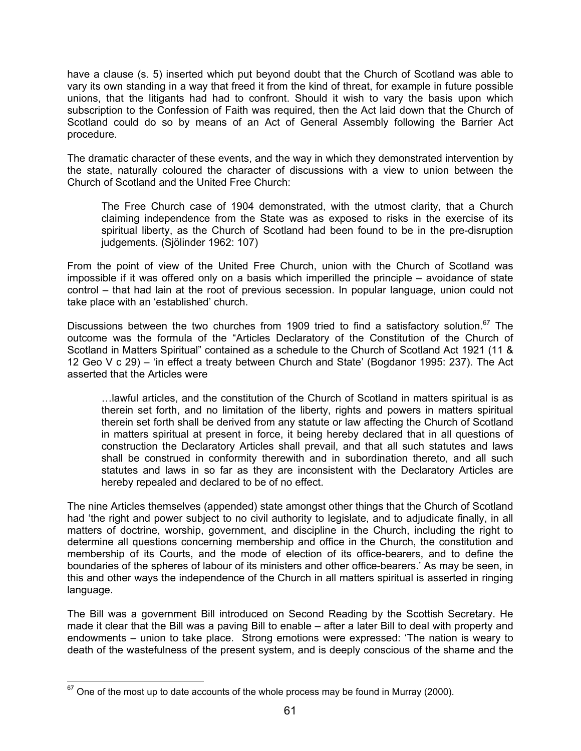have a clause (s. 5) inserted which put beyond doubt that the Church of Scotland was able to vary its own standing in a way that freed it from the kind of threat, for example in future possible unions, that the litigants had had to confront. Should it wish to vary the basis upon which subscription to the Confession of Faith was required, then the Act laid down that the Church of Scotland could do so by means of an Act of General Assembly following the Barrier Act procedure.

The dramatic character of these events, and the way in which they demonstrated intervention by the state, naturally coloured the character of discussions with a view to union between the Church of Scotland and the United Free Church:

> The Free Church case of 1904 demonstrated, with the utmost clarity, that a Church claiming independence from the State was as exposed to risks in the exercise of its spiritual liberty, as the Church of Scotland had been found to be in the pre-disruption judgements. (Sjölinder 1962: 107)

From the point of view of the United Free Church, union with the Church of Scotland was impossible if it was offered only on a basis which imperilled the principle – avoidance of state control – that had lain at the root of previous secession. In popular language, union could not take place with an 'established' church.

Discussions between the two churches from 1909 tried to find a satisfactory solution.[67] The outcome was the formula of the "Articles Declaratory of the Constitution of the Church of Scotland in Matters Spiritual" contained as a schedule to the Church of Scotland Act 1921 (11 & 12 Geo V c 29) – 'in effect a treaty between Church and State' (Bogdanor 1995: 237). The Act asserted that the Articles were

> …lawful articles, and the constitution of the Church of Scotland in matters spiritual is as therein set forth, and no limitation of the liberty, rights and powers in matters spiritual therein set forth shall be derived from any statute or law affecting the Church of Scotland in matters spiritual at present in force, it being hereby declared that in all questions of construction the Declaratory Articles shall prevail, and that all such statutes and laws shall be construed in conformity therewith and in subordination thereto, and all such statutes and laws in so far as they are inconsistent with the Declaratory Articles are hereby repealed and declared to be of no effect.

The nine Articles themselves (appended) state amongst other things that the Church of Scotland had 'the right and power subject to no civil authority to legislate, and to adjudicate finally, in all matters of doctrine, worship, government, and discipline in the Church, including the right to determine all questions concerning membership and office in the Church, the constitution and membership of its Courts, and the mode of election of its office-bearers, and to define the boundaries of the spheres of labour of its ministers and other office-bearers.' As may be seen, in this and other ways the independence of the Church in all matters spiritual is asserted in ringing language.

The Bill was a government Bill introduced on Second Reading by the Scottish Secretary. He made it clear that the Bill was a paving Bill to enable – after a later Bill to deal with property and endowments – union to take place. Strong emotions were expressed: 'The nation is weary to death of the wastefulness of the present system, and is deeply conscious of the shame and the

---

[67] One of the most up to date accounts of the whole process may be found in Murray (2000).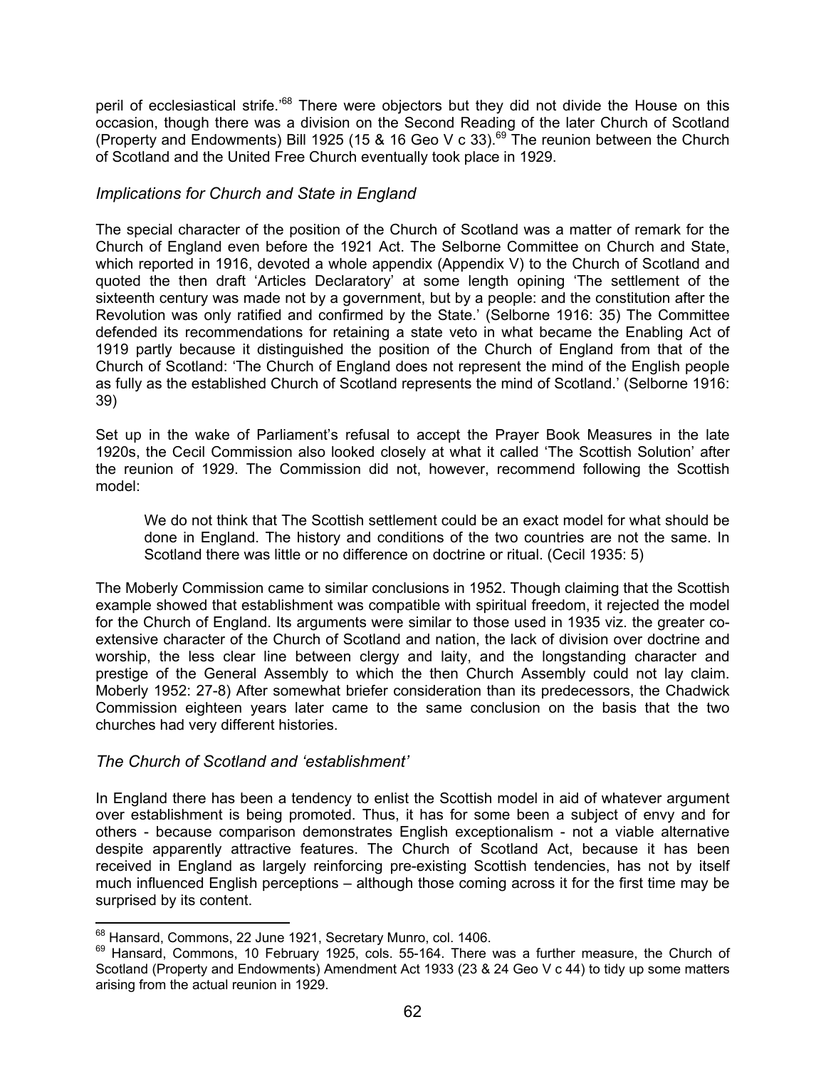peril of ecclesiastical strife.'[68] There were objectors but they did not divide the House on this occasion, though there was a division on the Second Reading of the later Church of Scotland (Property and Endowments) Bill 1925 (15 & 16 Geo V c 33).[69] The reunion between the Church of Scotland and the United Free Church eventually took place in 1929.

### *Implications for Church and State in England*

The special character of the position of the Church of Scotland was a matter of remark for the Church of England even before the 1921 Act. The Selborne Committee on Church and State, which reported in 1916, devoted a whole appendix (Appendix V) to the Church of Scotland and quoted the then draft 'Articles Declaratory' at some length opining 'The settlement of the sixteenth century was made not by a government, but by a people: and the constitution after the Revolution was only ratified and confirmed by the State.' (Selborne 1916: 35) The Committee defended its recommendations for retaining a state veto in what became the Enabling Act of 1919 partly because it distinguished the position of the Church of England from that of the Church of Scotland: 'The Church of England does not represent the mind of the English people as fully as the established Church of Scotland represents the mind of Scotland.' (Selborne 1916: 39)

Set up in the wake of Parliament's refusal to accept the Prayer Book Measures in the late 1920s, the Cecil Commission also looked closely at what it called 'The Scottish Solution' after the reunion of 1929. The Commission did not, however, recommend following the Scottish model:

> We do not think that The Scottish settlement could be an exact model for what should be done in England. The history and conditions of the two countries are not the same. In Scotland there was little or no difference on doctrine or ritual. (Cecil 1935: 5)

The Moberly Commission came to similar conclusions in 1952. Though claiming that the Scottish example showed that establishment was compatible with spiritual freedom, it rejected the model for the Church of England. Its arguments were similar to those used in 1935 viz. the greater co-extensive character of the Church of Scotland and nation, the lack of division over doctrine and worship, the less clear line between clergy and laity, and the longstanding character and prestige of the General Assembly to which the then Church Assembly could not lay claim. Moberly 1952: 27-8) After somewhat briefer consideration than its predecessors, the Chadwick Commission eighteen years later came to the same conclusion on the basis that the two churches had very different histories.

### *The Church of Scotland and 'establishment'*

In England there has been a tendency to enlist the Scottish model in aid of whatever argument over establishment is being promoted. Thus, it has for some been a subject of envy and for others - because comparison demonstrates English exceptionalism - not a viable alternative despite apparently attractive features. The Church of Scotland Act, because it has been received in England as largely reinforcing pre-existing Scottish tendencies, has not by itself much influenced English perceptions – although those coming across it for the first time may be surprised by its content.

---

[68] Hansard, Commons, 22 June 1921, Secretary Munro, col. 1406.

[69] Hansard, Commons, 10 February 1925, cols. 55-164. There was a further measure, the Church of Scotland (Property and Endowments) Amendment Act 1933 (23 & 24 Geo V c 44) to tidy up some matters arising from the actual reunion in 1929.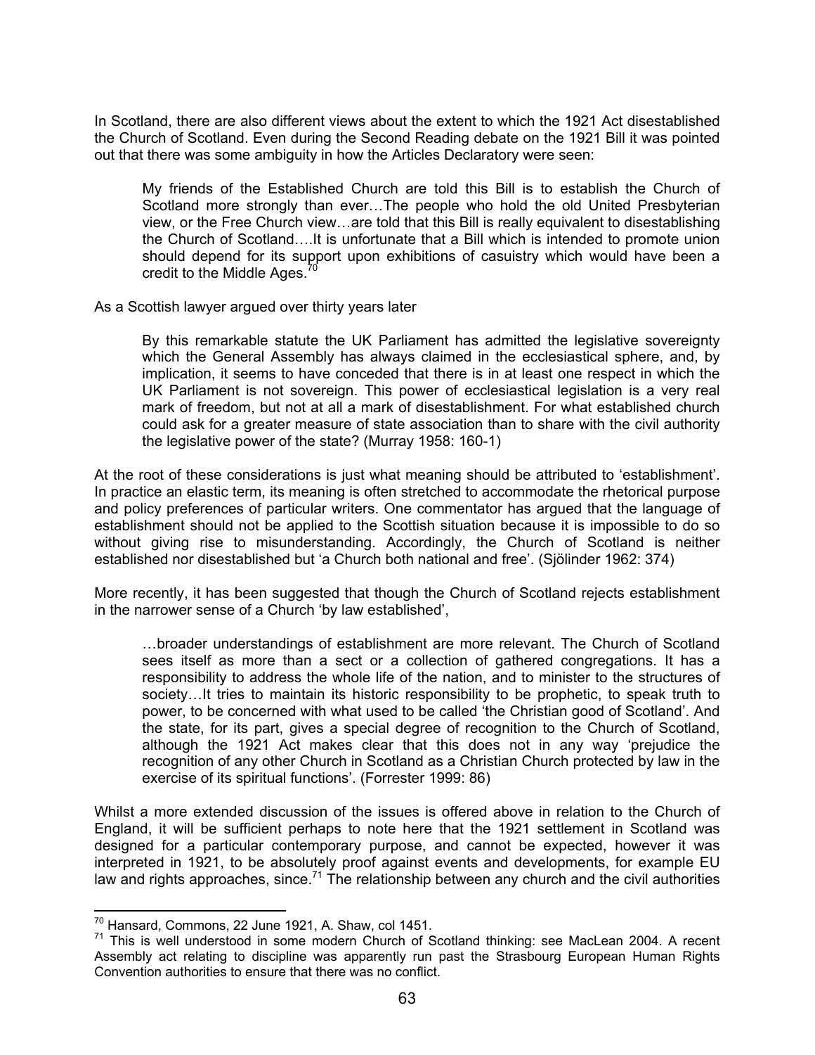In Scotland, there are also different views about the extent to which the 1921 Act disestablished the Church of Scotland. Even during the Second Reading debate on the 1921 Bill it was pointed out that there was some ambiguity in how the Articles Declaratory were seen:

> My friends of the Established Church are told this Bill is to establish the Church of Scotland more strongly than ever…The people who hold the old United Presbyterian view, or the Free Church view…are told that this Bill is really equivalent to disestablishing the Church of Scotland….It is unfortunate that a Bill which is intended to promote union should depend for its support upon exhibitions of casuistry which would have been a credit to the Middle Ages.[70]

As a Scottish lawyer argued over thirty years later

> By this remarkable statute the UK Parliament has admitted the legislative sovereignty which the General Assembly has always claimed in the ecclesiastical sphere, and, by implication, it seems to have conceded that there is in at least one respect in which the UK Parliament is not sovereign. This power of ecclesiastical legislation is a very real mark of freedom, but not at all a mark of disestablishment. For what established church could ask for a greater measure of state association than to share with the civil authority the legislative power of the state? (Murray 1958: 160-1)

At the root of these considerations is just what meaning should be attributed to 'establishment'. In practice an elastic term, its meaning is often stretched to accommodate the rhetorical purpose and policy preferences of particular writers. One commentator has argued that the language of establishment should not be applied to the Scottish situation because it is impossible to do so without giving rise to misunderstanding. Accordingly, the Church of Scotland is neither established nor disestablished but 'a Church both national and free'. (Sjölinder 1962: 374)

More recently, it has been suggested that though the Church of Scotland rejects establishment in the narrower sense of a Church 'by law established',

> …broader understandings of establishment are more relevant. The Church of Scotland sees itself as more than a sect or a collection of gathered congregations. It has a responsibility to address the whole life of the nation, and to minister to the structures of society…It tries to maintain its historic responsibility to be prophetic, to speak truth to power, to be concerned with what used to be called 'the Christian good of Scotland'. And the state, for its part, gives a special degree of recognition to the Church of Scotland, although the 1921 Act makes clear that this does not in any way 'prejudice the recognition of any other Church in Scotland as a Christian Church protected by law in the exercise of its spiritual functions'. (Forrester 1999: 86)

Whilst a more extended discussion of the issues is offered above in relation to the Church of England, it will be sufficient perhaps to note here that the 1921 settlement in Scotland was designed for a particular contemporary purpose, and cannot be expected, however it was interpreted in 1921, to be absolutely proof against events and developments, for example EU law and rights approaches, since.[71] The relationship between any church and the civil authorities

---

[70] Hansard, Commons, 22 June 1921, A. Shaw, col 1451.

[71] This is well understood in some modern Church of Scotland thinking: see MacLean 2004. A recent Assembly act relating to discipline was apparently run past the Strasbourg European Human Rights Convention authorities to ensure that there was no conflict.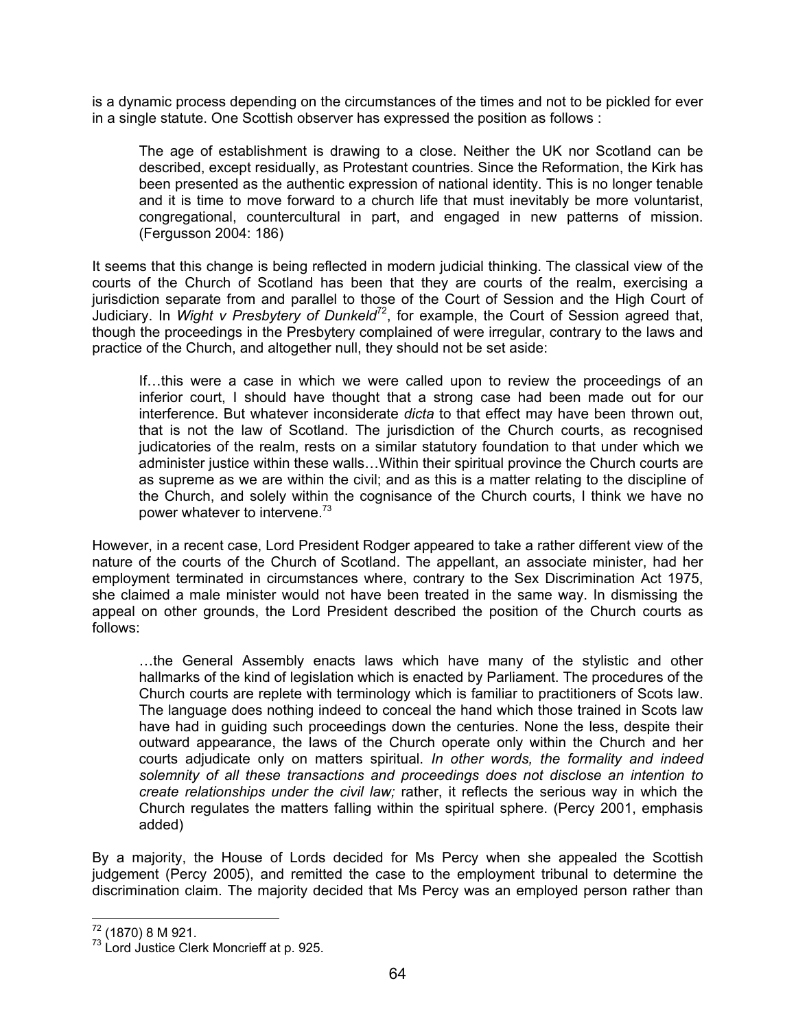is a dynamic process depending on the circumstances of the times and not to be pickled for ever in a single statute. One Scottish observer has expressed the position as follows :

> The age of establishment is drawing to a close. Neither the UK nor Scotland can be described, except residually, as Protestant countries. Since the Reformation, the Kirk has been presented as the authentic expression of national identity. This is no longer tenable and it is time to move forward to a church life that must inevitably be more voluntarist, congregational, countercultural in part, and engaged in new patterns of mission. (Fergusson 2004: 186)

It seems that this change is being reflected in modern judicial thinking. The classical view of the courts of the Church of Scotland has been that they are courts of the realm, exercising a jurisdiction separate from and parallel to those of the Court of Session and the High Court of Judiciary. In *Wight v Presbytery of Dunkeld*[72], for example, the Court of Session agreed that, though the proceedings in the Presbytery complained of were irregular, contrary to the laws and practice of the Church, and altogether null, they should not be set aside:

> If…this were a case in which we were called upon to review the proceedings of an inferior court, I should have thought that a strong case had been made out for our interference. But whatever inconsiderate *dicta* to that effect may have been thrown out, that is not the law of Scotland. The jurisdiction of the Church courts, as recognised judicatories of the realm, rests on a similar statutory foundation to that under which we administer justice within these walls…Within their spiritual province the Church courts are as supreme as we are within the civil; and as this is a matter relating to the discipline of the Church, and solely within the cognisance of the Church courts, I think we have no power whatever to intervene.[73]

However, in a recent case, Lord President Rodger appeared to take a rather different view of the nature of the courts of the Church of Scotland. The appellant, an associate minister, had her employment terminated in circumstances where, contrary to the Sex Discrimination Act 1975, she claimed a male minister would not have been treated in the same way. In dismissing the appeal on other grounds, the Lord President described the position of the Church courts as follows:

> …the General Assembly enacts laws which have many of the stylistic and other hallmarks of the kind of legislation which is enacted by Parliament. The procedures of the Church courts are replete with terminology which is familiar to practitioners of Scots law. The language does nothing indeed to conceal the hand which those trained in Scots law have had in guiding such proceedings down the centuries. None the less, despite their outward appearance, the laws of the Church operate only within the Church and her courts adjudicate only on matters spiritual. *In other words, the formality and indeed solemnity of all these transactions and proceedings does not disclose an intention to create relationships under the civil law;* rather, it reflects the serious way in which the Church regulates the matters falling within the spiritual sphere. (Percy 2001, emphasis added)

By a majority, the House of Lords decided for Ms Percy when she appealed the Scottish judgement (Percy 2005), and remitted the case to the employment tribunal to determine the discrimination claim. The majority decided that Ms Percy was an employed person rather than

---

[72] (1870) 8 M 921.

[73] Lord Justice Clerk Moncrieff at p. 925.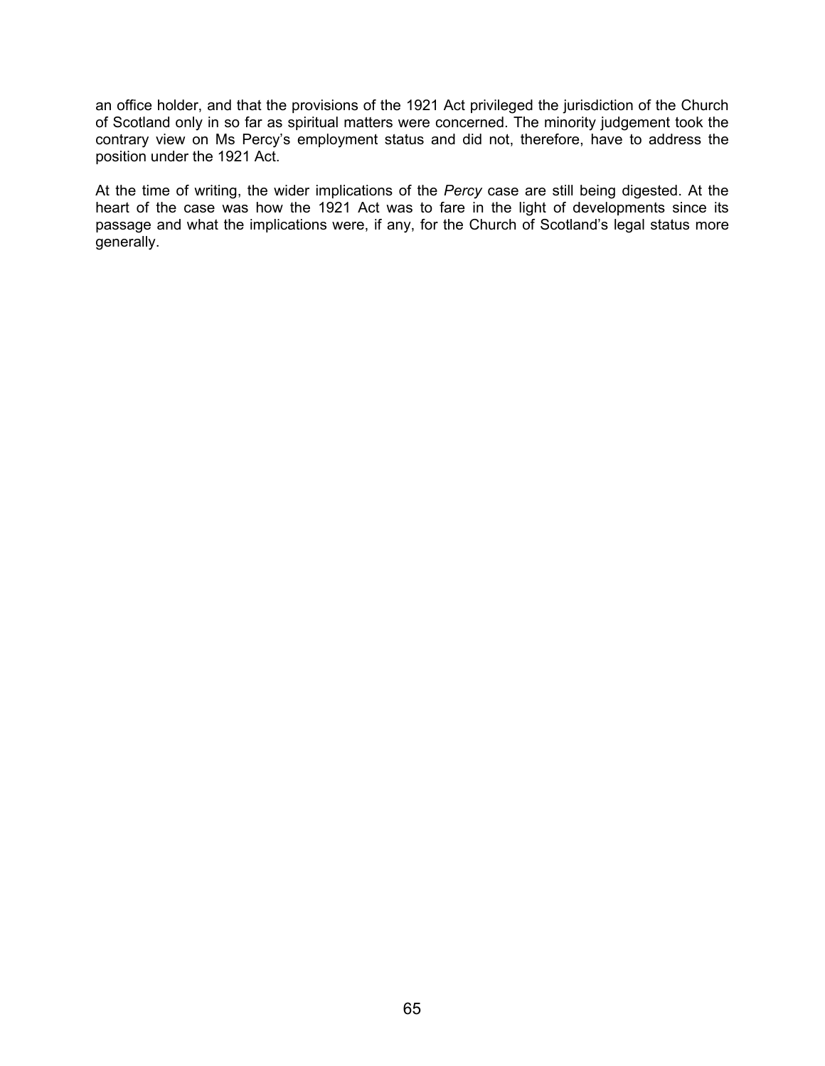an office holder, and that the provisions of the 1921 Act privileged the jurisdiction of the Church of Scotland only in so far as spiritual matters were concerned. The minority judgement took the contrary view on Ms Percy's employment status and did not, therefore, have to address the position under the 1921 Act.

At the time of writing, the wider implications of the *Percy* case are still being digested. At the heart of the case was how the 1921 Act was to fare in the light of developments since its passage and what the implications were, if any, for the Church of Scotland's legal status more generally.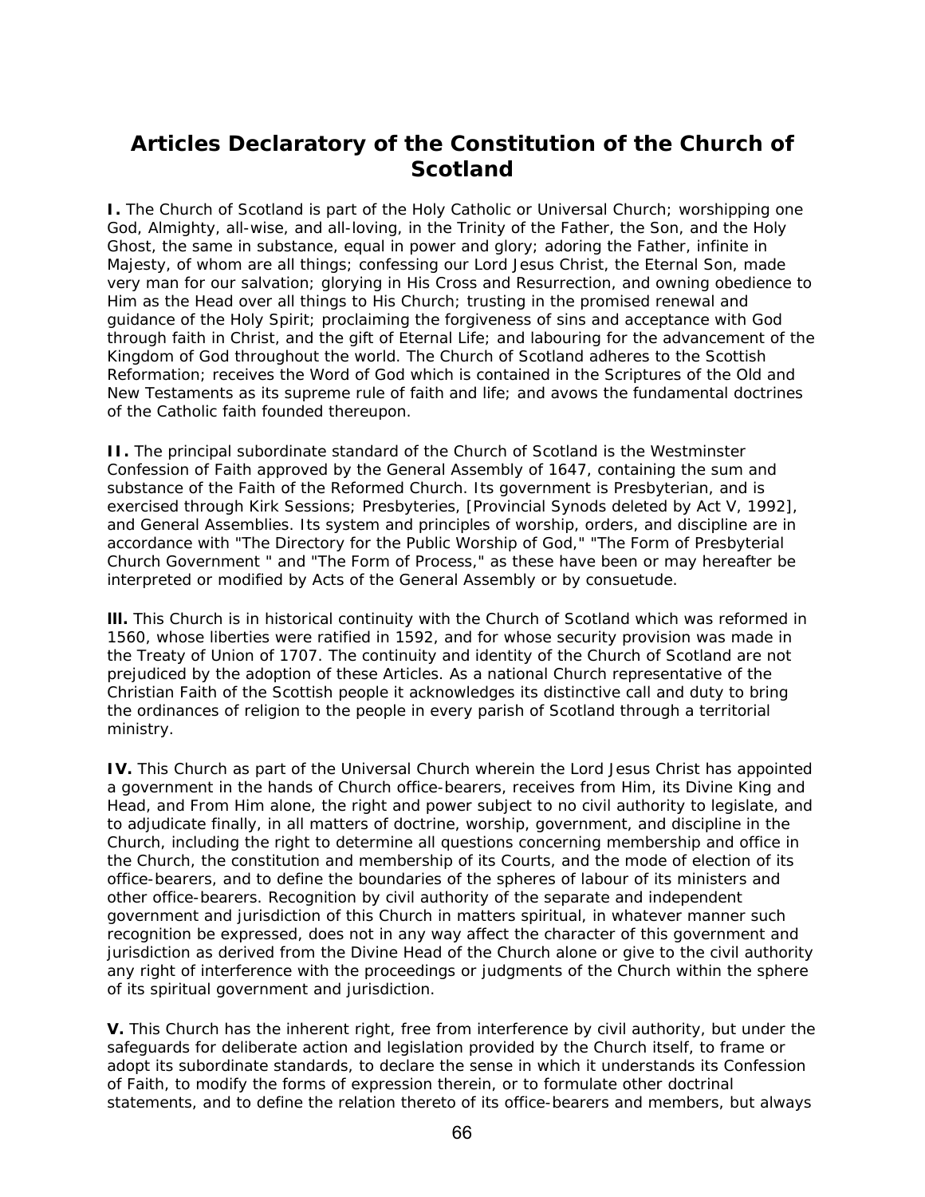# Articles Declaratory of the Constitution of the Church of Scotland

**I.** The Church of Scotland is part of the Holy Catholic or Universal Church; worshipping one God, Almighty, all-wise, and all-loving, in the Trinity of the Father, the Son, and the Holy Ghost, the same in substance, equal in power and glory; adoring the Father, infinite in Majesty, of whom are all things; confessing our Lord Jesus Christ, the Eternal Son, made very man for our salvation; glorying in His Cross and Resurrection, and owning obedience to Him as the Head over all things to His Church; trusting in the promised renewal and guidance of the Holy Spirit; proclaiming the forgiveness of sins and acceptance with God through faith in Christ, and the gift of Eternal Life; and labouring for the advancement of the Kingdom of God throughout the world. The Church of Scotland adheres to the Scottish Reformation; receives the Word of God which is contained in the Scriptures of the Old and New Testaments as its supreme rule of faith and life; and avows the fundamental doctrines of the Catholic faith founded thereupon.

**II.** The principal subordinate standard of the Church of Scotland is the Westminster Confession of Faith approved by the General Assembly of 1647, containing the sum and substance of the Faith of the Reformed Church. Its government is Presbyterian, and is exercised through Kirk Sessions; Presbyteries, [Provincial Synods deleted by Act V, 1992], and General Assemblies. Its system and principles of worship, orders, and discipline are in accordance with "The Directory for the Public Worship of God," "The Form of Presbyterial Church Government " and "The Form of Process," as these have been or may hereafter be interpreted or modified by Acts of the General Assembly or by consuetude.

**III.** This Church is in historical continuity with the Church of Scotland which was reformed in 1560, whose liberties were ratified in 1592, and for whose security provision was made in the Treaty of Union of 1707. The continuity and identity of the Church of Scotland are not prejudiced by the adoption of these Articles. As a national Church representative of the Christian Faith of the Scottish people it acknowledges its distinctive call and duty to bring the ordinances of religion to the people in every parish of Scotland through a territorial ministry.

**IV.** This Church as part of the Universal Church wherein the Lord Jesus Christ has appointed a government in the hands of Church office-bearers, receives from Him, its Divine King and Head, and From Him alone, the right and power subject to no civil authority to legislate, and to adjudicate finally, in all matters of doctrine, worship, government, and discipline in the Church, including the right to determine all questions concerning membership and office in the Church, the constitution and membership of its Courts, and the mode of election of its office-bearers, and to define the boundaries of the spheres of labour of its ministers and other office-bearers. Recognition by civil authority of the separate and independent government and jurisdiction of this Church in matters spiritual, in whatever manner such recognition be expressed, does not in any way affect the character of this government and jurisdiction as derived from the Divine Head of the Church alone or give to the civil authority any right of interference with the proceedings or judgments of the Church within the sphere of its spiritual government and jurisdiction.

**V.** This Church has the inherent right, free from interference by civil authority, but under the safeguards for deliberate action and legislation provided by the Church itself, to frame or adopt its subordinate standards, to declare the sense in which it understands its Confession of Faith, to modify the forms of expression therein, or to formulate other doctrinal statements, and to define the relation thereto of its office-bearers and members, but always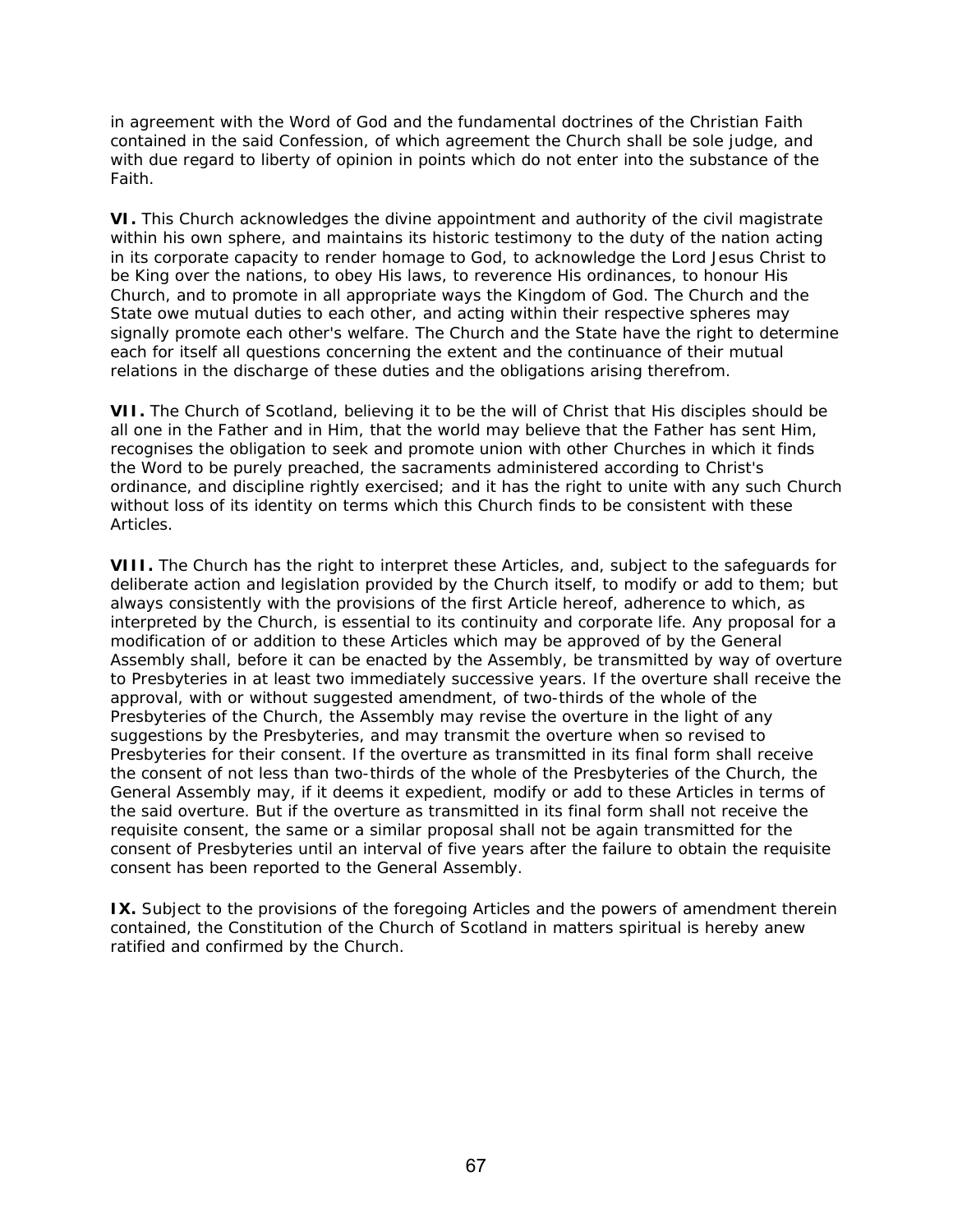in agreement with the Word of God and the fundamental doctrines of the Christian Faith contained in the said Confession, of which agreement the Church shall be sole judge, and with due regard to liberty of opinion in points which do not enter into the substance of the Faith.

**VI.** This Church acknowledges the divine appointment and authority of the civil magistrate within his own sphere, and maintains its historic testimony to the duty of the nation acting in its corporate capacity to render homage to God, to acknowledge the Lord Jesus Christ to be King over the nations, to obey His laws, to reverence His ordinances, to honour His Church, and to promote in all appropriate ways the Kingdom of God. The Church and the State owe mutual duties to each other, and acting within their respective spheres may signally promote each other's welfare. The Church and the State have the right to determine each for itself all questions concerning the extent and the continuance of their mutual relations in the discharge of these duties and the obligations arising therefrom.

**VII.** The Church of Scotland, believing it to be the will of Christ that His disciples should be all one in the Father and in Him, that the world may believe that the Father has sent Him, recognises the obligation to seek and promote union with other Churches in which it finds the Word to be purely preached, the sacraments administered according to Christ's ordinance, and discipline rightly exercised; and it has the right to unite with any such Church without loss of its identity on terms which this Church finds to be consistent with these Articles.

**VIII.** The Church has the right to interpret these Articles, and, subject to the safeguards for deliberate action and legislation provided by the Church itself, to modify or add to them; but always consistently with the provisions of the first Article hereof, adherence to which, as interpreted by the Church, is essential to its continuity and corporate life. Any proposal for a modification of or addition to these Articles which may be approved of by the General Assembly shall, before it can be enacted by the Assembly, be transmitted by way of overture to Presbyteries in at least two immediately successive years. If the overture shall receive the approval, with or without suggested amendment, of two-thirds of the whole of the Presbyteries of the Church, the Assembly may revise the overture in the light of any suggestions by the Presbyteries, and may transmit the overture when so revised to Presbyteries for their consent. If the overture as transmitted in its final form shall receive the consent of not less than two-thirds of the whole of the Presbyteries of the Church, the General Assembly may, if it deems it expedient, modify or add to these Articles in terms of the said overture. But if the overture as transmitted in its final form shall not receive the requisite consent, the same or a similar proposal shall not be again transmitted for the consent of Presbyteries until an interval of five years after the failure to obtain the requisite consent has been reported to the General Assembly.

**IX.** Subject to the provisions of the foregoing Articles and the powers of amendment therein contained, the Constitution of the Church of Scotland in matters spiritual is hereby anew ratified and confirmed by the Church.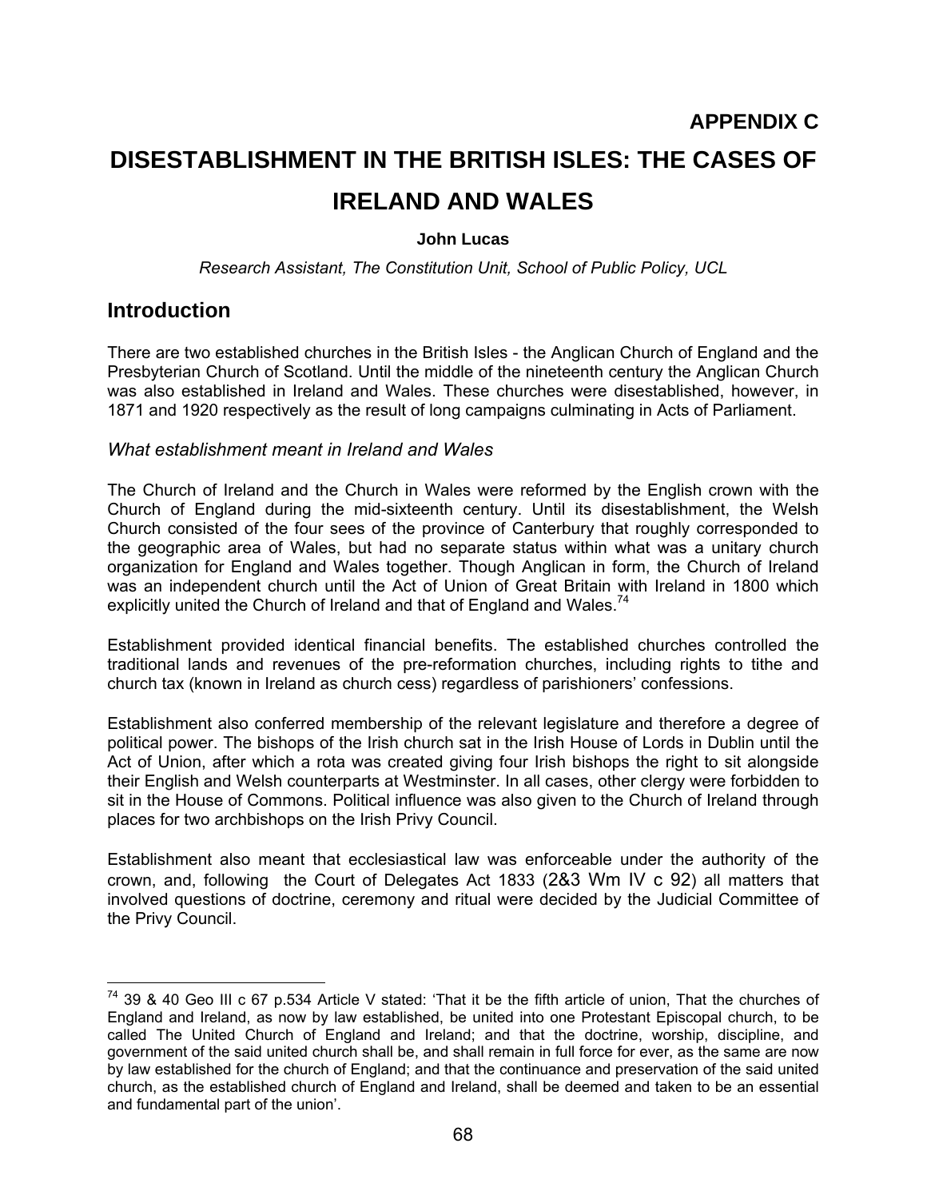## APPENDIX C

# DISESTABLISHMENT IN THE BRITISH ISLES: THE CASES OF IRELAND AND WALES

**John Lucas**

*Research Assistant, The Constitution Unit, School of Public Policy, UCL*

## Introduction

There are two established churches in the British Isles - the Anglican Church of England and the Presbyterian Church of Scotland. Until the middle of the nineteenth century the Anglican Church was also established in Ireland and Wales. These churches were disestablished, however, in 1871 and 1920 respectively as the result of long campaigns culminating in Acts of Parliament.

### *What establishment meant in Ireland and Wales*

The Church of Ireland and the Church in Wales were reformed by the English crown with the Church of England during the mid-sixteenth century. Until its disestablishment, the Welsh Church consisted of the four sees of the province of Canterbury that roughly corresponded to the geographic area of Wales, but had no separate status within what was a unitary church organization for England and Wales together. Though Anglican in form, the Church of Ireland was an independent church until the Act of Union of Great Britain with Ireland in 1800 which explicitly united the Church of Ireland and that of England and Wales.[74]

Establishment provided identical financial benefits. The established churches controlled the traditional lands and revenues of the pre-reformation churches, including rights to tithe and church tax (known in Ireland as church cess) regardless of parishioners' confessions.

Establishment also conferred membership of the relevant legislature and therefore a degree of political power. The bishops of the Irish church sat in the Irish House of Lords in Dublin until the Act of Union, after which a rota was created giving four Irish bishops the right to sit alongside their English and Welsh counterparts at Westminster. In all cases, other clergy were forbidden to sit in the House of Commons. Political influence was also given to the Church of Ireland through places for two archbishops on the Irish Privy Council.

Establishment also meant that ecclesiastical law was enforceable under the authority of the crown, and, following the Court of Delegates Act 1833 (2&3 Wm IV c 92) all matters that involved questions of doctrine, ceremony and ritual were decided by the Judicial Committee of the Privy Council.

---

[74] 39 & 40 Geo III c 67 p.534 Article V stated: 'That it be the fifth article of union, That the churches of England and Ireland, as now by law established, be united into one Protestant Episcopal church, to be called The United Church of England and Ireland; and that the doctrine, worship, discipline, and government of the said united church shall be, and shall remain in full force for ever, as the same are now by law established for the church of England; and that the continuance and preservation of the said united church, as the established church of England and Ireland, shall be deemed and taken to be an essential and fundamental part of the union'.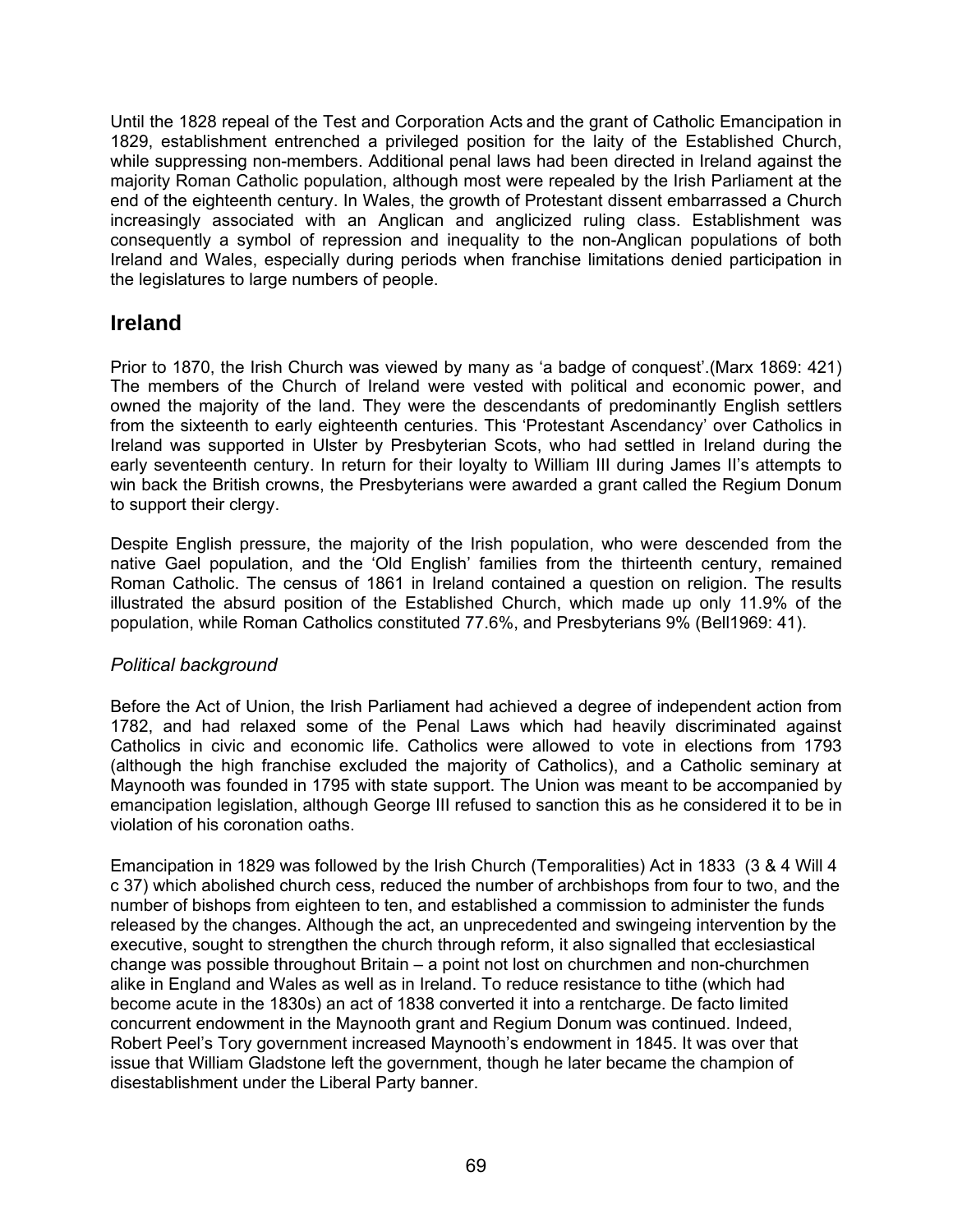Until the 1828 repeal of the Test and Corporation Acts and the grant of Catholic Emancipation in 1829, establishment entrenched a privileged position for the laity of the Established Church, while suppressing non-members. Additional penal laws had been directed in Ireland against the majority Roman Catholic population, although most were repealed by the Irish Parliament at the end of the eighteenth century. In Wales, the growth of Protestant dissent embarrassed a Church increasingly associated with an Anglican and anglicized ruling class. Establishment was consequently a symbol of repression and inequality to the non-Anglican populations of both Ireland and Wales, especially during periods when franchise limitations denied participation in the legislatures to large numbers of people.

## Ireland

Prior to 1870, the Irish Church was viewed by many as 'a badge of conquest'.(Marx 1869: 421) The members of the Church of Ireland were vested with political and economic power, and owned the majority of the land. They were the descendants of predominantly English settlers from the sixteenth to early eighteenth centuries. This 'Protestant Ascendancy' over Catholics in Ireland was supported in Ulster by Presbyterian Scots, who had settled in Ireland during the early seventeenth century. In return for their loyalty to William III during James II's attempts to win back the British crowns, the Presbyterians were awarded a grant called the Regium Donum to support their clergy.

Despite English pressure, the majority of the Irish population, who were descended from the native Gael population, and the 'Old English' families from the thirteenth century, remained Roman Catholic. The census of 1861 in Ireland contained a question on religion. The results illustrated the absurd position of the Established Church, which made up only 11.9% of the population, while Roman Catholics constituted 77.6%, and Presbyterians 9% (Bell1969: 41).

### *Political background*

Before the Act of Union, the Irish Parliament had achieved a degree of independent action from 1782, and had relaxed some of the Penal Laws which had heavily discriminated against Catholics in civic and economic life. Catholics were allowed to vote in elections from 1793 (although the high franchise excluded the majority of Catholics), and a Catholic seminary at Maynooth was founded in 1795 with state support. The Union was meant to be accompanied by emancipation legislation, although George III refused to sanction this as he considered it to be in violation of his coronation oaths.

Emancipation in 1829 was followed by the Irish Church (Temporalities) Act in 1833 (3 & 4 Will 4 c 37) which abolished church cess, reduced the number of archbishops from four to two, and the number of bishops from eighteen to ten, and established a commission to administer the funds released by the changes. Although the act, an unprecedented and swingeing intervention by the executive, sought to strengthen the church through reform, it also signalled that ecclesiastical change was possible throughout Britain – a point not lost on churchmen and non-churchmen alike in England and Wales as well as in Ireland. To reduce resistance to tithe (which had become acute in the 1830s) an act of 1838 converted it into a rentcharge. De facto limited concurrent endowment in the Maynooth grant and Regium Donum was continued. Indeed, Robert Peel's Tory government increased Maynooth's endowment in 1845. It was over that issue that William Gladstone left the government, though he later became the champion of disestablishment under the Liberal Party banner.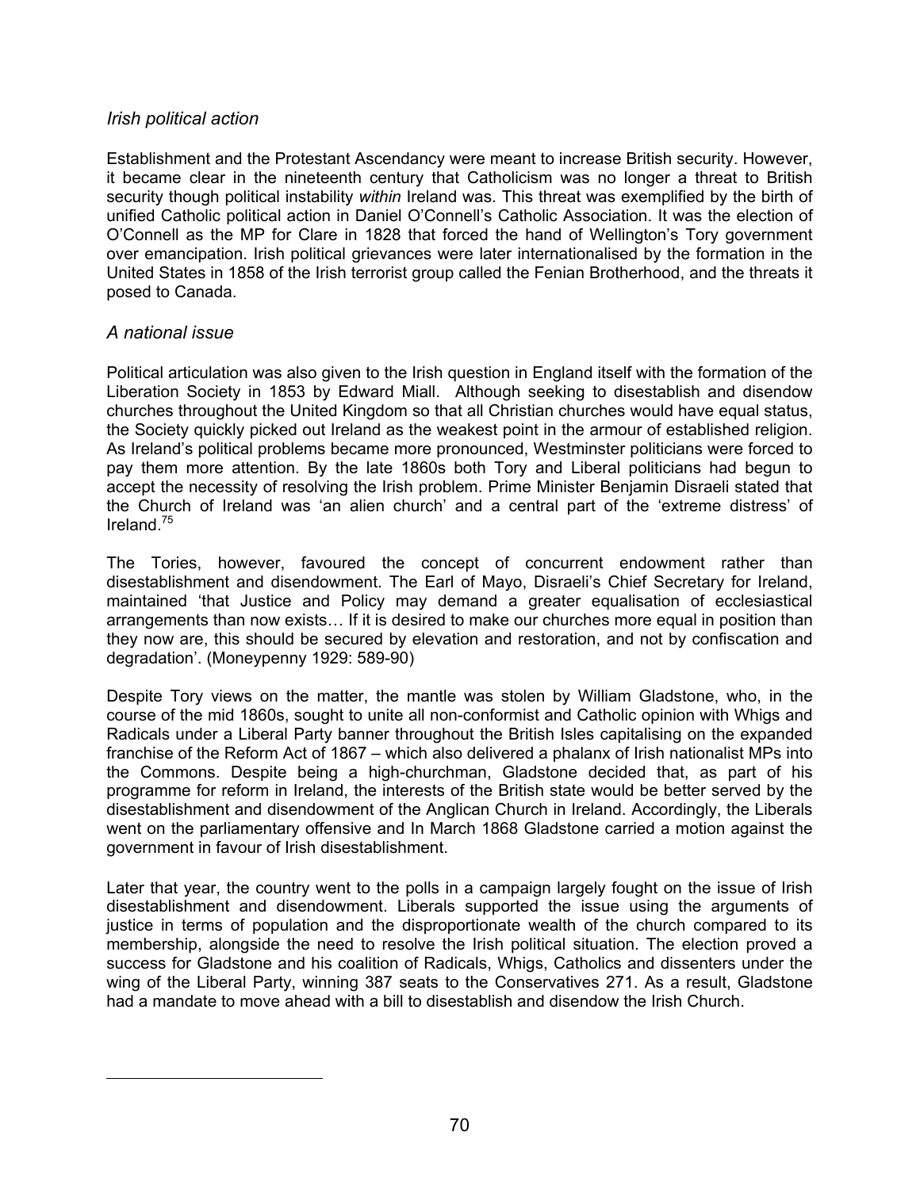### *Irish political action*

Establishment and the Protestant Ascendancy were meant to increase British security. However, it became clear in the nineteenth century that Catholicism was no longer a threat to British security though political instability *within* Ireland was. This threat was exemplified by the birth of unified Catholic political action in Daniel O'Connell's Catholic Association. It was the election of O'Connell as the MP for Clare in 1828 that forced the hand of Wellington's Tory government over emancipation. Irish political grievances were later internationalised by the formation in the United States in 1858 of the Irish terrorist group called the Fenian Brotherhood, and the threats it posed to Canada.

### *A national issue*

Political articulation was also given to the Irish question in England itself with the formation of the Liberation Society in 1853 by Edward Miall. Although seeking to disestablish and disendow churches throughout the United Kingdom so that all Christian churches would have equal status, the Society quickly picked out Ireland as the weakest point in the armour of established religion. As Ireland's political problems became more pronounced, Westminster politicians were forced to pay them more attention. By the late 1860s both Tory and Liberal politicians had begun to accept the necessity of resolving the Irish problem. Prime Minister Benjamin Disraeli stated that the Church of Ireland was 'an alien church' and a central part of the 'extreme distress' of Ireland.[75]

The Tories, however, favoured the concept of concurrent endowment rather than disestablishment and disendowment. The Earl of Mayo, Disraeli's Chief Secretary for Ireland, maintained 'that Justice and Policy may demand a greater equalisation of ecclesiastical arrangements than now exists… If it is desired to make our churches more equal in position than they now are, this should be secured by elevation and restoration, and not by confiscation and degradation'. (Moneypenny 1929: 589-90)

Despite Tory views on the matter, the mantle was stolen by William Gladstone, who, in the course of the mid 1860s, sought to unite all non-conformist and Catholic opinion with Whigs and Radicals under a Liberal Party banner throughout the British Isles capitalising on the expanded franchise of the Reform Act of 1867 – which also delivered a phalanx of Irish nationalist MPs into the Commons. Despite being a high-churchman, Gladstone decided that, as part of his programme for reform in Ireland, the interests of the British state would be better served by the disestablishment and disendowment of the Anglican Church in Ireland. Accordingly, the Liberals went on the parliamentary offensive and In March 1868 Gladstone carried a motion against the government in favour of Irish disestablishment.

Later that year, the country went to the polls in a campaign largely fought on the issue of Irish disestablishment and disendowment. Liberals supported the issue using the arguments of justice in terms of population and the disproportionate wealth of the church compared to its membership, alongside the need to resolve the Irish political situation. The election proved a success for Gladstone and his coalition of Radicals, Whigs, Catholics and dissenters under the wing of the Liberal Party, winning 387 seats to the Conservatives 271. As a result, Gladstone had a mandate to move ahead with a bill to disestablish and disendow the Irish Church.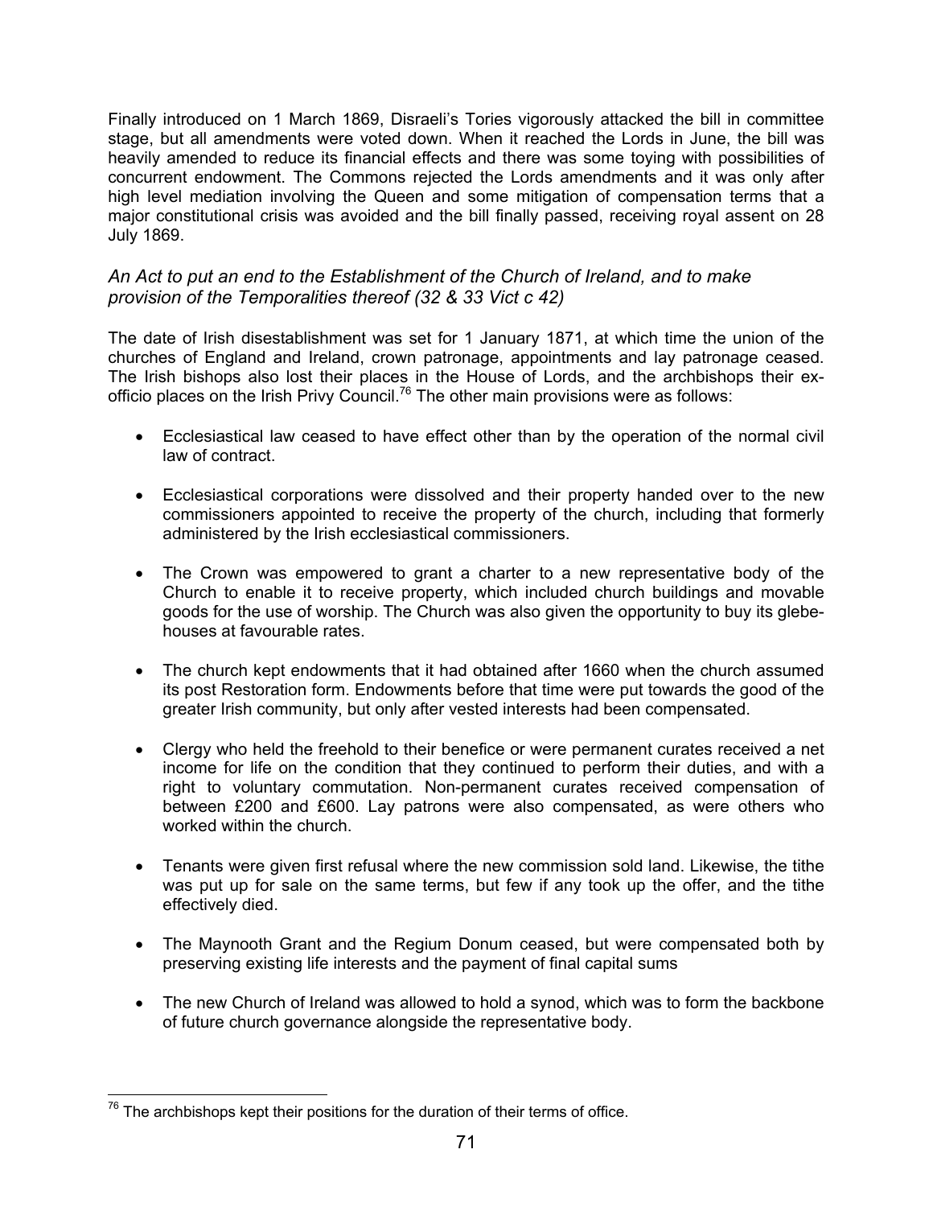Finally introduced on 1 March 1869, Disraeli's Tories vigorously attacked the bill in committee stage, but all amendments were voted down. When it reached the Lords in June, the bill was heavily amended to reduce its financial effects and there was some toying with possibilities of concurrent endowment. The Commons rejected the Lords amendments and it was only after high level mediation involving the Queen and some mitigation of compensation terms that a major constitutional crisis was avoided and the bill finally passed, receiving royal assent on 28 July 1869.

### *An Act to put an end to the Establishment of the Church of Ireland, and to make provision of the Temporalities thereof (32 & 33 Vict c 42)*

The date of Irish disestablishment was set for 1 January 1871, at which time the union of the churches of England and Ireland, crown patronage, appointments and lay patronage ceased. The Irish bishops also lost their places in the House of Lords, and the archbishops their ex-officio places on the Irish Privy Council.[76] The other main provisions were as follows:

- Ecclesiastical law ceased to have effect other than by the operation of the normal civil law of contract.
- Ecclesiastical corporations were dissolved and their property handed over to the new commissioners appointed to receive the property of the church, including that formerly administered by the Irish ecclesiastical commissioners.
- The Crown was empowered to grant a charter to a new representative body of the Church to enable it to receive property, which included church buildings and movable goods for the use of worship. The Church was also given the opportunity to buy its glebe-houses at favourable rates.
- The church kept endowments that it had obtained after 1660 when the church assumed its post Restoration form. Endowments before that time were put towards the good of the greater Irish community, but only after vested interests had been compensated.
- Clergy who held the freehold to their benefice or were permanent curates received a net income for life on the condition that they continued to perform their duties, and with a right to voluntary commutation. Non-permanent curates received compensation of between £200 and £600. Lay patrons were also compensated, as were others who worked within the church.
- Tenants were given first refusal where the new commission sold land. Likewise, the tithe was put up for sale on the same terms, but few if any took up the offer, and the tithe effectively died.
- The Maynooth Grant and the Regium Donum ceased, but were compensated both by preserving existing life interests and the payment of final capital sums
- The new Church of Ireland was allowed to hold a synod, which was to form the backbone of future church governance alongside the representative body.

[76] The archbishops kept their positions for the duration of their terms of office.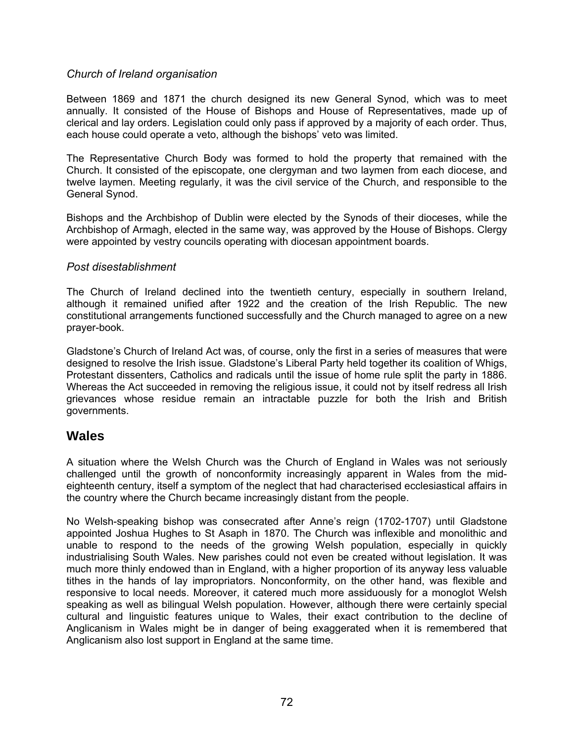*Church of Ireland organisation*

Between 1869 and 1871 the church designed its new General Synod, which was to meet annually. It consisted of the House of Bishops and House of Representatives, made up of clerical and lay orders. Legislation could only pass if approved by a majority of each order. Thus, each house could operate a veto, although the bishops' veto was limited.

The Representative Church Body was formed to hold the property that remained with the Church. It consisted of the episcopate, one clergyman and two laymen from each diocese, and twelve laymen. Meeting regularly, it was the civil service of the Church, and responsible to the General Synod.

Bishops and the Archbishop of Dublin were elected by the Synods of their dioceses, while the Archbishop of Armagh, elected in the same way, was approved by the House of Bishops. Clergy were appointed by vestry councils operating with diocesan appointment boards.

*Post disestablishment*

The Church of Ireland declined into the twentieth century, especially in southern Ireland, although it remained unified after 1922 and the creation of the Irish Republic. The new constitutional arrangements functioned successfully and the Church managed to agree on a new prayer-book.

Gladstone's Church of Ireland Act was, of course, only the first in a series of measures that were designed to resolve the Irish issue. Gladstone's Liberal Party held together its coalition of Whigs, Protestant dissenters, Catholics and radicals until the issue of home rule split the party in 1886. Whereas the Act succeeded in removing the religious issue, it could not by itself redress all Irish grievances whose residue remain an intractable puzzle for both the Irish and British governments.

## Wales

A situation where the Welsh Church was the Church of England in Wales was not seriously challenged until the growth of nonconformity increasingly apparent in Wales from the mid-eighteenth century, itself a symptom of the neglect that had characterised ecclesiastical affairs in the country where the Church became increasingly distant from the people.

No Welsh-speaking bishop was consecrated after Anne's reign (1702-1707) until Gladstone appointed Joshua Hughes to St Asaph in 1870. The Church was inflexible and monolithic and unable to respond to the needs of the growing Welsh population, especially in quickly industrialising South Wales. New parishes could not even be created without legislation. It was much more thinly endowed than in England, with a higher proportion of its anyway less valuable tithes in the hands of lay impropriators. Nonconformity, on the other hand, was flexible and responsive to local needs. Moreover, it catered much more assiduously for a monoglot Welsh speaking as well as bilingual Welsh population. However, although there were certainly special cultural and linguistic features unique to Wales, their exact contribution to the decline of Anglicanism in Wales might be in danger of being exaggerated when it is remembered that Anglicanism also lost support in England at the same time.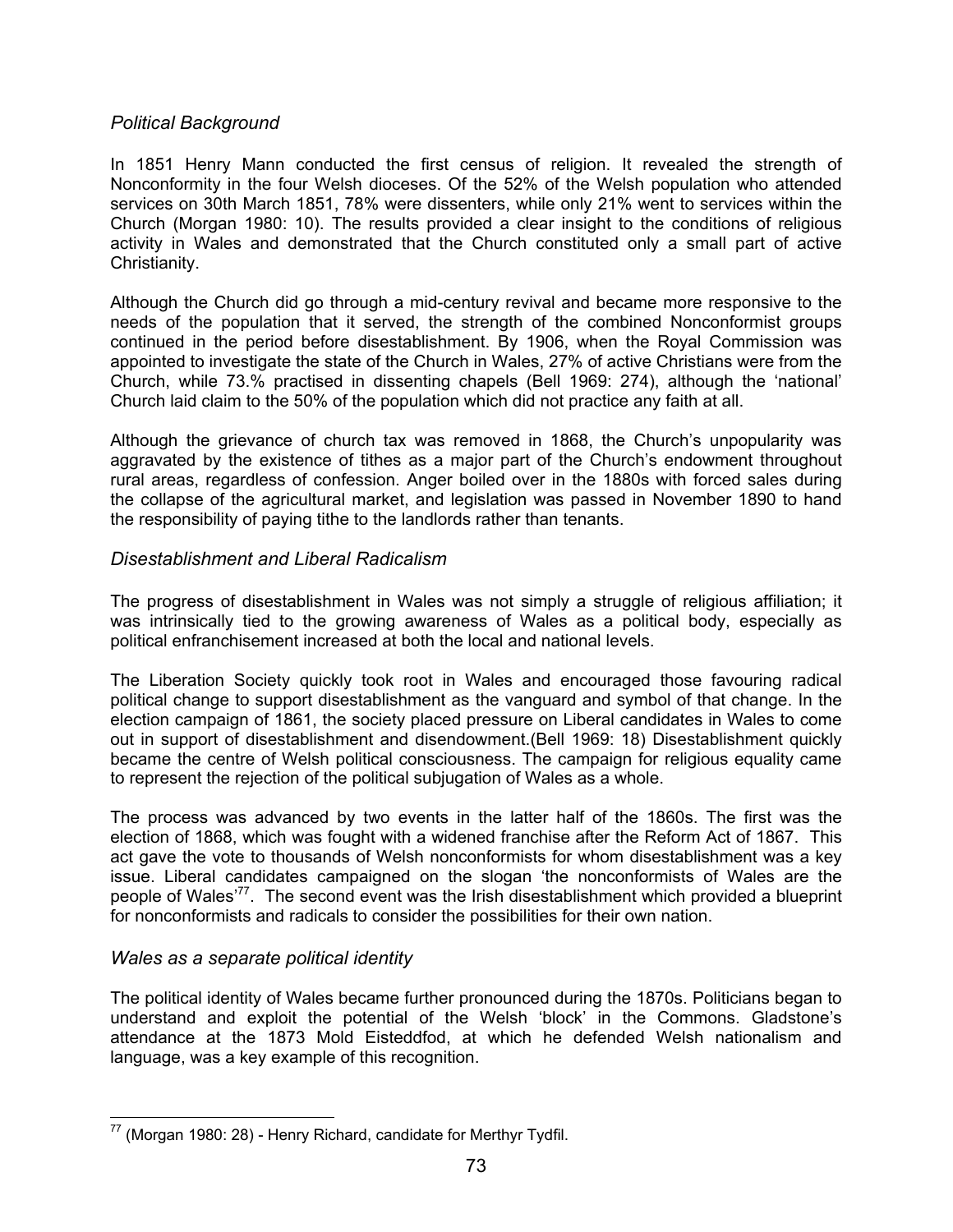### *Political Background*

In 1851 Henry Mann conducted the first census of religion. It revealed the strength of Nonconformity in the four Welsh dioceses. Of the 52% of the Welsh population who attended services on 30th March 1851, 78% were dissenters, while only 21% went to services within the Church (Morgan 1980: 10). The results provided a clear insight to the conditions of religious activity in Wales and demonstrated that the Church constituted only a small part of active Christianity.

Although the Church did go through a mid-century revival and became more responsive to the needs of the population that it served, the strength of the combined Nonconformist groups continued in the period before disestablishment. By 1906, when the Royal Commission was appointed to investigate the state of the Church in Wales, 27% of active Christians were from the Church, while 73.% practised in dissenting chapels (Bell 1969: 274), although the 'national' Church laid claim to the 50% of the population which did not practice any faith at all.

Although the grievance of church tax was removed in 1868, the Church's unpopularity was aggravated by the existence of tithes as a major part of the Church's endowment throughout rural areas, regardless of confession. Anger boiled over in the 1880s with forced sales during the collapse of the agricultural market, and legislation was passed in November 1890 to hand the responsibility of paying tithe to the landlords rather than tenants.

### *Disestablishment and Liberal Radicalism*

The progress of disestablishment in Wales was not simply a struggle of religious affiliation; it was intrinsically tied to the growing awareness of Wales as a political body, especially as political enfranchisement increased at both the local and national levels.

The Liberation Society quickly took root in Wales and encouraged those favouring radical political change to support disestablishment as the vanguard and symbol of that change. In the election campaign of 1861, the society placed pressure on Liberal candidates in Wales to come out in support of disestablishment and disendowment.(Bell 1969: 18) Disestablishment quickly became the centre of Welsh political consciousness. The campaign for religious equality came to represent the rejection of the political subjugation of Wales as a whole.

The process was advanced by two events in the latter half of the 1860s. The first was the election of 1868, which was fought with a widened franchise after the Reform Act of 1867. This act gave the vote to thousands of Welsh nonconformists for whom disestablishment was a key issue. Liberal candidates campaigned on the slogan 'the nonconformists of Wales are the people of Wales'[77]. The second event was the Irish disestablishment which provided a blueprint for nonconformists and radicals to consider the possibilities for their own nation.

### *Wales as a separate political identity*

The political identity of Wales became further pronounced during the 1870s. Politicians began to understand and exploit the potential of the Welsh 'block' in the Commons. Gladstone's attendance at the 1873 Mold Eisteddfod, at which he defended Welsh nationalism and language, was a key example of this recognition.

[77] (Morgan 1980: 28) - Henry Richard, candidate for Merthyr Tydfil.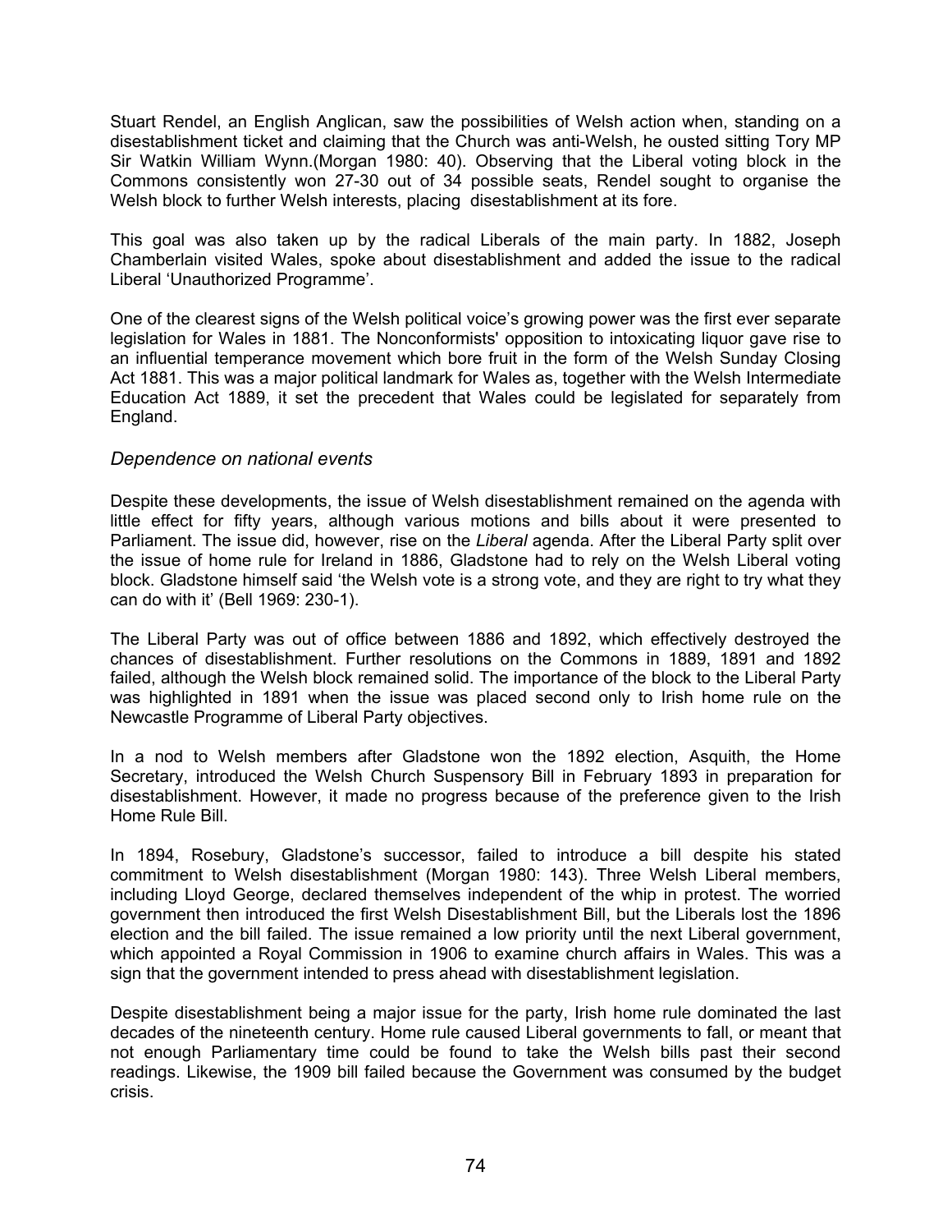Stuart Rendel, an English Anglican, saw the possibilities of Welsh action when, standing on a disestablishment ticket and claiming that the Church was anti-Welsh, he ousted sitting Tory MP Sir Watkin William Wynn.(Morgan 1980: 40). Observing that the Liberal voting block in the Commons consistently won 27-30 out of 34 possible seats, Rendel sought to organise the Welsh block to further Welsh interests, placing disestablishment at its fore.

This goal was also taken up by the radical Liberals of the main party. In 1882, Joseph Chamberlain visited Wales, spoke about disestablishment and added the issue to the radical Liberal 'Unauthorized Programme'.

One of the clearest signs of the Welsh political voice's growing power was the first ever separate legislation for Wales in 1881. The Nonconformists' opposition to intoxicating liquor gave rise to an influential temperance movement which bore fruit in the form of the Welsh Sunday Closing Act 1881. This was a major political landmark for Wales as, together with the Welsh Intermediate Education Act 1889, it set the precedent that Wales could be legislated for separately from England.

### *Dependence on national events*

Despite these developments, the issue of Welsh disestablishment remained on the agenda with little effect for fifty years, although various motions and bills about it were presented to Parliament. The issue did, however, rise on the *Liberal* agenda. After the Liberal Party split over the issue of home rule for Ireland in 1886, Gladstone had to rely on the Welsh Liberal voting block. Gladstone himself said 'the Welsh vote is a strong vote, and they are right to try what they can do with it' (Bell 1969: 230-1).

The Liberal Party was out of office between 1886 and 1892, which effectively destroyed the chances of disestablishment. Further resolutions on the Commons in 1889, 1891 and 1892 failed, although the Welsh block remained solid. The importance of the block to the Liberal Party was highlighted in 1891 when the issue was placed second only to Irish home rule on the Newcastle Programme of Liberal Party objectives.

In a nod to Welsh members after Gladstone won the 1892 election, Asquith, the Home Secretary, introduced the Welsh Church Suspensory Bill in February 1893 in preparation for disestablishment. However, it made no progress because of the preference given to the Irish Home Rule Bill.

In 1894, Rosebury, Gladstone's successor, failed to introduce a bill despite his stated commitment to Welsh disestablishment (Morgan 1980: 143). Three Welsh Liberal members, including Lloyd George, declared themselves independent of the whip in protest. The worried government then introduced the first Welsh Disestablishment Bill, but the Liberals lost the 1896 election and the bill failed. The issue remained a low priority until the next Liberal government, which appointed a Royal Commission in 1906 to examine church affairs in Wales. This was a sign that the government intended to press ahead with disestablishment legislation.

Despite disestablishment being a major issue for the party, Irish home rule dominated the last decades of the nineteenth century. Home rule caused Liberal governments to fall, or meant that not enough Parliamentary time could be found to take the Welsh bills past their second readings. Likewise, the 1909 bill failed because the Government was consumed by the budget crisis.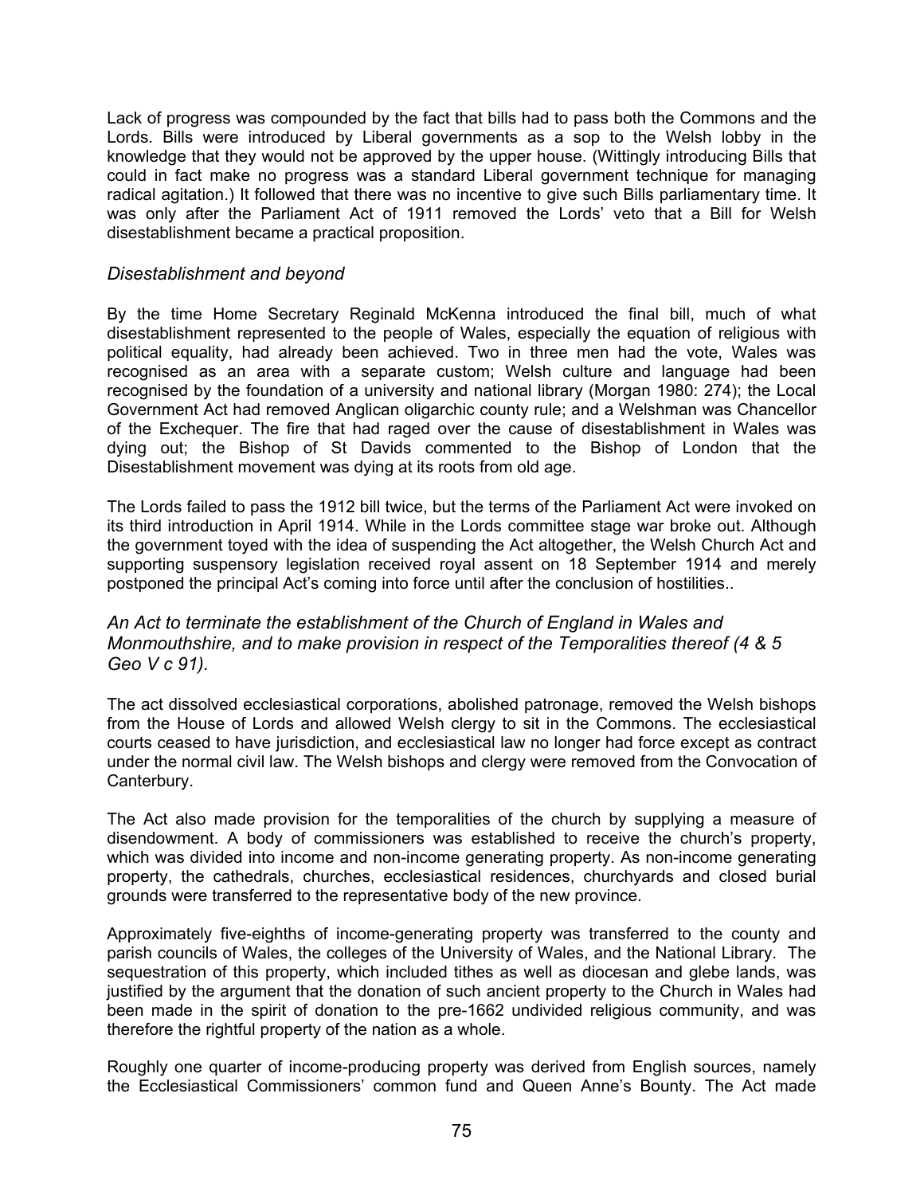Lack of progress was compounded by the fact that bills had to pass both the Commons and the Lords. Bills were introduced by Liberal governments as a sop to the Welsh lobby in the knowledge that they would not be approved by the upper house. (Wittingly introducing Bills that could in fact make no progress was a standard Liberal government technique for managing radical agitation.) It followed that there was no incentive to give such Bills parliamentary time. It was only after the Parliament Act of 1911 removed the Lords' veto that a Bill for Welsh disestablishment became a practical proposition.

### *Disestablishment and beyond*

By the time Home Secretary Reginald McKenna introduced the final bill, much of what disestablishment represented to the people of Wales, especially the equation of religious with political equality, had already been achieved. Two in three men had the vote, Wales was recognised as an area with a separate custom; Welsh culture and language had been recognised by the foundation of a university and national library (Morgan 1980: 274); the Local Government Act had removed Anglican oligarchic county rule; and a Welshman was Chancellor of the Exchequer. The fire that had raged over the cause of disestablishment in Wales was dying out; the Bishop of St Davids commented to the Bishop of London that the Disestablishment movement was dying at its roots from old age.

The Lords failed to pass the 1912 bill twice, but the terms of the Parliament Act were invoked on its third introduction in April 1914. While in the Lords committee stage war broke out. Although the government toyed with the idea of suspending the Act altogether, the Welsh Church Act and supporting suspensory legislation received royal assent on 18 September 1914 and merely postponed the principal Act's coming into force until after the conclusion of hostilities..

### *An Act to terminate the establishment of the Church of England in Wales and Monmouthshire, and to make provision in respect of the Temporalities thereof (4 & 5 Geo V c 91).*

The act dissolved ecclesiastical corporations, abolished patronage, removed the Welsh bishops from the House of Lords and allowed Welsh clergy to sit in the Commons. The ecclesiastical courts ceased to have jurisdiction, and ecclesiastical law no longer had force except as contract under the normal civil law. The Welsh bishops and clergy were removed from the Convocation of Canterbury.

The Act also made provision for the temporalities of the church by supplying a measure of disendowment. A body of commissioners was established to receive the church's property, which was divided into income and non-income generating property. As non-income generating property, the cathedrals, churches, ecclesiastical residences, churchyards and closed burial grounds were transferred to the representative body of the new province.

Approximately five-eighths of income-generating property was transferred to the county and parish councils of Wales, the colleges of the University of Wales, and the National Library. The sequestration of this property, which included tithes as well as diocesan and glebe lands, was justified by the argument that the donation of such ancient property to the Church in Wales had been made in the spirit of donation to the pre-1662 undivided religious community, and was therefore the rightful property of the nation as a whole.

Roughly one quarter of income-producing property was derived from English sources, namely the Ecclesiastical Commissioners' common fund and Queen Anne's Bounty. The Act made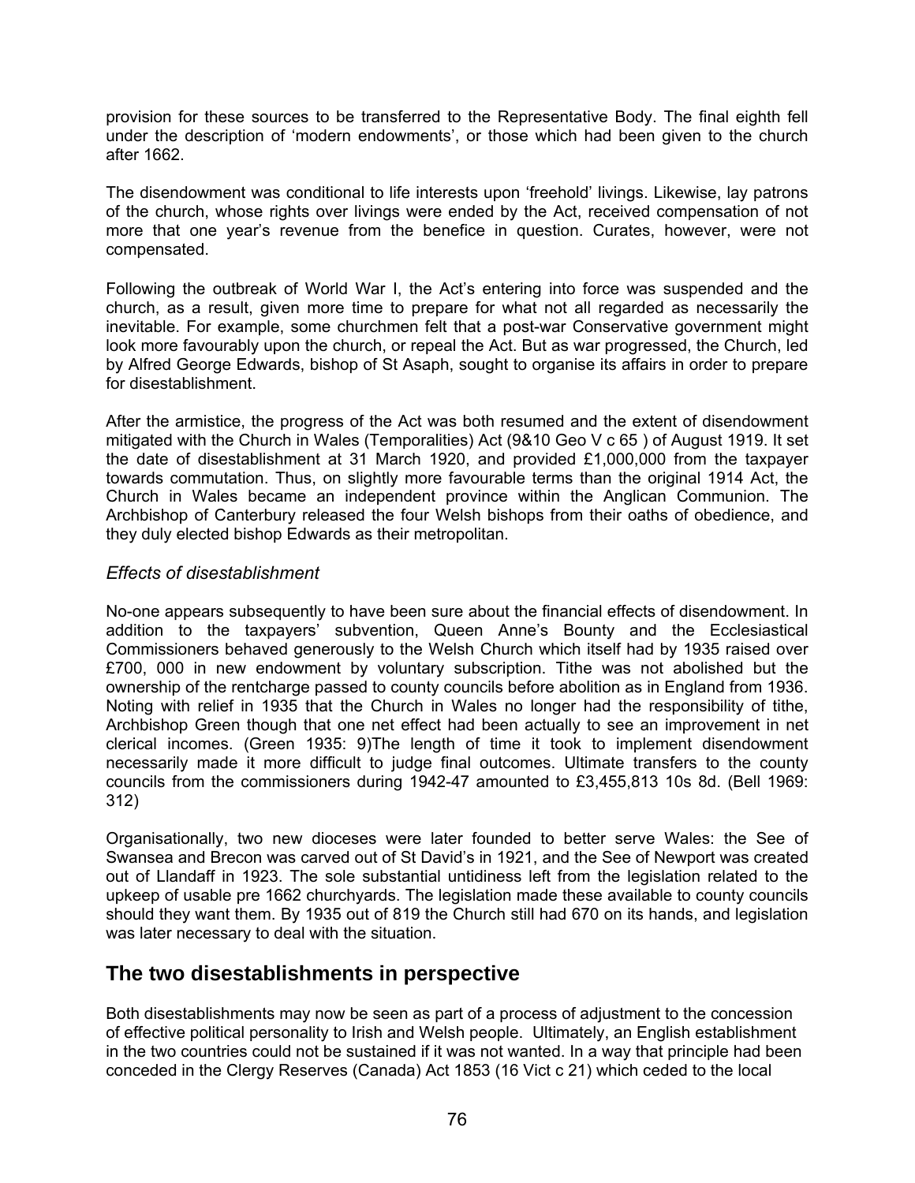provision for these sources to be transferred to the Representative Body. The final eighth fell under the description of 'modern endowments', or those which had been given to the church after 1662.

The disendowment was conditional to life interests upon 'freehold' livings. Likewise, lay patrons of the church, whose rights over livings were ended by the Act, received compensation of not more that one year's revenue from the benefice in question. Curates, however, were not compensated.

Following the outbreak of World War I, the Act's entering into force was suspended and the church, as a result, given more time to prepare for what not all regarded as necessarily the inevitable. For example, some churchmen felt that a post-war Conservative government might look more favourably upon the church, or repeal the Act. But as war progressed, the Church, led by Alfred George Edwards, bishop of St Asaph, sought to organise its affairs in order to prepare for disestablishment.

After the armistice, the progress of the Act was both resumed and the extent of disendowment mitigated with the Church in Wales (Temporalities) Act (9&10 Geo V c 65 ) of August 1919. It set the date of disestablishment at 31 March 1920, and provided £1,000,000 from the taxpayer towards commutation. Thus, on slightly more favourable terms than the original 1914 Act, the Church in Wales became an independent province within the Anglican Communion. The Archbishop of Canterbury released the four Welsh bishops from their oaths of obedience, and they duly elected bishop Edwards as their metropolitan.

*Effects of disestablishment*

No-one appears subsequently to have been sure about the financial effects of disendowment. In addition to the taxpayers' subvention, Queen Anne's Bounty and the Ecclesiastical Commissioners behaved generously to the Welsh Church which itself had by 1935 raised over £700, 000 in new endowment by voluntary subscription. Tithe was not abolished but the ownership of the rentcharge passed to county councils before abolition as in England from 1936. Noting with relief in 1935 that the Church in Wales no longer had the responsibility of tithe, Archbishop Green though that one net effect had been actually to see an improvement in net clerical incomes. (Green 1935: 9)The length of time it took to implement disendowment necessarily made it more difficult to judge final outcomes. Ultimate transfers to the county councils from the commissioners during 1942-47 amounted to £3,455,813 10s 8d. (Bell 1969: 312)

Organisationally, two new dioceses were later founded to better serve Wales: the See of Swansea and Brecon was carved out of St David's in 1921, and the See of Newport was created out of Llandaff in 1923. The sole substantial untidiness left from the legislation related to the upkeep of usable pre 1662 churchyards. The legislation made these available to county councils should they want them. By 1935 out of 819 the Church still had 670 on its hands, and legislation was later necessary to deal with the situation.

## The two disestablishments in perspective

Both disestablishments may now be seen as part of a process of adjustment to the concession of effective political personality to Irish and Welsh people. Ultimately, an English establishment in the two countries could not be sustained if it was not wanted. In a way that principle had been conceded in the Clergy Reserves (Canada) Act 1853 (16 Vict c 21) which ceded to the local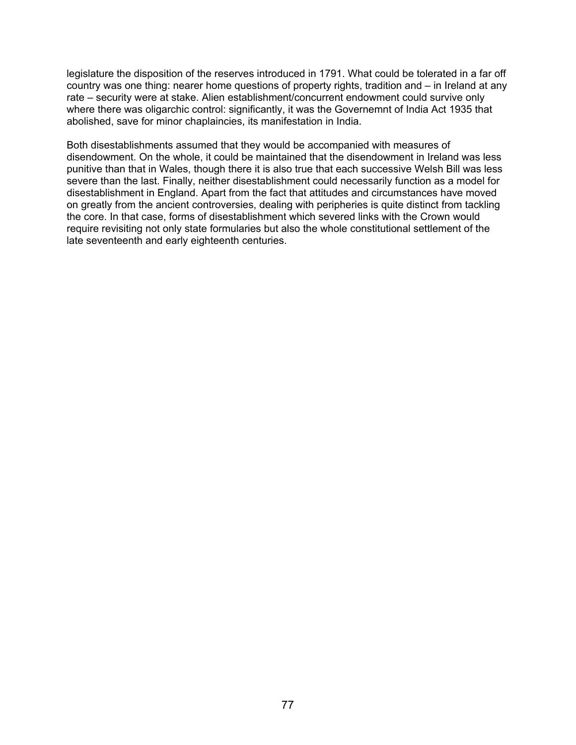legislature the disposition of the reserves introduced in 1791. What could be tolerated in a far off country was one thing: nearer home questions of property rights, tradition and – in Ireland at any rate – security were at stake. Alien establishment/concurrent endowment could survive only where there was oligarchic control: significantly, it was the Governemnt of India Act 1935 that abolished, save for minor chaplaincies, its manifestation in India.

Both disestablishments assumed that they would be accompanied with measures of disendowment. On the whole, it could be maintained that the disendowment in Ireland was less punitive than that in Wales, though there it is also true that each successive Welsh Bill was less severe than the last. Finally, neither disestablishment could necessarily function as a model for disestablishment in England. Apart from the fact that attitudes and circumstances have moved on greatly from the ancient controversies, dealing with peripheries is quite distinct from tackling the core. In that case, forms of disestablishment which severed links with the Crown would require revisiting not only state formularies but also the whole constitutional settlement of the late seventeenth and early eighteenth centuries.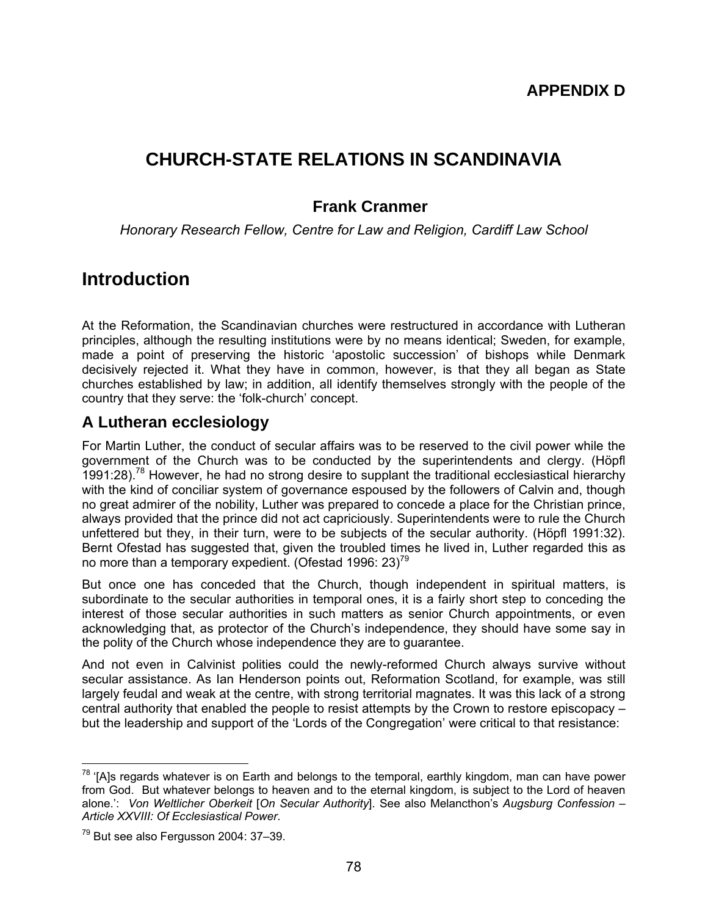**APPENDIX D**

# CHURCH-STATE RELATIONS IN SCANDINAVIA

**Frank Cranmer**

*Honorary Research Fellow, Centre for Law and Religion, Cardiff Law School*

## Introduction

At the Reformation, the Scandinavian churches were restructured in accordance with Lutheran principles, although the resulting institutions were by no means identical; Sweden, for example, made a point of preserving the historic 'apostolic succession' of bishops while Denmark decisively rejected it. What they have in common, however, is that they all began as State churches established by law; in addition, all identify themselves strongly with the people of the country that they serve: the 'folk-church' concept.

### A Lutheran ecclesiology

For Martin Luther, the conduct of secular affairs was to be reserved to the civil power while the government of the Church was to be conducted by the superintendents and clergy. (Höpfl 1991:28).[78] However, he had no strong desire to supplant the traditional ecclesiastical hierarchy with the kind of conciliar system of governance espoused by the followers of Calvin and, though no great admirer of the nobility, Luther was prepared to concede a place for the Christian prince, always provided that the prince did not act capriciously. Superintendents were to rule the Church unfettered but they, in their turn, were to be subjects of the secular authority. (Höpfl 1991:32). Bernt Ofestad has suggested that, given the troubled times he lived in, Luther regarded this as no more than a temporary expedient. (Ofestad 1996: 23)[79]

But once one has conceded that the Church, though independent in spiritual matters, is subordinate to the secular authorities in temporal ones, it is a fairly short step to conceding the interest of those secular authorities in such matters as senior Church appointments, or even acknowledging that, as protector of the Church's independence, they should have some say in the polity of the Church whose independence they are to guarantee.

And not even in Calvinist polities could the newly-reformed Church always survive without secular assistance. As Ian Henderson points out, Reformation Scotland, for example, was still largely feudal and weak at the centre, with strong territorial magnates. It was this lack of a strong central authority that enabled the people to resist attempts by the Crown to restore episcopacy – but the leadership and support of the 'Lords of the Congregation' were critical to that resistance:

---

[78] '[A]s regards whatever is on Earth and belongs to the temporal, earthly kingdom, man can have power from God. But whatever belongs to heaven and to the eternal kingdom, is subject to the Lord of heaven alone.': *Von Weltlicher Oberkeit* [*On Secular Authority*]. See also Melancthon's *Augsburg Confession – Article XXVIII: Of Ecclesiastical Power*.

[79] But see also Fergusson 2004: 37–39.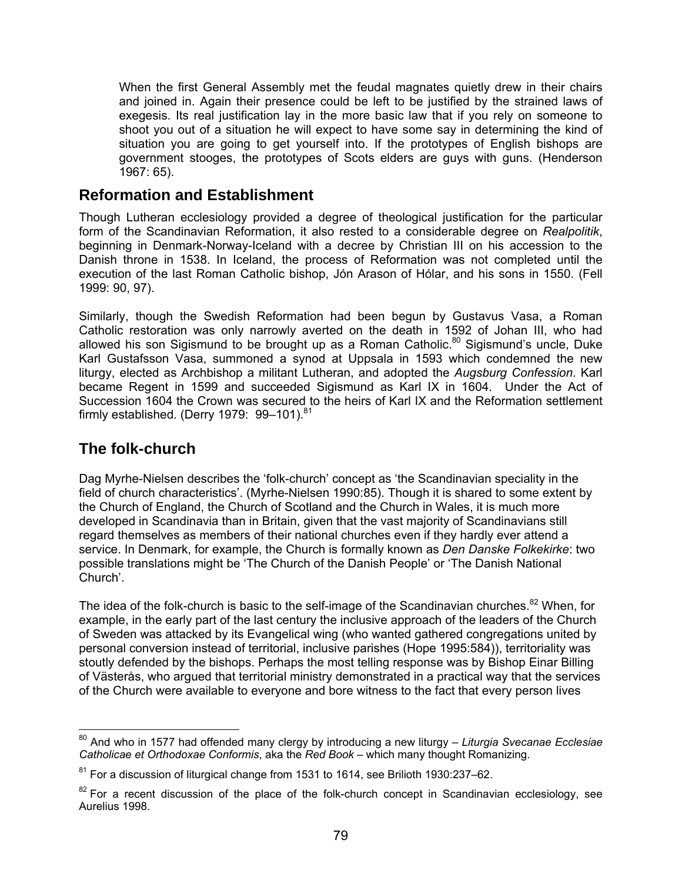> When the first General Assembly met the feudal magnates quietly drew in their chairs and joined in. Again their presence could be left to be justified by the strained laws of exegesis. Its real justification lay in the more basic law that if you rely on someone to shoot you out of a situation he will expect to have some say in determining the kind of situation you are going to get yourself into. If the prototypes of English bishops are government stooges, the prototypes of Scots elders are guys with guns. (Henderson 1967: 65).

## Reformation and Establishment

Though Lutheran ecclesiology provided a degree of theological justification for the particular form of the Scandinavian Reformation, it also rested to a considerable degree on *Realpolitik*, beginning in Denmark-Norway-Iceland with a decree by Christian III on his accession to the Danish throne in 1538. In Iceland, the process of Reformation was not completed until the execution of the last Roman Catholic bishop, Jón Arason of Hólar, and his sons in 1550. (Fell 1999: 90, 97).

Similarly, though the Swedish Reformation had been begun by Gustavus Vasa, a Roman Catholic restoration was only narrowly averted on the death in 1592 of Johan III, who had allowed his son Sigismund to be brought up as a Roman Catholic.[80] Sigismund's uncle, Duke Karl Gustafsson Vasa, summoned a synod at Uppsala in 1593 which condemned the new liturgy, elected as Archbishop a militant Lutheran, and adopted the *Augsburg Confession*. Karl became Regent in 1599 and succeeded Sigismund as Karl IX in 1604. Under the Act of Succession 1604 the Crown was secured to the heirs of Karl IX and the Reformation settlement firmly established. (Derry 1979: 99–101).[81]

## The folk-church

Dag Myrhe-Nielsen describes the 'folk-church' concept as 'the Scandinavian speciality in the field of church characteristics'. (Myrhe-Nielsen 1990:85). Though it is shared to some extent by the Church of England, the Church of Scotland and the Church in Wales, it is much more developed in Scandinavia than in Britain, given that the vast majority of Scandinavians still regard themselves as members of their national churches even if they hardly ever attend a service. In Denmark, for example, the Church is formally known as *Den Danske Folkekirke*: two possible translations might be 'The Church of the Danish People' or 'The Danish National Church'.

The idea of the folk-church is basic to the self-image of the Scandinavian churches.[82] When, for example, in the early part of the last century the inclusive approach of the leaders of the Church of Sweden was attacked by its Evangelical wing (who wanted gathered congregations united by personal conversion instead of territorial, inclusive parishes (Hope 1995:584)), territoriality was stoutly defended by the bishops. Perhaps the most telling response was by Bishop Einar Billing of Västerås, who argued that territorial ministry demonstrated in a practical way that the services of the Church were available to everyone and bore witness to the fact that every person lives

---

[80] And who in 1577 had offended many clergy by introducing a new liturgy – *Liturgia Svecanae Ecclesiae Catholicae et Orthodoxae Conformis*, aka the *Red Book* – which many thought Romanizing.

[81] For a discussion of liturgical change from 1531 to 1614, see Brilioth 1930:237–62.

[82] For a recent discussion of the place of the folk-church concept in Scandinavian ecclesiology, see Aurelius 1998.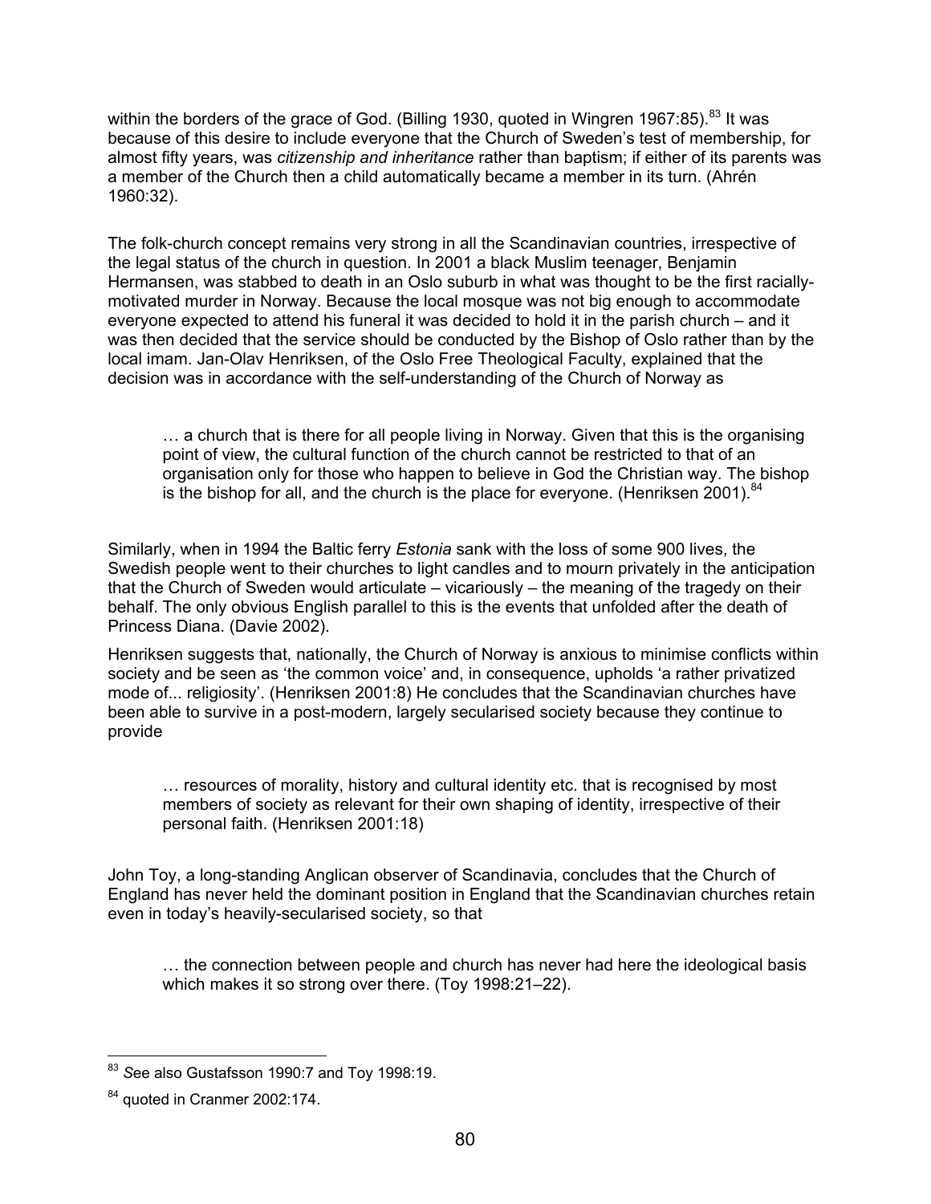within the borders of the grace of God. (Billing 1930, quoted in Wingren 1967:85).[83] It was because of this desire to include everyone that the Church of Sweden's test of membership, for almost fifty years, was *citizenship and inheritance* rather than baptism; if either of its parents was a member of the Church then a child automatically became a member in its turn. (Ahrén 1960:32).

The folk-church concept remains very strong in all the Scandinavian countries, irrespective of the legal status of the church in question. In 2001 a black Muslim teenager, Benjamin Hermansen, was stabbed to death in an Oslo suburb in what was thought to be the first racially-motivated murder in Norway. Because the local mosque was not big enough to accommodate everyone expected to attend his funeral it was decided to hold it in the parish church – and it was then decided that the service should be conducted by the Bishop of Oslo rather than by the local imam. Jan-Olav Henriksen, of the Oslo Free Theological Faculty, explained that the decision was in accordance with the self-understanding of the Church of Norway as

> … a church that is there for all people living in Norway. Given that this is the organising point of view, the cultural function of the church cannot be restricted to that of an organisation only for those who happen to believe in God the Christian way. The bishop is the bishop for all, and the church is the place for everyone. (Henriksen 2001).[84]

Similarly, when in 1994 the Baltic ferry *Estonia* sank with the loss of some 900 lives, the Swedish people went to their churches to light candles and to mourn privately in the anticipation that the Church of Sweden would articulate – vicariously – the meaning of the tragedy on their behalf. The only obvious English parallel to this is the events that unfolded after the death of Princess Diana. (Davie 2002).

Henriksen suggests that, nationally, the Church of Norway is anxious to minimise conflicts within society and be seen as 'the common voice' and, in consequence, upholds 'a rather privatized mode of... religiosity'. (Henriksen 2001:8) He concludes that the Scandinavian churches have been able to survive in a post-modern, largely secularised society because they continue to provide

> … resources of morality, history and cultural identity etc. that is recognised by most members of society as relevant for their own shaping of identity, irrespective of their personal faith. (Henriksen 2001:18)

John Toy, a long-standing Anglican observer of Scandinavia, concludes that the Church of England has never held the dominant position in England that the Scandinavian churches retain even in today's heavily-secularised society, so that

> … the connection between people and church has never had here the ideological basis which makes it so strong over there. (Toy 1998:21–22).

---

[83] *S*ee also Gustafsson 1990:7 and Toy 1998:19.

[84] quoted in Cranmer 2002:174.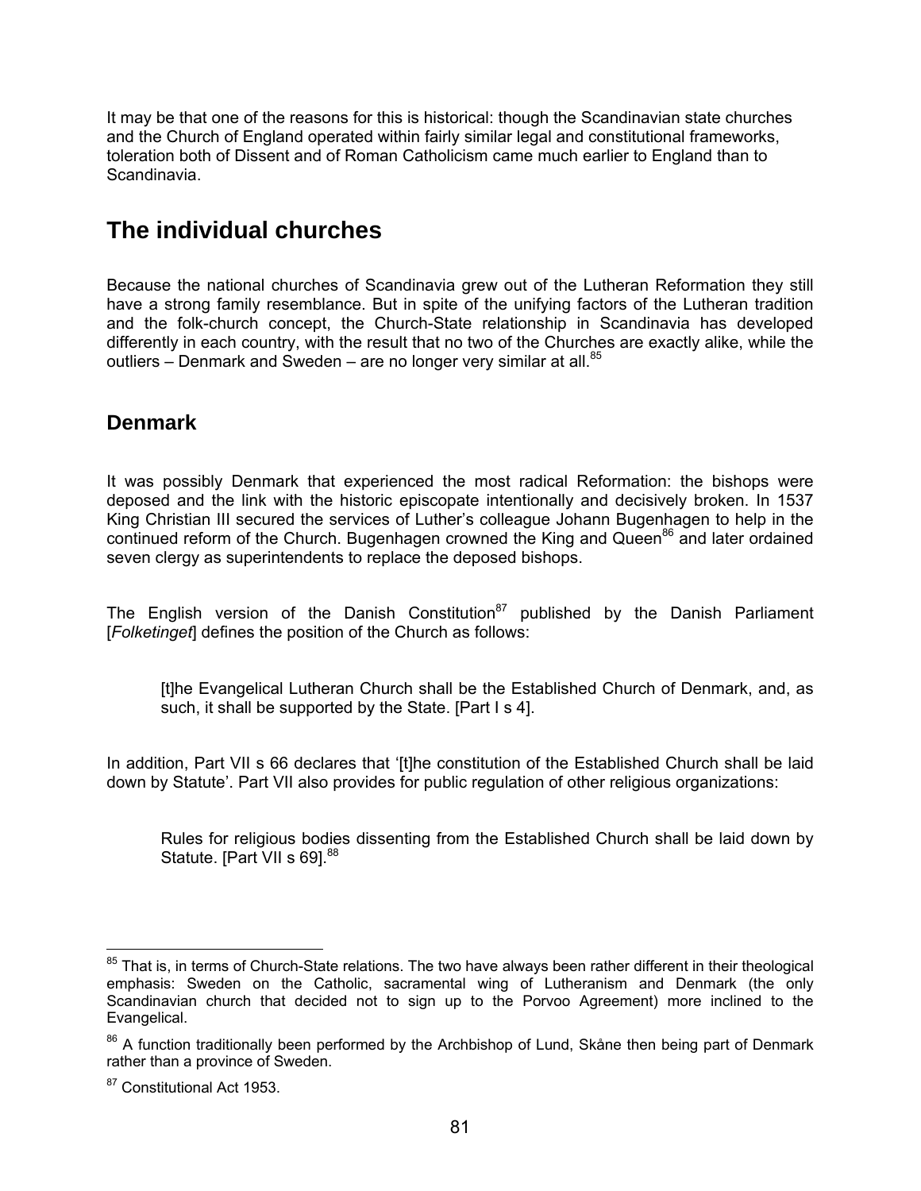It may be that one of the reasons for this is historical: though the Scandinavian state churches and the Church of England operated within fairly similar legal and constitutional frameworks, toleration both of Dissent and of Roman Catholicism came much earlier to England than to Scandinavia.

## The individual churches

Because the national churches of Scandinavia grew out of the Lutheran Reformation they still have a strong family resemblance. But in spite of the unifying factors of the Lutheran tradition and the folk-church concept, the Church-State relationship in Scandinavia has developed differently in each country, with the result that no two of the Churches are exactly alike, while the outliers – Denmark and Sweden – are no longer very similar at all.[85]

### Denmark

It was possibly Denmark that experienced the most radical Reformation: the bishops were deposed and the link with the historic episcopate intentionally and decisively broken. In 1537 King Christian III secured the services of Luther's colleague Johann Bugenhagen to help in the continued reform of the Church. Bugenhagen crowned the King and Queen[86] and later ordained seven clergy as superintendents to replace the deposed bishops.

The English version of the Danish Constitution[87] published by the Danish Parliament [*Folketinget*] defines the position of the Church as follows:

> [t]he Evangelical Lutheran Church shall be the Established Church of Denmark, and, as such, it shall be supported by the State. [Part I s 4].

In addition, Part VII s 66 declares that '[t]he constitution of the Established Church shall be laid down by Statute'. Part VII also provides for public regulation of other religious organizations:

> Rules for religious bodies dissenting from the Established Church shall be laid down by Statute. [Part VII s 69].[88]

---

[85] That is, in terms of Church-State relations. The two have always been rather different in their theological emphasis: Sweden on the Catholic, sacramental wing of Lutheranism and Denmark (the only Scandinavian church that decided not to sign up to the Porvoo Agreement) more inclined to the Evangelical.

[86] A function traditionally been performed by the Archbishop of Lund, Skåne then being part of Denmark rather than a province of Sweden.

[87] Constitutional Act 1953.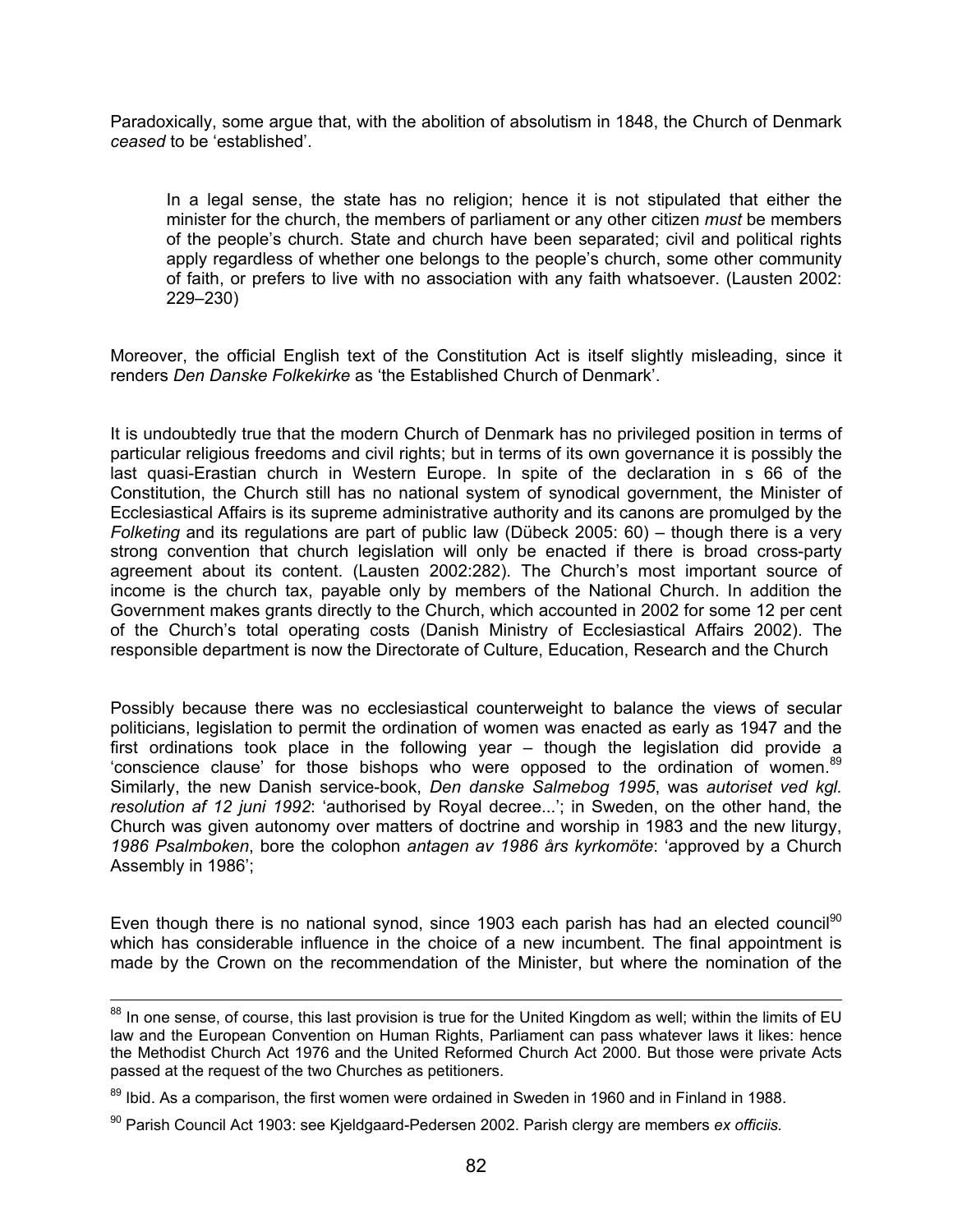Paradoxically, some argue that, with the abolition of absolutism in 1848, the Church of Denmark *ceased* to be 'established'.

> In a legal sense, the state has no religion; hence it is not stipulated that either the minister for the church, the members of parliament or any other citizen *must* be members of the people's church. State and church have been separated; civil and political rights apply regardless of whether one belongs to the people's church, some other community of faith, or prefers to live with no association with any faith whatsoever. (Lausten 2002: 229–230)

Moreover, the official English text of the Constitution Act is itself slightly misleading, since it renders *Den Danske Folkekirke* as 'the Established Church of Denmark'.

It is undoubtedly true that the modern Church of Denmark has no privileged position in terms of particular religious freedoms and civil rights; but in terms of its own governance it is possibly the last quasi-Erastian church in Western Europe. In spite of the declaration in s 66 of the Constitution, the Church still has no national system of synodical government, the Minister of Ecclesiastical Affairs is its supreme administrative authority and its canons are promulged by the *Folketing* and its regulations are part of public law (Dübeck 2005: 60) – though there is a very strong convention that church legislation will only be enacted if there is broad cross-party agreement about its content. (Lausten 2002:282). The Church's most important source of income is the church tax, payable only by members of the National Church. In addition the Government makes grants directly to the Church, which accounted in 2002 for some 12 per cent of the Church's total operating costs (Danish Ministry of Ecclesiastical Affairs 2002). The responsible department is now the Directorate of Culture, Education, Research and the Church

Possibly because there was no ecclesiastical counterweight to balance the views of secular politicians, legislation to permit the ordination of women was enacted as early as 1947 and the first ordinations took place in the following year – though the legislation did provide a 'conscience clause' for those bishops who were opposed to the ordination of women.[89] Similarly, the new Danish service-book, *Den danske Salmebog 1995*, was *autoriset ved kgl. resolution af 12 juni 1992*: 'authorised by Royal decree...'; in Sweden, on the other hand, the Church was given autonomy over matters of doctrine and worship in 1983 and the new liturgy, *1986 Psalmboken*, bore the colophon *antagen av 1986 års kyrkomöte*: 'approved by a Church Assembly in 1986';

Even though there is no national synod, since 1903 each parish has had an elected council[90] which has considerable influence in the choice of a new incumbent. The final appointment is made by the Crown on the recommendation of the Minister, but where the nomination of the

---

[88] In one sense, of course, this last provision is true for the United Kingdom as well; within the limits of EU law and the European Convention on Human Rights, Parliament can pass whatever laws it likes: hence the Methodist Church Act 1976 and the United Reformed Church Act 2000. But those were private Acts passed at the request of the two Churches as petitioners.

[89] Ibid. As a comparison, the first women were ordained in Sweden in 1960 and in Finland in 1988.

[90] Parish Council Act 1903: see Kjeldgaard-Pedersen 2002. Parish clergy are members *ex officiis.*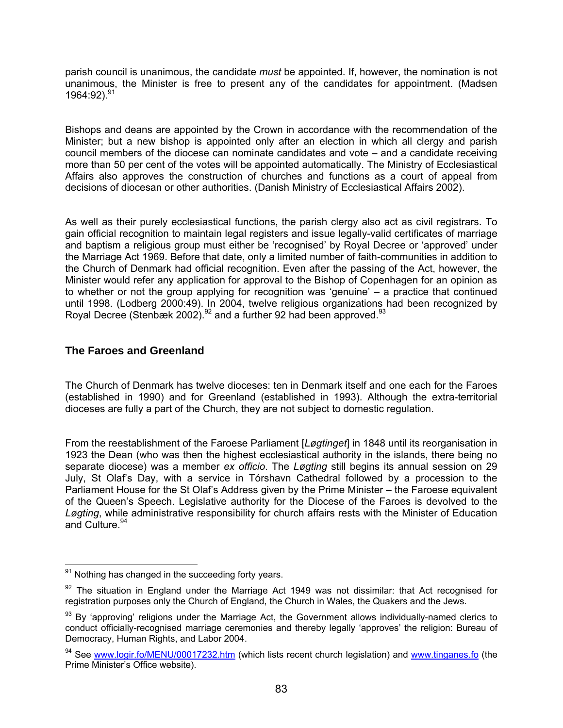parish council is unanimous, the candidate *must* be appointed. If, however, the nomination is not unanimous, the Minister is free to present any of the candidates for appointment. (Madsen 1964:92).[91]

Bishops and deans are appointed by the Crown in accordance with the recommendation of the Minister; but a new bishop is appointed only after an election in which all clergy and parish council members of the diocese can nominate candidates and vote – and a candidate receiving more than 50 per cent of the votes will be appointed automatically. The Ministry of Ecclesiastical Affairs also approves the construction of churches and functions as a court of appeal from decisions of diocesan or other authorities. (Danish Ministry of Ecclesiastical Affairs 2002).

As well as their purely ecclesiastical functions, the parish clergy also act as civil registrars. To gain official recognition to maintain legal registers and issue legally-valid certificates of marriage and baptism a religious group must either be 'recognised' by Royal Decree or 'approved' under the Marriage Act 1969. Before that date, only a limited number of faith-communities in addition to the Church of Denmark had official recognition. Even after the passing of the Act, however, the Minister would refer any application for approval to the Bishop of Copenhagen for an opinion as to whether or not the group applying for recognition was 'genuine' – a practice that continued until 1998. (Lodberg 2000:49). In 2004, twelve religious organizations had been recognized by Royal Decree (Stenbæk 2002).[92] and a further 92 had been approved.[93]

## The Faroes and Greenland

The Church of Denmark has twelve dioceses: ten in Denmark itself and one each for the Faroes (established in 1990) and for Greenland (established in 1993). Although the extra-territorial dioceses are fully a part of the Church, they are not subject to domestic regulation.

From the reestablishment of the Faroese Parliament [*Løgtinget*] in 1848 until its reorganisation in 1923 the Dean (who was then the highest ecclesiastical authority in the islands, there being no separate diocese) was a member *ex officio*. The *Løgting* still begins its annual session on 29 July, St Olaf's Day, with a service in Tórshavn Cathedral followed by a procession to the Parliament House for the St Olaf's Address given by the Prime Minister – the Faroese equivalent of the Queen's Speech. Legislative authority for the Diocese of the Faroes is devolved to the *Løgting*, while administrative responsibility for church affairs rests with the Minister of Education and Culture.[94]

---

[91] Nothing has changed in the succeeding forty years.

[92] The situation in England under the Marriage Act 1949 was not dissimilar: that Act recognised for registration purposes only the Church of England, the Church in Wales, the Quakers and the Jews.

[93] By 'approving' religions under the Marriage Act, the Government allows individually-named clerics to conduct officially-recognised marriage ceremonies and thereby legally 'approves' the religion: Bureau of Democracy, Human Rights, and Labor 2004.

[94] See www.logir.fo/MENU/00017232.htm (which lists recent church legislation) and www.tinganes.fo (the Prime Minister's Office website).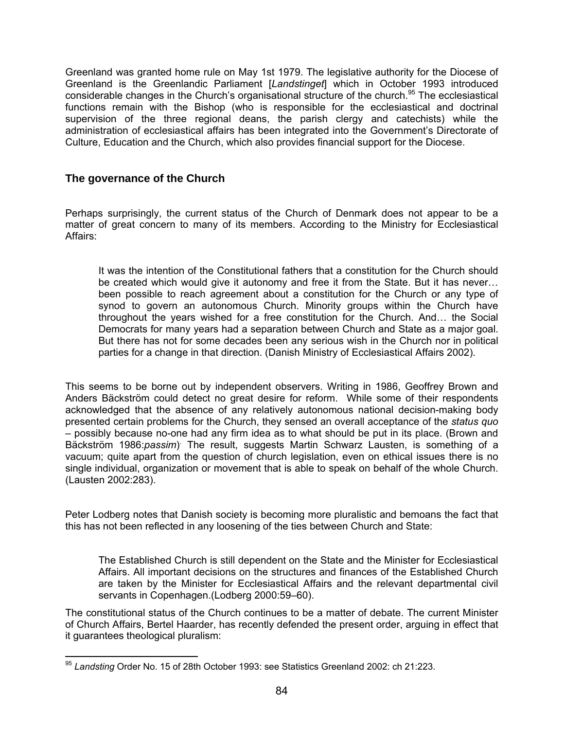Greenland was granted home rule on May 1st 1979. The legislative authority for the Diocese of Greenland is the Greenlandic Parliament [*Landstinget*] which in October 1993 introduced considerable changes in the Church's organisational structure of the church.[95] The ecclesiastical functions remain with the Bishop (who is responsible for the ecclesiastical and doctrinal supervision of the three regional deans, the parish clergy and catechists) while the administration of ecclesiastical affairs has been integrated into the Government's Directorate of Culture, Education and the Church, which also provides financial support for the Diocese.

### The governance of the Church

Perhaps surprisingly, the current status of the Church of Denmark does not appear to be a matter of great concern to many of its members. According to the Ministry for Ecclesiastical Affairs:

> It was the intention of the Constitutional fathers that a constitution for the Church should be created which would give it autonomy and free it from the State. But it has never… been possible to reach agreement about a constitution for the Church or any type of synod to govern an autonomous Church. Minority groups within the Church have throughout the years wished for a free constitution for the Church. And… the Social Democrats for many years had a separation between Church and State as a major goal. But there has not for some decades been any serious wish in the Church nor in political parties for a change in that direction. (Danish Ministry of Ecclesiastical Affairs 2002).

This seems to be borne out by independent observers. Writing in 1986, Geoffrey Brown and Anders Bäckström could detect no great desire for reform. While some of their respondents acknowledged that the absence of any relatively autonomous national decision-making body presented certain problems for the Church, they sensed an overall acceptance of the *status quo* – possibly because no-one had any firm idea as to what should be put in its place. (Brown and Bäckström 1986:*passim*). The result, suggests Martin Schwarz Lausten, is something of a vacuum; quite apart from the question of church legislation, even on ethical issues there is no single individual, organization or movement that is able to speak on behalf of the whole Church. (Lausten 2002:283).

Peter Lodberg notes that Danish society is becoming more pluralistic and bemoans the fact that this has not been reflected in any loosening of the ties between Church and State:

> The Established Church is still dependent on the State and the Minister for Ecclesiastical Affairs. All important decisions on the structures and finances of the Established Church are taken by the Minister for Ecclesiastical Affairs and the relevant departmental civil servants in Copenhagen.(Lodberg 2000:59–60).

The constitutional status of the Church continues to be a matter of debate. The current Minister of Church Affairs, Bertel Haarder, has recently defended the present order, arguing in effect that it guarantees theological pluralism:

---

[95] *Landsting* Order No. 15 of 28th October 1993: see Statistics Greenland 2002: ch 21:223.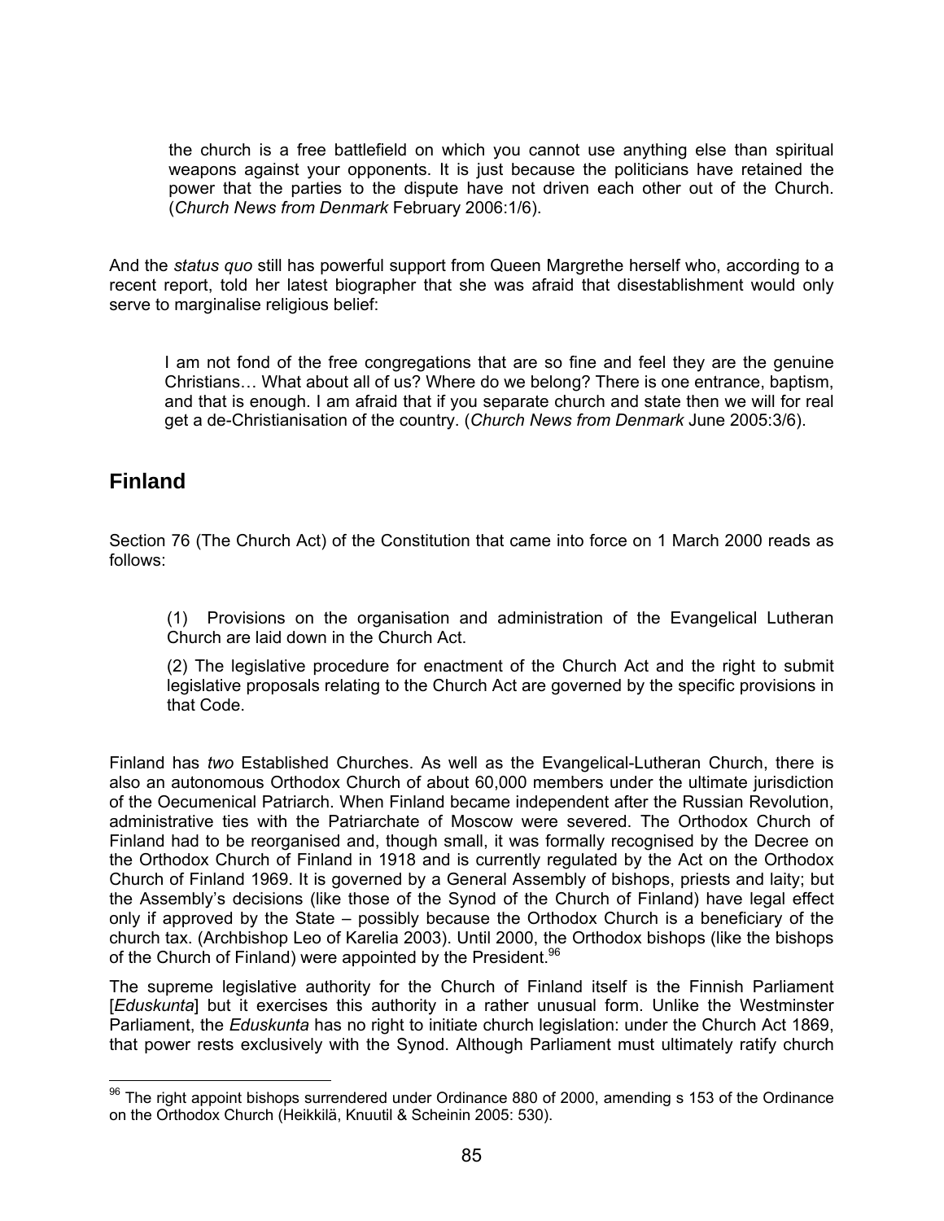> the church is a free battlefield on which you cannot use anything else than spiritual weapons against your opponents. It is just because the politicians have retained the power that the parties to the dispute have not driven each other out of the Church. (*Church News from Denmark* February 2006:1/6).

And the *status quo* still has powerful support from Queen Margrethe herself who, according to a recent report, told her latest biographer that she was afraid that disestablishment would only serve to marginalise religious belief:

> I am not fond of the free congregations that are so fine and feel they are the genuine Christians… What about all of us? Where do we belong? There is one entrance, baptism, and that is enough. I am afraid that if you separate church and state then we will for real get a de-Christianisation of the country. (*Church News from Denmark* June 2005:3/6).

## Finland

Section 76 (The Church Act) of the Constitution that came into force on 1 March 2000 reads as follows:

> (1) Provisions on the organisation and administration of the Evangelical Lutheran Church are laid down in the Church Act.
>
> (2) The legislative procedure for enactment of the Church Act and the right to submit legislative proposals relating to the Church Act are governed by the specific provisions in that Code.

Finland has *two* Established Churches. As well as the Evangelical-Lutheran Church, there is also an autonomous Orthodox Church of about 60,000 members under the ultimate jurisdiction of the Oecumenical Patriarch. When Finland became independent after the Russian Revolution, administrative ties with the Patriarchate of Moscow were severed. The Orthodox Church of Finland had to be reorganised and, though small, it was formally recognised by the Decree on the Orthodox Church of Finland in 1918 and is currently regulated by the Act on the Orthodox Church of Finland 1969. It is governed by a General Assembly of bishops, priests and laity; but the Assembly's decisions (like those of the Synod of the Church of Finland) have legal effect only if approved by the State – possibly because the Orthodox Church is a beneficiary of the church tax. (Archbishop Leo of Karelia 2003). Until 2000, the Orthodox bishops (like the bishops of the Church of Finland) were appointed by the President.[96]

The supreme legislative authority for the Church of Finland itself is the Finnish Parliament [*Eduskunta*] but it exercises this authority in a rather unusual form. Unlike the Westminster Parliament, the *Eduskunta* has no right to initiate church legislation: under the Church Act 1869, that power rests exclusively with the Synod. Although Parliament must ultimately ratify church

---

[96] The right appoint bishops surrendered under Ordinance 880 of 2000, amending s 153 of the Ordinance on the Orthodox Church (Heikkilä, Knuutil & Scheinin 2005: 530).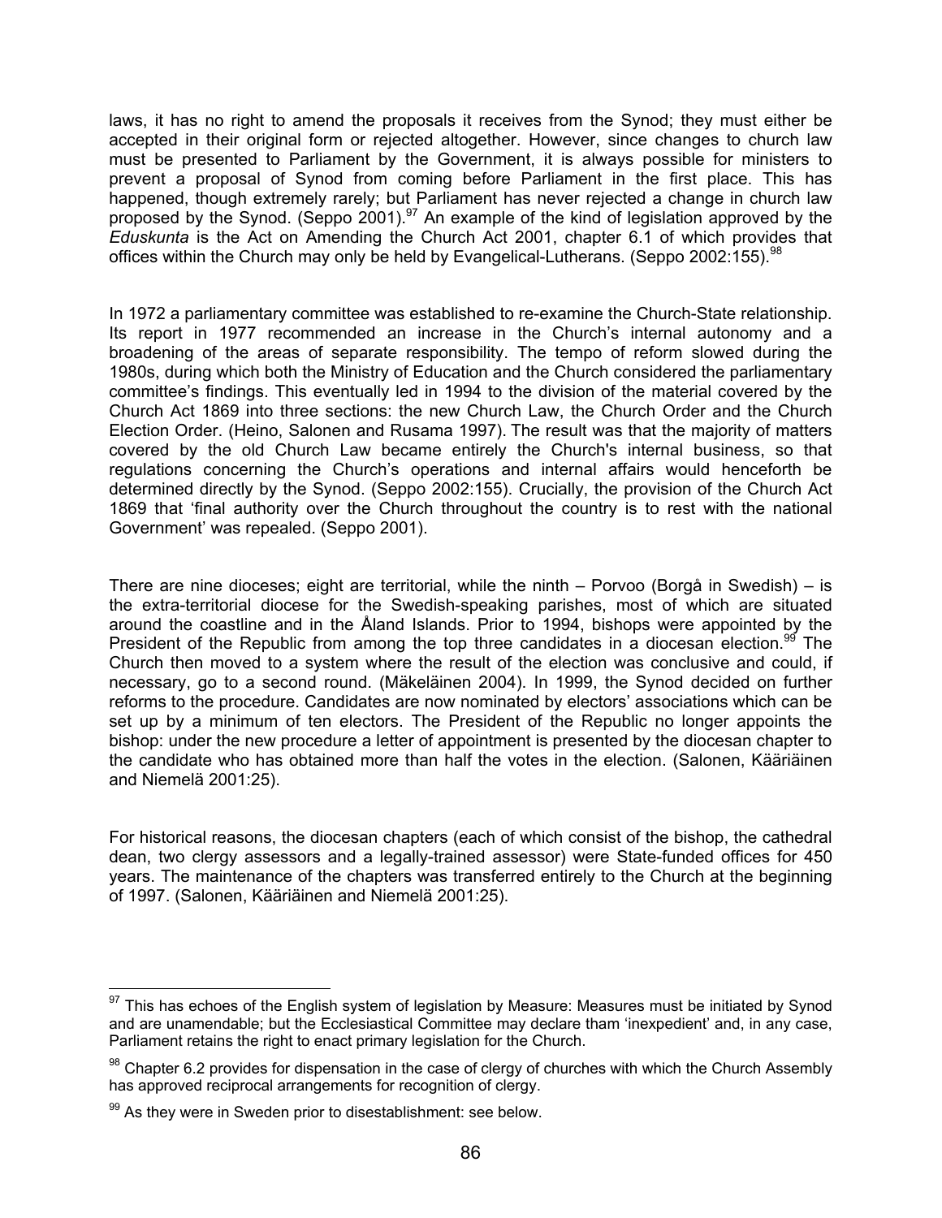laws, it has no right to amend the proposals it receives from the Synod; they must either be accepted in their original form or rejected altogether. However, since changes to church law must be presented to Parliament by the Government, it is always possible for ministers to prevent a proposal of Synod from coming before Parliament in the first place. This has happened, though extremely rarely; but Parliament has never rejected a change in church law proposed by the Synod. (Seppo 2001).[97] An example of the kind of legislation approved by the *Eduskunta* is the Act on Amending the Church Act 2001, chapter 6.1 of which provides that offices within the Church may only be held by Evangelical-Lutherans. (Seppo 2002:155).[98]

In 1972 a parliamentary committee was established to re-examine the Church-State relationship. Its report in 1977 recommended an increase in the Church's internal autonomy and a broadening of the areas of separate responsibility. The tempo of reform slowed during the 1980s, during which both the Ministry of Education and the Church considered the parliamentary committee's findings. This eventually led in 1994 to the division of the material covered by the Church Act 1869 into three sections: the new Church Law, the Church Order and the Church Election Order. (Heino, Salonen and Rusama 1997). The result was that the majority of matters covered by the old Church Law became entirely the Church's internal business, so that regulations concerning the Church's operations and internal affairs would henceforth be determined directly by the Synod. (Seppo 2002:155). Crucially, the provision of the Church Act 1869 that 'final authority over the Church throughout the country is to rest with the national Government' was repealed. (Seppo 2001).

There are nine dioceses; eight are territorial, while the ninth – Porvoo (Borgå in Swedish) – is the extra-territorial diocese for the Swedish-speaking parishes, most of which are situated around the coastline and in the Åland Islands. Prior to 1994, bishops were appointed by the President of the Republic from among the top three candidates in a diocesan election.[99] The Church then moved to a system where the result of the election was conclusive and could, if necessary, go to a second round. (Mäkeläinen 2004). In 1999, the Synod decided on further reforms to the procedure. Candidates are now nominated by electors' associations which can be set up by a minimum of ten electors. The President of the Republic no longer appoints the bishop: under the new procedure a letter of appointment is presented by the diocesan chapter to the candidate who has obtained more than half the votes in the election. (Salonen, Kääriäinen and Niemelä 2001:25).

For historical reasons, the diocesan chapters (each of which consist of the bishop, the cathedral dean, two clergy assessors and a legally-trained assessor) were State-funded offices for 450 years. The maintenance of the chapters was transferred entirely to the Church at the beginning of 1997. (Salonen, Kääriäinen and Niemelä 2001:25).

---

[97] This has echoes of the English system of legislation by Measure: Measures must be initiated by Synod and are unamendable; but the Ecclesiastical Committee may declare tham 'inexpedient' and, in any case, Parliament retains the right to enact primary legislation for the Church.

[98] Chapter 6.2 provides for dispensation in the case of clergy of churches with which the Church Assembly has approved reciprocal arrangements for recognition of clergy.

[99] As they were in Sweden prior to disestablishment: see below.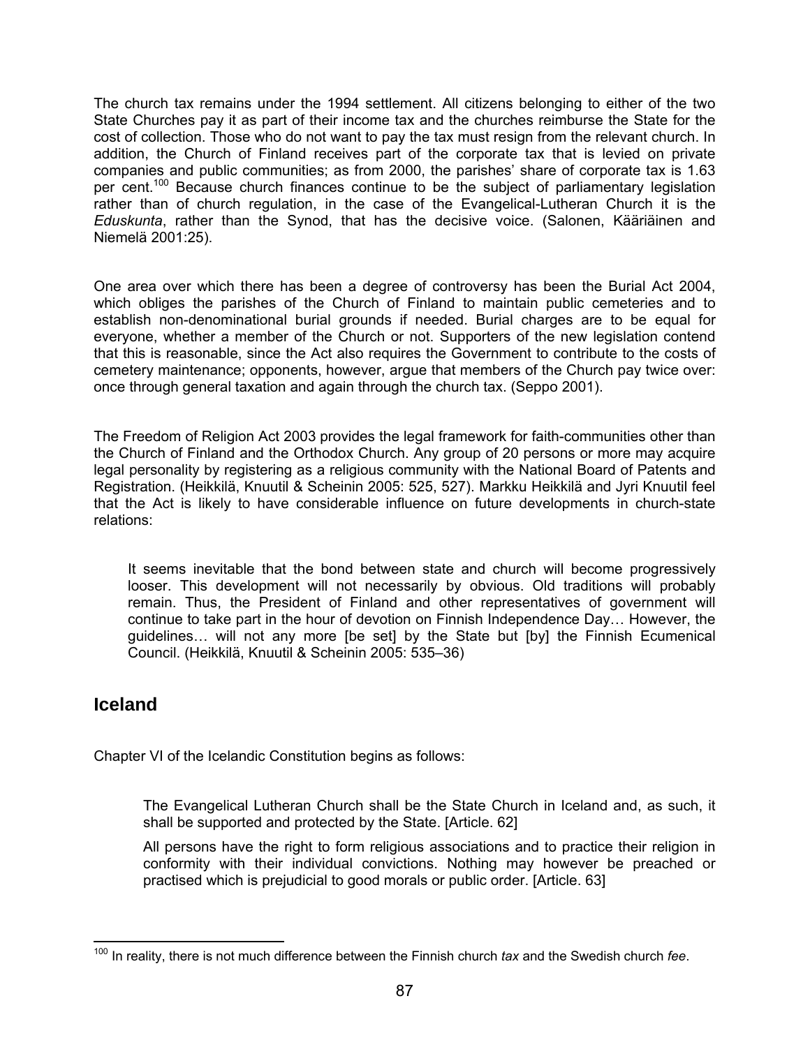The church tax remains under the 1994 settlement. All citizens belonging to either of the two State Churches pay it as part of their income tax and the churches reimburse the State for the cost of collection. Those who do not want to pay the tax must resign from the relevant church. In addition, the Church of Finland receives part of the corporate tax that is levied on private companies and public communities; as from 2000, the parishes' share of corporate tax is 1.63 per cent.[100] Because church finances continue to be the subject of parliamentary legislation rather than of church regulation, in the case of the Evangelical-Lutheran Church it is the *Eduskunta*, rather than the Synod, that has the decisive voice. (Salonen, Kääriäinen and Niemelä 2001:25).

One area over which there has been a degree of controversy has been the Burial Act 2004, which obliges the parishes of the Church of Finland to maintain public cemeteries and to establish non-denominational burial grounds if needed. Burial charges are to be equal for everyone, whether a member of the Church or not. Supporters of the new legislation contend that this is reasonable, since the Act also requires the Government to contribute to the costs of cemetery maintenance; opponents, however, argue that members of the Church pay twice over: once through general taxation and again through the church tax. (Seppo 2001).

The Freedom of Religion Act 2003 provides the legal framework for faith-communities other than the Church of Finland and the Orthodox Church. Any group of 20 persons or more may acquire legal personality by registering as a religious community with the National Board of Patents and Registration. (Heikkilä, Knuutil & Scheinin 2005: 525, 527). Markku Heikkilä and Jyri Knuutil feel that the Act is likely to have considerable influence on future developments in church-state relations:

> It seems inevitable that the bond between state and church will become progressively looser. This development will not necessarily by obvious. Old traditions will probably remain. Thus, the President of Finland and other representatives of government will continue to take part in the hour of devotion on Finnish Independence Day… However, the guidelines… will not any more [be set] by the State but [by] the Finnish Ecumenical Council. (Heikkilä, Knuutil & Scheinin 2005: 535–36)

## Iceland

Chapter VI of the Icelandic Constitution begins as follows:

> The Evangelical Lutheran Church shall be the State Church in Iceland and, as such, it shall be supported and protected by the State. [Article. 62]
>
> All persons have the right to form religious associations and to practice their religion in conformity with their individual convictions. Nothing may however be preached or practised which is prejudicial to good morals or public order. [Article. 63]

---

[100] In reality, there is not much difference between the Finnish church *tax* and the Swedish church *fee*.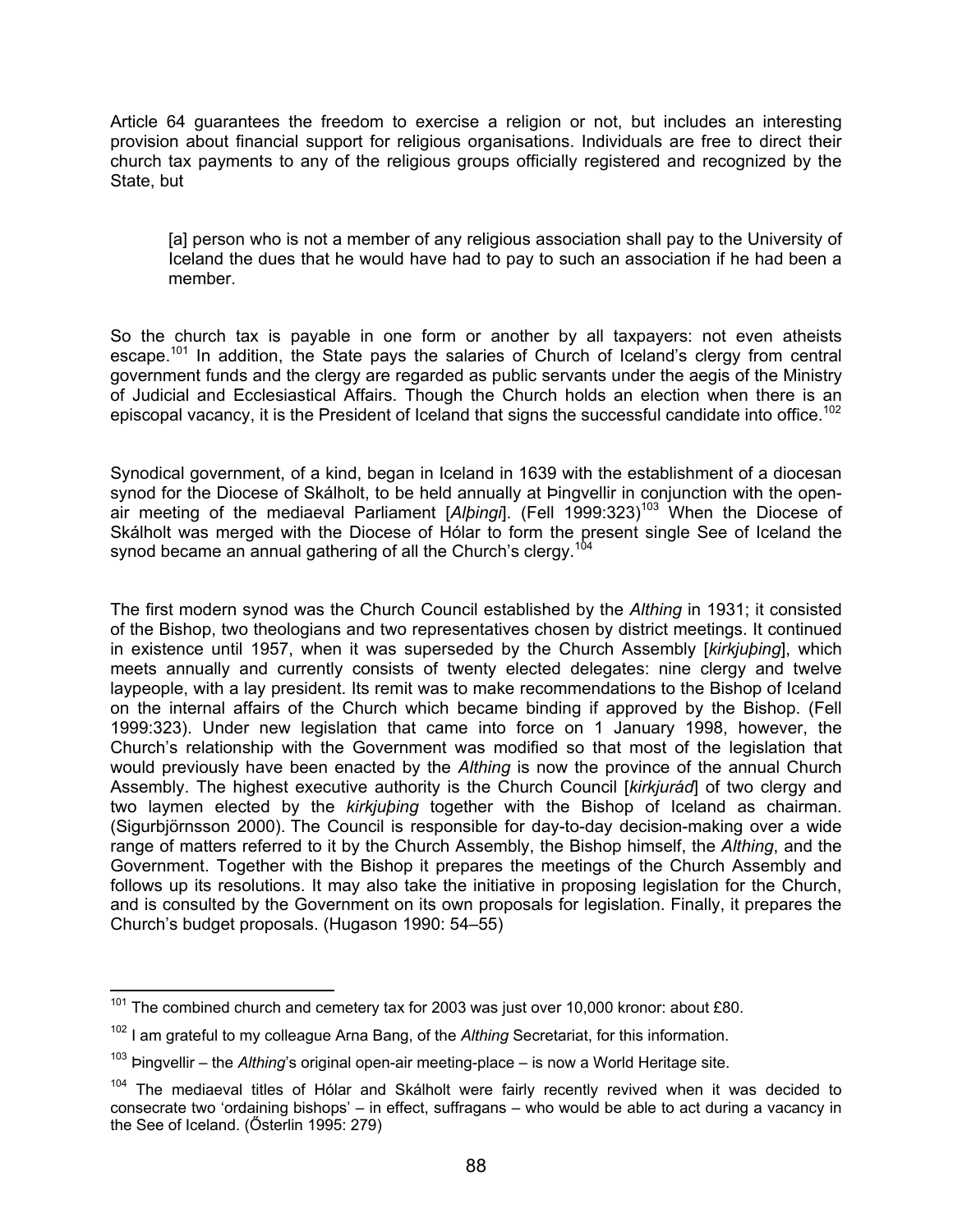Article 64 guarantees the freedom to exercise a religion or not, but includes an interesting provision about financial support for religious organisations. Individuals are free to direct their church tax payments to any of the religious groups officially registered and recognized by the State, but

> [a] person who is not a member of any religious association shall pay to the University of Iceland the dues that he would have had to pay to such an association if he had been a member.

So the church tax is payable in one form or another by all taxpayers: not even atheists escape.[101] In addition, the State pays the salaries of Church of Iceland's clergy from central government funds and the clergy are regarded as public servants under the aegis of the Ministry of Judicial and Ecclesiastical Affairs. Though the Church holds an election when there is an episcopal vacancy, it is the President of Iceland that signs the successful candidate into office.[102]

Synodical government, of a kind, began in Iceland in 1639 with the establishment of a diocesan synod for the Diocese of Skálholt, to be held annually at Þingvellir in conjunction with the open-air meeting of the mediaeval Parliament [*Alþingi*]. (Fell 1999:323)[103] When the Diocese of Skálholt was merged with the Diocese of Hólar to form the present single See of Iceland the synod became an annual gathering of all the Church's clergy.[104]

The first modern synod was the Church Council established by the *Althing* in 1931; it consisted of the Bishop, two theologians and two representatives chosen by district meetings. It continued in existence until 1957, when it was superseded by the Church Assembly [*kirkjuþing*], which meets annually and currently consists of twenty elected delegates: nine clergy and twelve laypeople, with a lay president. Its remit was to make recommendations to the Bishop of Iceland on the internal affairs of the Church which became binding if approved by the Bishop. (Fell 1999:323). Under new legislation that came into force on 1 January 1998, however, the Church's relationship with the Government was modified so that most of the legislation that would previously have been enacted by the *Althing* is now the province of the annual Church Assembly. The highest executive authority is the Church Council [*kirkjuráð*] of two clergy and two laymen elected by the *kirkjuþing* together with the Bishop of Iceland as chairman. (Sigurbjörnsson 2000). The Council is responsible for day-to-day decision-making over a wide range of matters referred to it by the Church Assembly, the Bishop himself, the *Althing*, and the Government. Together with the Bishop it prepares the meetings of the Church Assembly and follows up its resolutions. It may also take the initiative in proposing legislation for the Church, and is consulted by the Government on its own proposals for legislation. Finally, it prepares the Church's budget proposals. (Hugason 1990: 54–55)

---

[101] The combined church and cemetery tax for 2003 was just over 10,000 kronor: about £80.

[102] I am grateful to my colleague Arna Bang, of the *Althing* Secretariat, for this information.

[103] Þingvellir – the *Althing*'s original open-air meeting-place – is now a World Heritage site.

[104] The mediaeval titles of Hólar and Skálholt were fairly recently revived when it was decided to consecrate two 'ordaining bishops' – in effect, suffragans – who would be able to act during a vacancy in the See of Iceland. (Ősterlin 1995: 279)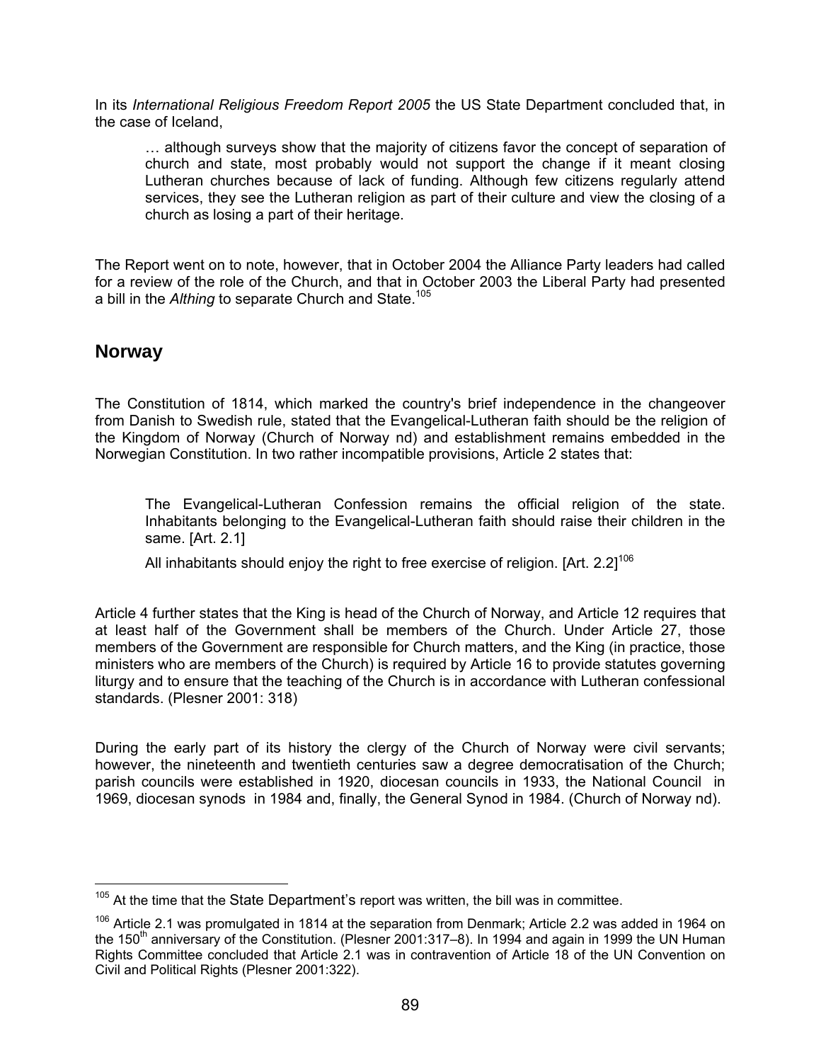In its *International Religious Freedom Report 2005* the US State Department concluded that, in the case of Iceland,

> … although surveys show that the majority of citizens favor the concept of separation of church and state, most probably would not support the change if it meant closing Lutheran churches because of lack of funding. Although few citizens regularly attend services, they see the Lutheran religion as part of their culture and view the closing of a church as losing a part of their heritage.

The Report went on to note, however, that in October 2004 the Alliance Party leaders had called for a review of the role of the Church, and that in October 2003 the Liberal Party had presented a bill in the *Althing* to separate Church and State.[105]

## Norway

The Constitution of 1814, which marked the country's brief independence in the changeover from Danish to Swedish rule, stated that the Evangelical-Lutheran faith should be the religion of the Kingdom of Norway (Church of Norway nd) and establishment remains embedded in the Norwegian Constitution. In two rather incompatible provisions, Article 2 states that:

> The Evangelical-Lutheran Confession remains the official religion of the state. Inhabitants belonging to the Evangelical-Lutheran faith should raise their children in the same. [Art. 2.1]
>
> All inhabitants should enjoy the right to free exercise of religion. [Art. 2.2][106]

Article 4 further states that the King is head of the Church of Norway, and Article 12 requires that at least half of the Government shall be members of the Church. Under Article 27, those members of the Government are responsible for Church matters, and the King (in practice, those ministers who are members of the Church) is required by Article 16 to provide statutes governing liturgy and to ensure that the teaching of the Church is in accordance with Lutheran confessional standards. (Plesner 2001: 318)

During the early part of its history the clergy of the Church of Norway were civil servants; however, the nineteenth and twentieth centuries saw a degree democratisation of the Church; parish councils were established in 1920, diocesan councils in 1933, the National Council in 1969, diocesan synods in 1984 and, finally, the General Synod in 1984. (Church of Norway nd).

---

[105] At the time that the State Department's report was written, the bill was in committee.

[106] Article 2.1 was promulgated in 1814 at the separation from Denmark; Article 2.2 was added in 1964 on the 150th anniversary of the Constitution. (Plesner 2001:317–8). In 1994 and again in 1999 the UN Human Rights Committee concluded that Article 2.1 was in contravention of Article 18 of the UN Convention on Civil and Political Rights (Plesner 2001:322).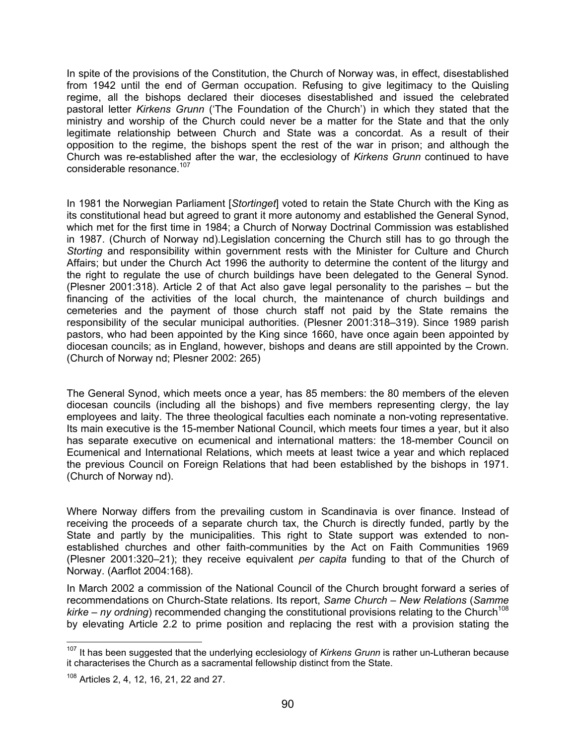In spite of the provisions of the Constitution, the Church of Norway was, in effect, disestablished from 1942 until the end of German occupation. Refusing to give legitimacy to the Quisling regime, all the bishops declared their dioceses disestablished and issued the celebrated pastoral letter *Kirkens Grunn* ('The Foundation of the Church') in which they stated that the ministry and worship of the Church could never be a matter for the State and that the only legitimate relationship between Church and State was a concordat. As a result of their opposition to the regime, the bishops spent the rest of the war in prison; and although the Church was re-established after the war, the ecclesiology of *Kirkens Grunn* continued to have considerable resonance.[107]

In 1981 the Norwegian Parliament [*Stortinget*] voted to retain the State Church with the King as its constitutional head but agreed to grant it more autonomy and established the General Synod, which met for the first time in 1984; a Church of Norway Doctrinal Commission was established in 1987. (Church of Norway nd).Legislation concerning the Church still has to go through the *Storting* and responsibility within government rests with the Minister for Culture and Church Affairs; but under the Church Act 1996 the authority to determine the content of the liturgy and the right to regulate the use of church buildings have been delegated to the General Synod. (Plesner 2001:318). Article 2 of that Act also gave legal personality to the parishes – but the financing of the activities of the local church, the maintenance of church buildings and cemeteries and the payment of those church staff not paid by the State remains the responsibility of the secular municipal authorities. (Plesner 2001:318–319). Since 1989 parish pastors, who had been appointed by the King since 1660, have once again been appointed by diocesan councils; as in England, however, bishops and deans are still appointed by the Crown. (Church of Norway nd; Plesner 2002: 265)

The General Synod, which meets once a year, has 85 members: the 80 members of the eleven diocesan councils (including all the bishops) and five members representing clergy, the lay employees and laity. The three theological faculties each nominate a non-voting representative. Its main executive is the 15-member National Council, which meets four times a year, but it also has separate executive on ecumenical and international matters: the 18-member Council on Ecumenical and International Relations, which meets at least twice a year and which replaced the previous Council on Foreign Relations that had been established by the bishops in 1971. (Church of Norway nd).

Where Norway differs from the prevailing custom in Scandinavia is over finance. Instead of receiving the proceeds of a separate church tax, the Church is directly funded, partly by the State and partly by the municipalities. This right to State support was extended to non-established churches and other faith-communities by the Act on Faith Communities 1969 (Plesner 2001:320–21); they receive equivalent *per capita* funding to that of the Church of Norway. (Aarflot 2004:168).

In March 2002 a commission of the National Council of the Church brought forward a series of recommendations on Church-State relations. Its report, *Same Church – New Relations* (*Samme kirke – ny ordning*) recommended changing the constitutional provisions relating to the Church[108] by elevating Article 2.2 to prime position and replacing the rest with a provision stating the

---

[107] It has been suggested that the underlying ecclesiology of *Kirkens Grunn* is rather un-Lutheran because it characterises the Church as a sacramental fellowship distinct from the State.

[108] Articles 2, 4, 12, 16, 21, 22 and 27.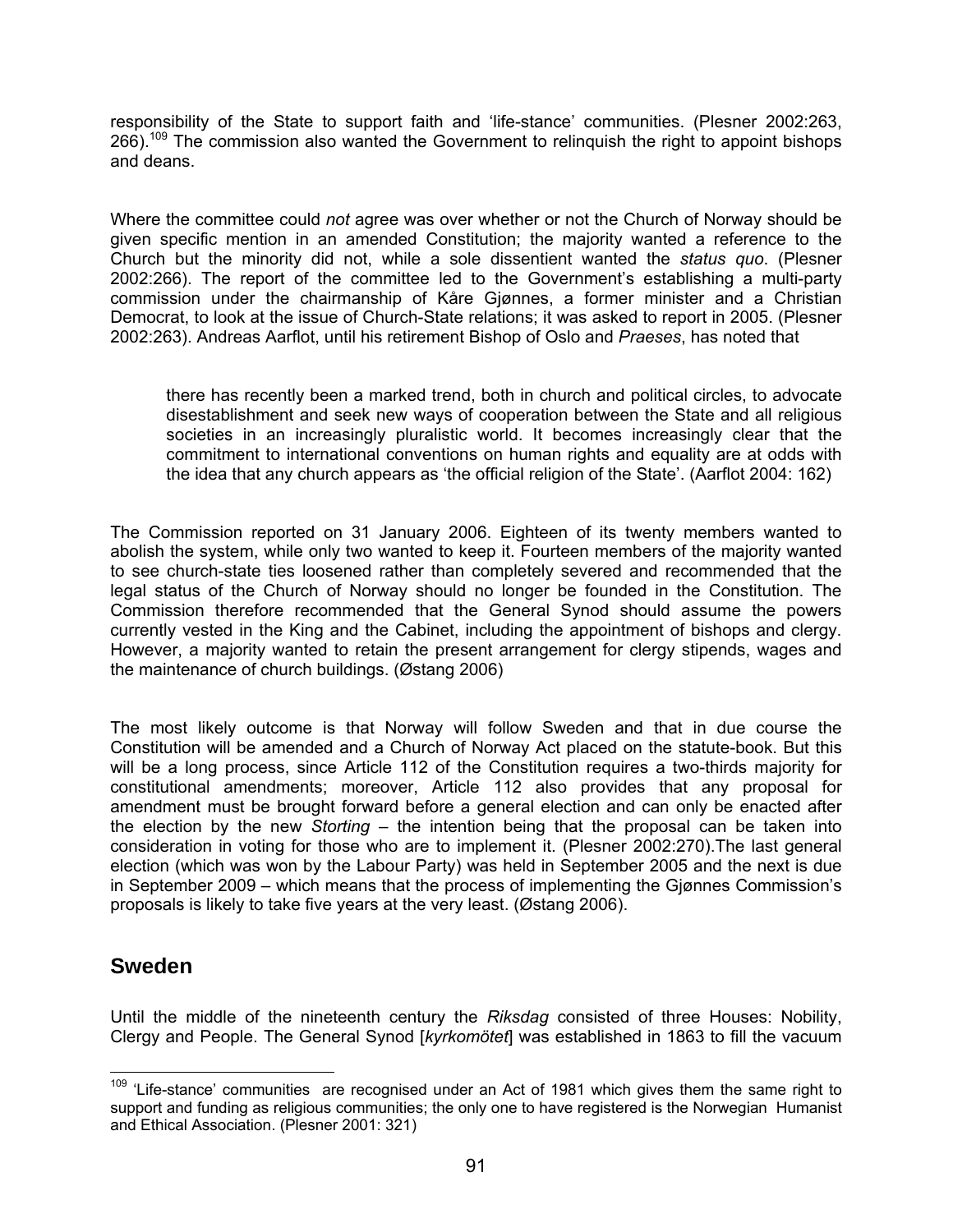responsibility of the State to support faith and 'life-stance' communities. (Plesner 2002:263, 266).[109] The commission also wanted the Government to relinquish the right to appoint bishops and deans.

Where the committee could *not* agree was over whether or not the Church of Norway should be given specific mention in an amended Constitution; the majority wanted a reference to the Church but the minority did not, while a sole dissentient wanted the *status quo.* (Plesner 2002:266). The report of the committee led to the Government's establishing a multi-party commission under the chairmanship of Kåre Gjønnes, a former minister and a Christian Democrat, to look at the issue of Church-State relations; it was asked to report in 2005. (Plesner 2002:263). Andreas Aarflot, until his retirement Bishop of Oslo and *Praeses*, has noted that

> there has recently been a marked trend, both in church and political circles, to advocate disestablishment and seek new ways of cooperation between the State and all religious societies in an increasingly pluralistic world. It becomes increasingly clear that the commitment to international conventions on human rights and equality are at odds with the idea that any church appears as 'the official religion of the State'. (Aarflot 2004: 162)

The Commission reported on 31 January 2006. Eighteen of its twenty members wanted to abolish the system, while only two wanted to keep it. Fourteen members of the majority wanted to see church-state ties loosened rather than completely severed and recommended that the legal status of the Church of Norway should no longer be founded in the Constitution. The Commission therefore recommended that the General Synod should assume the powers currently vested in the King and the Cabinet, including the appointment of bishops and clergy. However, a majority wanted to retain the present arrangement for clergy stipends, wages and the maintenance of church buildings. (Østang 2006)

The most likely outcome is that Norway will follow Sweden and that in due course the Constitution will be amended and a Church of Norway Act placed on the statute-book. But this will be a long process, since Article 112 of the Constitution requires a two-thirds majority for constitutional amendments; moreover, Article 112 also provides that any proposal for amendment must be brought forward before a general election and can only be enacted after the election by the new *Storting* – the intention being that the proposal can be taken into consideration in voting for those who are to implement it. (Plesner 2002:270).The last general election (which was won by the Labour Party) was held in September 2005 and the next is due in September 2009 – which means that the process of implementing the Gjønnes Commission's proposals is likely to take five years at the very least. (Østang 2006).

## Sweden

Until the middle of the nineteenth century the *Riksdag* consisted of three Houses: Nobility, Clergy and People. The General Synod [*kyrkomötet*] was established in 1863 to fill the vacuum

---

[109] 'Life-stance' communities are recognised under an Act of 1981 which gives them the same right to support and funding as religious communities; the only one to have registered is the Norwegian Humanist and Ethical Association. (Plesner 2001: 321)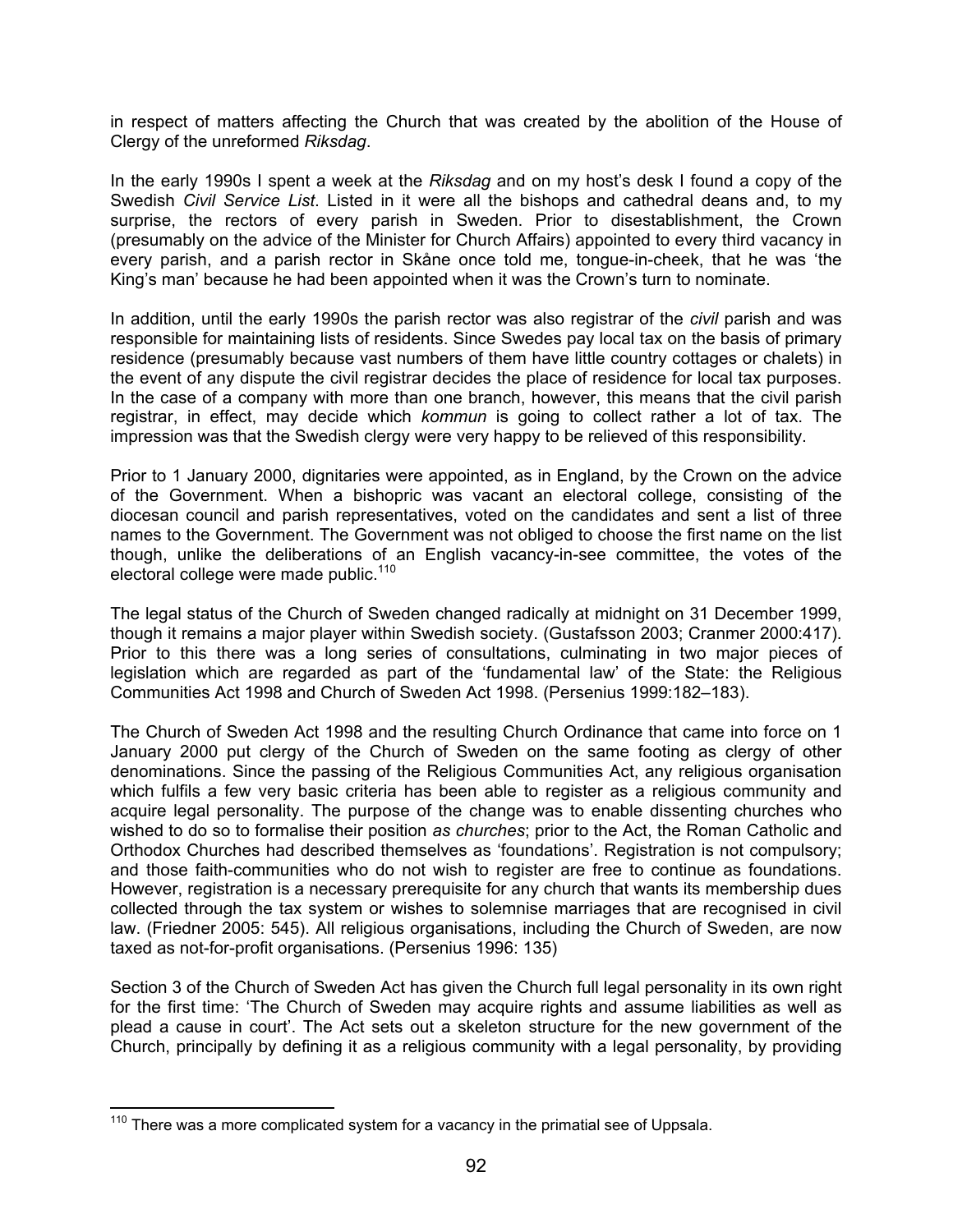in respect of matters affecting the Church that was created by the abolition of the House of Clergy of the unreformed *Riksdag*.

In the early 1990s I spent a week at the *Riksdag* and on my host's desk I found a copy of the Swedish *Civil Service List*. Listed in it were all the bishops and cathedral deans and, to my surprise, the rectors of every parish in Sweden. Prior to disestablishment, the Crown (presumably on the advice of the Minister for Church Affairs) appointed to every third vacancy in every parish, and a parish rector in Skåne once told me, tongue-in-cheek, that he was 'the King's man' because he had been appointed when it was the Crown's turn to nominate.

In addition, until the early 1990s the parish rector was also registrar of the *civil* parish and was responsible for maintaining lists of residents. Since Swedes pay local tax on the basis of primary residence (presumably because vast numbers of them have little country cottages or chalets) in the event of any dispute the civil registrar decides the place of residence for local tax purposes. In the case of a company with more than one branch, however, this means that the civil parish registrar, in effect, may decide which *kommun* is going to collect rather a lot of tax. The impression was that the Swedish clergy were very happy to be relieved of this responsibility.

Prior to 1 January 2000, dignitaries were appointed, as in England, by the Crown on the advice of the Government. When a bishopric was vacant an electoral college, consisting of the diocesan council and parish representatives, voted on the candidates and sent a list of three names to the Government. The Government was not obliged to choose the first name on the list though, unlike the deliberations of an English vacancy-in-see committee, the votes of the electoral college were made public.[110]

The legal status of the Church of Sweden changed radically at midnight on 31 December 1999, though it remains a major player within Swedish society. (Gustafsson 2003; Cranmer 2000:417). Prior to this there was a long series of consultations, culminating in two major pieces of legislation which are regarded as part of the 'fundamental law' of the State: the Religious Communities Act 1998 and Church of Sweden Act 1998. (Persenius 1999:182–183).

The Church of Sweden Act 1998 and the resulting Church Ordinance that came into force on 1 January 2000 put clergy of the Church of Sweden on the same footing as clergy of other denominations. Since the passing of the Religious Communities Act, any religious organisation which fulfils a few very basic criteria has been able to register as a religious community and acquire legal personality. The purpose of the change was to enable dissenting churches who wished to do so to formalise their position *as churches*; prior to the Act, the Roman Catholic and Orthodox Churches had described themselves as 'foundations'. Registration is not compulsory; and those faith-communities who do not wish to register are free to continue as foundations. However, registration is a necessary prerequisite for any church that wants its membership dues collected through the tax system or wishes to solemnise marriages that are recognised in civil law. (Friedner 2005: 545). All religious organisations, including the Church of Sweden, are now taxed as not-for-profit organisations. (Persenius 1996: 135)

Section 3 of the Church of Sweden Act has given the Church full legal personality in its own right for the first time: 'The Church of Sweden may acquire rights and assume liabilities as well as plead a cause in court'. The Act sets out a skeleton structure for the new government of the Church, principally by defining it as a religious community with a legal personality, by providing

---

[110] There was a more complicated system for a vacancy in the primatial see of Uppsala.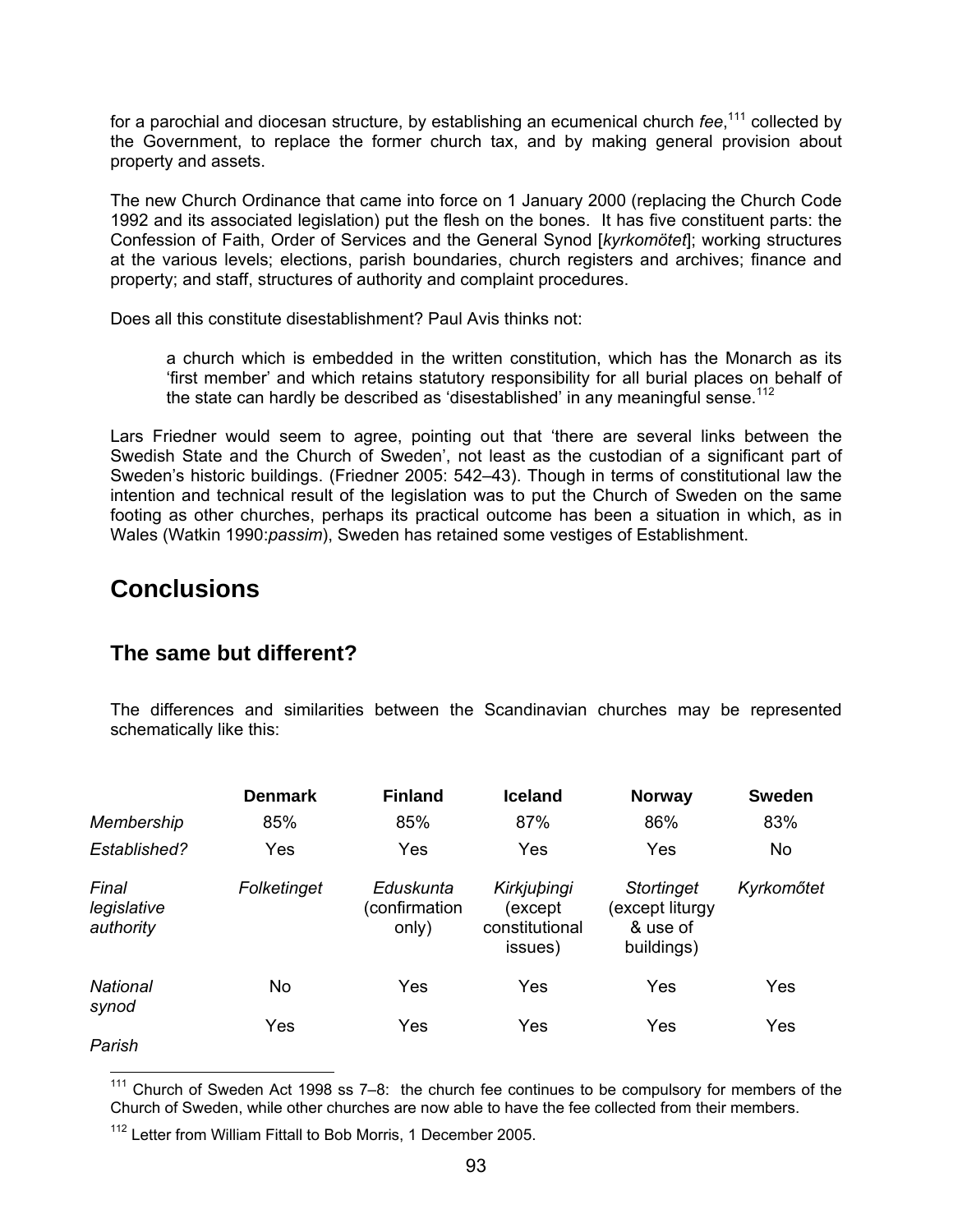for a parochial and diocesan structure, by establishing an ecumenical church *fee*,[111] collected by the Government, to replace the former church tax, and by making general provision about property and assets.

The new Church Ordinance that came into force on 1 January 2000 (replacing the Church Code 1992 and its associated legislation) put the flesh on the bones. It has five constituent parts: the Confession of Faith, Order of Services and the General Synod [*kyrkomötet*]; working structures at the various levels; elections, parish boundaries, church registers and archives; finance and property; and staff, structures of authority and complaint procedures.

Does all this constitute disestablishment? Paul Avis thinks not:

> a church which is embedded in the written constitution, which has the Monarch as its 'first member' and which retains statutory responsibility for all burial places on behalf of the state can hardly be described as 'disestablished' in any meaningful sense.[112]

Lars Friedner would seem to agree, pointing out that 'there are several links between the Swedish State and the Church of Sweden', not least as the custodian of a significant part of Sweden's historic buildings. (Friedner 2005: 542–43). Though in terms of constitutional law the intention and technical result of the legislation was to put the Church of Sweden on the same footing as other churches, perhaps its practical outcome has been a situation in which, as in Wales (Watkin 1990:*passim*), Sweden has retained some vestiges of Establishment.

# Conclusions

## The same but different?

The differences and similarities between the Scandinavian churches may be represented schematically like this:

| | **Denmark** | **Finland** | **Iceland** | **Norway** | **Sweden** |
|---|---|---|---|---|---|
| *Membership* | 85% | 85% | 87% | 86% | 83% |
| *Established?* | Yes | Yes | Yes | Yes | No |
| *Final legislative authority* | *Folketinget* | *Eduskunta* (confirmation only) | *Kirkjuþingi* (except constitutional issues) | *Stortinget* (except liturgy & use of buildings) | *Kyrkomőtet* |
| *National synod* | No | Yes | Yes | Yes | Yes |
| *Parish* | Yes | Yes | Yes | Yes | Yes |

[111] Church of Sweden Act 1998 ss 7–8: the church fee continues to be compulsory for members of the Church of Sweden, while other churches are now able to have the fee collected from their members.

[112] Letter from William Fittall to Bob Morris, 1 December 2005.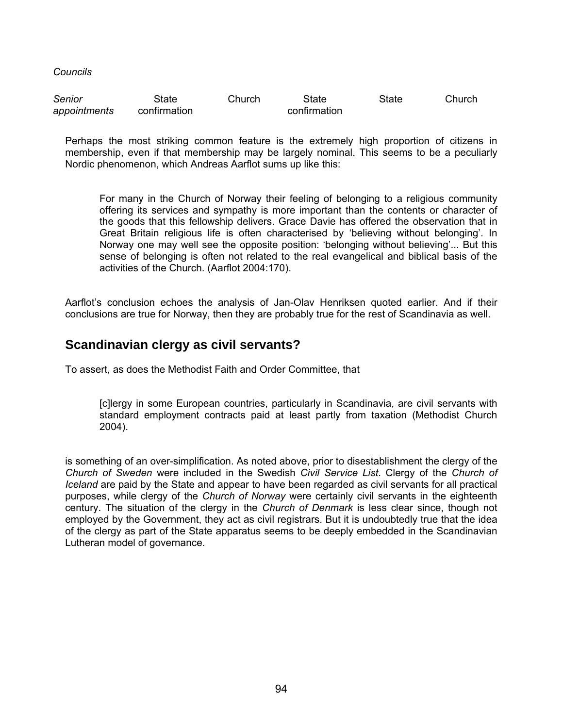| | | | | | |
|---|---|---|---|---|---|
| *Councils* | | | | | |
| *Senior appointments* | State confirmation | Church | State confirmation | State | Church |

Perhaps the most striking common feature is the extremely high proportion of citizens in membership, even if that membership may be largely nominal. This seems to be a peculiarly Nordic phenomenon, which Andreas Aarflot sums up like this:

> For many in the Church of Norway their feeling of belonging to a religious community offering its services and sympathy is more important than the contents or character of the goods that this fellowship delivers. Grace Davie has offered the observation that in Great Britain religious life is often characterised by 'believing without belonging'. In Norway one may well see the opposite position: 'belonging without believing'... But this sense of belonging is often not related to the real evangelical and biblical basis of the activities of the Church. (Aarflot 2004:170).

Aarflot's conclusion echoes the analysis of Jan-Olav Henriksen quoted earlier. And if their conclusions are true for Norway, then they are probably true for the rest of Scandinavia as well.

## Scandinavian clergy as civil servants?

To assert, as does the Methodist Faith and Order Committee, that

> [c]lergy in some European countries, particularly in Scandinavia, are civil servants with standard employment contracts paid at least partly from taxation (Methodist Church 2004).

is something of an over-simplification. As noted above, prior to disestablishment the clergy of the *Church of Sweden* were included in the Swedish *Civil Service List*. Clergy of the *Church of Iceland* are paid by the State and appear to have been regarded as civil servants for all practical purposes, while clergy of the *Church of Norway* were certainly civil servants in the eighteenth century. The situation of the clergy in the *Church of Denmark* is less clear since, though not employed by the Government, they act as civil registrars. But it is undoubtedly true that the idea of the clergy as part of the State apparatus seems to be deeply embedded in the Scandinavian Lutheran model of governance.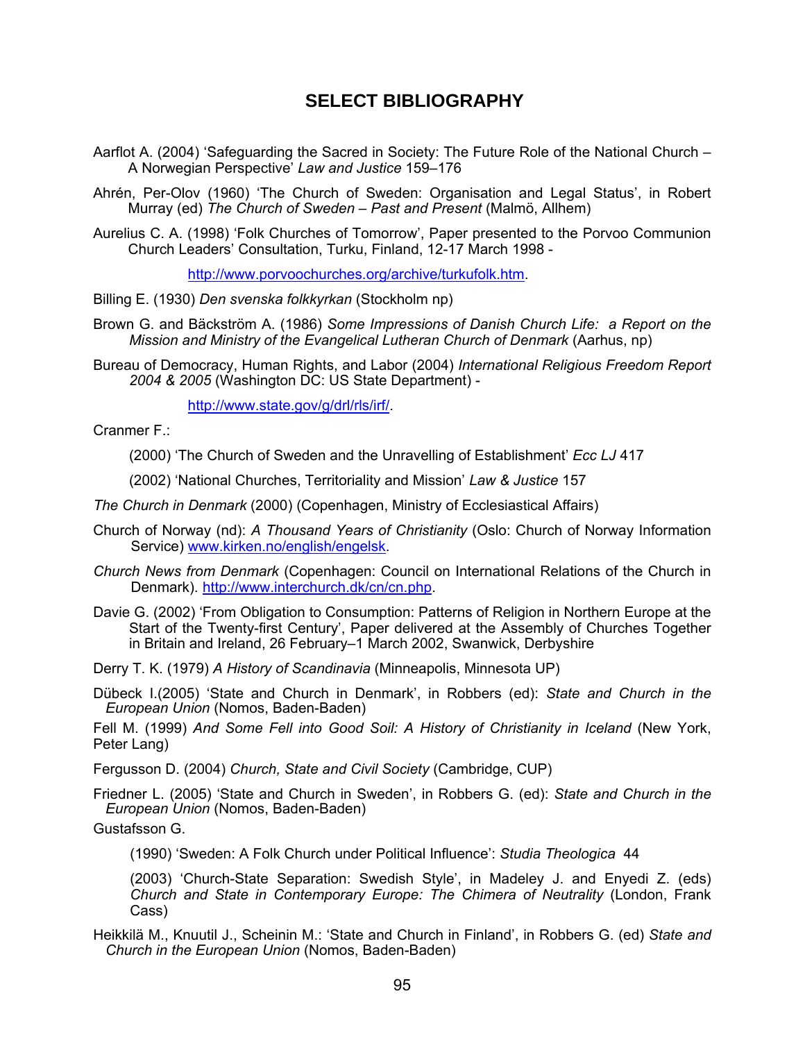# SELECT BIBLIOGRAPHY

Aarflot A. (2004) 'Safeguarding the Sacred in Society: The Future Role of the National Church – A Norwegian Perspective' *Law and Justice* 159–176

Ahrén, Per-Olov (1960) 'The Church of Sweden: Organisation and Legal Status', in Robert Murray (ed) *The Church of Sweden – Past and Present* (Malmö, Allhem)

Aurelius C. A. (1998) 'Folk Churches of Tomorrow', Paper presented to the Porvoo Communion Church Leaders' Consultation, Turku, Finland, 12-17 March 1998 -

http://www.porvoochurches.org/archive/turkufolk.htm.

Billing E. (1930) *Den svenska folkkyrkan* (Stockholm np)

Brown G. and Bäckström A. (1986) *Some Impressions of Danish Church Life: a Report on the Mission and Ministry of the Evangelical Lutheran Church of Denmark* (Aarhus, np)

Bureau of Democracy, Human Rights, and Labor (2004) *International Religious Freedom Report 2004 & 2005* (Washington DC: US State Department) -

http://www.state.gov/g/drl/rls/irf/.

Cranmer F.:

(2000) 'The Church of Sweden and the Unravelling of Establishment' *Ecc LJ* 417

(2002) 'National Churches, Territoriality and Mission' *Law & Justice* 157

*The Church in Denmark* (2000) (Copenhagen, Ministry of Ecclesiastical Affairs)

Church of Norway (nd): *A Thousand Years of Christianity* (Oslo: Church of Norway Information Service) www.kirken.no/english/engelsk.

*Church News from Denmark* (Copenhagen: Council on International Relations of the Church in Denmark). http://www.interchurch.dk/cn/cn.php.

Davie G. (2002) 'From Obligation to Consumption: Patterns of Religion in Northern Europe at the Start of the Twenty-first Century', Paper delivered at the Assembly of Churches Together in Britain and Ireland, 26 February–1 March 2002, Swanwick, Derbyshire

Derry T. K. (1979) *A History of Scandinavia* (Minneapolis, Minnesota UP)

Dübeck I.(2005) 'State and Church in Denmark', in Robbers (ed): *State and Church in the European Union* (Nomos, Baden-Baden)

Fell M. (1999) *And Some Fell into Good Soil: A History of Christianity in Iceland* (New York, Peter Lang)

Fergusson D. (2004) *Church, State and Civil Society* (Cambridge, CUP)

Friedner L. (2005) 'State and Church in Sweden', in Robbers G. (ed): *State and Church in the European Union* (Nomos, Baden-Baden)

Gustafsson G.

(1990) 'Sweden: A Folk Church under Political Influence': *Studia Theologica* 44

(2003) 'Church-State Separation: Swedish Style', in Madeley J. and Enyedi Z. (eds) *Church and State in Contemporary Europe: The Chimera of Neutrality* (London, Frank Cass)

Heikkilä M., Knuutil J., Scheinin M.: 'State and Church in Finland', in Robbers G. (ed) *State and Church in the European Union* (Nomos, Baden-Baden)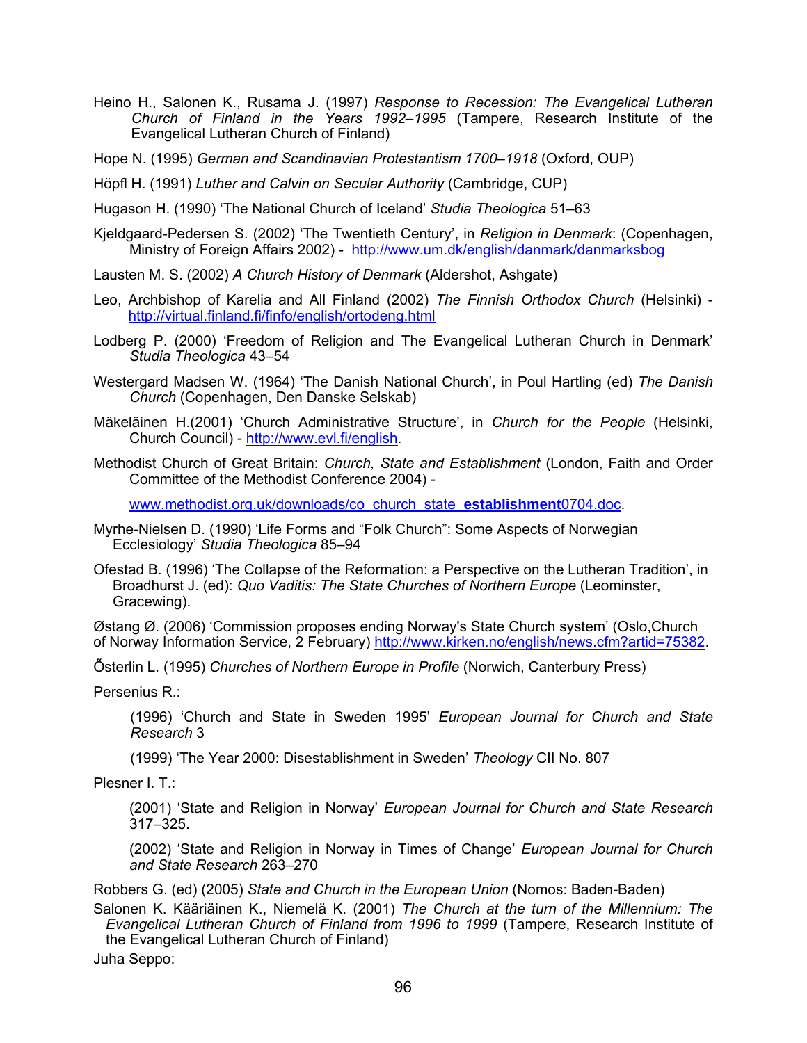Heino H., Salonen K., Rusama J. (1997) *Response to Recession: The Evangelical Lutheran Church of Finland in the Years 1992–1995* (Tampere, Research Institute of the Evangelical Lutheran Church of Finland)

Hope N. (1995) *German and Scandinavian Protestantism 1700–1918* (Oxford, OUP)

Höpfl H. (1991) *Luther and Calvin on Secular Authority* (Cambridge, CUP)

Hugason H. (1990) 'The National Church of Iceland' *Studia Theologica* 51–63

Kjeldgaard-Pedersen S. (2002) 'The Twentieth Century', in *Religion in Denmark*: (Copenhagen, Ministry of Foreign Affairs 2002) - http://www.um.dk/english/danmark/danmarksbog

Lausten M. S. (2002) *A Church History of Denmark* (Aldershot, Ashgate)

Leo, Archbishop of Karelia and All Finland (2002) *The Finnish Orthodox Church* (Helsinki) - http://virtual.finland.fi/finfo/english/ortodeng.html

Lodberg P. (2000) 'Freedom of Religion and The Evangelical Lutheran Church in Denmark' *Studia Theologica* 43–54

Westergard Madsen W. (1964) 'The Danish National Church', in Poul Hartling (ed) *The Danish Church* (Copenhagen, Den Danske Selskab)

Mäkeläinen H.(2001) 'Church Administrative Structure', in *Church for the People* (Helsinki, Church Council) - http://www.evl.fi/english.

Methodist Church of Great Britain: *Church, State and Establishment* (London, Faith and Order Committee of the Methodist Conference 2004) -

www.methodist.org.uk/downloads/co_church_state_**establishment**0704.doc.

Myrhe-Nielsen D. (1990) 'Life Forms and "Folk Church": Some Aspects of Norwegian Ecclesiology' *Studia Theologica* 85–94

Ofestad B. (1996) 'The Collapse of the Reformation: a Perspective on the Lutheran Tradition', in Broadhurst J. (ed): *Quo Vaditis: The State Churches of Northern Europe* (Leominster, Gracewing).

Østang Ø. (2006) 'Commission proposes ending Norway's State Church system' (Oslo,Church of Norway Information Service, 2 February) http://www.kirken.no/english/news.cfm?artid=75382.

Ősterlin L. (1995) *Churches of Northern Europe in Profile* (Norwich, Canterbury Press)

Persenius R.:

(1996) 'Church and State in Sweden 1995' *European Journal for Church and State Research* 3

(1999) 'The Year 2000: Disestablishment in Sweden' *Theology* CII No. 807

Plesner I. T.:

(2001) 'State and Religion in Norway' *European Journal for Church and State Research* 317–325.

(2002) 'State and Religion in Norway in Times of Change' *European Journal for Church and State Research* 263–270

Robbers G. (ed) (2005) *State and Church in the European Union* (Nomos: Baden-Baden)

Salonen K. Kääriäinen K., Niemelä K. (2001) *The Church at the turn of the Millennium: The Evangelical Lutheran Church of Finland from 1996 to 1999* (Tampere, Research Institute of the Evangelical Lutheran Church of Finland)

Juha Seppo: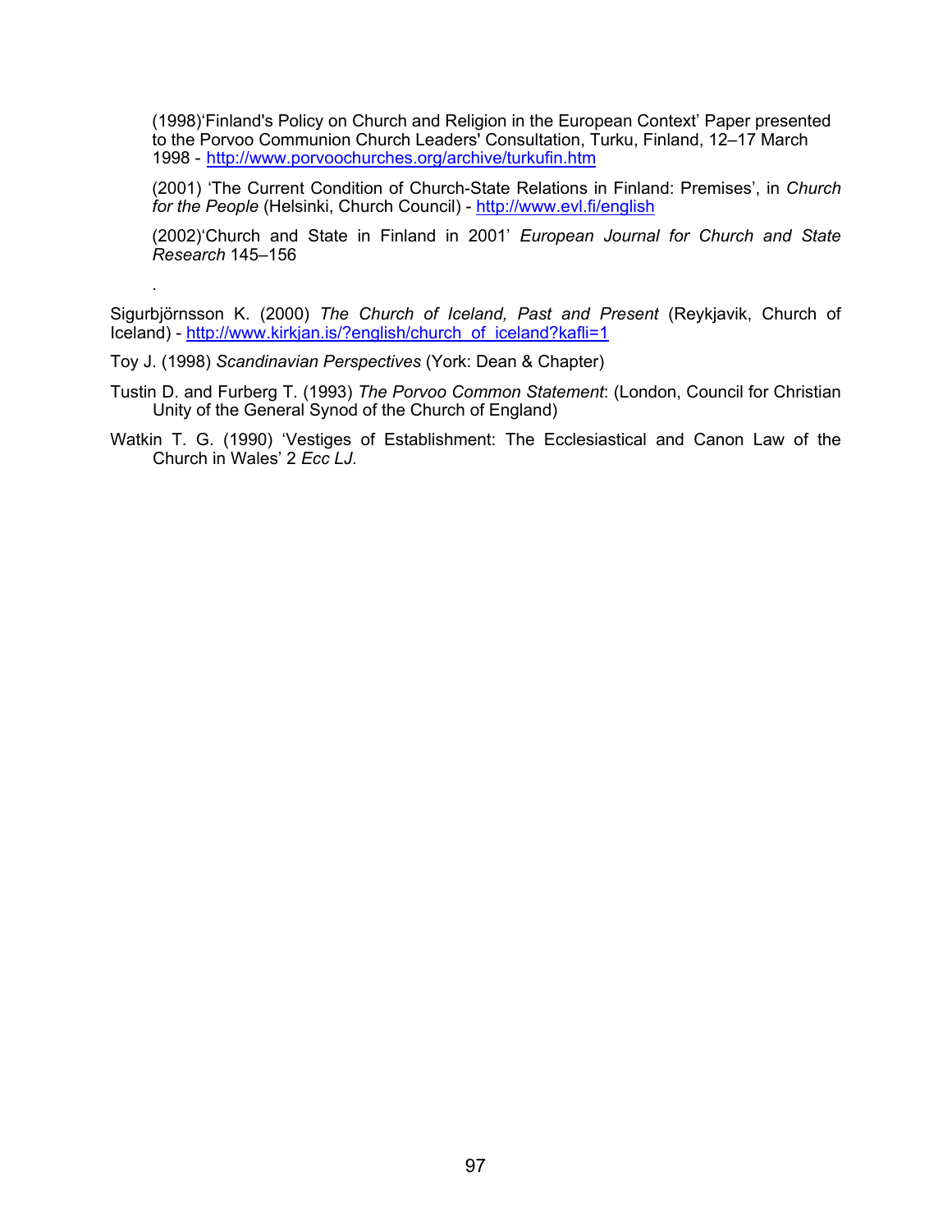(1998)'Finland's Policy on Church and Religion in the European Context' Paper presented to the Porvoo Communion Church Leaders' Consultation, Turku, Finland, 12–17 March 1998 - http://www.porvoochurches.org/archive/turkufin.htm

(2001) 'The Current Condition of Church-State Relations in Finland: Premises', in *Church for the People* (Helsinki, Church Council) - http://www.evl.fi/english

(2002)'Church and State in Finland in 2001' *European Journal for Church and State Research* 145–156

.

Sigurbjörnsson K. (2000) *The Church of Iceland, Past and Present* (Reykjavik, Church of Iceland) - http://www.kirkjan.is/?english/church_of_iceland?kafli=1

Toy J. (1998) *Scandinavian Perspectives* (York: Dean & Chapter)

Tustin D. and Furberg T. (1993) *The Porvoo Common Statement*: (London, Council for Christian Unity of the General Synod of the Church of England)

Watkin T. G. (1990) 'Vestiges of Establishment: The Ecclesiastical and Canon Law of the Church in Wales' 2 *Ecc LJ*.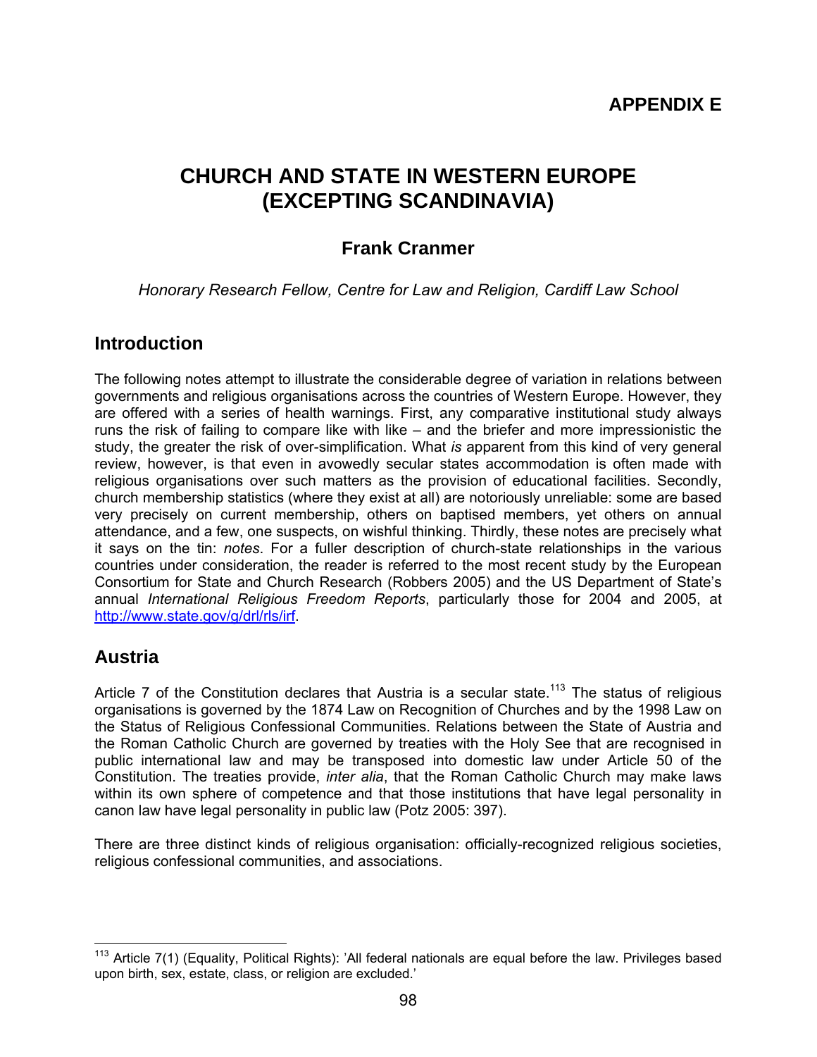# APPENDIX E

# CHURCH AND STATE IN WESTERN EUROPE (EXCEPTING SCANDINAVIA)

## Frank Cranmer

*Honorary Research Fellow, Centre for Law and Religion, Cardiff Law School*

## Introduction

The following notes attempt to illustrate the considerable degree of variation in relations between governments and religious organisations across the countries of Western Europe. However, they are offered with a series of health warnings. First, any comparative institutional study always runs the risk of failing to compare like with like – and the briefer and more impressionistic the study, the greater the risk of over-simplification. What *is* apparent from this kind of very general review, however, is that even in avowedly secular states accommodation is often made with religious organisations over such matters as the provision of educational facilities. Secondly, church membership statistics (where they exist at all) are notoriously unreliable: some are based very precisely on current membership, others on baptised members, yet others on annual attendance, and a few, one suspects, on wishful thinking. Thirdly, these notes are precisely what it says on the tin: *notes*. For a fuller description of church-state relationships in the various countries under consideration, the reader is referred to the most recent study by the European Consortium for State and Church Research (Robbers 2005) and the US Department of State's annual *International Religious Freedom Reports*, particularly those for 2004 and 2005, at http://www.state.gov/g/drl/rls/irf.

## Austria

Article 7 of the Constitution declares that Austria is a secular state.[113] The status of religious organisations is governed by the 1874 Law on Recognition of Churches and by the 1998 Law on the Status of Religious Confessional Communities. Relations between the State of Austria and the Roman Catholic Church are governed by treaties with the Holy See that are recognised in public international law and may be transposed into domestic law under Article 50 of the Constitution. The treaties provide, *inter alia*, that the Roman Catholic Church may make laws within its own sphere of competence and that those institutions that have legal personality in canon law have legal personality in public law (Potz 2005: 397).

There are three distinct kinds of religious organisation: officially-recognized religious societies, religious confessional communities, and associations.

[113] Article 7(1) (Equality, Political Rights): 'All federal nationals are equal before the law. Privileges based upon birth, sex, estate, class, or religion are excluded.'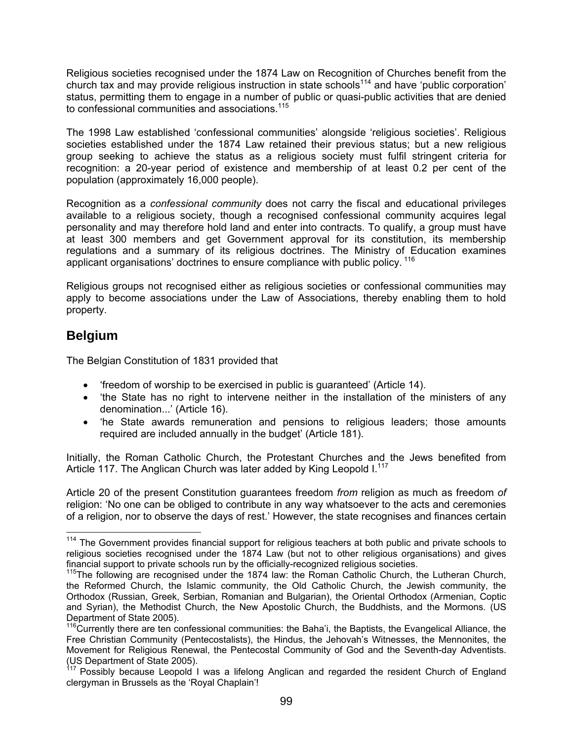Religious societies recognised under the 1874 Law on Recognition of Churches benefit from the church tax and may provide religious instruction in state schools[114] and have 'public corporation' status, permitting them to engage in a number of public or quasi-public activities that are denied to confessional communities and associations.[115]

The 1998 Law established 'confessional communities' alongside 'religious societies'. Religious societies established under the 1874 Law retained their previous status; but a new religious group seeking to achieve the status as a religious society must fulfil stringent criteria for recognition: a 20-year period of existence and membership of at least 0.2 per cent of the population (approximately 16,000 people).

Recognition as a *confessional community* does not carry the fiscal and educational privileges available to a religious society, though a recognised confessional community acquires legal personality and may therefore hold land and enter into contracts. To qualify, a group must have at least 300 members and get Government approval for its constitution, its membership regulations and a summary of its religious doctrines. The Ministry of Education examines applicant organisations' doctrines to ensure compliance with public policy. [116]

Religious groups not recognised either as religious societies or confessional communities may apply to become associations under the Law of Associations, thereby enabling them to hold property.

## Belgium

The Belgian Constitution of 1831 provided that

- 'freedom of worship to be exercised in public is guaranteed' (Article 14).
- 'the State has no right to intervene neither in the installation of the ministers of any denomination...' (Article 16).
- 'he State awards remuneration and pensions to religious leaders; those amounts required are included annually in the budget' (Article 181).

Initially, the Roman Catholic Church, the Protestant Churches and the Jews benefited from Article 117. The Anglican Church was later added by King Leopold I.[117]

Article 20 of the present Constitution guarantees freedom *from* religion as much as freedom *of* religion: 'No one can be obliged to contribute in any way whatsoever to the acts and ceremonies of a religion, nor to observe the days of rest.' However, the state recognises and finances certain

---

[114] The Government provides financial support for religious teachers at both public and private schools to religious societies recognised under the 1874 Law (but not to other religious organisations) and gives financial support to private schools run by the officially-recognized religious societies.

[115] The following are recognised under the 1874 law: the Roman Catholic Church, the Lutheran Church, the Reformed Church, the Islamic community, the Old Catholic Church, the Jewish community, the Orthodox (Russian, Greek, Serbian, Romanian and Bulgarian), the Oriental Orthodox (Armenian, Coptic and Syrian), the Methodist Church, the New Apostolic Church, the Buddhists, and the Mormons. (US Department of State 2005).

[116] Currently there are ten confessional communities: the Baha'i, the Baptists, the Evangelical Alliance, the Free Christian Community (Pentecostalists), the Hindus, the Jehovah's Witnesses, the Mennonites, the Movement for Religious Renewal, the Pentecostal Community of God and the Seventh-day Adventists. (US Department of State 2005).

[117] Possibly because Leopold I was a lifelong Anglican and regarded the resident Church of England clergyman in Brussels as the 'Royal Chaplain'!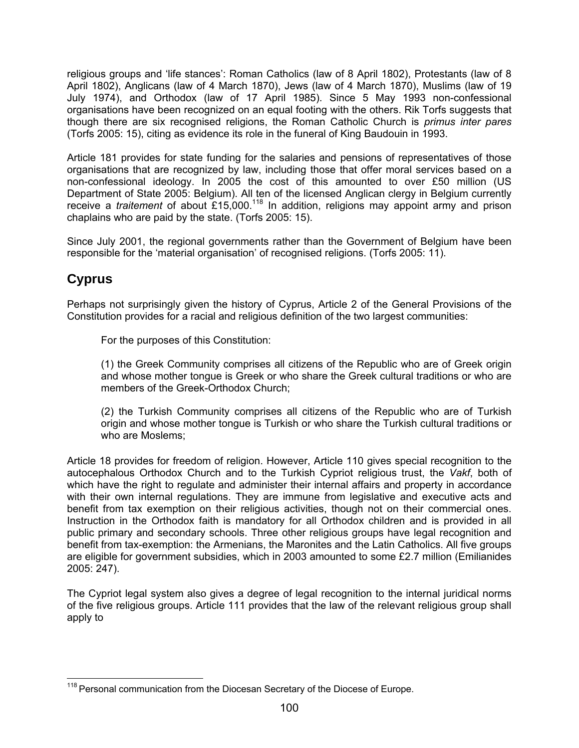religious groups and 'life stances': Roman Catholics (law of 8 April 1802), Protestants (law of 8 April 1802), Anglicans (law of 4 March 1870), Jews (law of 4 March 1870), Muslims (law of 19 July 1974), and Orthodox (law of 17 April 1985). Since 5 May 1993 non-confessional organisations have been recognized on an equal footing with the others. Rik Torfs suggests that though there are six recognised religions, the Roman Catholic Church is *primus inter pares* (Torfs 2005: 15), citing as evidence its role in the funeral of King Baudouin in 1993.

Article 181 provides for state funding for the salaries and pensions of representatives of those organisations that are recognized by law, including those that offer moral services based on a non-confessional ideology. In 2005 the cost of this amounted to over £50 million (US Department of State 2005: Belgium). All ten of the licensed Anglican clergy in Belgium currently receive a *traitement* of about £15,000.[118] In addition, religions may appoint army and prison chaplains who are paid by the state. (Torfs 2005: 15).

Since July 2001, the regional governments rather than the Government of Belgium have been responsible for the 'material organisation' of recognised religions. (Torfs 2005: 11).

## Cyprus

Perhaps not surprisingly given the history of Cyprus, Article 2 of the General Provisions of the Constitution provides for a racial and religious definition of the two largest communities:

> For the purposes of this Constitution:
>
> (1) the Greek Community comprises all citizens of the Republic who are of Greek origin and whose mother tongue is Greek or who share the Greek cultural traditions or who are members of the Greek-Orthodox Church;
>
> (2) the Turkish Community comprises all citizens of the Republic who are of Turkish origin and whose mother tongue is Turkish or who share the Turkish cultural traditions or who are Moslems;

Article 18 provides for freedom of religion. However, Article 110 gives special recognition to the autocephalous Orthodox Church and to the Turkish Cypriot religious trust, the *Vakf*, both of which have the right to regulate and administer their internal affairs and property in accordance with their own internal regulations. They are immune from legislative and executive acts and benefit from tax exemption on their religious activities, though not on their commercial ones. Instruction in the Orthodox faith is mandatory for all Orthodox children and is provided in all public primary and secondary schools. Three other religious groups have legal recognition and benefit from tax-exemption: the Armenians, the Maronites and the Latin Catholics. All five groups are eligible for government subsidies, which in 2003 amounted to some £2.7 million (Emilianides 2005: 247).

The Cypriot legal system also gives a degree of legal recognition to the internal juridical norms of the five religious groups. Article 111 provides that the law of the relevant religious group shall apply to

---

[118] Personal communication from the Diocesan Secretary of the Diocese of Europe.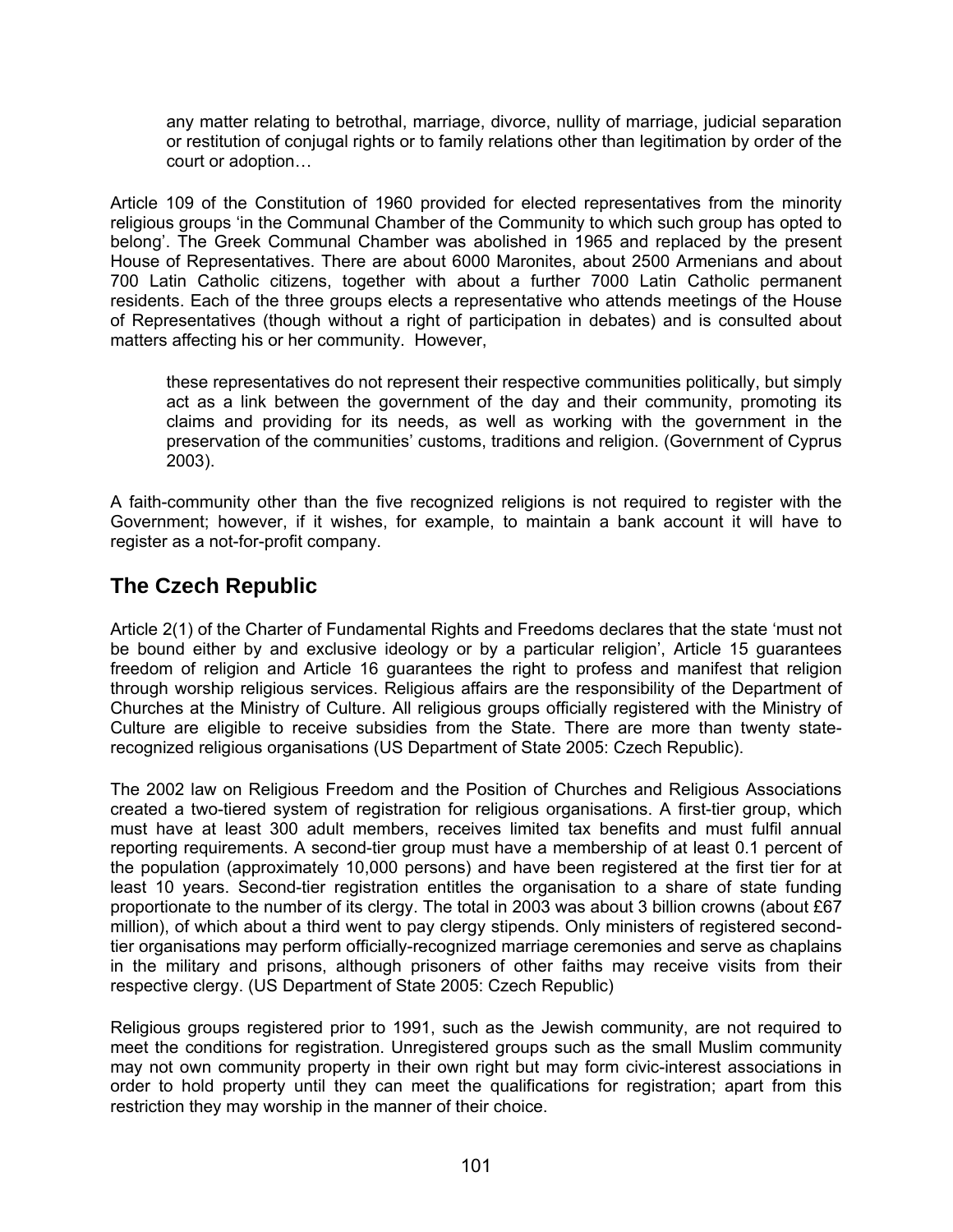> any matter relating to betrothal, marriage, divorce, nullity of marriage, judicial separation or restitution of conjugal rights or to family relations other than legitimation by order of the court or adoption…

Article 109 of the Constitution of 1960 provided for elected representatives from the minority religious groups 'in the Communal Chamber of the Community to which such group has opted to belong'. The Greek Communal Chamber was abolished in 1965 and replaced by the present House of Representatives. There are about 6000 Maronites, about 2500 Armenians and about 700 Latin Catholic citizens, together with about a further 7000 Latin Catholic permanent residents. Each of the three groups elects a representative who attends meetings of the House of Representatives (though without a right of participation in debates) and is consulted about matters affecting his or her community. However,

> these representatives do not represent their respective communities politically, but simply act as a link between the government of the day and their community, promoting its claims and providing for its needs, as well as working with the government in the preservation of the communities' customs, traditions and religion. (Government of Cyprus 2003).

A faith-community other than the five recognized religions is not required to register with the Government; however, if it wishes, for example, to maintain a bank account it will have to register as a not-for-profit company.

## The Czech Republic

Article 2(1) of the Charter of Fundamental Rights and Freedoms declares that the state 'must not be bound either by and exclusive ideology or by a particular religion', Article 15 guarantees freedom of religion and Article 16 guarantees the right to profess and manifest that religion through worship religious services. Religious affairs are the responsibility of the Department of Churches at the Ministry of Culture. All religious groups officially registered with the Ministry of Culture are eligible to receive subsidies from the State. There are more than twenty state-recognized religious organisations (US Department of State 2005: Czech Republic).

The 2002 law on Religious Freedom and the Position of Churches and Religious Associations created a two-tiered system of registration for religious organisations. A first-tier group, which must have at least 300 adult members, receives limited tax benefits and must fulfil annual reporting requirements. A second-tier group must have a membership of at least 0.1 percent of the population (approximately 10,000 persons) and have been registered at the first tier for at least 10 years. Second-tier registration entitles the organisation to a share of state funding proportionate to the number of its clergy. The total in 2003 was about 3 billion crowns (about £67 million), of which about a third went to pay clergy stipends. Only ministers of registered second-tier organisations may perform officially-recognized marriage ceremonies and serve as chaplains in the military and prisons, although prisoners of other faiths may receive visits from their respective clergy. (US Department of State 2005: Czech Republic)

Religious groups registered prior to 1991, such as the Jewish community, are not required to meet the conditions for registration. Unregistered groups such as the small Muslim community may not own community property in their own right but may form civic-interest associations in order to hold property until they can meet the qualifications for registration; apart from this restriction they may worship in the manner of their choice.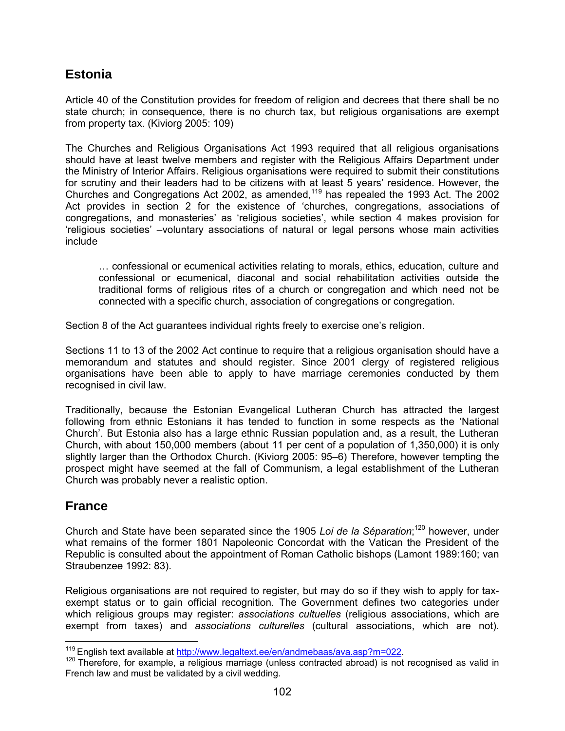## Estonia

Article 40 of the Constitution provides for freedom of religion and decrees that there shall be no state church; in consequence, there is no church tax, but religious organisations are exempt from property tax. (Kiviorg 2005: 109)

The Churches and Religious Organisations Act 1993 required that all religious organisations should have at least twelve members and register with the Religious Affairs Department under the Ministry of Interior Affairs. Religious organisations were required to submit their constitutions for scrutiny and their leaders had to be citizens with at least 5 years' residence. However, the Churches and Congregations Act 2002, as amended,[119] has repealed the 1993 Act. The 2002 Act provides in section 2 for the existence of 'churches, congregations, associations of congregations, and monasteries' as 'religious societies', while section 4 makes provision for 'religious societies' –voluntary associations of natural or legal persons whose main activities include

> … confessional or ecumenical activities relating to morals, ethics, education, culture and confessional or ecumenical, diaconal and social rehabilitation activities outside the traditional forms of religious rites of a church or congregation and which need not be connected with a specific church, association of congregations or congregation.

Section 8 of the Act guarantees individual rights freely to exercise one's religion.

Sections 11 to 13 of the 2002 Act continue to require that a religious organisation should have a memorandum and statutes and should register. Since 2001 clergy of registered religious organisations have been able to apply to have marriage ceremonies conducted by them recognised in civil law.

Traditionally, because the Estonian Evangelical Lutheran Church has attracted the largest following from ethnic Estonians it has tended to function in some respects as the 'National Church'. But Estonia also has a large ethnic Russian population and, as a result, the Lutheran Church, with about 150,000 members (about 11 per cent of a population of 1,350,000) it is only slightly larger than the Orthodox Church. (Kiviorg 2005: 95–6) Therefore, however tempting the prospect might have seemed at the fall of Communism, a legal establishment of the Lutheran Church was probably never a realistic option.

## France

Church and State have been separated since the 1905 *Loi de la Séparation*;[120] however, under what remains of the former 1801 Napoleonic Concordat with the Vatican the President of the Republic is consulted about the appointment of Roman Catholic bishops (Lamont 1989:160; van Straubenzee 1992: 83).

Religious organisations are not required to register, but may do so if they wish to apply for tax-exempt status or to gain official recognition. The Government defines two categories under which religious groups may register: *associations cultuelles* (religious associations, which are exempt from taxes) and *associations culturelles* (cultural associations, which are not).

---

[119] English text available at http://www.legaltext.ee/en/andmebaas/ava.asp?m=022.

[120] Therefore, for example, a religious marriage (unless contracted abroad) is not recognised as valid in French law and must be validated by a civil wedding.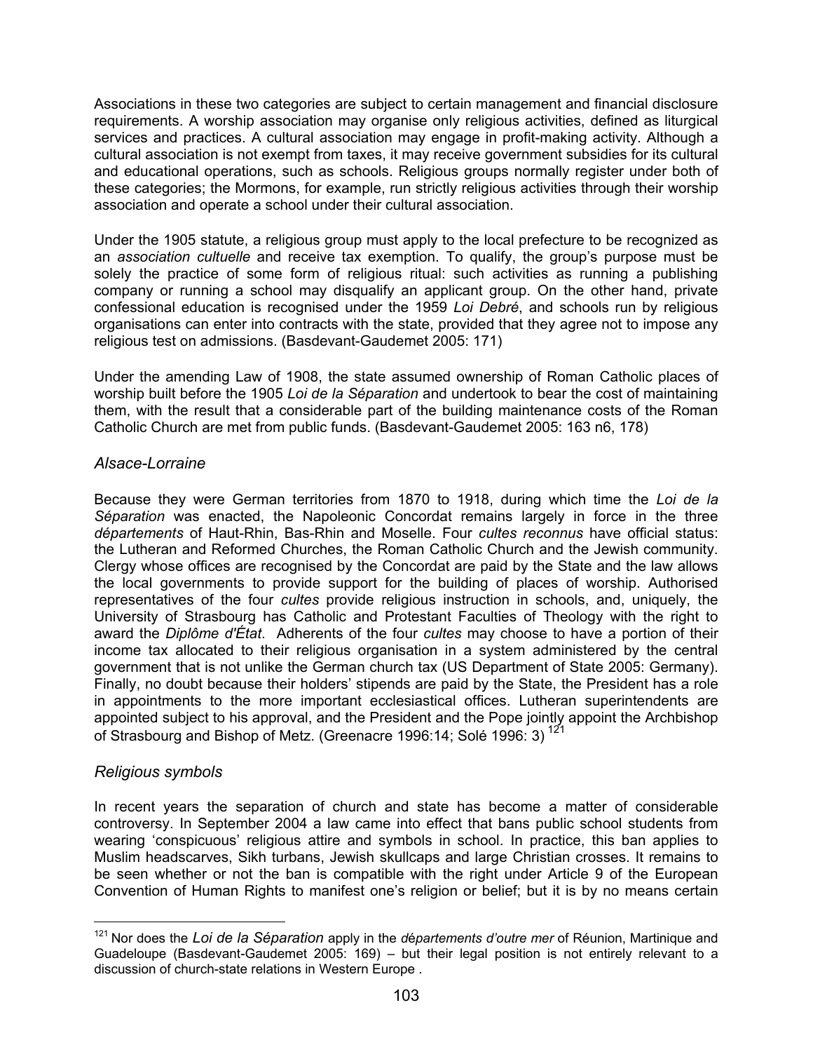Associations in these two categories are subject to certain management and financial disclosure requirements. A worship association may organise only religious activities, defined as liturgical services and practices. A cultural association may engage in profit-making activity. Although a cultural association is not exempt from taxes, it may receive government subsidies for its cultural and educational operations, such as schools. Religious groups normally register under both of these categories; the Mormons, for example, run strictly religious activities through their worship association and operate a school under their cultural association.

Under the 1905 statute, a religious group must apply to the local prefecture to be recognized as an *association cultuelle* and receive tax exemption. To qualify, the group's purpose must be solely the practice of some form of religious ritual: such activities as running a publishing company or running a school may disqualify an applicant group. On the other hand, private confessional education is recognised under the 1959 *Loi Debré*, and schools run by religious organisations can enter into contracts with the state, provided that they agree not to impose any religious test on admissions. (Basdevant-Gaudemet 2005: 171)

Under the amending Law of 1908, the state assumed ownership of Roman Catholic places of worship built before the 1905 *Loi de la Séparation* and undertook to bear the cost of maintaining them, with the result that a considerable part of the building maintenance costs of the Roman Catholic Church are met from public funds. (Basdevant-Gaudemet 2005: 163 n6, 178)

### *Alsace-Lorraine*

Because they were German territories from 1870 to 1918, during which time the *Loi de la Séparation* was enacted, the Napoleonic Concordat remains largely in force in the three *départements* of Haut-Rhin, Bas-Rhin and Moselle. Four *cultes reconnus* have official status: the Lutheran and Reformed Churches, the Roman Catholic Church and the Jewish community. Clergy whose offices are recognised by the Concordat are paid by the State and the law allows the local governments to provide support for the building of places of worship. Authorised representatives of the four *cultes* provide religious instruction in schools, and, uniquely, the University of Strasbourg has Catholic and Protestant Faculties of Theology with the right to award the *Diplôme d'État*. Adherents of the four *cultes* may choose to have a portion of their income tax allocated to their religious organisation in a system administered by the central government that is not unlike the German church tax (US Department of State 2005: Germany). Finally, no doubt because their holders' stipends are paid by the State, the President has a role in appointments to the more important ecclesiastical offices. Lutheran superintendents are appointed subject to his approval, and the President and the Pope jointly appoint the Archbishop of Strasbourg and Bishop of Metz. (Greenacre 1996:14; Solé 1996: 3) [121]

### *Religious symbols*

In recent years the separation of church and state has become a matter of considerable controversy. In September 2004 a law came into effect that bans public school students from wearing 'conspicuous' religious attire and symbols in school. In practice, this ban applies to Muslim headscarves, Sikh turbans, Jewish skullcaps and large Christian crosses. It remains to be seen whether or not the ban is compatible with the right under Article 9 of the European Convention of Human Rights to manifest one's religion or belief; but it is by no means certain

---

[121] Nor does the *Loi de la Séparation* apply in the *départements d'outre mer* of Réunion, Martinique and Guadeloupe (Basdevant-Gaudemet 2005: 169) – but their legal position is not entirely relevant to a discussion of church-state relations in Western Europe .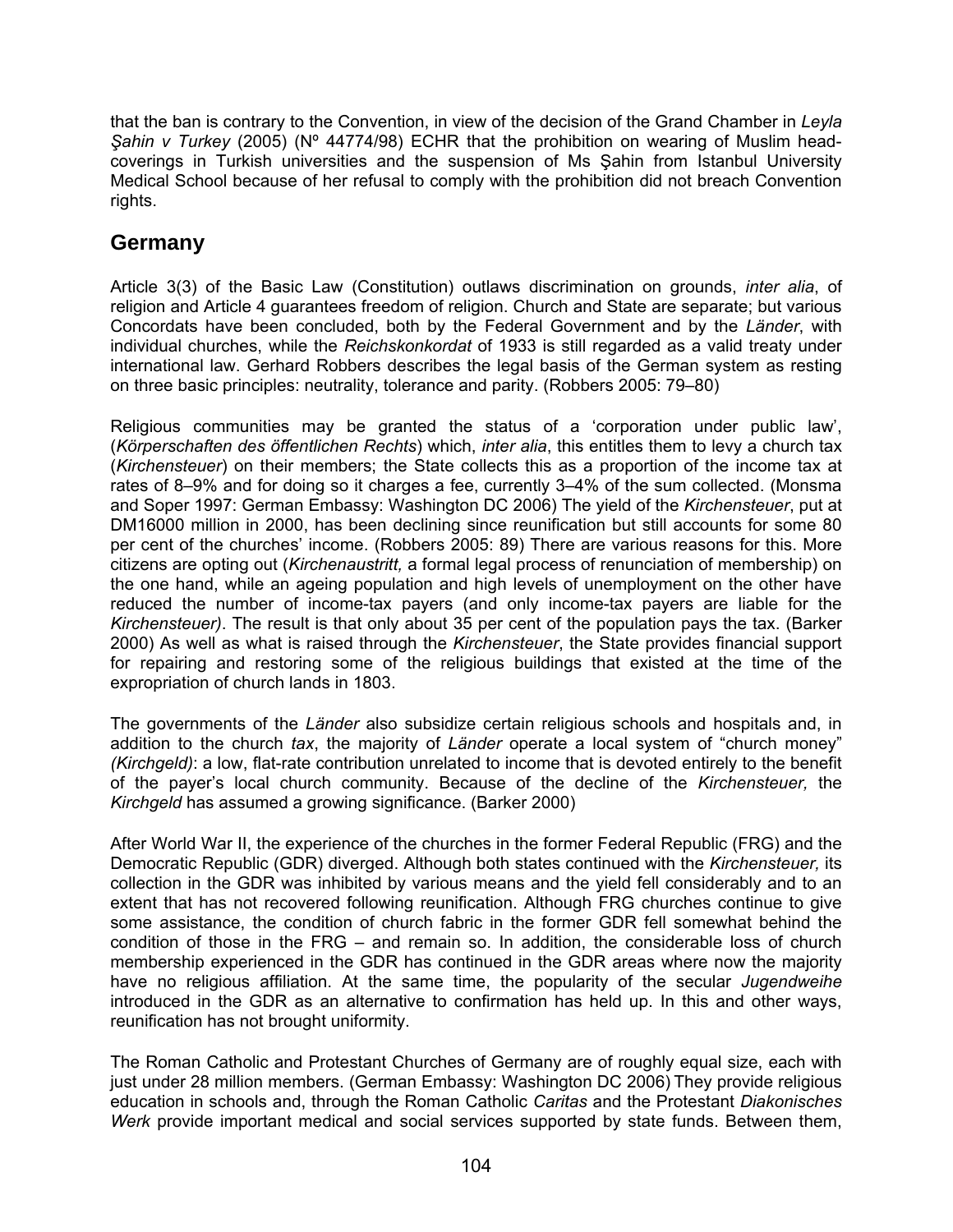that the ban is contrary to the Convention, in view of the decision of the Grand Chamber in *Leyla Şahin v Turkey* (2005) (Nº 44774/98) ECHR that the prohibition on wearing of Muslim head-coverings in Turkish universities and the suspension of Ms Şahin from Istanbul University Medical School because of her refusal to comply with the prohibition did not breach Convention rights.

## Germany

Article 3(3) of the Basic Law (Constitution) outlaws discrimination on grounds, *inter alia*, of religion and Article 4 guarantees freedom of religion. Church and State are separate; but various Concordats have been concluded, both by the Federal Government and by the *Länder*, with individual churches, while the *Reichskonkordat* of 1933 is still regarded as a valid treaty under international law. Gerhard Robbers describes the legal basis of the German system as resting on three basic principles: neutrality, tolerance and parity. (Robbers 2005: 79–80)

Religious communities may be granted the status of a 'corporation under public law', (*Körperschaften des öffentlichen Rechts*) which, *inter alia*, this entitles them to levy a church tax (*Kirchensteuer*) on their members; the State collects this as a proportion of the income tax at rates of 8–9% and for doing so it charges a fee, currently 3–4% of the sum collected. (Monsma and Soper 1997: German Embassy: Washington DC 2006) The yield of the *Kirchensteuer*, put at DM16000 million in 2000, has been declining since reunification but still accounts for some 80 per cent of the churches' income. (Robbers 2005: 89) There are various reasons for this. More citizens are opting out (*Kirchenaustritt,* a formal legal process of renunciation of membership) on the one hand, while an ageing population and high levels of unemployment on the other have reduced the number of income-tax payers (and only income-tax payers are liable for the *Kirchensteuer)*. The result is that only about 35 per cent of the population pays the tax. (Barker 2000) As well as what is raised through the *Kirchensteuer*, the State provides financial support for repairing and restoring some of the religious buildings that existed at the time of the expropriation of church lands in 1803.

The governments of the *Länder* also subsidize certain religious schools and hospitals and, in addition to the church *tax*, the majority of *Länder* operate a local system of "church money" *(Kirchgeld)*: a low, flat-rate contribution unrelated to income that is devoted entirely to the benefit of the payer's local church community. Because of the decline of the *Kirchensteuer,* the *Kirchgeld* has assumed a growing significance. (Barker 2000)

After World War II, the experience of the churches in the former Federal Republic (FRG) and the Democratic Republic (GDR) diverged. Although both states continued with the *Kirchensteuer,* its collection in the GDR was inhibited by various means and the yield fell considerably and to an extent that has not recovered following reunification. Although FRG churches continue to give some assistance, the condition of church fabric in the former GDR fell somewhat behind the condition of those in the FRG – and remain so. In addition, the considerable loss of church membership experienced in the GDR has continued in the GDR areas where now the majority have no religious affiliation. At the same time, the popularity of the secular *Jugendweihe* introduced in the GDR as an alternative to confirmation has held up. In this and other ways, reunification has not brought uniformity.

The Roman Catholic and Protestant Churches of Germany are of roughly equal size, each with just under 28 million members. (German Embassy: Washington DC 2006) They provide religious education in schools and, through the Roman Catholic *Caritas* and the Protestant *Diakonisches Werk* provide important medical and social services supported by state funds. Between them,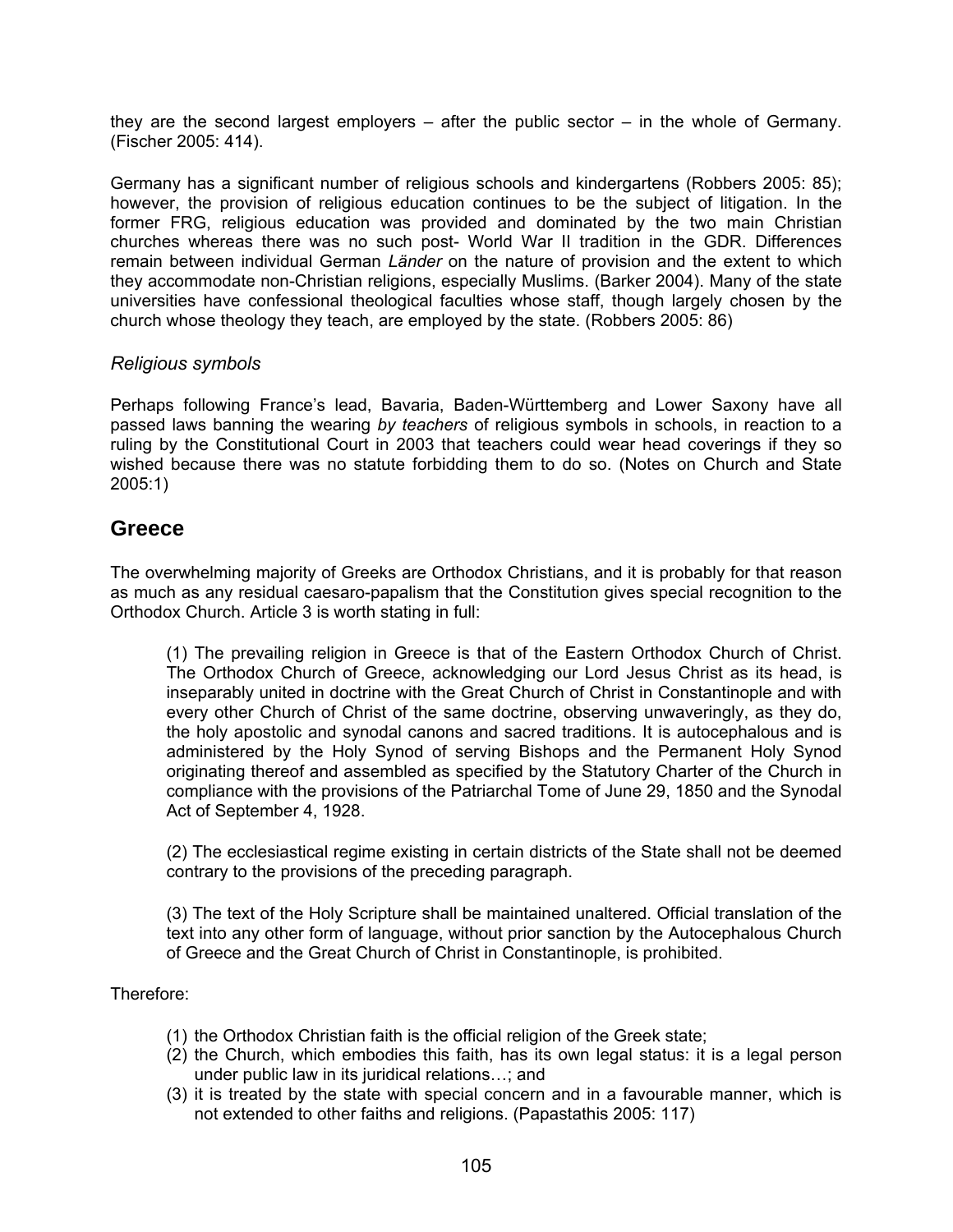they are the second largest employers – after the public sector – in the whole of Germany. (Fischer 2005: 414).

Germany has a significant number of religious schools and kindergartens (Robbers 2005: 85); however, the provision of religious education continues to be the subject of litigation. In the former FRG, religious education was provided and dominated by the two main Christian churches whereas there was no such post- World War II tradition in the GDR. Differences remain between individual German *Länder* on the nature of provision and the extent to which they accommodate non-Christian religions, especially Muslims. (Barker 2004). Many of the state universities have confessional theological faculties whose staff, though largely chosen by the church whose theology they teach, are employed by the state. (Robbers 2005: 86)

### *Religious symbols*

Perhaps following France's lead, Bavaria, Baden-Württemberg and Lower Saxony have all passed laws banning the wearing *by teachers* of religious symbols in schools, in reaction to a ruling by the Constitutional Court in 2003 that teachers could wear head coverings if they so wished because there was no statute forbidding them to do so. (Notes on Church and State 2005:1)

## Greece

The overwhelming majority of Greeks are Orthodox Christians, and it is probably for that reason as much as any residual caesaro-papalism that the Constitution gives special recognition to the Orthodox Church. Article 3 is worth stating in full:

> (1) The prevailing religion in Greece is that of the Eastern Orthodox Church of Christ. The Orthodox Church of Greece, acknowledging our Lord Jesus Christ as its head, is inseparably united in doctrine with the Great Church of Christ in Constantinople and with every other Church of Christ of the same doctrine, observing unwaveringly, as they do, the holy apostolic and synodal canons and sacred traditions. It is autocephalous and is administered by the Holy Synod of serving Bishops and the Permanent Holy Synod originating thereof and assembled as specified by the Statutory Charter of the Church in compliance with the provisions of the Patriarchal Tome of June 29, 1850 and the Synodal Act of September 4, 1928.
>
> (2) The ecclesiastical regime existing in certain districts of the State shall not be deemed contrary to the provisions of the preceding paragraph.
>
> (3) The text of the Holy Scripture shall be maintained unaltered. Official translation of the text into any other form of language, without prior sanction by the Autocephalous Church of Greece and the Great Church of Christ in Constantinople, is prohibited.

Therefore:

> (1) the Orthodox Christian faith is the official religion of the Greek state;
> (2) the Church, which embodies this faith, has its own legal status: it is a legal person under public law in its juridical relations…; and
> (3) it is treated by the state with special concern and in a favourable manner, which is not extended to other faiths and religions. (Papastathis 2005: 117)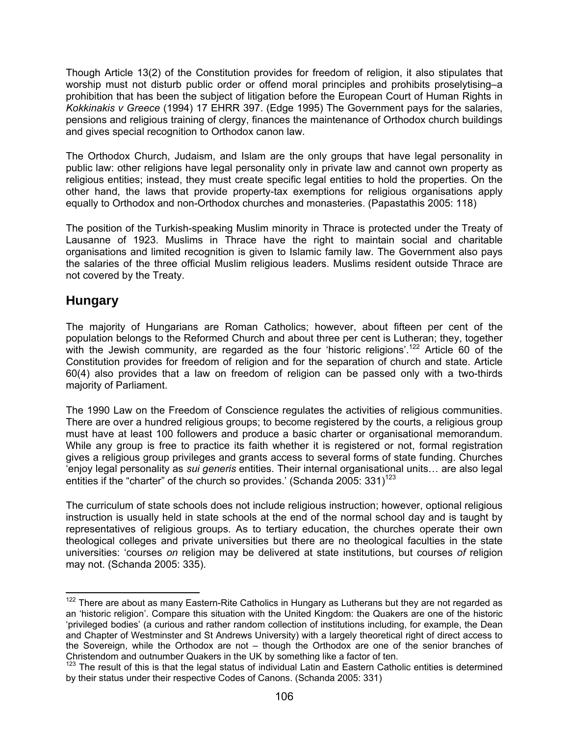Though Article 13(2) of the Constitution provides for freedom of religion, it also stipulates that worship must not disturb public order or offend moral principles and prohibits proselytising–a prohibition that has been the subject of litigation before the European Court of Human Rights in *Kokkinakis v Greece* (1994) 17 EHRR 397. (Edge 1995) The Government pays for the salaries, pensions and religious training of clergy, finances the maintenance of Orthodox church buildings and gives special recognition to Orthodox canon law.

The Orthodox Church, Judaism, and Islam are the only groups that have legal personality in public law: other religions have legal personality only in private law and cannot own property as religious entities; instead, they must create specific legal entities to hold the properties. On the other hand, the laws that provide property-tax exemptions for religious organisations apply equally to Orthodox and non-Orthodox churches and monasteries. (Papastathis 2005: 118)

The position of the Turkish-speaking Muslim minority in Thrace is protected under the Treaty of Lausanne of 1923. Muslims in Thrace have the right to maintain social and charitable organisations and limited recognition is given to Islamic family law. The Government also pays the salaries of the three official Muslim religious leaders. Muslims resident outside Thrace are not covered by the Treaty.

## Hungary

The majority of Hungarians are Roman Catholics; however, about fifteen per cent of the population belongs to the Reformed Church and about three per cent is Lutheran; they, together with the Jewish community, are regarded as the four 'historic religions'.[122] Article 60 of the Constitution provides for freedom of religion and for the separation of church and state. Article 60(4) also provides that a law on freedom of religion can be passed only with a two-thirds majority of Parliament.

The 1990 Law on the Freedom of Conscience regulates the activities of religious communities. There are over a hundred religious groups; to become registered by the courts, a religious group must have at least 100 followers and produce a basic charter or organisational memorandum. While any group is free to practice its faith whether it is registered or not, formal registration gives a religious group privileges and grants access to several forms of state funding. Churches 'enjoy legal personality as *sui generis* entities. Their internal organisational units… are also legal entities if the "charter" of the church so provides.' (Schanda 2005: 331)[123]

The curriculum of state schools does not include religious instruction; however, optional religious instruction is usually held in state schools at the end of the normal school day and is taught by representatives of religious groups. As to tertiary education, the churches operate their own theological colleges and private universities but there are no theological faculties in the state universities: 'courses *on* religion may be delivered at state institutions, but courses *of* religion may not. (Schanda 2005: 335).

---

[122] There are about as many Eastern-Rite Catholics in Hungary as Lutherans but they are not regarded as an 'historic religion'. Compare this situation with the United Kingdom: the Quakers are one of the historic 'privileged bodies' (a curious and rather random collection of institutions including, for example, the Dean and Chapter of Westminster and St Andrews University) with a largely theoretical right of direct access to the Sovereign, while the Orthodox are not – though the Orthodox are one of the senior branches of Christendom and outnumber Quakers in the UK by something like a factor of ten.

[123] The result of this is that the legal status of individual Latin and Eastern Catholic entities is determined by their status under their respective Codes of Canons. (Schanda 2005: 331)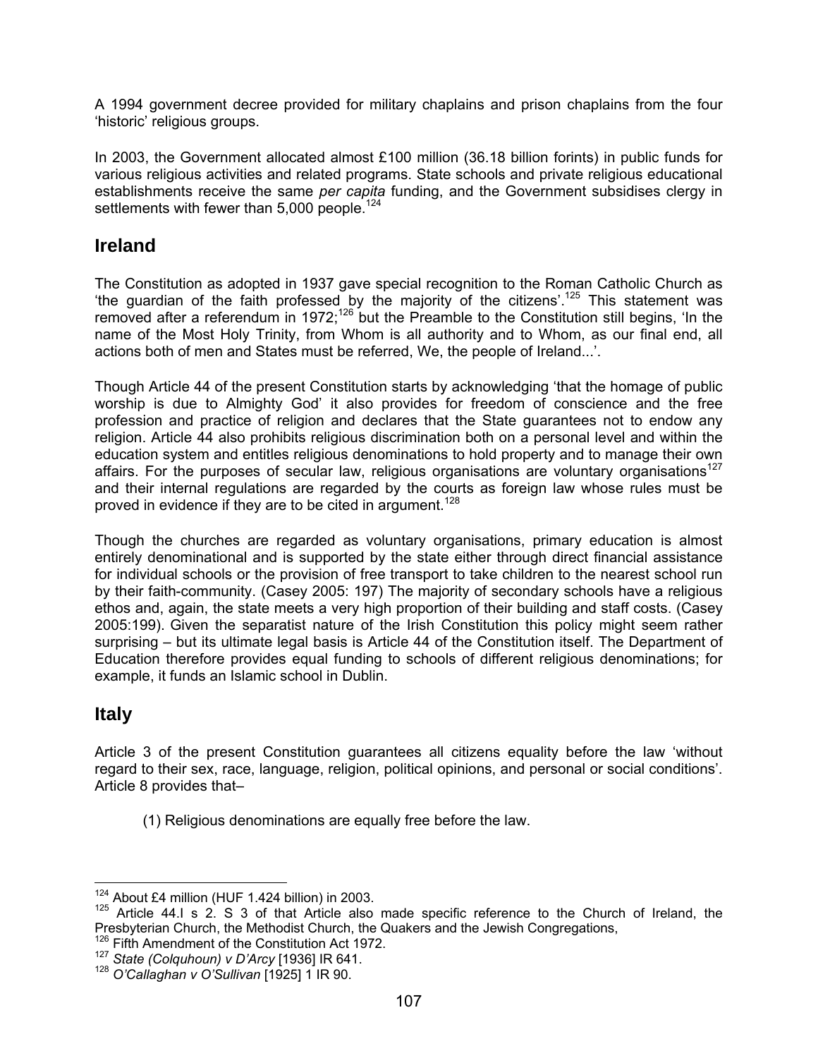A 1994 government decree provided for military chaplains and prison chaplains from the four 'historic' religious groups.

In 2003, the Government allocated almost £100 million (36.18 billion forints) in public funds for various religious activities and related programs. State schools and private religious educational establishments receive the same *per capita* funding, and the Government subsidises clergy in settlements with fewer than 5,000 people.[124]

## Ireland

The Constitution as adopted in 1937 gave special recognition to the Roman Catholic Church as 'the guardian of the faith professed by the majority of the citizens'.[125] This statement was removed after a referendum in 1972;[126] but the Preamble to the Constitution still begins, 'In the name of the Most Holy Trinity, from Whom is all authority and to Whom, as our final end, all actions both of men and States must be referred, We, the people of Ireland...'.

Though Article 44 of the present Constitution starts by acknowledging 'that the homage of public worship is due to Almighty God' it also provides for freedom of conscience and the free profession and practice of religion and declares that the State guarantees not to endow any religion. Article 44 also prohibits religious discrimination both on a personal level and within the education system and entitles religious denominations to hold property and to manage their own affairs. For the purposes of secular law, religious organisations are voluntary organisations[127] and their internal regulations are regarded by the courts as foreign law whose rules must be proved in evidence if they are to be cited in argument.[128]

Though the churches are regarded as voluntary organisations, primary education is almost entirely denominational and is supported by the state either through direct financial assistance for individual schools or the provision of free transport to take children to the nearest school run by their faith-community. (Casey 2005: 197) The majority of secondary schools have a religious ethos and, again, the state meets a very high proportion of their building and staff costs. (Casey 2005:199). Given the separatist nature of the Irish Constitution this policy might seem rather surprising – but its ultimate legal basis is Article 44 of the Constitution itself. The Department of Education therefore provides equal funding to schools of different religious denominations; for example, it funds an Islamic school in Dublin.

## Italy

Article 3 of the present Constitution guarantees all citizens equality before the law 'without regard to their sex, race, language, religion, political opinions, and personal or social conditions'. Article 8 provides that–

> (1) Religious denominations are equally free before the law.

---

[124] About £4 million (HUF 1.424 billion) in 2003.

[125] Article 44.I s 2. S 3 of that Article also made specific reference to the Church of Ireland, the Presbyterian Church, the Methodist Church, the Quakers and the Jewish Congregations,

[126] Fifth Amendment of the Constitution Act 1972.

[127] *State (Colquhoun) v D'Arcy* [1936] IR 641.

[128] *O'Callaghan v O'Sullivan* [1925] 1 IR 90.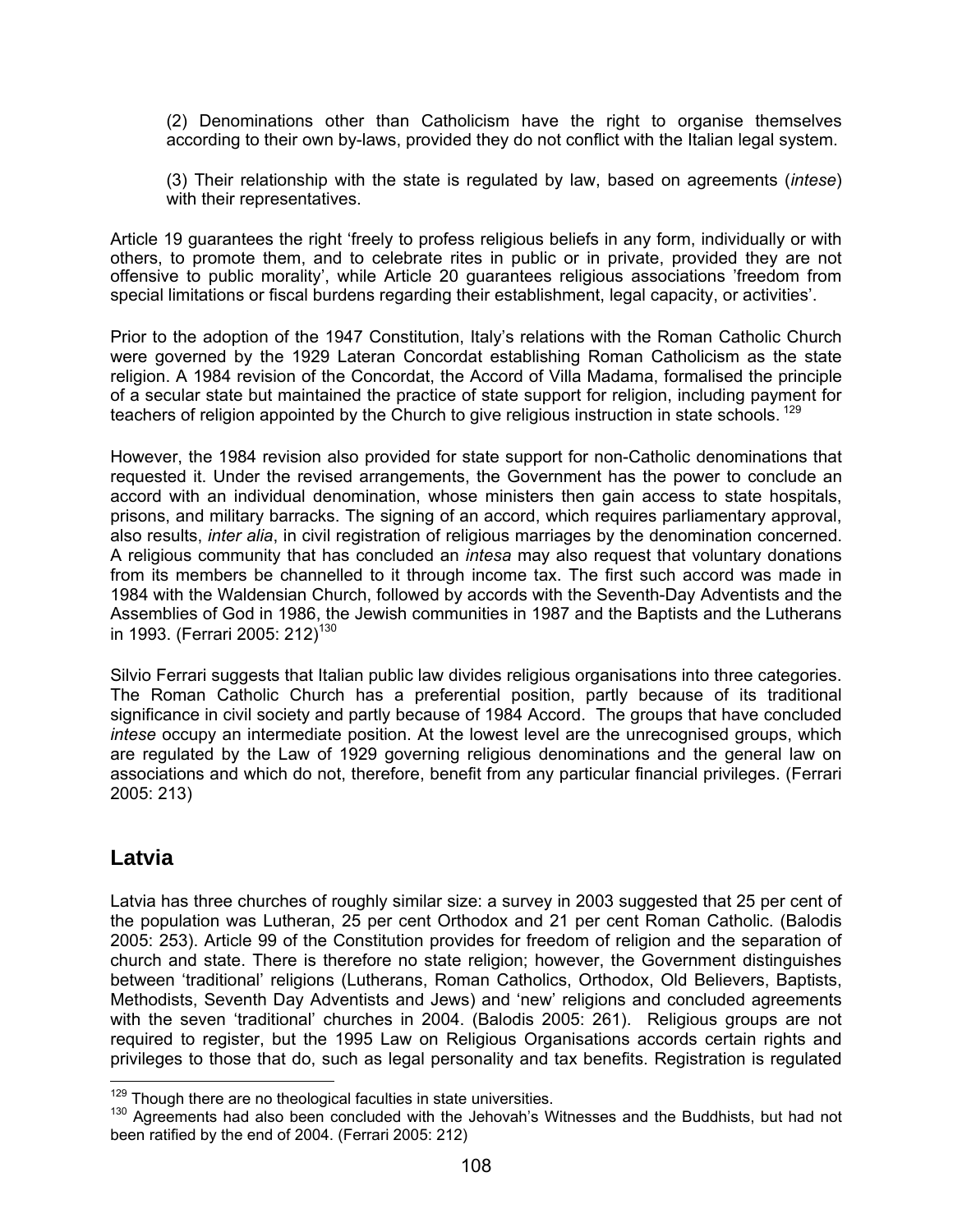(2) Denominations other than Catholicism have the right to organise themselves according to their own by-laws, provided they do not conflict with the Italian legal system.

(3) Their relationship with the state is regulated by law, based on agreements (*intese*) with their representatives.

Article 19 guarantees the right 'freely to profess religious beliefs in any form, individually or with others, to promote them, and to celebrate rites in public or in private, provided they are not offensive to public morality', while Article 20 guarantees religious associations 'freedom from special limitations or fiscal burdens regarding their establishment, legal capacity, or activities'.

Prior to the adoption of the 1947 Constitution, Italy's relations with the Roman Catholic Church were governed by the 1929 Lateran Concordat establishing Roman Catholicism as the state religion. A 1984 revision of the Concordat, the Accord of Villa Madama, formalised the principle of a secular state but maintained the practice of state support for religion, including payment for teachers of religion appointed by the Church to give religious instruction in state schools. [129]

However, the 1984 revision also provided for state support for non-Catholic denominations that requested it. Under the revised arrangements, the Government has the power to conclude an accord with an individual denomination, whose ministers then gain access to state hospitals, prisons, and military barracks. The signing of an accord, which requires parliamentary approval, also results, *inter alia*, in civil registration of religious marriages by the denomination concerned. A religious community that has concluded an *intesa* may also request that voluntary donations from its members be channelled to it through income tax. The first such accord was made in 1984 with the Waldensian Church, followed by accords with the Seventh-Day Adventists and the Assemblies of God in 1986, the Jewish communities in 1987 and the Baptists and the Lutherans in 1993. (Ferrari 2005: 212)[130]

Silvio Ferrari suggests that Italian public law divides religious organisations into three categories. The Roman Catholic Church has a preferential position, partly because of its traditional significance in civil society and partly because of 1984 Accord. The groups that have concluded *intese* occupy an intermediate position. At the lowest level are the unrecognised groups, which are regulated by the Law of 1929 governing religious denominations and the general law on associations and which do not, therefore, benefit from any particular financial privileges. (Ferrari 2005: 213)

## Latvia

Latvia has three churches of roughly similar size: a survey in 2003 suggested that 25 per cent of the population was Lutheran, 25 per cent Orthodox and 21 per cent Roman Catholic. (Balodis 2005: 253). Article 99 of the Constitution provides for freedom of religion and the separation of church and state. There is therefore no state religion; however, the Government distinguishes between 'traditional' religions (Lutherans, Roman Catholics, Orthodox, Old Believers, Baptists, Methodists, Seventh Day Adventists and Jews) and 'new' religions and concluded agreements with the seven 'traditional' churches in 2004. (Balodis 2005: 261). Religious groups are not required to register, but the 1995 Law on Religious Organisations accords certain rights and privileges to those that do, such as legal personality and tax benefits. Registration is regulated

---

[129] Though there are no theological faculties in state universities.

[130] Agreements had also been concluded with the Jehovah's Witnesses and the Buddhists, but had not been ratified by the end of 2004. (Ferrari 2005: 212)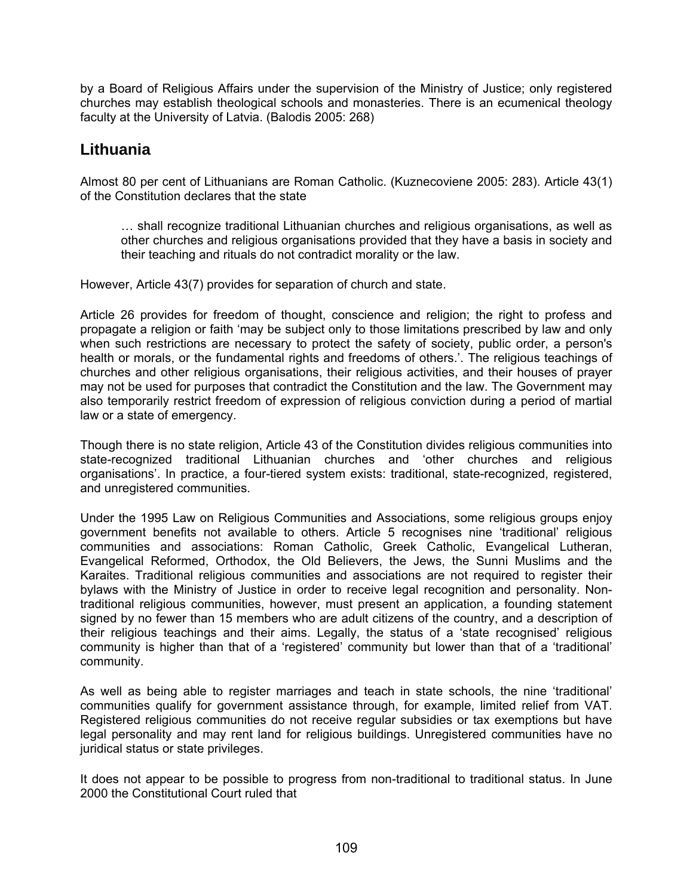by a Board of Religious Affairs under the supervision of the Ministry of Justice; only registered churches may establish theological schools and monasteries. There is an ecumenical theology faculty at the University of Latvia. (Balodis 2005: 268)

## Lithuania

Almost 80 per cent of Lithuanians are Roman Catholic. (Kuznecoviene 2005: 283). Article 43(1) of the Constitution declares that the state

> … shall recognize traditional Lithuanian churches and religious organisations, as well as other churches and religious organisations provided that they have a basis in society and their teaching and rituals do not contradict morality or the law.

However, Article 43(7) provides for separation of church and state.

Article 26 provides for freedom of thought, conscience and religion; the right to profess and propagate a religion or faith 'may be subject only to those limitations prescribed by law and only when such restrictions are necessary to protect the safety of society, public order, a person's health or morals, or the fundamental rights and freedoms of others.'. The religious teachings of churches and other religious organisations, their religious activities, and their houses of prayer may not be used for purposes that contradict the Constitution and the law. The Government may also temporarily restrict freedom of expression of religious conviction during a period of martial law or a state of emergency.

Though there is no state religion, Article 43 of the Constitution divides religious communities into state-recognized traditional Lithuanian churches and 'other churches and religious organisations'. In practice, a four-tiered system exists: traditional, state-recognized, registered, and unregistered communities.

Under the 1995 Law on Religious Communities and Associations, some religious groups enjoy government benefits not available to others. Article 5 recognises nine 'traditional' religious communities and associations: Roman Catholic, Greek Catholic, Evangelical Lutheran, Evangelical Reformed, Orthodox, the Old Believers, the Jews, the Sunni Muslims and the Karaites. Traditional religious communities and associations are not required to register their bylaws with the Ministry of Justice in order to receive legal recognition and personality. Non-traditional religious communities, however, must present an application, a founding statement signed by no fewer than 15 members who are adult citizens of the country, and a description of their religious teachings and their aims. Legally, the status of a 'state recognised' religious community is higher than that of a 'registered' community but lower than that of a 'traditional' community.

As well as being able to register marriages and teach in state schools, the nine 'traditional' communities qualify for government assistance through, for example, limited relief from VAT. Registered religious communities do not receive regular subsidies or tax exemptions but have legal personality and may rent land for religious buildings. Unregistered communities have no juridical status or state privileges.

It does not appear to be possible to progress from non-traditional to traditional status. In June 2000 the Constitutional Court ruled that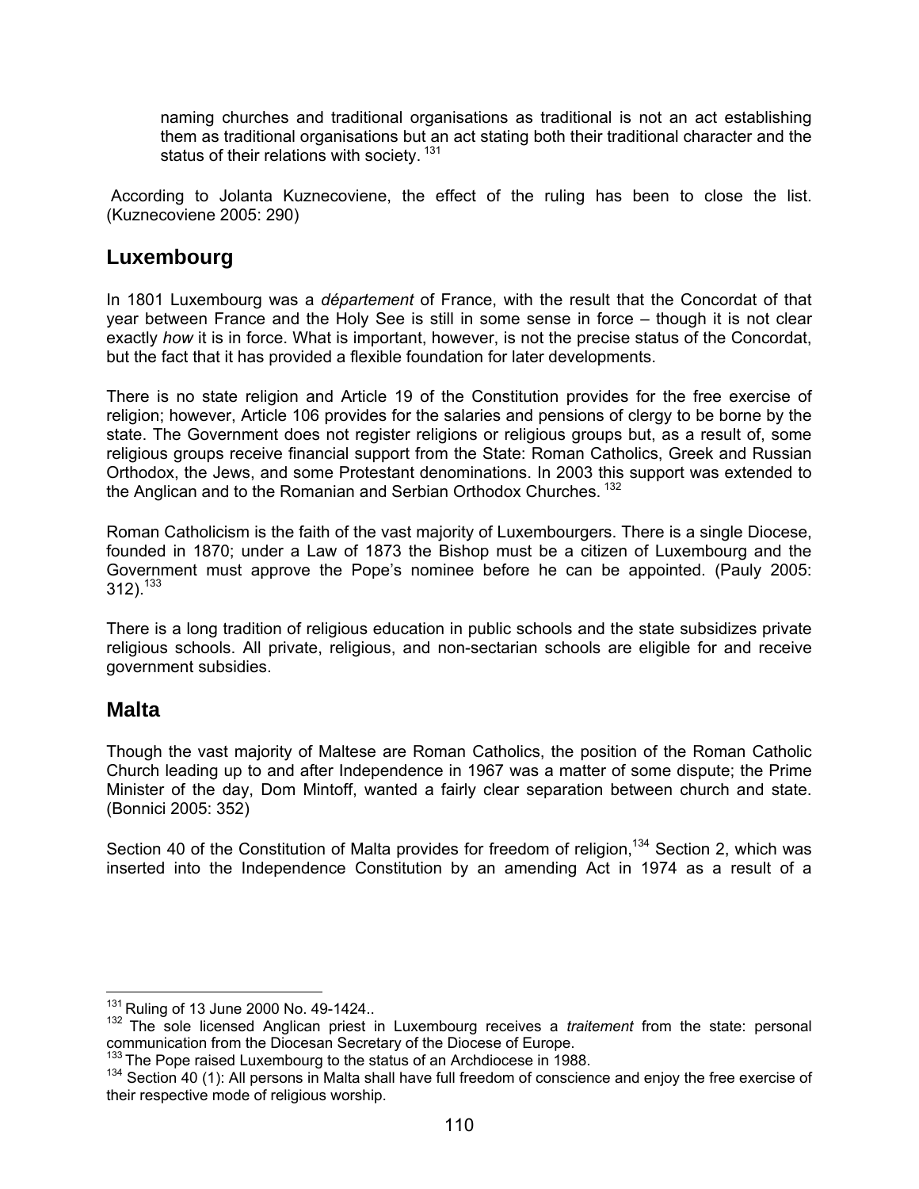> naming churches and traditional organisations as traditional is not an act establishing them as traditional organisations but an act stating both their traditional character and the status of their relations with society. [131]

According to Jolanta Kuznecoviene, the effect of the ruling has been to close the list. (Kuznecoviene 2005: 290)

## Luxembourg

In 1801 Luxembourg was a *département* of France, with the result that the Concordat of that year between France and the Holy See is still in some sense in force – though it is not clear exactly *how* it is in force. What is important, however, is not the precise status of the Concordat, but the fact that it has provided a flexible foundation for later developments.

There is no state religion and Article 19 of the Constitution provides for the free exercise of religion; however, Article 106 provides for the salaries and pensions of clergy to be borne by the state. The Government does not register religions or religious groups but, as a result of, some religious groups receive financial support from the State: Roman Catholics, Greek and Russian Orthodox, the Jews, and some Protestant denominations. In 2003 this support was extended to the Anglican and to the Romanian and Serbian Orthodox Churches. [132]

Roman Catholicism is the faith of the vast majority of Luxembourgers. There is a single Diocese, founded in 1870; under a Law of 1873 the Bishop must be a citizen of Luxembourg and the Government must approve the Pope's nominee before he can be appointed. (Pauly 2005: 312).[133]

There is a long tradition of religious education in public schools and the state subsidizes private religious schools. All private, religious, and non-sectarian schools are eligible for and receive government subsidies.

## Malta

Though the vast majority of Maltese are Roman Catholics, the position of the Roman Catholic Church leading up to and after Independence in 1967 was a matter of some dispute; the Prime Minister of the day, Dom Mintoff, wanted a fairly clear separation between church and state. (Bonnici 2005: 352)

Section 40 of the Constitution of Malta provides for freedom of religion,[134] Section 2, which was inserted into the Independence Constitution by an amending Act in 1974 as a result of a

---

[131] Ruling of 13 June 2000 No. 49-1424..

[132] The sole licensed Anglican priest in Luxembourg receives a *traitement* from the state: personal communication from the Diocesan Secretary of the Diocese of Europe.

[133] The Pope raised Luxembourg to the status of an Archdiocese in 1988.

[134] Section 40 (1): All persons in Malta shall have full freedom of conscience and enjoy the free exercise of their respective mode of religious worship.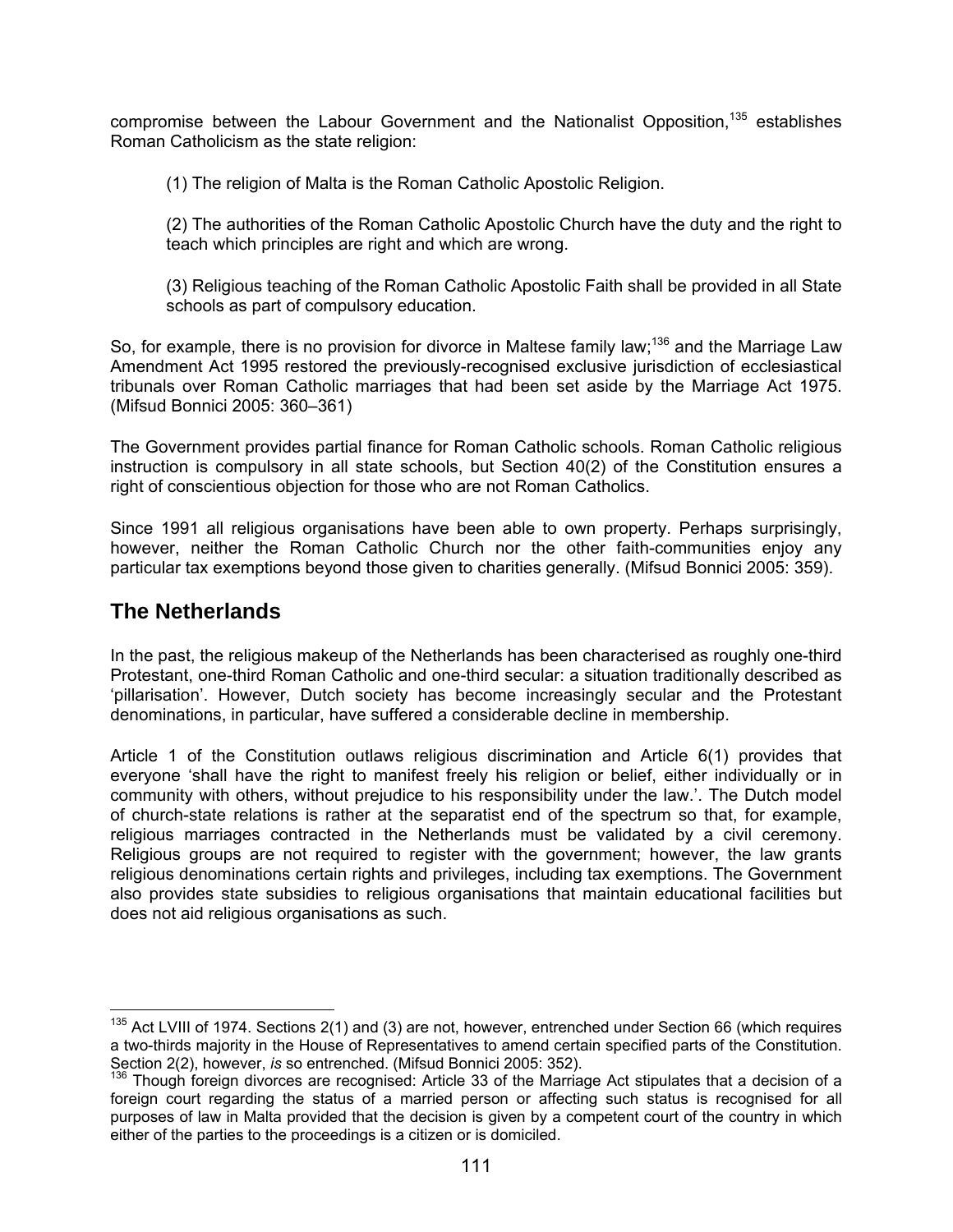compromise between the Labour Government and the Nationalist Opposition,[135] establishes Roman Catholicism as the state religion:

> (1) The religion of Malta is the Roman Catholic Apostolic Religion.
>
> (2) The authorities of the Roman Catholic Apostolic Church have the duty and the right to teach which principles are right and which are wrong.
>
> (3) Religious teaching of the Roman Catholic Apostolic Faith shall be provided in all State schools as part of compulsory education.

So, for example, there is no provision for divorce in Maltese family law;[136] and the Marriage Law Amendment Act 1995 restored the previously-recognised exclusive jurisdiction of ecclesiastical tribunals over Roman Catholic marriages that had been set aside by the Marriage Act 1975. (Mifsud Bonnici 2005: 360–361)

The Government provides partial finance for Roman Catholic schools. Roman Catholic religious instruction is compulsory in all state schools, but Section 40(2) of the Constitution ensures a right of conscientious objection for those who are not Roman Catholics.

Since 1991 all religious organisations have been able to own property. Perhaps surprisingly, however, neither the Roman Catholic Church nor the other faith-communities enjoy any particular tax exemptions beyond those given to charities generally. (Mifsud Bonnici 2005: 359).

## The Netherlands

In the past, the religious makeup of the Netherlands has been characterised as roughly one-third Protestant, one-third Roman Catholic and one-third secular: a situation traditionally described as 'pillarisation'. However, Dutch society has become increasingly secular and the Protestant denominations, in particular, have suffered a considerable decline in membership.

Article 1 of the Constitution outlaws religious discrimination and Article 6(1) provides that everyone 'shall have the right to manifest freely his religion or belief, either individually or in community with others, without prejudice to his responsibility under the law.'. The Dutch model of church-state relations is rather at the separatist end of the spectrum so that, for example, religious marriages contracted in the Netherlands must be validated by a civil ceremony. Religious groups are not required to register with the government; however, the law grants religious denominations certain rights and privileges, including tax exemptions. The Government also provides state subsidies to religious organisations that maintain educational facilities but does not aid religious organisations as such.

---

[135] Act LVIII of 1974. Sections 2(1) and (3) are not, however, entrenched under Section 66 (which requires a two-thirds majority in the House of Representatives to amend certain specified parts of the Constitution. Section 2(2), however, *is* so entrenched. (Mifsud Bonnici 2005: 352).

[136] Though foreign divorces are recognised: Article 33 of the Marriage Act stipulates that a decision of a foreign court regarding the status of a married person or affecting such status is recognised for all purposes of law in Malta provided that the decision is given by a competent court of the country in which either of the parties to the proceedings is a citizen or is domiciled.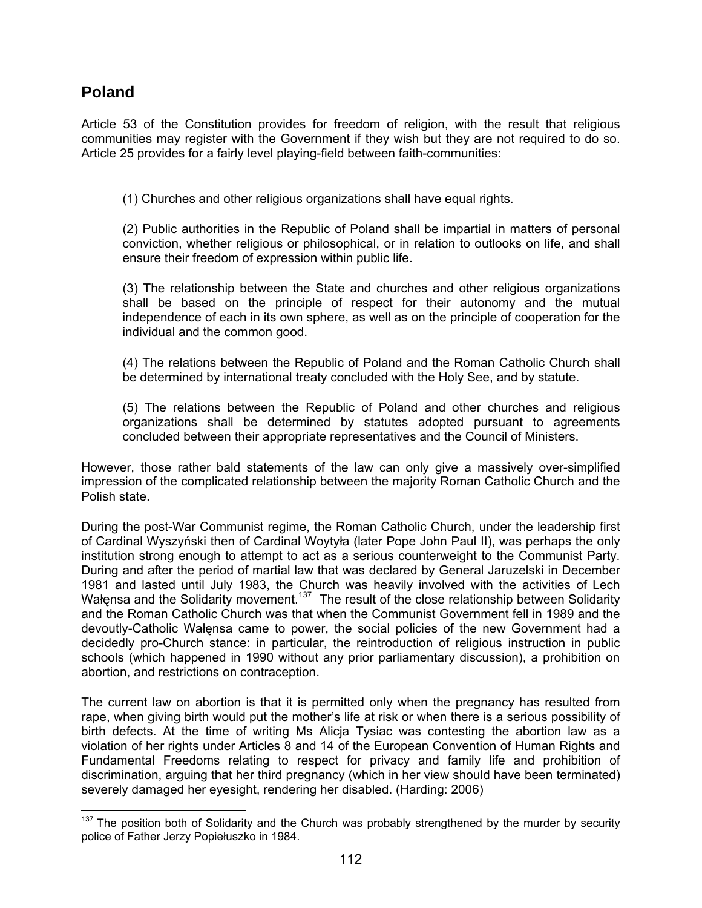## Poland

Article 53 of the Constitution provides for freedom of religion, with the result that religious communities may register with the Government if they wish but they are not required to do so. Article 25 provides for a fairly level playing-field between faith-communities:

> (1) Churches and other religious organizations shall have equal rights.
>
> (2) Public authorities in the Republic of Poland shall be impartial in matters of personal conviction, whether religious or philosophical, or in relation to outlooks on life, and shall ensure their freedom of expression within public life.
>
> (3) The relationship between the State and churches and other religious organizations shall be based on the principle of respect for their autonomy and the mutual independence of each in its own sphere, as well as on the principle of cooperation for the individual and the common good.
>
> (4) The relations between the Republic of Poland and the Roman Catholic Church shall be determined by international treaty concluded with the Holy See, and by statute.
>
> (5) The relations between the Republic of Poland and other churches and religious organizations shall be determined by statutes adopted pursuant to agreements concluded between their appropriate representatives and the Council of Ministers.

However, those rather bald statements of the law can only give a massively over-simplified impression of the complicated relationship between the majority Roman Catholic Church and the Polish state.

During the post-War Communist regime, the Roman Catholic Church, under the leadership first of Cardinal Wyszyński then of Cardinal Woytyła (later Pope John Paul II), was perhaps the only institution strong enough to attempt to act as a serious counterweight to the Communist Party. During and after the period of martial law that was declared by General Jaruzelski in December 1981 and lasted until July 1983, the Church was heavily involved with the activities of Lech Wałęnsa and the Solidarity movement.[137] The result of the close relationship between Solidarity and the Roman Catholic Church was that when the Communist Government fell in 1989 and the devoutly-Catholic Wałęnsa came to power, the social policies of the new Government had a decidedly pro-Church stance: in particular, the reintroduction of religious instruction in public schools (which happened in 1990 without any prior parliamentary discussion), a prohibition on abortion, and restrictions on contraception.

The current law on abortion is that it is permitted only when the pregnancy has resulted from rape, when giving birth would put the mother's life at risk or when there is a serious possibility of birth defects. At the time of writing Ms Alicja Tysiac was contesting the abortion law as a violation of her rights under Articles 8 and 14 of the European Convention of Human Rights and Fundamental Freedoms relating to respect for privacy and family life and prohibition of discrimination, arguing that her third pregnancy (which in her view should have been terminated) severely damaged her eyesight, rendering her disabled. (Harding: 2006)

---

[137] The position both of Solidarity and the Church was probably strengthened by the murder by security police of Father Jerzy Popiełuszko in 1984.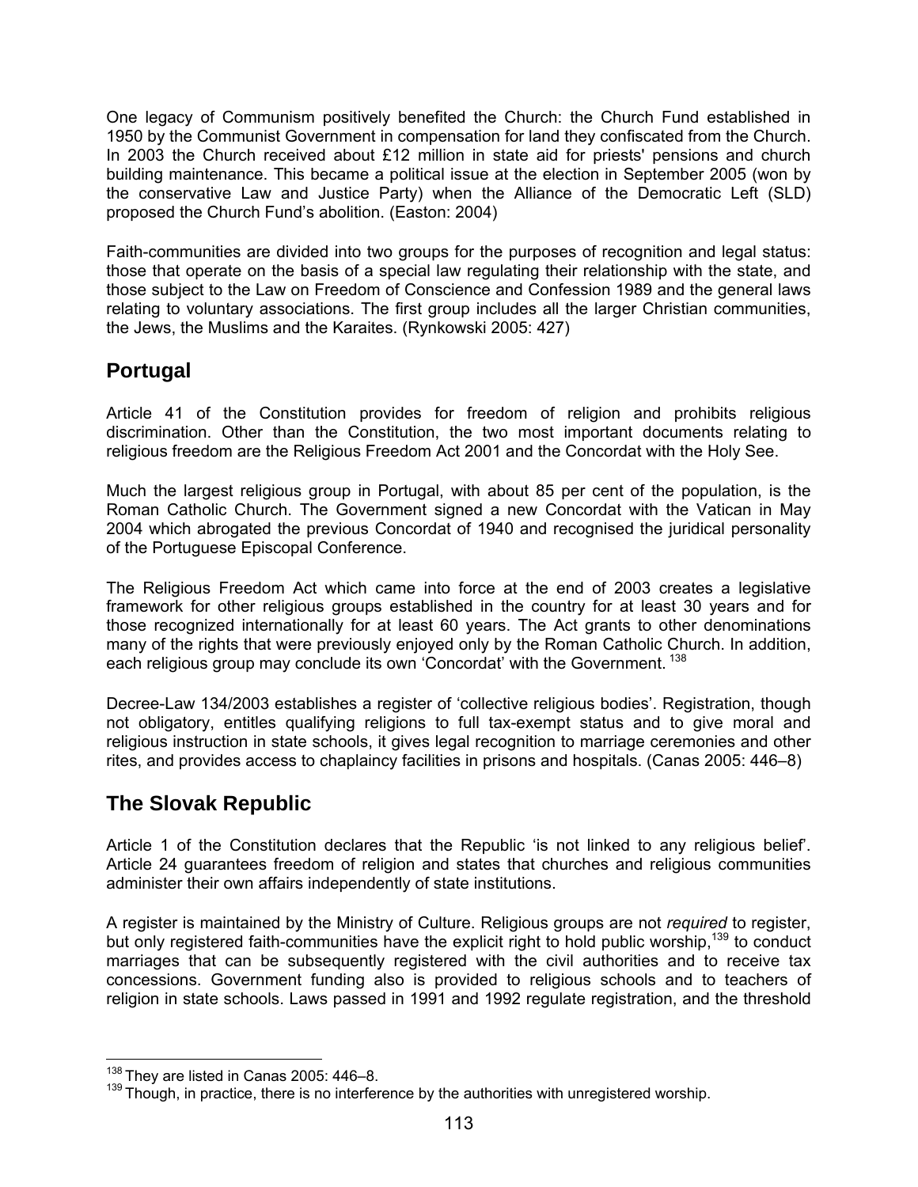One legacy of Communism positively benefited the Church: the Church Fund established in 1950 by the Communist Government in compensation for land they confiscated from the Church. In 2003 the Church received about £12 million in state aid for priests' pensions and church building maintenance. This became a political issue at the election in September 2005 (won by the conservative Law and Justice Party) when the Alliance of the Democratic Left (SLD) proposed the Church Fund's abolition. (Easton: 2004)

Faith-communities are divided into two groups for the purposes of recognition and legal status: those that operate on the basis of a special law regulating their relationship with the state, and those subject to the Law on Freedom of Conscience and Confession 1989 and the general laws relating to voluntary associations. The first group includes all the larger Christian communities, the Jews, the Muslims and the Karaites. (Rynkowski 2005: 427)

## Portugal

Article 41 of the Constitution provides for freedom of religion and prohibits religious discrimination. Other than the Constitution, the two most important documents relating to religious freedom are the Religious Freedom Act 2001 and the Concordat with the Holy See.

Much the largest religious group in Portugal, with about 85 per cent of the population, is the Roman Catholic Church. The Government signed a new Concordat with the Vatican in May 2004 which abrogated the previous Concordat of 1940 and recognised the juridical personality of the Portuguese Episcopal Conference.

The Religious Freedom Act which came into force at the end of 2003 creates a legislative framework for other religious groups established in the country for at least 30 years and for those recognized internationally for at least 60 years. The Act grants to other denominations many of the rights that were previously enjoyed only by the Roman Catholic Church. In addition, each religious group may conclude its own 'Concordat' with the Government. [138]

Decree-Law 134/2003 establishes a register of 'collective religious bodies'. Registration, though not obligatory, entitles qualifying religions to full tax-exempt status and to give moral and religious instruction in state schools, it gives legal recognition to marriage ceremonies and other rites, and provides access to chaplaincy facilities in prisons and hospitals. (Canas 2005: 446–8)

## The Slovak Republic

Article 1 of the Constitution declares that the Republic 'is not linked to any religious belief'. Article 24 guarantees freedom of religion and states that churches and religious communities administer their own affairs independently of state institutions.

A register is maintained by the Ministry of Culture. Religious groups are not *required* to register, but only registered faith-communities have the explicit right to hold public worship,[139] to conduct marriages that can be subsequently registered with the civil authorities and to receive tax concessions. Government funding also is provided to religious schools and to teachers of religion in state schools. Laws passed in 1991 and 1992 regulate registration, and the threshold

---

[138] They are listed in Canas 2005: 446–8.

[139] Though, in practice, there is no interference by the authorities with unregistered worship.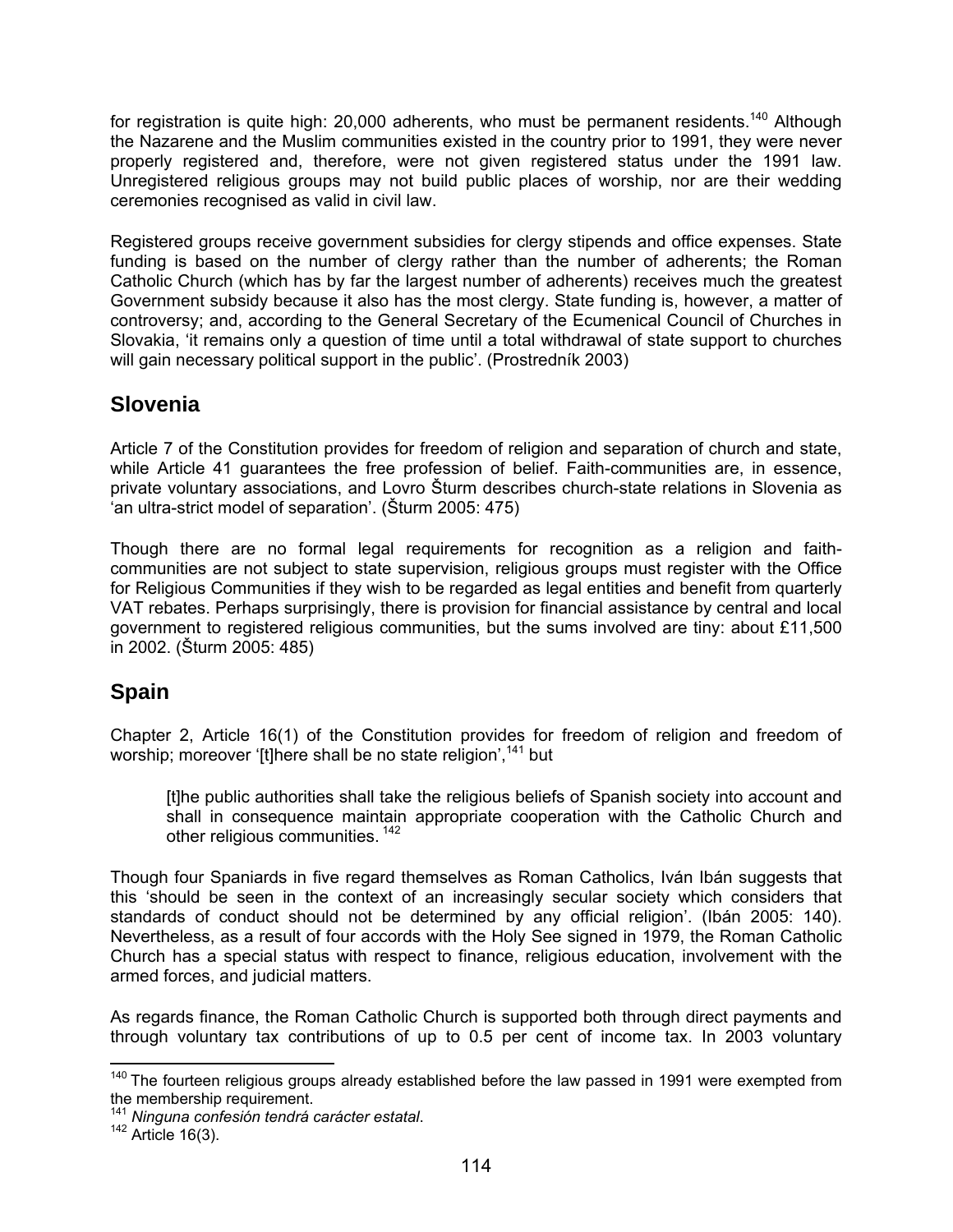for registration is quite high: 20,000 adherents, who must be permanent residents.[140] Although the Nazarene and the Muslim communities existed in the country prior to 1991, they were never properly registered and, therefore, were not given registered status under the 1991 law. Unregistered religious groups may not build public places of worship, nor are their wedding ceremonies recognised as valid in civil law.

Registered groups receive government subsidies for clergy stipends and office expenses. State funding is based on the number of clergy rather than the number of adherents; the Roman Catholic Church (which has by far the largest number of adherents) receives much the greatest Government subsidy because it also has the most clergy. State funding is, however, a matter of controversy; and, according to the General Secretary of the Ecumenical Council of Churches in Slovakia, 'it remains only a question of time until a total withdrawal of state support to churches will gain necessary political support in the public'. (Prostredník 2003)

## Slovenia

Article 7 of the Constitution provides for freedom of religion and separation of church and state, while Article 41 guarantees the free profession of belief. Faith-communities are, in essence, private voluntary associations, and Lovro Šturm describes church-state relations in Slovenia as 'an ultra-strict model of separation'. (Šturm 2005: 475)

Though there are no formal legal requirements for recognition as a religion and faith-communities are not subject to state supervision, religious groups must register with the Office for Religious Communities if they wish to be regarded as legal entities and benefit from quarterly VAT rebates. Perhaps surprisingly, there is provision for financial assistance by central and local government to registered religious communities, but the sums involved are tiny: about £11,500 in 2002. (Šturm 2005: 485)

## Spain

Chapter 2, Article 16(1) of the Constitution provides for freedom of religion and freedom of worship; moreover '[t]here shall be no state religion',[141] but

> [t]he public authorities shall take the religious beliefs of Spanish society into account and shall in consequence maintain appropriate cooperation with the Catholic Church and other religious communities.[142]

Though four Spaniards in five regard themselves as Roman Catholics, Iván Ibán suggests that this 'should be seen in the context of an increasingly secular society which considers that standards of conduct should not be determined by any official religion'. (Ibán 2005: 140). Nevertheless, as a result of four accords with the Holy See signed in 1979, the Roman Catholic Church has a special status with respect to finance, religious education, involvement with the armed forces, and judicial matters.

As regards finance, the Roman Catholic Church is supported both through direct payments and through voluntary tax contributions of up to 0.5 per cent of income tax. In 2003 voluntary

---

[140] The fourteen religious groups already established before the law passed in 1991 were exempted from the membership requirement.

[141] *Ninguna confesión tendrá carácter estatal*.

[142] Article 16(3).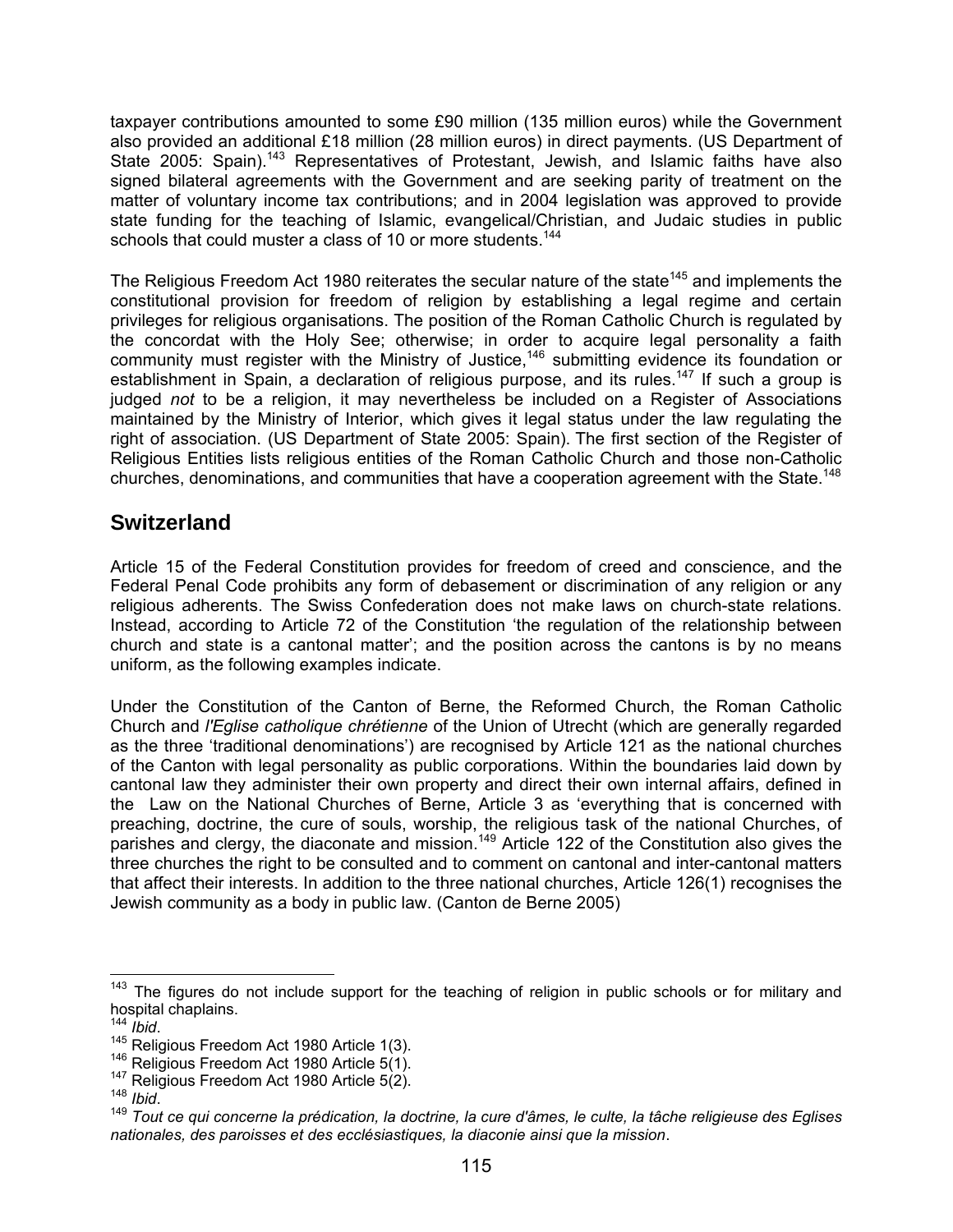taxpayer contributions amounted to some £90 million (135 million euros) while the Government also provided an additional £18 million (28 million euros) in direct payments. (US Department of State 2005: Spain).[143] Representatives of Protestant, Jewish, and Islamic faiths have also signed bilateral agreements with the Government and are seeking parity of treatment on the matter of voluntary income tax contributions; and in 2004 legislation was approved to provide state funding for the teaching of Islamic, evangelical/Christian, and Judaic studies in public schools that could muster a class of 10 or more students.[144]

The Religious Freedom Act 1980 reiterates the secular nature of the state[145] and implements the constitutional provision for freedom of religion by establishing a legal regime and certain privileges for religious organisations. The position of the Roman Catholic Church is regulated by the concordat with the Holy See; otherwise; in order to acquire legal personality a faith community must register with the Ministry of Justice,[146] submitting evidence its foundation or establishment in Spain, a declaration of religious purpose, and its rules.[147] If such a group is judged *not* to be a religion, it may nevertheless be included on a Register of Associations maintained by the Ministry of Interior, which gives it legal status under the law regulating the right of association. (US Department of State 2005: Spain). The first section of the Register of Religious Entities lists religious entities of the Roman Catholic Church and those non-Catholic churches, denominations, and communities that have a cooperation agreement with the State.[148]

## Switzerland

Article 15 of the Federal Constitution provides for freedom of creed and conscience, and the Federal Penal Code prohibits any form of debasement or discrimination of any religion or any religious adherents. The Swiss Confederation does not make laws on church-state relations. Instead, according to Article 72 of the Constitution 'the regulation of the relationship between church and state is a cantonal matter'; and the position across the cantons is by no means uniform, as the following examples indicate.

Under the Constitution of the Canton of Berne, the Reformed Church, the Roman Catholic Church and *l'Eglise catholique chrétienne* of the Union of Utrecht (which are generally regarded as the three 'traditional denominations') are recognised by Article 121 as the national churches of the Canton with legal personality as public corporations. Within the boundaries laid down by cantonal law they administer their own property and direct their own internal affairs, defined in the Law on the National Churches of Berne, Article 3 as 'everything that is concerned with preaching, doctrine, the cure of souls, worship, the religious task of the national Churches, of parishes and clergy, the diaconate and mission.[149] Article 122 of the Constitution also gives the three churches the right to be consulted and to comment on cantonal and inter-cantonal matters that affect their interests. In addition to the three national churches, Article 126(1) recognises the Jewish community as a body in public law. (Canton de Berne 2005)

---

[143] The figures do not include support for the teaching of religion in public schools or for military and hospital chaplains.

[144] *Ibid*.

[145] Religious Freedom Act 1980 Article 1(3).

[146] Religious Freedom Act 1980 Article 5(1).

[147] Religious Freedom Act 1980 Article 5(2).

[148] *Ibid*.

[149] *Tout ce qui concerne la prédication, la doctrine, la cure d'âmes, le culte, la tâche religieuse des Eglises nationales, des paroisses et des ecclésiastiques, la diaconie ainsi que la mission*.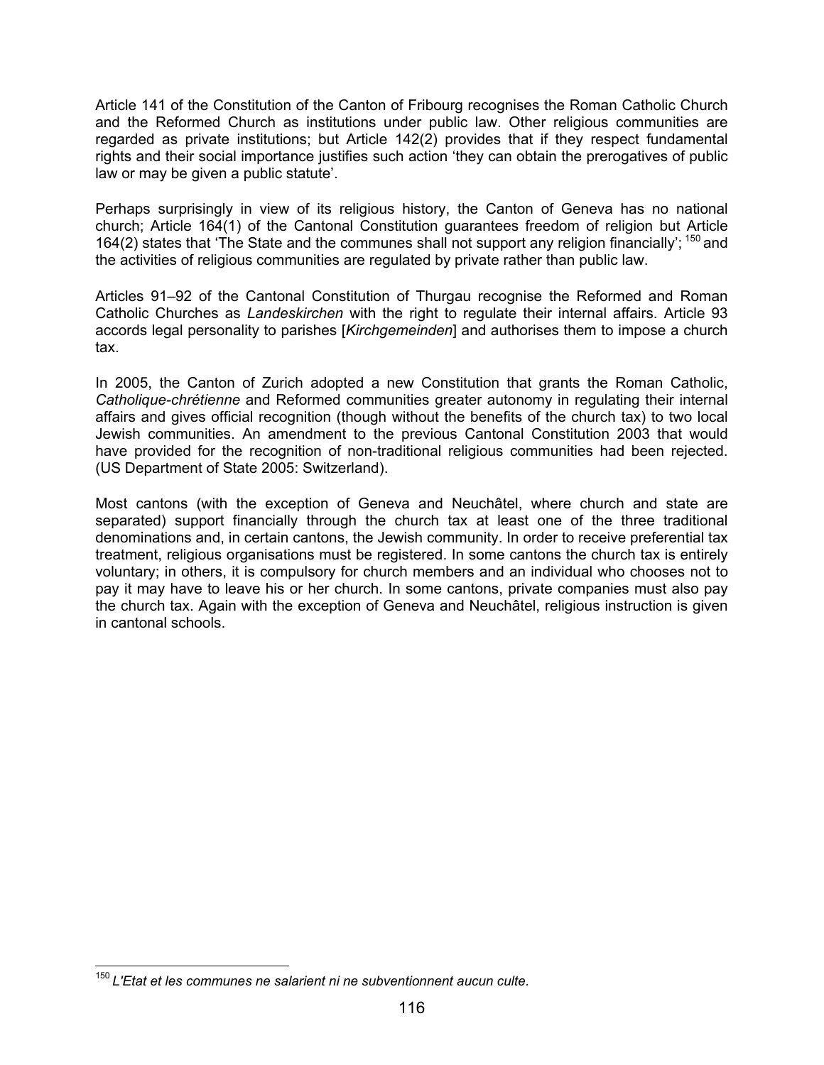Article 141 of the Constitution of the Canton of Fribourg recognises the Roman Catholic Church and the Reformed Church as institutions under public law. Other religious communities are regarded as private institutions; but Article 142(2) provides that if they respect fundamental rights and their social importance justifies such action 'they can obtain the prerogatives of public law or may be given a public statute'.

Perhaps surprisingly in view of its religious history, the Canton of Geneva has no national church; Article 164(1) of the Cantonal Constitution guarantees freedom of religion but Article 164(2) states that 'The State and the communes shall not support any religion financially'; [150] and the activities of religious communities are regulated by private rather than public law.

Articles 91–92 of the Cantonal Constitution of Thurgau recognise the Reformed and Roman Catholic Churches as *Landeskirchen* with the right to regulate their internal affairs. Article 93 accords legal personality to parishes [*Kirchgemeinden*] and authorises them to impose a church tax.

In 2005, the Canton of Zurich adopted a new Constitution that grants the Roman Catholic, *Catholique-chrétienne* and Reformed communities greater autonomy in regulating their internal affairs and gives official recognition (though without the benefits of the church tax) to two local Jewish communities. An amendment to the previous Cantonal Constitution 2003 that would have provided for the recognition of non-traditional religious communities had been rejected. (US Department of State 2005: Switzerland).

Most cantons (with the exception of Geneva and Neuchâtel, where church and state are separated) support financially through the church tax at least one of the three traditional denominations and, in certain cantons, the Jewish community. In order to receive preferential tax treatment, religious organisations must be registered. In some cantons the church tax is entirely voluntary; in others, it is compulsory for church members and an individual who chooses not to pay it may have to leave his or her church. In some cantons, private companies must also pay the church tax. Again with the exception of Geneva and Neuchâtel, religious instruction is given in cantonal schools.

[150] *L'Etat et les communes ne salarient ni ne subventionnent aucun culte.*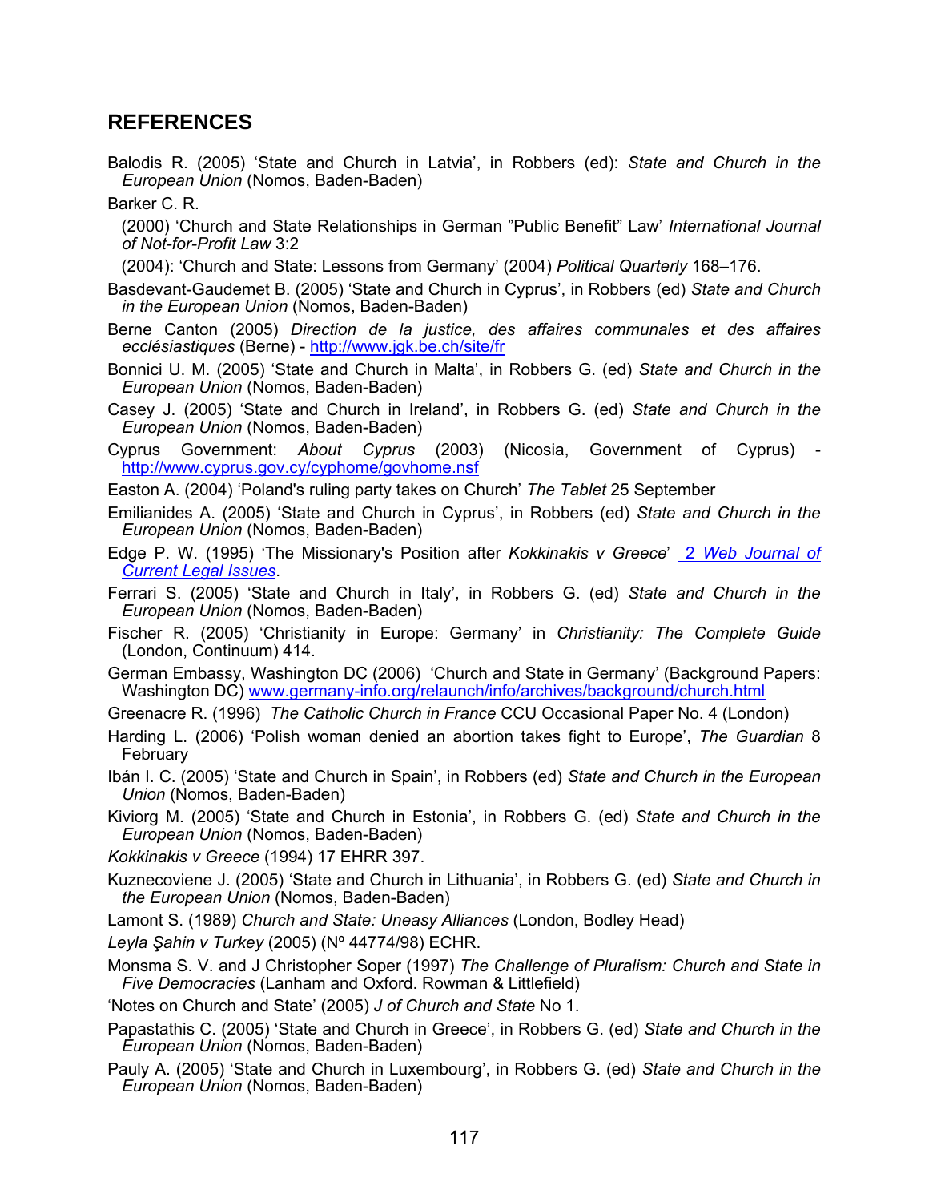## REFERENCES

Balodis R. (2005) 'State and Church in Latvia', in Robbers (ed): *State and Church in the European Union* (Nomos, Baden-Baden)

Barker C. R.

(2000) 'Church and State Relationships in German "Public Benefit" Law' *International Journal of Not-for-Profit Law* 3:2

(2004): 'Church and State: Lessons from Germany' (2004) *Political Quarterly* 168–176.

Basdevant-Gaudemet B. (2005) 'State and Church in Cyprus', in Robbers (ed) *State and Church in the European Union* (Nomos, Baden-Baden)

Berne Canton (2005) *Direction de la justice, des affaires communales et des affaires ecclésiastiques* (Berne) - http://www.jgk.be.ch/site/fr

Bonnici U. M. (2005) 'State and Church in Malta', in Robbers G. (ed) *State and Church in the European Union* (Nomos, Baden-Baden)

Casey J. (2005) 'State and Church in Ireland', in Robbers G. (ed) *State and Church in the European Union* (Nomos, Baden-Baden)

Cyprus Government: *About Cyprus* (2003) (Nicosia, Government of Cyprus) - http://www.cyprus.gov.cy/cyphome/govhome.nsf

Easton A. (2004) 'Poland's ruling party takes on Church' *The Tablet* 25 September

Emilianides A. (2005) 'State and Church in Cyprus', in Robbers (ed) *State and Church in the European Union* (Nomos, Baden-Baden)

Edge P. W. (1995) 'The Missionary's Position after *Kokkinakis v Greece*' *2 Web Journal of Current Legal Issues*.

Ferrari S. (2005) 'State and Church in Italy', in Robbers G. (ed) *State and Church in the European Union* (Nomos, Baden-Baden)

Fischer R. (2005) 'Christianity in Europe: Germany' in *Christianity: The Complete Guide* (London, Continuum) 414.

German Embassy, Washington DC (2006) 'Church and State in Germany' (Background Papers: Washington DC) www.germany-info.org/relaunch/info/archives/background/church.html

Greenacre R. (1996) *The Catholic Church in France* CCU Occasional Paper No. 4 (London)

Harding L. (2006) 'Polish woman denied an abortion takes fight to Europe', *The Guardian* 8 February

Ibán I. C. (2005) 'State and Church in Spain', in Robbers (ed) *State and Church in the European Union* (Nomos, Baden-Baden)

Kiviorg M. (2005) 'State and Church in Estonia', in Robbers G. (ed) *State and Church in the European Union* (Nomos, Baden-Baden)

*Kokkinakis v Greece* (1994) 17 EHRR 397.

Kuznecoviene J. (2005) 'State and Church in Lithuania', in Robbers G. (ed) *State and Church in the European Union* (Nomos, Baden-Baden)

Lamont S. (1989) *Church and State: Uneasy Alliances* (London, Bodley Head)

*Leyla Şahin v Turkey* (2005) (Nº 44774/98) ECHR.

Monsma S. V. and J Christopher Soper (1997) *The Challenge of Pluralism: Church and State in Five Democracies* (Lanham and Oxford. Rowman & Littlefield)

'Notes on Church and State' (2005) *J of Church and State* No 1.

Papastathis C. (2005) 'State and Church in Greece', in Robbers G. (ed) *State and Church in the European Union* (Nomos, Baden-Baden)

Pauly A. (2005) 'State and Church in Luxembourg', in Robbers G. (ed) *State and Church in the European Union* (Nomos, Baden-Baden)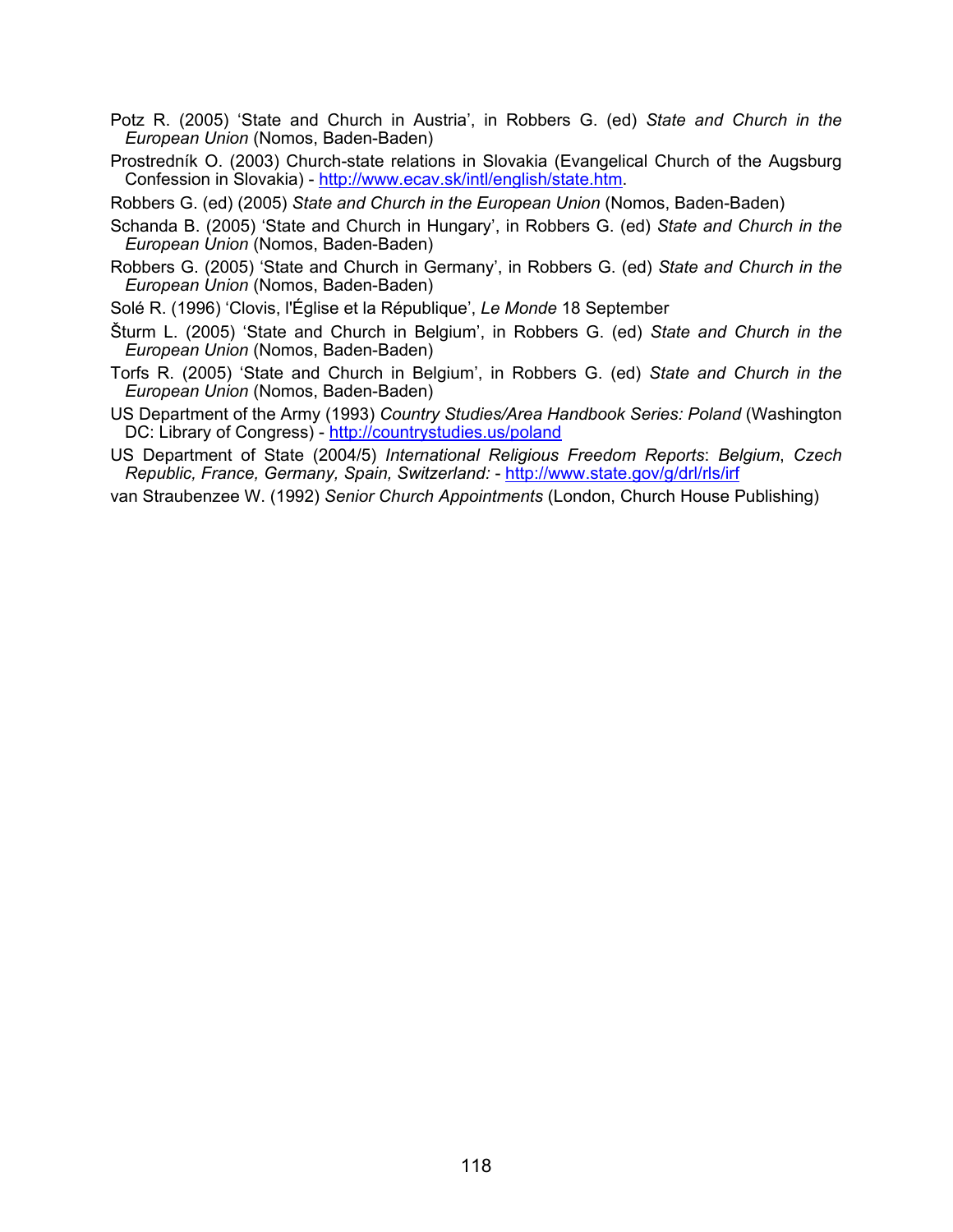Potz R. (2005) 'State and Church in Austria', in Robbers G. (ed) *State and Church in the European Union* (Nomos, Baden-Baden)

Prostredník O. (2003) Church-state relations in Slovakia (Evangelical Church of the Augsburg Confession in Slovakia) - http://www.ecav.sk/intl/english/state.htm.

Robbers G. (ed) (2005) *State and Church in the European Union* (Nomos, Baden-Baden)

Schanda B. (2005) 'State and Church in Hungary', in Robbers G. (ed) *State and Church in the European Union* (Nomos, Baden-Baden)

Robbers G. (2005) 'State and Church in Germany', in Robbers G. (ed) *State and Church in the European Union* (Nomos, Baden-Baden)

Solé R. (1996) 'Clovis, l'Église et la République', *Le Monde* 18 September

Šturm L. (2005) 'State and Church in Belgium', in Robbers G. (ed) *State and Church in the European Union* (Nomos, Baden-Baden)

Torfs R. (2005) 'State and Church in Belgium', in Robbers G. (ed) *State and Church in the European Union* (Nomos, Baden-Baden)

US Department of the Army (1993) *Country Studies/Area Handbook Series: Poland* (Washington DC: Library of Congress) - http://countrystudies.us/poland

US Department of State (2004/5) *International Religious Freedom Reports*: *Belgium*, *Czech Republic, France, Germany, Spain, Switzerland:* - http://www.state.gov/g/drl/rls/irf

van Straubenzee W. (1992) *Senior Church Appointments* (London, Church House Publishing)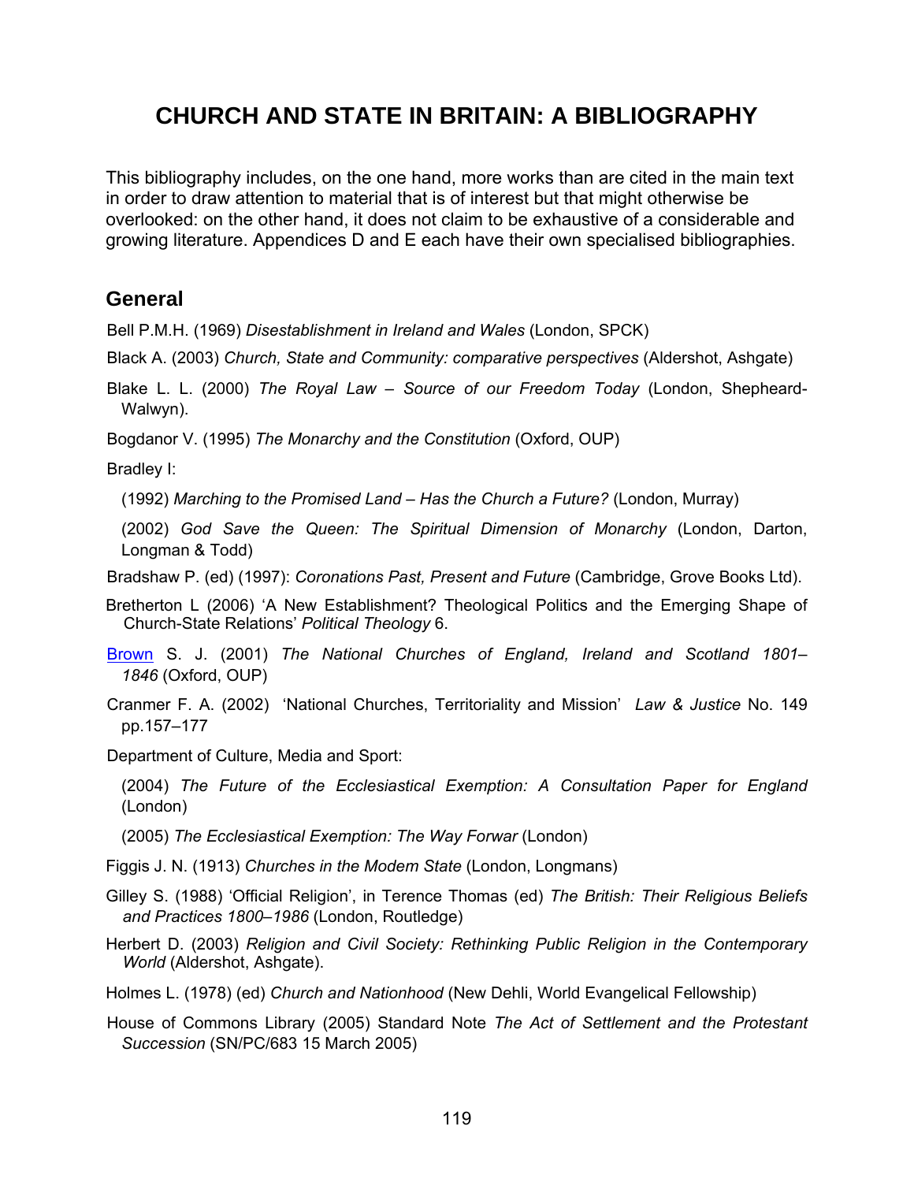# CHURCH AND STATE IN BRITAIN: A BIBLIOGRAPHY

This bibliography includes, on the one hand, more works than are cited in the main text in order to draw attention to material that is of interest but that might otherwise be overlooked: on the other hand, it does not claim to be exhaustive of a considerable and growing literature. Appendices D and E each have their own specialised bibliographies.

## General

Bell P.M.H. (1969) *Disestablishment in Ireland and Wales* (London, SPCK)

Black A. (2003) *Church, State and Community: comparative perspectives* (Aldershot, Ashgate)

Blake L. L. (2000) *The Royal Law – Source of our Freedom Today* (London, Shepheard-Walwyn).

Bogdanor V. (1995) *The Monarchy and the Constitution* (Oxford, OUP)

Bradley I:

(1992) *Marching to the Promised Land – Has the Church a Future?* (London, Murray)

(2002) *God Save the Queen: The Spiritual Dimension of Monarchy* (London, Darton, Longman & Todd)

Bradshaw P. (ed) (1997): *Coronations Past, Present and Future* (Cambridge, Grove Books Ltd).

Bretherton L (2006) 'A New Establishment? Theological Politics and the Emerging Shape of Church-State Relations' *Political Theology* 6.

Brown S. J. (2001) *The National Churches of England, Ireland and Scotland 1801–1846* (Oxford, OUP)

Cranmer F. A. (2002) 'National Churches, Territoriality and Mission' *Law & Justice* No. 149 pp.157–177

Department of Culture, Media and Sport:

(2004) *The Future of the Ecclesiastical Exemption: A Consultation Paper for England* (London)

(2005) *The Ecclesiastical Exemption: The Way Forwar* (London)

Figgis J. N. (1913) *Churches in the Modem State* (London, Longmans)

Gilley S. (1988) 'Official Religion', in Terence Thomas (ed) *The British: Their Religious Beliefs and Practices 1800–1986* (London, Routledge)

Herbert D. (2003) *Religion and Civil Society: Rethinking Public Religion in the Contemporary World* (Aldershot, Ashgate).

Holmes L. (1978) (ed) *Church and Nationhood* (New Dehli, World Evangelical Fellowship)

House of Commons Library (2005) Standard Note *The Act of Settlement and the Protestant Succession* (SN/PC/683 15 March 2005)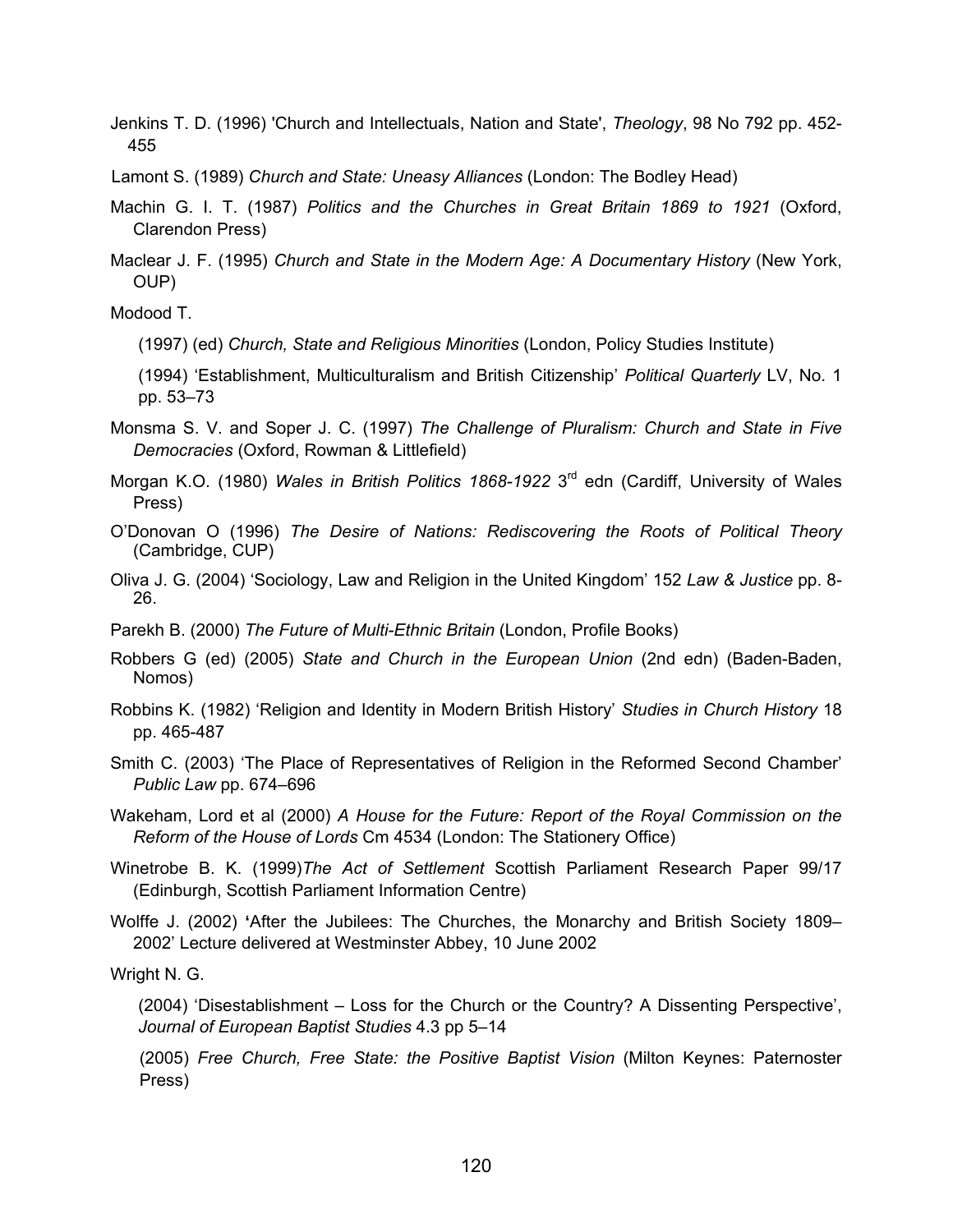Jenkins T. D. (1996) 'Church and Intellectuals, Nation and State', *Theology*, 98 No 792 pp. 452-455

Lamont S. (1989) *Church and State: Uneasy Alliances* (London: The Bodley Head)

Machin G. I. T. (1987) *Politics and the Churches in Great Britain 1869 to 1921* (Oxford, Clarendon Press)

Maclear J. F. (1995) *Church and State in the Modern Age: A Documentary History* (New York, OUP)

Modood T.

(1997) (ed) *Church, State and Religious Minorities* (London, Policy Studies Institute)

(1994) 'Establishment, Multiculturalism and British Citizenship' *Political Quarterly* LV, No. 1 pp. 53–73

Monsma S. V. and Soper J. C. (1997) *The Challenge of Pluralism: Church and State in Five Democracies* (Oxford, Rowman & Littlefield)

Morgan K.O. (1980) *Wales in British Politics 1868-1922* 3rd edn (Cardiff, University of Wales Press)

O'Donovan O (1996) *The Desire of Nations: Rediscovering the Roots of Political Theory* (Cambridge, CUP)

Oliva J. G. (2004) 'Sociology, Law and Religion in the United Kingdom' 152 *Law & Justice* pp. 8-26.

Parekh B. (2000) *The Future of Multi-Ethnic Britain* (London, Profile Books)

Robbers G (ed) (2005) *State and Church in the European Union* (2nd edn) (Baden-Baden, Nomos)

Robbins K. (1982) 'Religion and Identity in Modern British History' *Studies in Church History* 18 pp. 465-487

Smith C. (2003) 'The Place of Representatives of Religion in the Reformed Second Chamber' *Public Law* pp. 674–696

Wakeham, Lord et al (2000) *A House for the Future: Report of the Royal Commission on the Reform of the House of Lords* Cm 4534 (London: The Stationery Office)

Winetrobe B. K. (1999)*The Act of Settlement* Scottish Parliament Research Paper 99/17 (Edinburgh, Scottish Parliament Information Centre)

Wolffe J. (2002) **'**After the Jubilees: The Churches, the Monarchy and British Society 1809–2002' Lecture delivered at Westminster Abbey, 10 June 2002

Wright N. G.

(2004) 'Disestablishment – Loss for the Church or the Country? A Dissenting Perspective', *Journal of European Baptist Studies* 4.3 pp 5–14

(2005) *Free Church, Free State: the Positive Baptist Vision* (Milton Keynes: Paternoster Press)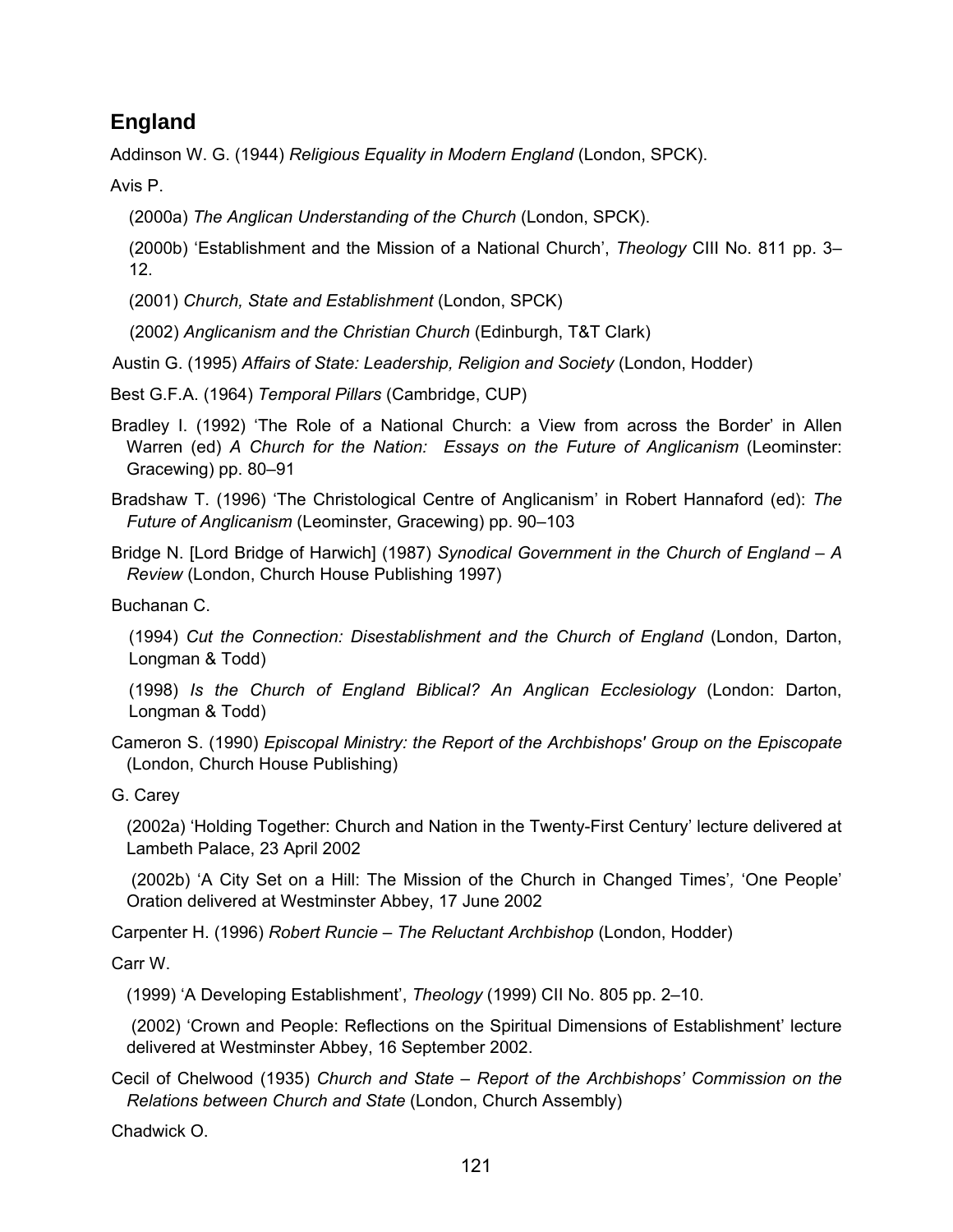## England

Addinson W. G. (1944) *Religious Equality in Modern England* (London, SPCK).

Avis P.

(2000a) *The Anglican Understanding of the Church* (London, SPCK).

(2000b) 'Establishment and the Mission of a National Church', *Theology* CIII No. 811 pp. 3–12.

(2001) *Church, State and Establishment* (London, SPCK)

(2002) *Anglicanism and the Christian Church* (Edinburgh, T&T Clark)

Austin G. (1995) *Affairs of State: Leadership, Religion and Society* (London, Hodder)

Best G.F.A. (1964) *Temporal Pillars* (Cambridge, CUP)

Bradley I. (1992) 'The Role of a National Church: a View from across the Border' in Allen Warren (ed) *A Church for the Nation: Essays on the Future of Anglicanism* (Leominster: Gracewing) pp. 80–91

Bradshaw T. (1996) 'The Christological Centre of Anglicanism' in Robert Hannaford (ed): *The Future of Anglicanism* (Leominster, Gracewing) pp. 90–103

Bridge N. [Lord Bridge of Harwich] (1987) *Synodical Government in the Church of England – A Review* (London, Church House Publishing 1997)

Buchanan C.

(1994) *Cut the Connection: Disestablishment and the Church of England* (London, Darton, Longman & Todd)

(1998) *Is the Church of England Biblical? An Anglican Ecclesiology* (London: Darton, Longman & Todd)

Cameron S. (1990) *Episcopal Ministry: the Report of the Archbishops' Group on the Episcopate* (London, Church House Publishing)

G. Carey

(2002a) 'Holding Together: Church and Nation in the Twenty-First Century' lecture delivered at Lambeth Palace, 23 April 2002

(2002b) 'A City Set on a Hill: The Mission of the Church in Changed Times', 'One People' Oration delivered at Westminster Abbey, 17 June 2002

Carpenter H. (1996) *Robert Runcie – The Reluctant Archbishop* (London, Hodder)

Carr W.

(1999) 'A Developing Establishment', *Theology* (1999) CII No. 805 pp. 2–10.

(2002) 'Crown and People: Reflections on the Spiritual Dimensions of Establishment' lecture delivered at Westminster Abbey, 16 September 2002.

Cecil of Chelwood (1935) *Church and State – Report of the Archbishops' Commission on the Relations between Church and State* (London, Church Assembly)

Chadwick O.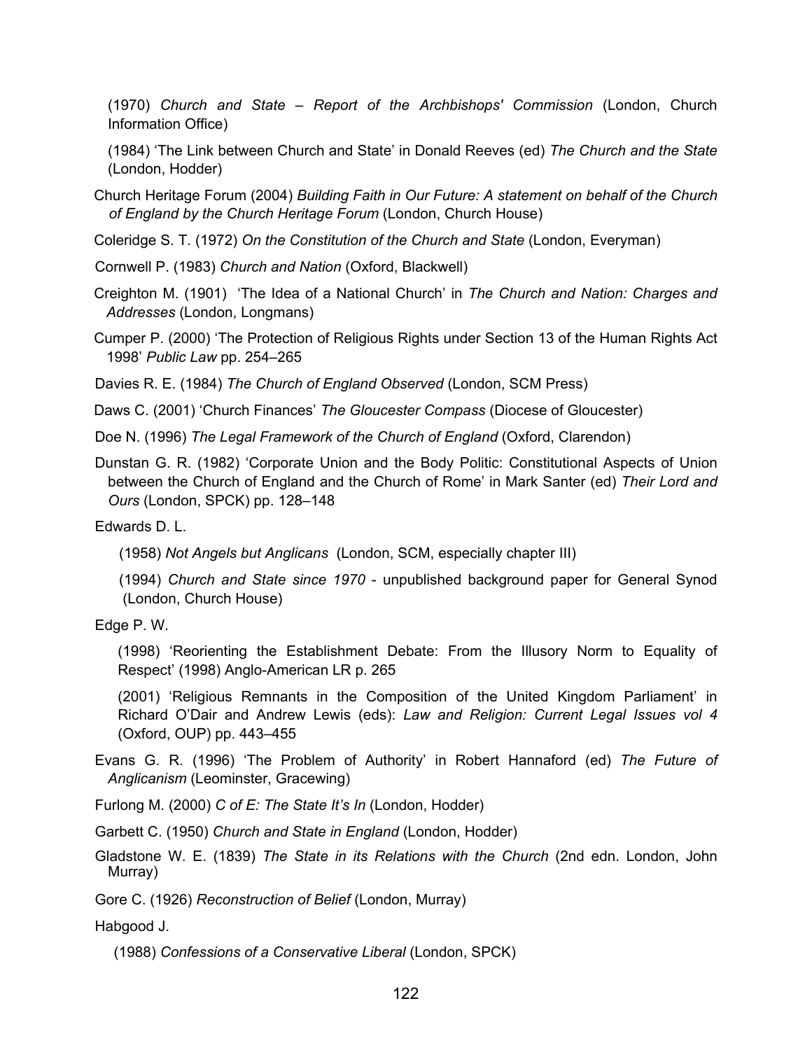(1970) *Church and State – Report of the Archbishops' Commission* (London, Church Information Office)

(1984) 'The Link between Church and State' in Donald Reeves (ed) *The Church and the State* (London, Hodder)

Church Heritage Forum (2004) *Building Faith in Our Future: A statement on behalf of the Church of England by the Church Heritage Forum* (London, Church House)

Coleridge S. T. (1972) *On the Constitution of the Church and State* (London, Everyman)

Cornwell P. (1983) *Church and Nation* (Oxford, Blackwell)

Creighton M. (1901) 'The Idea of a National Church' in *The Church and Nation: Charges and Addresses* (London, Longmans)

Cumper P. (2000) 'The Protection of Religious Rights under Section 13 of the Human Rights Act 1998' *Public Law* pp. 254–265

Davies R. E. (1984) *The Church of England Observed* (London, SCM Press)

Daws C. (2001) 'Church Finances' *The Gloucester Compass* (Diocese of Gloucester)

Doe N. (1996) *The Legal Framework of the Church of England* (Oxford, Clarendon)

Dunstan G. R. (1982) 'Corporate Union and the Body Politic: Constitutional Aspects of Union between the Church of England and the Church of Rome' in Mark Santer (ed) *Their Lord and Ours* (London, SPCK) pp. 128–148

Edwards D. L.

(1958) *Not Angels but Anglicans* (London, SCM, especially chapter III)

(1994) *Church and State since 1970* - unpublished background paper for General Synod (London, Church House)

Edge P. W.

(1998) 'Reorienting the Establishment Debate: From the Illusory Norm to Equality of Respect' (1998) Anglo-American LR p. 265

(2001) 'Religious Remnants in the Composition of the United Kingdom Parliament' in Richard O'Dair and Andrew Lewis (eds): *Law and Religion: Current Legal Issues vol 4* (Oxford, OUP) pp. 443–455

Evans G. R. (1996) 'The Problem of Authority' in Robert Hannaford (ed) *The Future of Anglicanism* (Leominster, Gracewing)

Furlong M. (2000) *C of E: The State It's In* (London, Hodder)

Garbett C. (1950) *Church and State in England* (London, Hodder)

Gladstone W. E. (1839) *The State in its Relations with the Church* (2nd edn. London, John Murray)

Gore C. (1926) *Reconstruction of Belief* (London, Murray)

Habgood J.

(1988) *Confessions of a Conservative Liberal* (London, SPCK)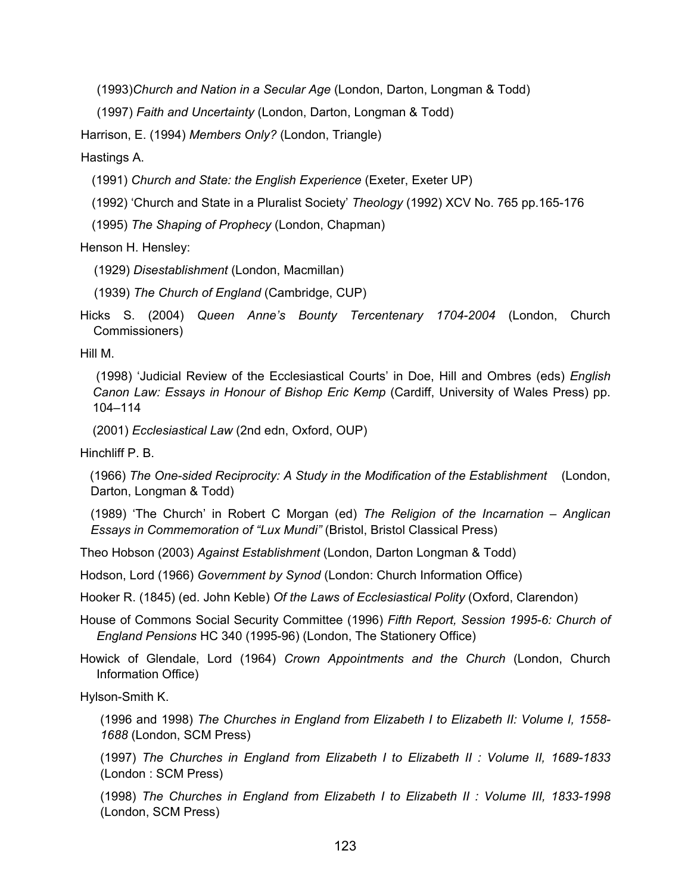(1993)*Church and Nation in a Secular Age* (London, Darton, Longman & Todd)

(1997) *Faith and Uncertainty* (London, Darton, Longman & Todd)

Harrison, E. (1994) *Members Only?* (London, Triangle)

Hastings A.

(1991) *Church and State: the English Experience* (Exeter, Exeter UP)

(1992) 'Church and State in a Pluralist Society' *Theology* (1992) XCV No. 765 pp.165-176

(1995) *The Shaping of Prophecy* (London, Chapman)

Henson H. Hensley:

(1929) *Disestablishment* (London, Macmillan)

(1939) *The Church of England* (Cambridge, CUP)

Hicks S. (2004) *Queen Anne's Bounty Tercentenary 1704-2004* (London, Church Commissioners)

Hill M.

(1998) 'Judicial Review of the Ecclesiastical Courts' in Doe, Hill and Ombres (eds) *English Canon Law: Essays in Honour of Bishop Eric Kemp* (Cardiff, University of Wales Press) pp. 104–114

(2001) *Ecclesiastical Law* (2nd edn, Oxford, OUP)

Hinchliff P. B.

(1966) *The One-sided Reciprocity: A Study in the Modification of the Establishment* (London, Darton, Longman & Todd)

(1989) 'The Church' in Robert C Morgan (ed) *The Religion of the Incarnation – Anglican Essays in Commemoration of "Lux Mundi"* (Bristol, Bristol Classical Press)

Theo Hobson (2003) *Against Establishment* (London, Darton Longman & Todd)

Hodson, Lord (1966) *Government by Synod* (London: Church Information Office)

Hooker R. (1845) (ed. John Keble) *Of the Laws of Ecclesiastical Polity* (Oxford, Clarendon)

House of Commons Social Security Committee (1996) *Fifth Report, Session 1995-6: Church of England Pensions* HC 340 (1995-96) (London, The Stationery Office)

Howick of Glendale, Lord (1964) *Crown Appointments and the Church* (London, Church Information Office)

Hylson-Smith K.

(1996 and 1998) *The Churches in England from Elizabeth I to Elizabeth II: Volume I, 1558-1688* (London, SCM Press)

(1997) *The Churches in England from Elizabeth I to Elizabeth II : Volume II, 1689-1833* (London : SCM Press)

(1998) *The Churches in England from Elizabeth I to Elizabeth II : Volume III, 1833-1998* (London, SCM Press)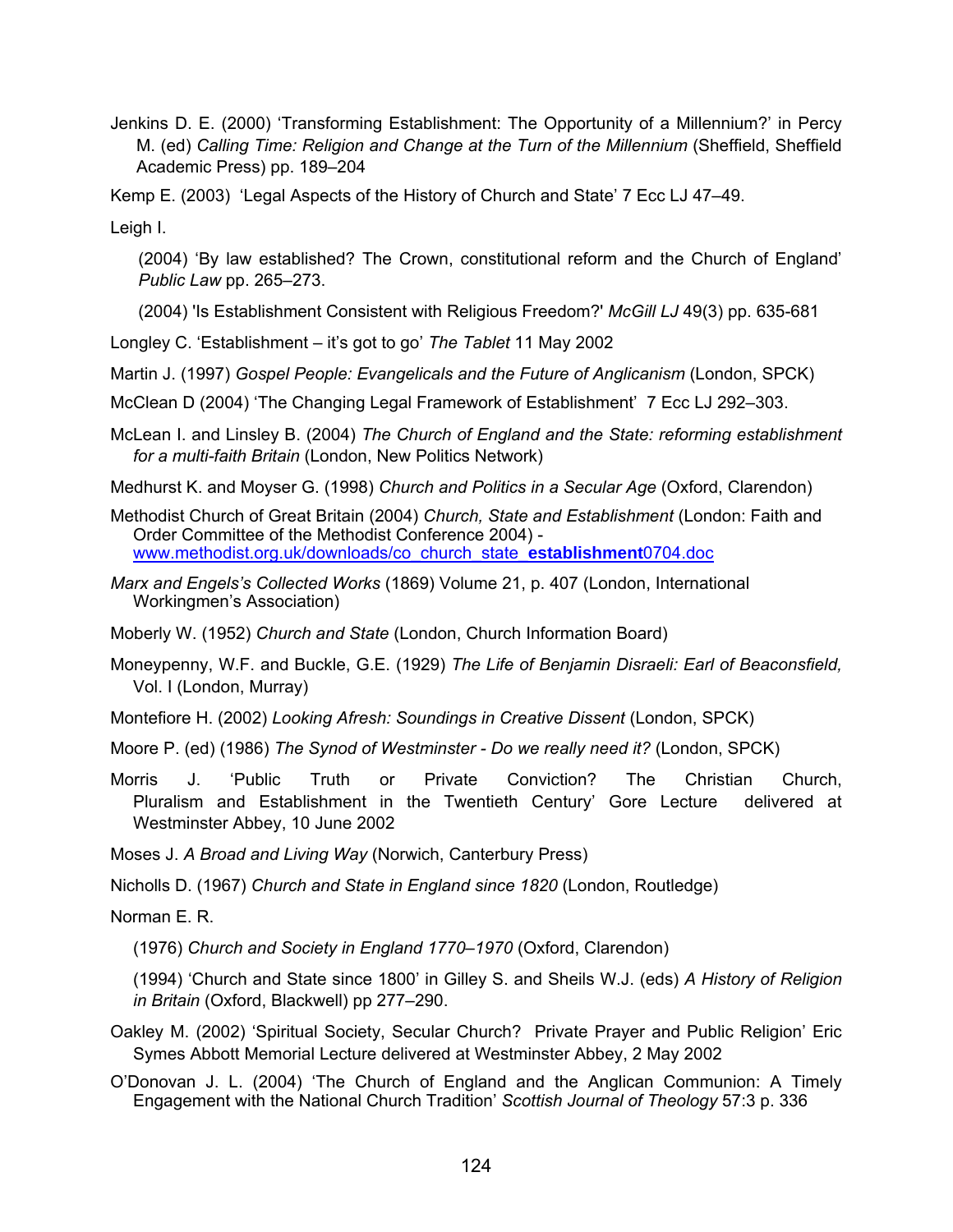Jenkins D. E. (2000) ‘Transforming Establishment: The Opportunity of a Millennium?’ in Percy M. (ed) *Calling Time: Religion and Change at the Turn of the Millennium* (Sheffield, Sheffield Academic Press) pp. 189–204

Kemp E. (2003) ‘Legal Aspects of the History of Church and State’ 7 Ecc LJ 47–49.

Leigh I.

(2004) ‘By law established? The Crown, constitutional reform and the Church of England’ *Public Law* pp. 265–273.

(2004) 'Is Establishment Consistent with Religious Freedom?' *McGill LJ* 49(3) pp. 635-681

Longley C. ‘Establishment – it’s got to go’ *The Tablet* 11 May 2002

Martin J. (1997) *Gospel People: Evangelicals and the Future of Anglicanism* (London, SPCK)

McClean D (2004) ‘The Changing Legal Framework of Establishment’ 7 Ecc LJ 292–303.

McLean I. and Linsley B. (2004) *The Church of England and the State: reforming establishment for a multi-faith Britain* (London, New Politics Network)

Medhurst K. and Moyser G. (1998) *Church and Politics in a Secular Age* (Oxford, Clarendon)

Methodist Church of Great Britain (2004) *Church, State and Establishment* (London: Faith and Order Committee of the Methodist Conference 2004) - www.methodist.org.uk/downloads/co_church_state_**establishment**0704.doc

*Marx and Engels’s Collected Works* (1869) Volume 21, p. 407 (London, International Workingmen’s Association)

Moberly W. (1952) *Church and State* (London, Church Information Board)

Moneypenny, W.F. and Buckle, G.E. (1929) *The Life of Benjamin Disraeli: Earl of Beaconsfield,* Vol. I (London, Murray)

Montefiore H. (2002) *Looking Afresh: Soundings in Creative Dissent* (London, SPCK)

Moore P. (ed) (1986) *The Synod of Westminster - Do we really need it?* (London, SPCK)

Morris J. ‘Public Truth or Private Conviction? The Christian Church, Pluralism and Establishment in the Twentieth Century’ Gore Lecture delivered at Westminster Abbey, 10 June 2002

Moses J. *A Broad and Living Way* (Norwich, Canterbury Press)

Nicholls D. (1967) *Church and State in England since 1820* (London, Routledge)

Norman E. R.

(1976) *Church and Society in England 1770–1970* (Oxford, Clarendon)

(1994) ‘Church and State since 1800’ in Gilley S. and Sheils W.J. (eds) *A History of Religion in Britain* (Oxford, Blackwell) pp 277–290.

Oakley M. (2002) ‘Spiritual Society, Secular Church? Private Prayer and Public Religion’ Eric Symes Abbott Memorial Lecture delivered at Westminster Abbey, 2 May 2002

O’Donovan J. L. (2004) ‘The Church of England and the Anglican Communion: A Timely Engagement with the National Church Tradition’ *Scottish Journal of Theology* 57:3 p. 336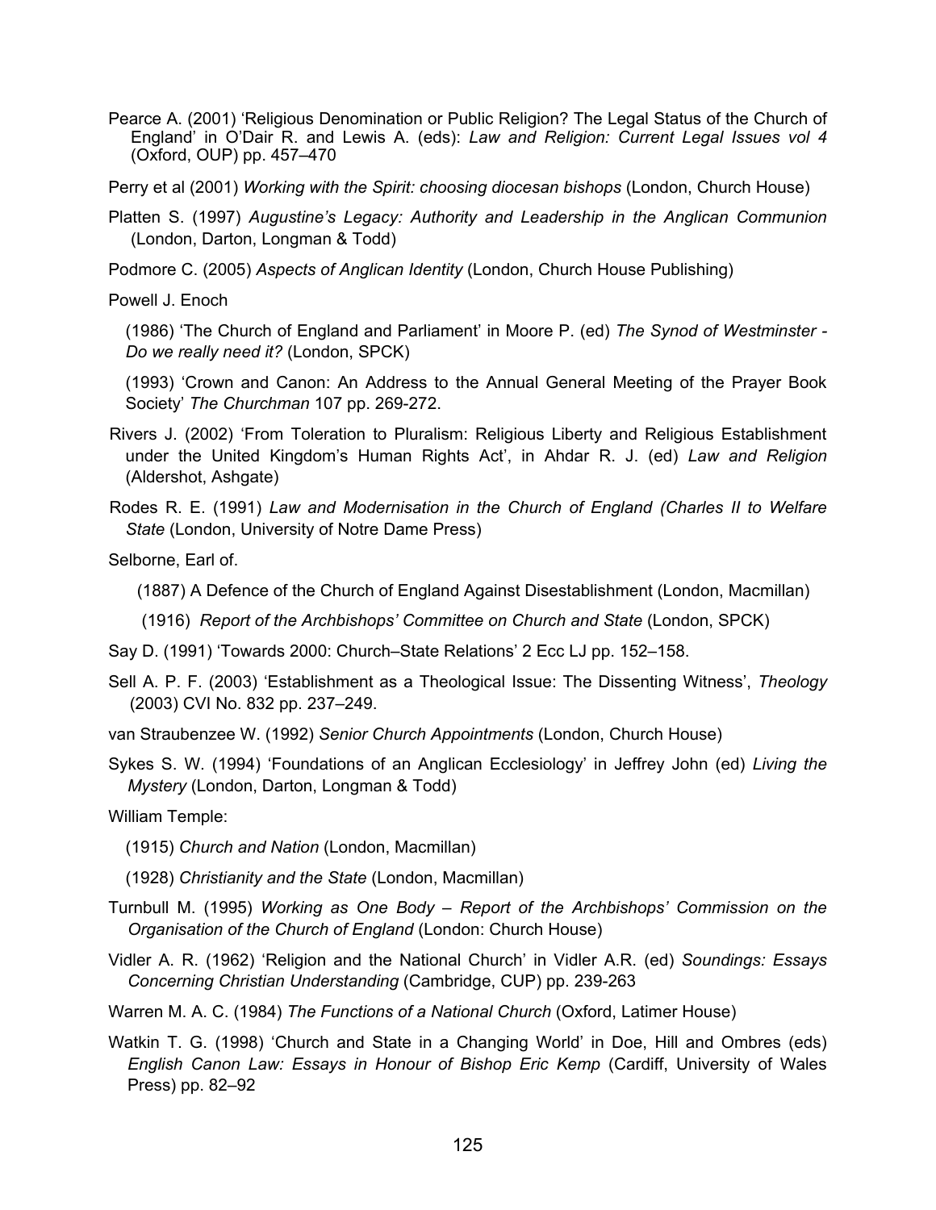Pearce A. (2001) 'Religious Denomination or Public Religion? The Legal Status of the Church of England' in O'Dair R. and Lewis A. (eds): *Law and Religion: Current Legal Issues vol 4* (Oxford, OUP) pp. 457–470

Perry et al (2001) *Working with the Spirit: choosing diocesan bishops* (London, Church House)

Platten S. (1997) *Augustine's Legacy: Authority and Leadership in the Anglican Communion* (London, Darton, Longman & Todd)

Podmore C. (2005) *Aspects of Anglican Identity* (London, Church House Publishing)

Powell J. Enoch

(1986) 'The Church of England and Parliament' in Moore P. (ed) *The Synod of Westminster - Do we really need it?* (London, SPCK)

(1993) 'Crown and Canon: An Address to the Annual General Meeting of the Prayer Book Society' *The Churchman* 107 pp. 269-272.

Rivers J. (2002) 'From Toleration to Pluralism: Religious Liberty and Religious Establishment under the United Kingdom's Human Rights Act', in Ahdar R. J. (ed) *Law and Religion* (Aldershot, Ashgate)

Rodes R. E. (1991) *Law and Modernisation in the Church of England (Charles II to Welfare State* (London, University of Notre Dame Press)

Selborne, Earl of.

(1887) A Defence of the Church of England Against Disestablishment (London, Macmillan)

(1916) *Report of the Archbishops' Committee on Church and State* (London, SPCK)

Say D. (1991) 'Towards 2000: Church–State Relations' 2 Ecc LJ pp. 152–158.

Sell A. P. F. (2003) 'Establishment as a Theological Issue: The Dissenting Witness', *Theology* (2003) CVI No. 832 pp. 237–249.

van Straubenzee W. (1992) *Senior Church Appointments* (London, Church House)

Sykes S. W. (1994) 'Foundations of an Anglican Ecclesiology' in Jeffrey John (ed) *Living the Mystery* (London, Darton, Longman & Todd)

William Temple:

(1915) *Church and Nation* (London, Macmillan)

(1928) *Christianity and the State* (London, Macmillan)

Turnbull M. (1995) *Working as One Body – Report of the Archbishops' Commission on the Organisation of the Church of England* (London: Church House)

Vidler A. R. (1962) 'Religion and the National Church' in Vidler A.R. (ed) *Soundings: Essays Concerning Christian Understanding* (Cambridge, CUP) pp. 239-263

Warren M. A. C. (1984) *The Functions of a National Church* (Oxford, Latimer House)

Watkin T. G. (1998) 'Church and State in a Changing World' in Doe, Hill and Ombres (eds) *English Canon Law: Essays in Honour of Bishop Eric Kemp* (Cardiff, University of Wales Press) pp. 82–92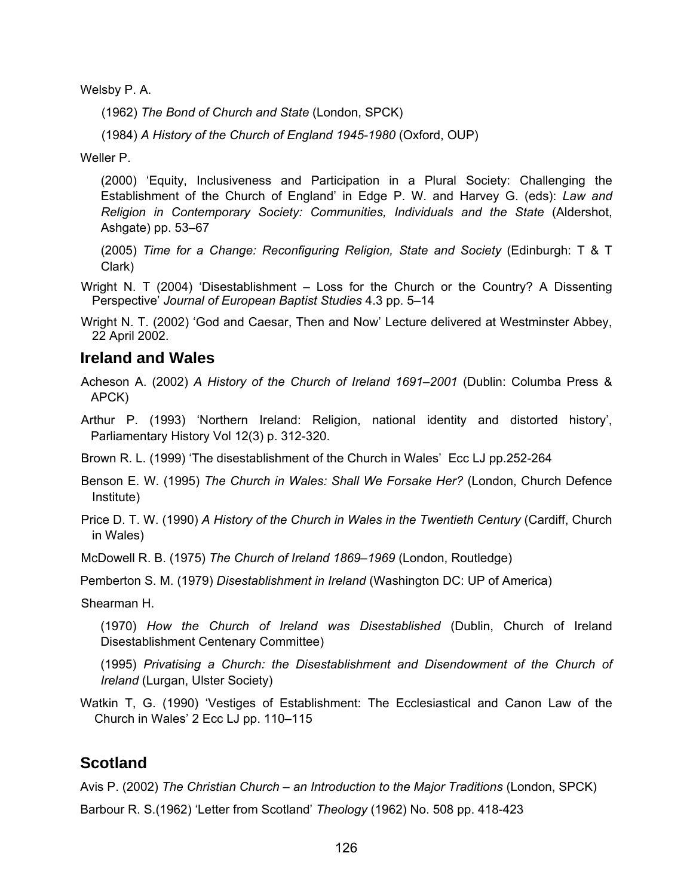Welsby P. A.

(1962) *The Bond of Church and State* (London, SPCK)

(1984) *A History of the Church of England 1945-1980* (Oxford, OUP)

Weller P.

(2000) 'Equity, Inclusiveness and Participation in a Plural Society: Challenging the Establishment of the Church of England' in Edge P. W. and Harvey G. (eds): *Law and Religion in Contemporary Society: Communities, Individuals and the State* (Aldershot, Ashgate) pp. 53–67

(2005) *Time for a Change: Reconfiguring Religion, State and Society* (Edinburgh: T & T Clark)

Wright N. T (2004) 'Disestablishment – Loss for the Church or the Country? A Dissenting Perspective' *Journal of European Baptist Studies* 4.3 pp. 5–14

Wright N. T. (2002) 'God and Caesar, Then and Now' Lecture delivered at Westminster Abbey, 22 April 2002.

## Ireland and Wales

Acheson A. (2002) *A History of the Church of Ireland 1691–2001* (Dublin: Columba Press & APCK)

Arthur P. (1993) 'Northern Ireland: Religion, national identity and distorted history', Parliamentary History Vol 12(3) p. 312-320.

Brown R. L. (1999) 'The disestablishment of the Church in Wales' Ecc LJ pp.252-264

Benson E. W. (1995) *The Church in Wales: Shall We Forsake Her?* (London, Church Defence Institute)

Price D. T. W. (1990) *A History of the Church in Wales in the Twentieth Century* (Cardiff, Church in Wales)

McDowell R. B. (1975) *The Church of Ireland 1869–1969* (London, Routledge)

Pemberton S. M. (1979) *Disestablishment in Ireland* (Washington DC: UP of America)

Shearman H.

(1970) *How the Church of Ireland was Disestablished* (Dublin, Church of Ireland Disestablishment Centenary Committee)

(1995) *Privatising a Church: the Disestablishment and Disendowment of the Church of Ireland* (Lurgan, Ulster Society)

Watkin T, G. (1990) 'Vestiges of Establishment: The Ecclesiastical and Canon Law of the Church in Wales' 2 Ecc LJ pp. 110–115

## Scotland

Avis P. (2002) *The Christian Church – an Introduction to the Major Traditions* (London, SPCK)

Barbour R. S.(1962) 'Letter from Scotland' *Theology* (1962) No. 508 pp. 418-423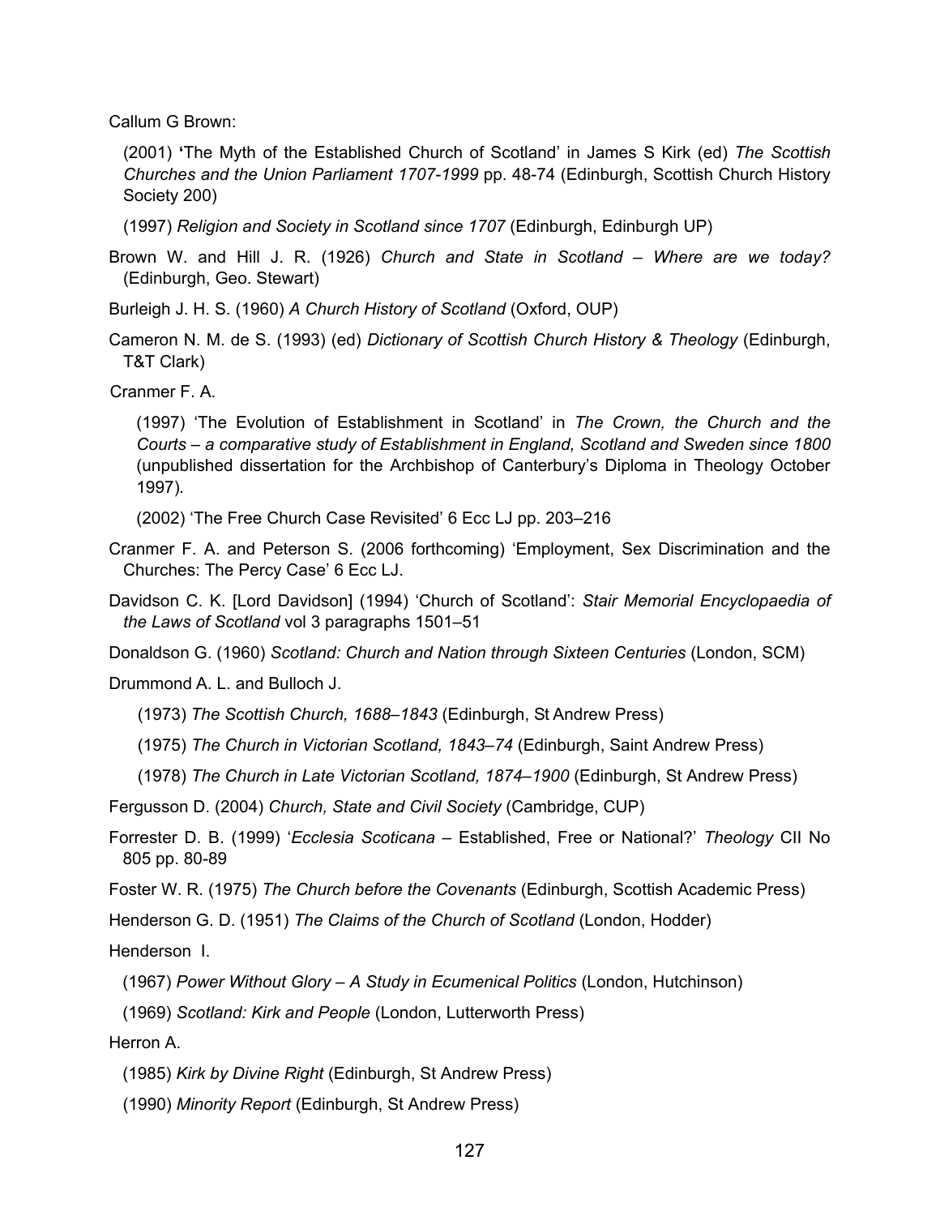Callum G Brown:

(2001) 'The Myth of the Established Church of Scotland' in James S Kirk (ed) *The Scottish Churches and the Union Parliament 1707-1999* pp. 48-74 (Edinburgh, Scottish Church History Society 200)

(1997) *Religion and Society in Scotland since 1707* (Edinburgh, Edinburgh UP)

Brown W. and Hill J. R. (1926) *Church and State in Scotland – Where are we today?* (Edinburgh, Geo. Stewart)

Burleigh J. H. S. (1960) *A Church History of Scotland* (Oxford, OUP)

Cameron N. M. de S. (1993) (ed) *Dictionary of Scottish Church History & Theology* (Edinburgh, T&T Clark)

Cranmer F. A.

(1997) 'The Evolution of Establishment in Scotland' in *The Crown, the Church and the Courts – a comparative study of Establishment in England, Scotland and Sweden since 1800* (unpublished dissertation for the Archbishop of Canterbury's Diploma in Theology October 1997).

(2002) 'The Free Church Case Revisited' 6 Ecc LJ pp. 203–216

Cranmer F. A. and Peterson S. (2006 forthcoming) 'Employment, Sex Discrimination and the Churches: The Percy Case' 6 Ecc LJ.

Davidson C. K. [Lord Davidson] (1994) 'Church of Scotland': *Stair Memorial Encyclopaedia of the Laws of Scotland* vol 3 paragraphs 1501–51

Donaldson G. (1960) *Scotland: Church and Nation through Sixteen Centuries* (London, SCM)

Drummond A. L. and Bulloch J.

(1973) *The Scottish Church, 1688–1843* (Edinburgh, St Andrew Press)

(1975) *The Church in Victorian Scotland, 1843–74* (Edinburgh, Saint Andrew Press)

(1978) *The Church in Late Victorian Scotland, 1874–1900* (Edinburgh, St Andrew Press)

Fergusson D. (2004) *Church, State and Civil Society* (Cambridge, CUP)

Forrester D. B. (1999) '*Ecclesia Scoticana* – Established, Free or National?' *Theology* CII No 805 pp. 80-89

Foster W. R. (1975) *The Church before the Covenants* (Edinburgh, Scottish Academic Press)

Henderson G. D. (1951) *The Claims of the Church of Scotland* (London, Hodder)

Henderson I.

(1967) *Power Without Glory – A Study in Ecumenical Politics* (London, Hutchinson)

(1969) *Scotland: Kirk and People* (London, Lutterworth Press)

Herron A.

(1985) *Kirk by Divine Right* (Edinburgh, St Andrew Press)

(1990) *Minority Report* (Edinburgh, St Andrew Press)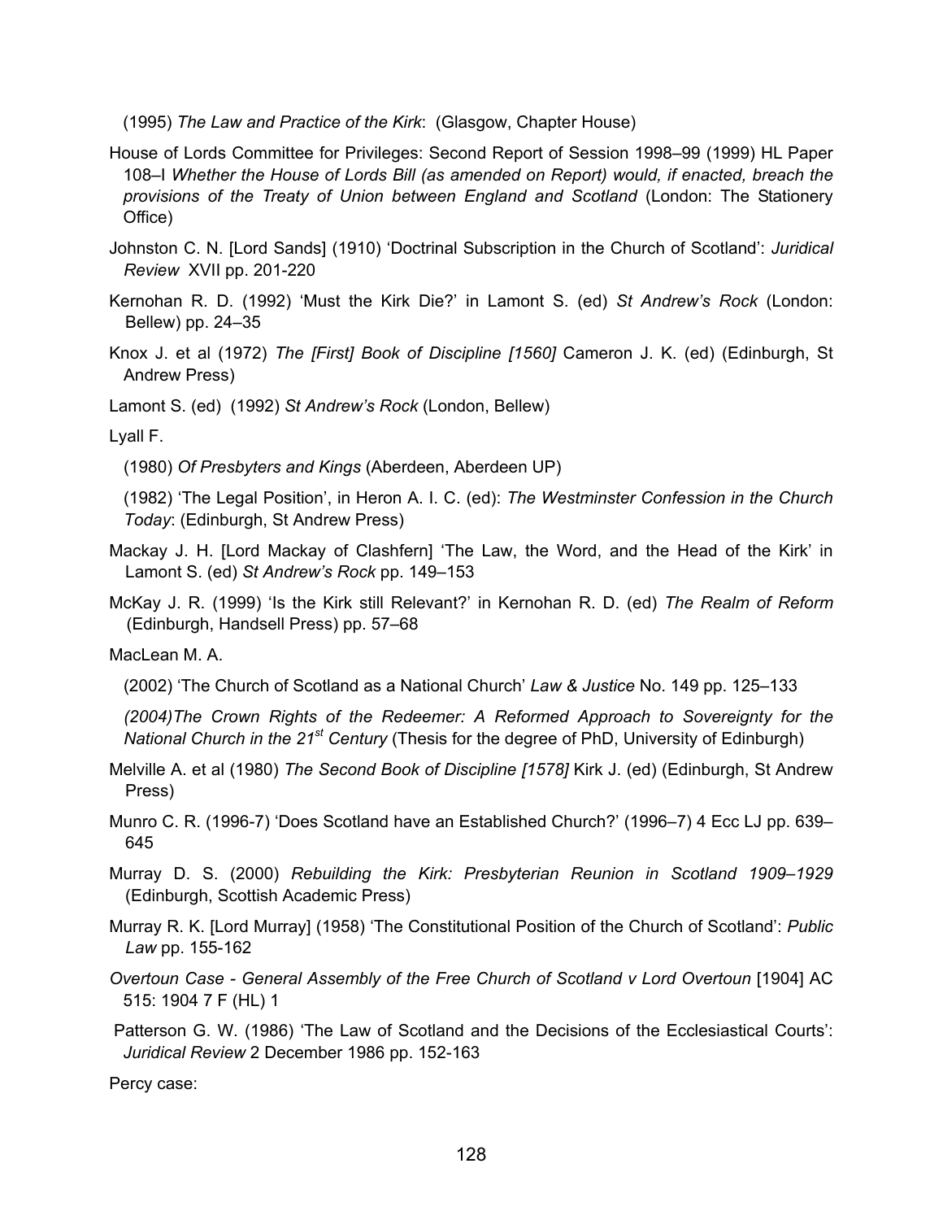(1995) *The Law and Practice of the Kirk*: (Glasgow, Chapter House)

House of Lords Committee for Privileges: Second Report of Session 1998–99 (1999) HL Paper 108–I *Whether the House of Lords Bill (as amended on Report) would, if enacted, breach the provisions of the Treaty of Union between England and Scotland* (London: The Stationery Office)

Johnston C. N. [Lord Sands] (1910) 'Doctrinal Subscription in the Church of Scotland': *Juridical Review* XVII pp. 201-220

Kernohan R. D. (1992) 'Must the Kirk Die?' in Lamont S. (ed) *St Andrew's Rock* (London: Bellew) pp. 24–35

Knox J. et al (1972) *The [First] Book of Discipline [1560]* Cameron J. K. (ed) (Edinburgh, St Andrew Press)

Lamont S. (ed) (1992) *St Andrew's Rock* (London, Bellew)

Lyall F.

(1980) *Of Presbyters and Kings* (Aberdeen, Aberdeen UP)

(1982) 'The Legal Position', in Heron A. I. C. (ed): *The Westminster Confession in the Church Today*: (Edinburgh, St Andrew Press)

Mackay J. H. [Lord Mackay of Clashfern] 'The Law, the Word, and the Head of the Kirk' in Lamont S. (ed) *St Andrew's Rock* pp. 149–153

McKay J. R. (1999) 'Is the Kirk still Relevant?' in Kernohan R. D. (ed) *The Realm of Reform* (Edinburgh, Handsell Press) pp. 57–68

MacLean M. A.

(2002) 'The Church of Scotland as a National Church' *Law & Justice* No. 149 pp. 125–133

*(2004)The Crown Rights of the Redeemer: A Reformed Approach to Sovereignty for the National Church in the 21st Century* (Thesis for the degree of PhD, University of Edinburgh)

Melville A. et al (1980) *The Second Book of Discipline [1578]* Kirk J. (ed) (Edinburgh, St Andrew Press)

Munro C. R. (1996-7) 'Does Scotland have an Established Church?' (1996–7) 4 Ecc LJ pp. 639–645

Murray D. S. (2000) *Rebuilding the Kirk: Presbyterian Reunion in Scotland 1909–1929* (Edinburgh, Scottish Academic Press)

Murray R. K. [Lord Murray] (1958) 'The Constitutional Position of the Church of Scotland': *Public Law* pp. 155-162

*Overtoun Case - General Assembly of the Free Church of Scotland v Lord Overtoun* [1904] AC 515: 1904 7 F (HL) 1

Patterson G. W. (1986) 'The Law of Scotland and the Decisions of the Ecclesiastical Courts': *Juridical Review* 2 December 1986 pp. 152-163

Percy case: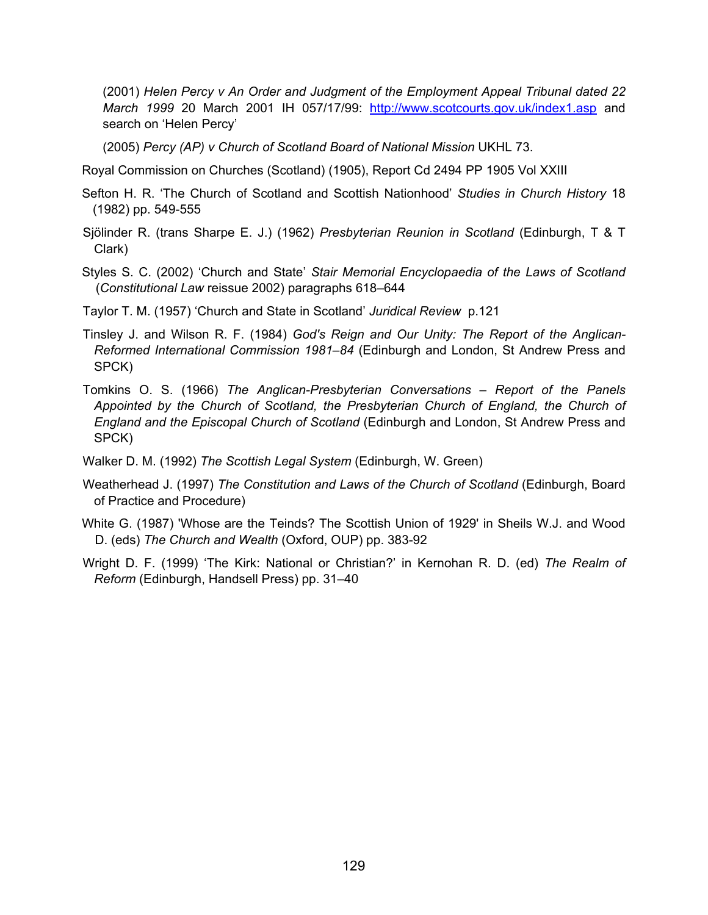(2001) *Helen Percy v An Order and Judgment of the Employment Appeal Tribunal dated 22 March 1999* 20 March 2001 IH 057/17/99: http://www.scotcourts.gov.uk/index1.asp and search on 'Helen Percy'

(2005) *Percy (AP) v Church of Scotland Board of National Mission* UKHL 73.

Royal Commission on Churches (Scotland) (1905), Report Cd 2494 PP 1905 Vol XXIII

Sefton H. R. 'The Church of Scotland and Scottish Nationhood' *Studies in Church History* 18 (1982) pp. 549-555

Sjölinder R. (trans Sharpe E. J.) (1962) *Presbyterian Reunion in Scotland* (Edinburgh, T & T Clark)

Styles S. C. (2002) 'Church and State' *Stair Memorial Encyclopaedia of the Laws of Scotland* (*Constitutional Law* reissue 2002) paragraphs 618–644

Taylor T. M. (1957) 'Church and State in Scotland' *Juridical Review* p.121

Tinsley J. and Wilson R. F. (1984) *God's Reign and Our Unity: The Report of the Anglican-Reformed International Commission 1981–84* (Edinburgh and London, St Andrew Press and SPCK)

Tomkins O. S. (1966) *The Anglican-Presbyterian Conversations – Report of the Panels Appointed by the Church of Scotland, the Presbyterian Church of England, the Church of England and the Episcopal Church of Scotland* (Edinburgh and London, St Andrew Press and SPCK)

Walker D. M. (1992) *The Scottish Legal System* (Edinburgh, W. Green)

Weatherhead J. (1997) *The Constitution and Laws of the Church of Scotland* (Edinburgh, Board of Practice and Procedure)

White G. (1987) 'Whose are the Teinds? The Scottish Union of 1929' in Sheils W.J. and Wood D. (eds) *The Church and Wealth* (Oxford, OUP) pp. 383-92

Wright D. F. (1999) 'The Kirk: National or Christian?' in Kernohan R. D. (ed) *The Realm of Reform* (Edinburgh, Handsell Press) pp. 31–40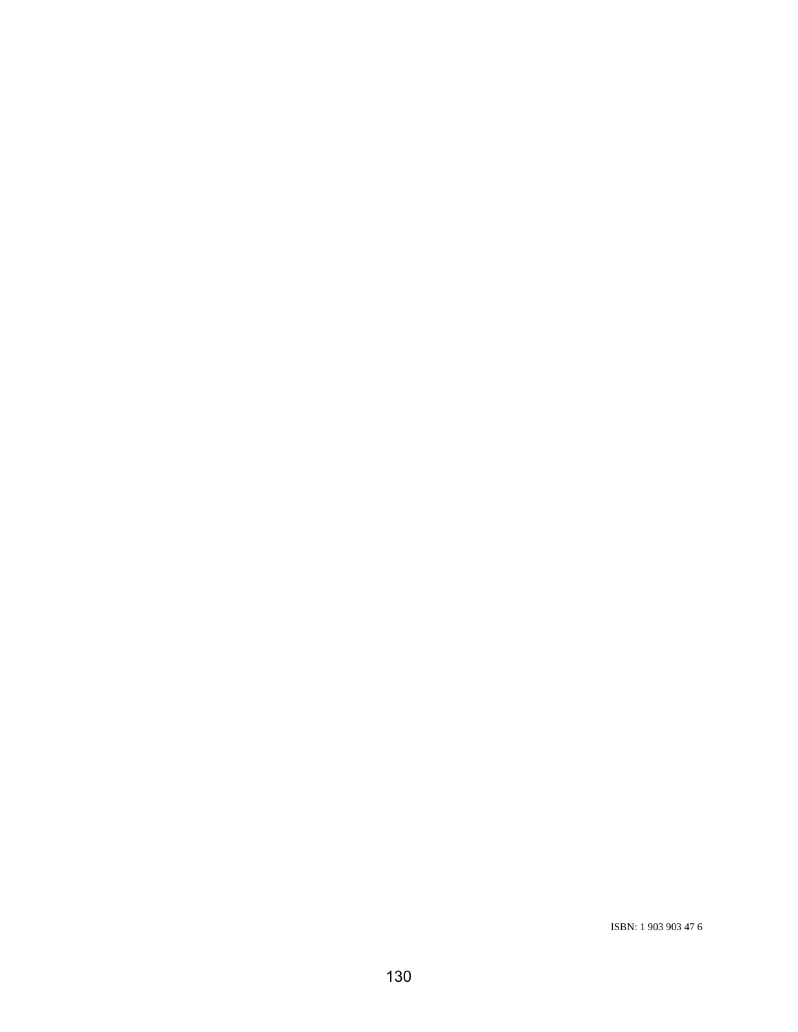ISBN: 1 903 903 47 6